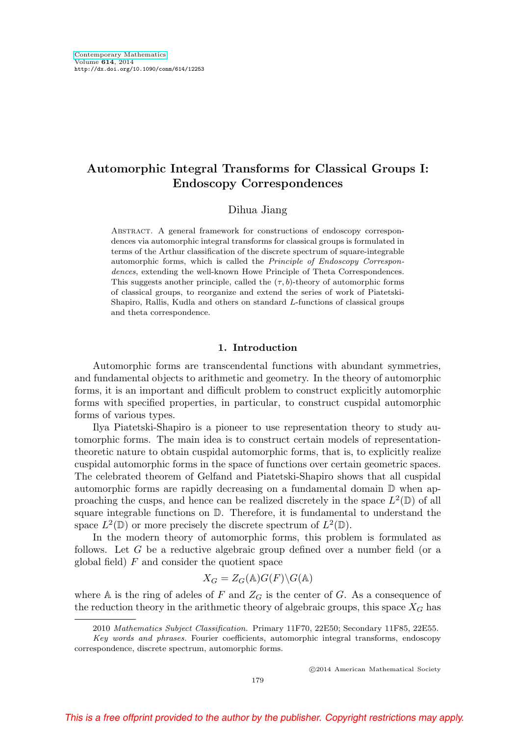# Automorphic Integral Transforms for Classical Groups I: Endoscopy Correspondences

Dihua Jiang

Abstract. A general framework for constructions of endoscopy correspondences via automorphic integral transforms for classical groups is formulated in terms of the Arthur classification of the discrete spectrum of square-integrable automorphic forms, which is called the *Principle of Endoscopy Correspondences*, extending the well-known Howe Principle of Theta Correspondences. This suggests another principle, called the $(\tau, b)$-theory of automorphic forms of classical groups, to reorganize and extend the series of work of Piatetski-Shapiro, Rallis, Kudla and others on standard $L$-functions of classical groups and theta correspondence.

## 1. Introduction

Automorphic forms are transcendental functions with abundant symmetries, and fundamental objects to arithmetic and geometry. In the theory of automorphic forms, it is an important and difficult problem to construct explicitly automorphic forms with specified properties, in particular, to construct cuspidal automorphic forms of various types.

Ilya Piatetski-Shapiro is a pioneer to use representation theory to study automorphic forms. The main idea is to construct certain models of representation-theoretic nature to obtain cuspidal automorphic forms, that is, to explicitly realize cuspidal automorphic forms in the space of functions over certain geometric spaces. The celebrated theorem of Gelfand and Piatetski-Shapiro shows that all cuspidal automorphic forms are rapidly decreasing on a fundamental domain $\mathbb{D}$ when approaching the cusps, and hence can be realized discretely in the space $L^2(\mathbb{D})$ of all square integrable functions on $\mathbb{D}$. Therefore, it is fundamental to understand the space $L^2(\mathbb{D})$ or more precisely the discrete spectrum of $L^2(\mathbb{D})$.

In the modern theory of automorphic forms, this problem is formulated as follows. Let $G$ be a reductive algebraic group defined over a number field (or a global field) $F$ and consider the quotient space

$$X_G = Z_G(\mathbb{A})G(F)\backslash G(\mathbb{A})$$

where $\mathbb{A}$ is the ring of adeles of $F$ and $Z_G$ is the center of $G$. As a consequence of the reduction theory in the arithmetic theory of algebraic groups, this space $X_G$ has

2010 *Mathematics Subject Classification.* Primary 11F70, 22E50; Secondary 11F85, 22E55.

*Key words and phrases.* Fourier coefficients, automorphic integral transforms, endoscopy correspondence, discrete spectrum, automorphic forms.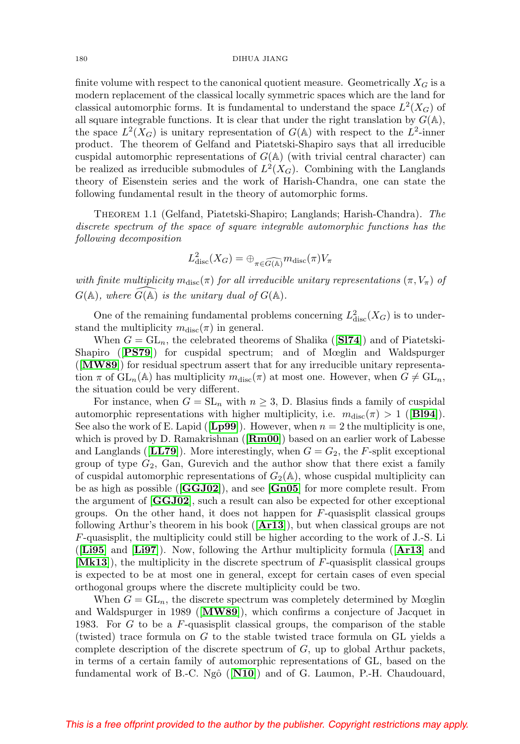finite volume with respect to the canonical quotient measure. Geometrically $X_G$ is a modern replacement of the classical locally symmetric spaces which are the land for classical automorphic forms. It is fundamental to understand the space $L^2(X_G)$ of all square integrable functions. It is clear that under the right translation by $G(\mathbb{A})$, the space $L^2(X_G)$ is unitary representation of $G(\mathbb{A})$ with respect to the $L^2$-inner product. The theorem of Gelfand and Piatetski-Shapiro says that all irreducible cuspidal automorphic representations of $G(\mathbb{A})$ (with trivial central character) can be realized as irreducible submodules of $L^2(X_G)$. Combining with the Langlands theory of Eisenstein series and the work of Harish-Chandra, one can state the following fundamental result in the theory of automorphic forms.

Theorem 1.1 (Gelfand, Piatetski-Shapiro; Langlands; Harish-Chandra). *The discrete spectrum of the space of square integrable automorphic functions has the following decomposition*

$$L^2_{\mathrm{disc}}(X_G) = \oplus_{\pi \in \widehat{G(\mathbb{A})}} m_{\mathrm{disc}}(\pi) V_\pi$$

*with finite multiplicity $m_{\mathrm{disc}}(\pi)$ for all irreducible unitary representations $(\pi, V_\pi)$ of $G(\mathbb{A})$, where $\widehat{G(\mathbb{A})}$ is the unitary dual of $G(\mathbb{A})$.*

One of the remaining fundamental problems concerning $L^2_{\mathrm{disc}}(X_G)$ is to understand the multiplicity $m_{\mathrm{disc}}(\pi)$ in general.

When $G = \mathrm{GL}_n$, the celebrated theorems of Shalika (**[Sl74]**) and of Piatetski-Shapiro (**[PS79]**) for cuspidal spectrum; and of Mœglin and Waldspurger (**[MW89]**) for residual spectrum assert that for any irreducible unitary representation $\pi$ of $\mathrm{GL}_n(\mathbb{A})$ has multiplicity $m_{\mathrm{disc}}(\pi)$ at most one. However, when $G \neq \mathrm{GL}_n$, the situation could be very different.

For instance, when $G = \mathrm{SL}_n$ with $n \geq 3$, D. Blasius finds a family of cuspidal automorphic representations with higher multiplicity, i.e. $m_{\mathrm{disc}}(\pi) > 1$ (**[Bl94]**). See also the work of E. Lapid (**[Lp99]**). However, when $n = 2$ the multiplicity is one, which is proved by D. Ramakrishnan (**[Rm00]**) based on an earlier work of Labesse and Langlands (**[LL79]**). More interestingly, when $G = G_2$, the $F$-split exceptional group of type $G_2$, Gan, Gurevich and the author show that there exist a family of cuspidal automorphic representations of $G_2(\mathbb{A})$, whose cuspidal multiplicity can be as high as possible (**[GGJ02]**), and see **[Gn05]** for more complete result. From the argument of **[GGJ02]**, such a result can also be expected for other exceptional groups. On the other hand, it does not happen for $F$-quasisplit classical groups following Arthur's theorem in his book (**[Ar13]**), but when classical groups are not $F$-quasisplit, the multiplicity could still be higher according to the work of J.-S. Li (**[Li95]** and **[Li97]**). Now, following the Arthur multiplicity formula (**[Ar13]** and **[Mk13]**), the multiplicity in the discrete spectrum of $F$-quasisplit classical groups is expected to be at most one in general, except for certain cases of even special orthogonal groups where the discrete multiplicity could be two.

When $G = \mathrm{GL}_n$, the discrete spectrum was completely determined by Mœglin and Waldspurger in 1989 (**[MW89]**), which confirms a conjecture of Jacquet in 1983. For $G$ to be a $F$-quasisplit classical groups, the comparison of the stable (twisted) trace formula on $G$ to the stable twisted trace formula on GL yields a complete description of the discrete spectrum of $G$, up to global Arthur packets, in terms of a certain family of automorphic representations of GL, based on the fundamental work of B.-C. Ngô (**[N10]**) and of G. Laumon, P.-H. Chaudouard,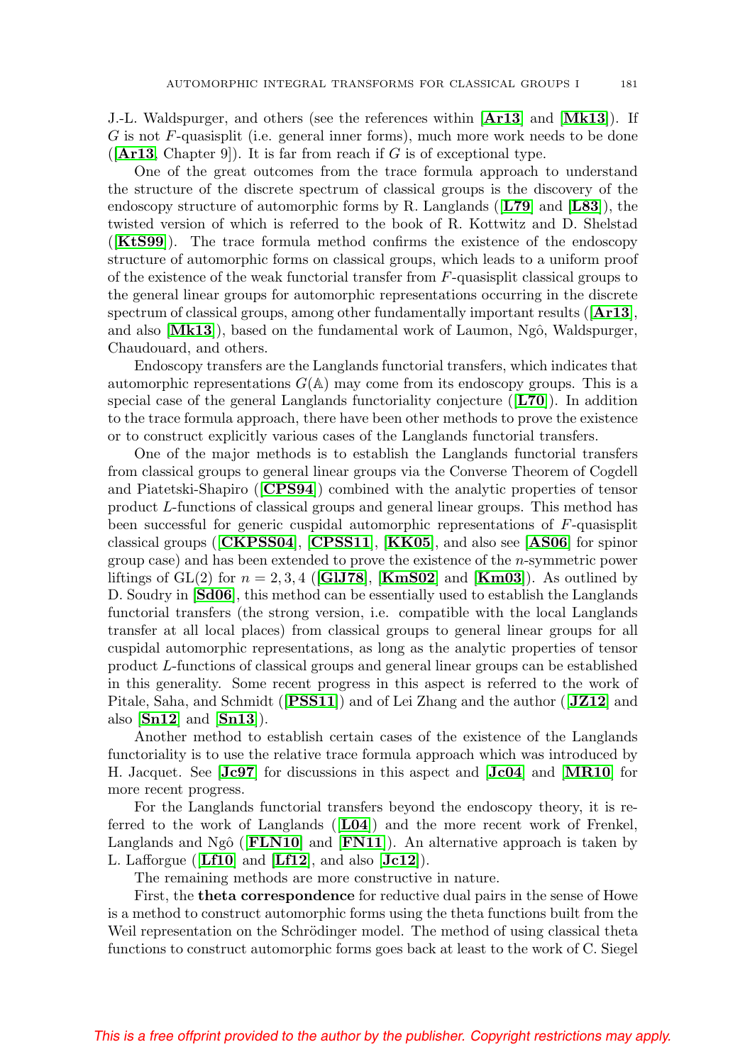J.-L. Waldspurger, and others (see the references within [**Ar13**] and [**Mk13**]). If $G$ is not $F$-quasisplit (i.e. general inner forms), much more work needs to be done ([**Ar13**, Chapter 9]). It is far from reach if $G$ is of exceptional type.

One of the great outcomes from the trace formula approach to understand the structure of the discrete spectrum of classical groups is the discovery of the endoscopy structure of automorphic forms by R. Langlands ([**L79**] and [**L83**]), the twisted version of which is referred to the book of R. Kottwitz and D. Shelstad ([**KtS99**]). The trace formula method confirms the existence of the endoscopy structure of automorphic forms on classical groups, which leads to a uniform proof of the existence of the weak functorial transfer from $F$-quasisplit classical groups to the general linear groups for automorphic representations occurring in the discrete spectrum of classical groups, among other fundamentally important results ([**Ar13**], and also [**Mk13**]), based on the fundamental work of Laumon, Ngô, Waldspurger, Chaudouard, and others.

Endoscopy transfers are the Langlands functorial transfers, which indicates that automorphic representations $G(\mathbb{A})$ may come from its endoscopy groups. This is a special case of the general Langlands functoriality conjecture ([**L70**]). In addition to the trace formula approach, there have been other methods to prove the existence or to construct explicitly various cases of the Langlands functorial transfers.

One of the major methods is to establish the Langlands functorial transfers from classical groups to general linear groups via the Converse Theorem of Cogdell and Piatetski-Shapiro ([**CPS94**]) combined with the analytic properties of tensor product $L$-functions of classical groups and general linear groups. This method has been successful for generic cuspidal automorphic representations of $F$-quasisplit classical groups ([**CKPSS04**], [**CPSS11**], [**KK05**], and also see [**AS06**] for spinor group case) and has been extended to prove the existence of the $n$-symmetric power liftings of $\mathrm{GL}(2)$ for $n = 2, 3, 4$ ([**GlJ78**], [**KmS02**] and [**Km03**]). As outlined by D. Soudry in [**Sd06**], this method can be essentially used to establish the Langlands functorial transfers (the strong version, i.e. compatible with the local Langlands transfer at all local places) from classical groups to general linear groups for all cuspidal automorphic representations, as long as the analytic properties of tensor product $L$-functions of classical groups and general linear groups can be established in this generality. Some recent progress in this aspect is referred to the work of Pitale, Saha, and Schmidt ([**PSS11**]) and of Lei Zhang and the author ([**JZ12**] and also [**Sn12**] and [**Sn13**]).

Another method to establish certain cases of the existence of the Langlands functoriality is to use the relative trace formula approach which was introduced by H. Jacquet. See [**Jc97**] for discussions in this aspect and [**Jc04**] and [**MR10**] for more recent progress.

For the Langlands functorial transfers beyond the endoscopy theory, it is referred to the work of Langlands ([**L04**]) and the more recent work of Frenkel, Langlands and Ngô ([**FLN10**] and [**FN11**]). An alternative approach is taken by L. Lafforgue ([**Lf10**] and [**Lf12**], and also [**Jc12**]).

The remaining methods are more constructive in nature.

First, the **theta correspondence** for reductive dual pairs in the sense of Howe is a method to construct automorphic forms using the theta functions built from the Weil representation on the Schrödinger model. The method of using classical theta functions to construct automorphic forms goes back at least to the work of C. Siegel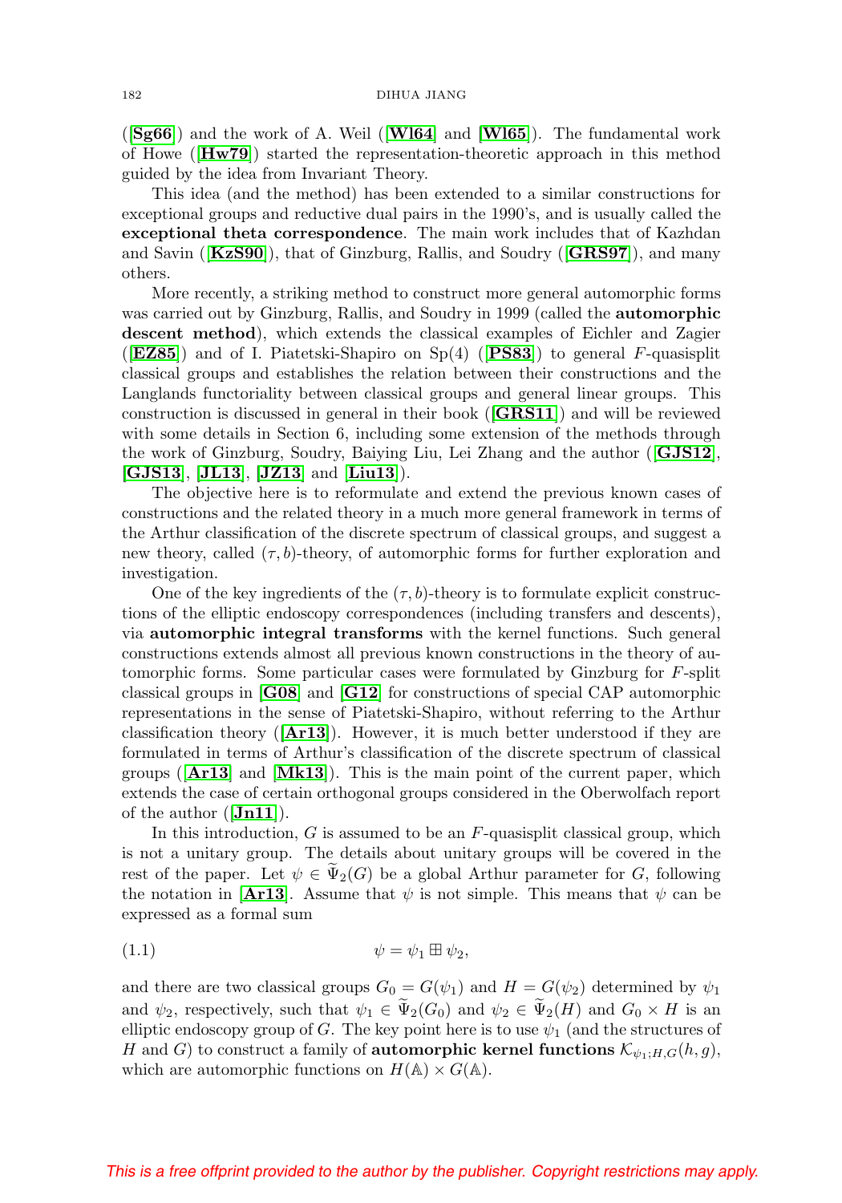([**Sg66**]) and the work of A. Weil ([**Wl64**] and [**Wl65**]). The fundamental work of Howe ([**Hw79**]) started the representation-theoretic approach in this method guided by the idea from Invariant Theory.

This idea (and the method) has been extended to a similar constructions for exceptional groups and reductive dual pairs in the 1990's, and is usually called the **exceptional theta correspondence**. The main work includes that of Kazhdan and Savin ([**KzS90**]), that of Ginzburg, Rallis, and Soudry ([**GRS97**]), and many others.

More recently, a striking method to construct more general automorphic forms was carried out by Ginzburg, Rallis, and Soudry in 1999 (called the **automorphic descent method**), which extends the classical examples of Eichler and Zagier ([**EZ85**]) and of I. Piatetski-Shapiro on Sp(4) ([**PS83**]) to general $F$-quasisplit classical groups and establishes the relation between their constructions and the Langlands functoriality between classical groups and general linear groups. This construction is discussed in general in their book ([**GRS11**]) and will be reviewed with some details in Section 6, including some extension of the methods through the work of Ginzburg, Soudry, Baiying Liu, Lei Zhang and the author ([**GJS12**], [**GJS13**], [**JL13**], [**JZ13**] and [**Liu13**]).

The objective here is to reformulate and extend the previous known cases of constructions and the related theory in a much more general framework in terms of the Arthur classification of the discrete spectrum of classical groups, and suggest a new theory, called $(\tau, b)$-theory, of automorphic forms for further exploration and investigation.

One of the key ingredients of the $(\tau, b)$-theory is to formulate explicit constructions of the elliptic endoscopy correspondences (including transfers and descents), via **automorphic integral transforms** with the kernel functions. Such general constructions extends almost all previous known constructions in the theory of automorphic forms. Some particular cases were formulated by Ginzburg for $F$-split classical groups in [**G08**] and [**G12**] for constructions of special CAP automorphic representations in the sense of Piatetski-Shapiro, without referring to the Arthur classification theory ([**Ar13**]). However, it is much better understood if they are formulated in terms of Arthur's classification of the discrete spectrum of classical groups ([**Ar13**] and [**Mk13**]). This is the main point of the current paper, which extends the case of certain orthogonal groups considered in the Oberwolfach report of the author ([**Jn11**]).

In this introduction, $G$ is assumed to be an $F$-quasisplit classical group, which is not a unitary group. The details about unitary groups will be covered in the rest of the paper. Let $\psi \in \widetilde{\Psi}_2(G)$ be a global Arthur parameter for $G$, following the notation in [**Ar13**]. Assume that $\psi$ is not simple. This means that $\psi$ can be expressed as a formal sum

$$\psi = \psi_1 \boxplus \psi_2, \tag{1.1}$$

and there are two classical groups $G_0 = G(\psi_1)$ and $H = G(\psi_2)$ determined by $\psi_1$ and $\psi_2$, respectively, such that $\psi_1 \in \widetilde{\Psi}_2(G_0)$ and $\psi_2 \in \widetilde{\Psi}_2(H)$ and $G_0 \times H$ is an elliptic endoscopy group of $G$. The key point here is to use $\psi_1$ (and the structures of $H$ and $G$) to construct a family of **automorphic kernel functions** $\mathcal{K}_{\psi_1;H,G}(h, g)$, which are automorphic functions on $H(\mathbb{A}) \times G(\mathbb{A})$.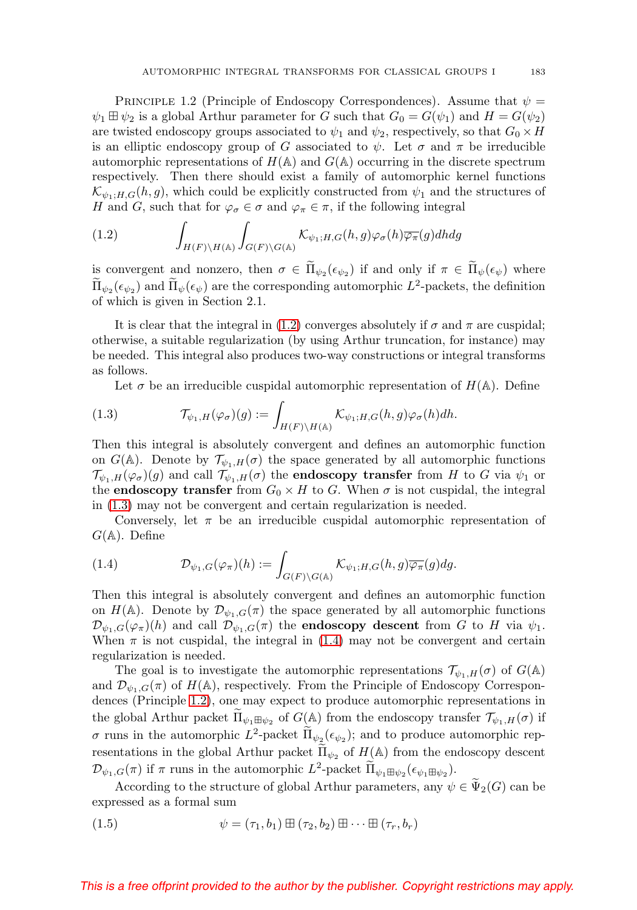Principle 1.2 (Principle of Endoscopy Correspondences). Assume that $\psi = \psi_1 \boxplus \psi_2$ is a global Arthur parameter for $G$ such that $G_0 = G(\psi_1)$ and $H = G(\psi_2)$ are twisted endoscopy groups associated to $\psi_1$ and $\psi_2$, respectively, so that $G_0 \times H$ is an elliptic endoscopy group of $G$ associated to $\psi$. Let $\sigma$ and $\pi$ be irreducible automorphic representations of $H(\mathbb{A})$ and $G(\mathbb{A})$ occurring in the discrete spectrum respectively. Then there should exist a family of automorphic kernel functions $\mathcal{K}_{\psi_1;H,G}(h,g)$, which could be explicitly constructed from $\psi_1$ and the structures of $H$ and $G$, such that for $\varphi_\sigma \in \sigma$ and $\varphi_\pi \in \pi$, if the following integral

$$\int_{H(F)\backslash H(\mathbb{A})} \int_{G(F)\backslash G(\mathbb{A})} \mathcal{K}_{\psi_1;H,G}(h,g)\varphi_\sigma(h)\overline{\varphi_\pi}(g)dhdg \tag{1.2}$$

is convergent and nonzero, then $\sigma \in \widetilde{\Pi}_{\psi_2}(\epsilon_{\psi_2})$ if and only if $\pi \in \widetilde{\Pi}_{\psi}(\epsilon_\psi)$ where $\widetilde{\Pi}_{\psi_2}(\epsilon_{\psi_2})$ and $\widetilde{\Pi}_{\psi}(\epsilon_\psi)$ are the corresponding automorphic $L^2$-packets, the definition of which is given in Section 2.1.

It is clear that the integral in (1.2) converges absolutely if $\sigma$ and $\pi$ are cuspidal; otherwise, a suitable regularization (by using Arthur truncation, for instance) may be needed. This integral also produces two-way constructions or integral transforms as follows.

Let $\sigma$ be an irreducible cuspidal automorphic representation of $H(\mathbb{A})$. Define

$$\mathcal{T}_{\psi_1,H}(\varphi_\sigma)(g) := \int_{H(F)\backslash H(\mathbb{A})} \mathcal{K}_{\psi_1;H,G}(h,g)\varphi_\sigma(h)dh. \tag{1.3}$$

Then this integral is absolutely convergent and defines an automorphic function on $G(\mathbb{A})$. Denote by $\mathcal{T}_{\psi_1,H}(\sigma)$ the space generated by all automorphic functions $\mathcal{T}_{\psi_1,H}(\varphi_\sigma)(g)$ and call $\mathcal{T}_{\psi_1,H}(\sigma)$ the **endoscopy transfer** from $H$ to $G$ via $\psi_1$ or the **endoscopy transfer** from $G_0 \times H$ to $G$. When $\sigma$ is not cuspidal, the integral in (1.3) may not be convergent and certain regularization is needed.

Conversely, let $\pi$ be an irreducible cuspidal automorphic representation of $G(\mathbb{A})$. Define

$$\mathcal{D}_{\psi_1,G}(\varphi_\pi)(h) := \int_{G(F)\backslash G(\mathbb{A})} \mathcal{K}_{\psi_1;H,G}(h,g)\overline{\varphi_\pi}(g)dg. \tag{1.4}$$

Then this integral is absolutely convergent and defines an automorphic function on $H(\mathbb{A})$. Denote by $\mathcal{D}_{\psi_1,G}(\pi)$ the space generated by all automorphic functions $\mathcal{D}_{\psi_1,G}(\varphi_\pi)(h)$ and call $\mathcal{D}_{\psi_1,G}(\pi)$ the **endoscopy descent** from $G$ to $H$ via $\psi_1$. When $\pi$ is not cuspidal, the integral in (1.4) may not be convergent and certain regularization is needed.

The goal is to investigate the automorphic representations $\mathcal{T}_{\psi_1,H}(\sigma)$ of $G(\mathbb{A})$ and $\mathcal{D}_{\psi_1,G}(\pi)$ of $H(\mathbb{A})$, respectively. From the Principle of Endoscopy Correspondences (Principle 1.2), one may expect to produce automorphic representations in the global Arthur packet $\widetilde{\Pi}_{\psi_1\boxplus\psi_2}$ of $G(\mathbb{A})$ from the endoscopy transfer $\mathcal{T}_{\psi_1,H}(\sigma)$ if $\sigma$ runs in the automorphic $L^2$-packet $\widetilde{\Pi}_{\psi_2}(\epsilon_{\psi_2})$; and to produce automorphic representations in the global Arthur packet $\widetilde{\Pi}_{\psi_2}$ of $H(\mathbb{A})$ from the endoscopy descent $\mathcal{D}_{\psi_1,G}(\pi)$ if $\pi$ runs in the automorphic $L^2$-packet $\widetilde{\Pi}_{\psi_1\boxplus\psi_2}(\epsilon_{\psi_1\boxplus\psi_2})$.

According to the structure of global Arthur parameters, any $\psi \in \widetilde{\Psi}_2(G)$ can be expressed as a formal sum

$$\psi = (\tau_1, b_1) \boxplus (\tau_2, b_2) \boxplus \cdots \boxplus (\tau_r, b_r) \tag{1.5}$$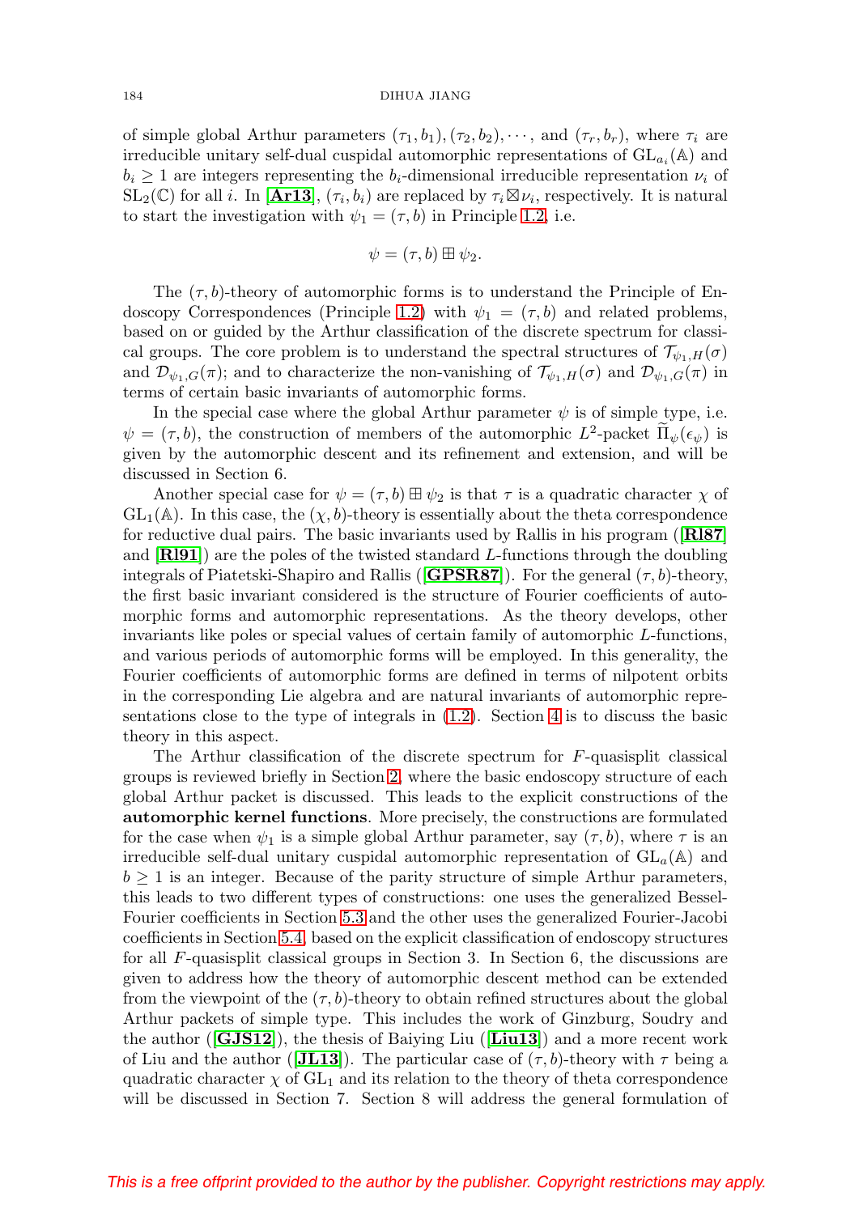of simple global Arthur parameters $(\tau_1, b_1), (\tau_2, b_2), \cdots$, and $(\tau_r, b_r)$, where $\tau_i$ are irreducible unitary self-dual cuspidal automorphic representations of $\mathrm{GL}_{a_i}(\mathbb{A})$ and $b_i \geq 1$ are integers representing the $b_i$-dimensional irreducible representation $\nu_i$ of $\mathrm{SL}_2(\mathbb{C})$ for all $i$. In [**Ar13**], $(\tau_i, b_i)$ are replaced by $\tau_i \boxtimes \nu_i$, respectively. It is natural to start the investigation with $\psi_1 = (\tau, b)$ in Principle 1.2, i.e.

$$\psi = (\tau, b) \boxplus \psi_2.$$

The $(\tau, b)$-theory of automorphic forms is to understand the Principle of Endoscopy Correspondences (Principle 1.2) with $\psi_1 = (\tau, b)$ and related problems, based on or guided by the Arthur classification of the discrete spectrum for classical groups. The core problem is to understand the spectral structures of $\mathcal{T}_{\psi_1,H}(\sigma)$ and $\mathcal{D}_{\psi_1,G}(\pi)$; and to characterize the non-vanishing of $\mathcal{T}_{\psi_1,H}(\sigma)$ and $\mathcal{D}_{\psi_1,G}(\pi)$ in terms of certain basic invariants of automorphic forms.

In the special case where the global Arthur parameter $\psi$ is of simple type, i.e. $\psi = (\tau, b)$, the construction of members of the automorphic $L^2$-packet $\widetilde{\Pi}_\psi(\epsilon_\psi)$ is given by the automorphic descent and its refinement and extension, and will be discussed in Section 6.

Another special case for $\psi = (\tau, b) \boxplus \psi_2$ is that $\tau$ is a quadratic character $\chi$ of $\mathrm{GL}_1(\mathbb{A})$. In this case, the $(\chi, b)$-theory is essentially about the theta correspondence for reductive dual pairs. The basic invariants used by Rallis in his program ([**Rl87**] and [**Rl91**]) are the poles of the twisted standard $L$-functions through the doubling integrals of Piatetski-Shapiro and Rallis ([**GPSR87**]). For the general $(\tau, b)$-theory, the first basic invariant considered is the structure of Fourier coefficients of automorphic forms and automorphic representations. As the theory develops, other invariants like poles or special values of certain family of automorphic $L$-functions, and various periods of automorphic forms will be employed. In this generality, the Fourier coefficients of automorphic forms are defined in terms of nilpotent orbits in the corresponding Lie algebra and are natural invariants of automorphic representations close to the type of integrals in (1.2). Section 4 is to discuss the basic theory in this aspect.

The Arthur classification of the discrete spectrum for $F$-quasisplit classical groups is reviewed briefly in Section 2, where the basic endoscopy structure of each global Arthur packet is discussed. This leads to the explicit constructions of the **automorphic kernel functions**. More precisely, the constructions are formulated for the case when $\psi_1$ is a simple global Arthur parameter, say $(\tau, b)$, where $\tau$ is an irreducible self-dual unitary cuspidal automorphic representation of $\mathrm{GL}_a(\mathbb{A})$ and $b \geq 1$ is an integer. Because of the parity structure of simple Arthur parameters, this leads to two different types of constructions: one uses the generalized Bessel-Fourier coefficients in Section 5.3 and the other uses the generalized Fourier-Jacobi coefficients in Section 5.4, based on the explicit classification of endoscopy structures for all $F$-quasisplit classical groups in Section 3. In Section 6, the discussions are given to address how the theory of automorphic descent method can be extended from the viewpoint of the $(\tau, b)$-theory to obtain refined structures about the global Arthur packets of simple type. This includes the work of Ginzburg, Soudry and the author ([**GJS12**]), the thesis of Baiying Liu ([**Liu13**]) and a more recent work of Liu and the author ([**JL13**]). The particular case of $(\tau, b)$-theory with $\tau$ being a quadratic character $\chi$ of $\mathrm{GL}_1$ and its relation to the theory of theta correspondence will be discussed in Section 7. Section 8 will address the general formulation of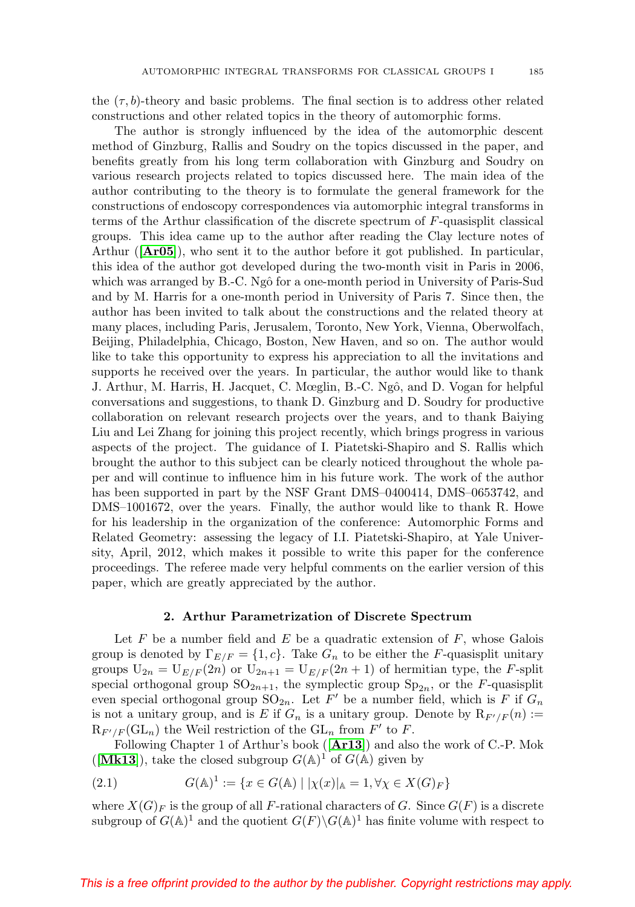the $(\tau, b)$-theory and basic problems. The final section is to address other related constructions and other related topics in the theory of automorphic forms.

The author is strongly influenced by the idea of the automorphic descent method of Ginzburg, Rallis and Soudry on the topics discussed in the paper, and benefits greatly from his long term collaboration with Ginzburg and Soudry on various research projects related to topics discussed here. The main idea of the author contributing to the theory is to formulate the general framework for the constructions of endoscopy correspondences via automorphic integral transforms in terms of the Arthur classification of the discrete spectrum of $F$-quasisplit classical groups. This idea came up to the author after reading the Clay lecture notes of Arthur ([**Ar05**]), who sent it to the author before it got published. In particular, this idea of the author got developed during the two-month visit in Paris in 2006, which was arranged by B.-C. Ngô for a one-month period in University of Paris-Sud and by M. Harris for a one-month period in University of Paris 7. Since then, the author has been invited to talk about the constructions and the related theory at many places, including Paris, Jerusalem, Toronto, New York, Vienna, Oberwolfach, Beijing, Philadelphia, Chicago, Boston, New Haven, and so on. The author would like to take this opportunity to express his appreciation to all the invitations and supports he received over the years. In particular, the author would like to thank J. Arthur, M. Harris, H. Jacquet, C. Mœglin, B.-C. Ngô, and D. Vogan for helpful conversations and suggestions, to thank D. Ginzburg and D. Soudry for productive collaboration on relevant research projects over the years, and to thank Baiying Liu and Lei Zhang for joining this project recently, which brings progress in various aspects of the project. The guidance of I. Piatetski-Shapiro and S. Rallis which brought the author to this subject can be clearly noticed throughout the whole paper and will continue to influence him in his future work. The work of the author has been supported in part by the NSF Grant DMS–0400414, DMS–0653742, and DMS–1001672, over the years. Finally, the author would like to thank R. Howe for his leadership in the organization of the conference: Automorphic Forms and Related Geometry: assessing the legacy of I.I. Piatetski-Shapiro, at Yale University, April, 2012, which makes it possible to write this paper for the conference proceedings. The referee made very helpful comments on the earlier version of this paper, which are greatly appreciated by the author.

## 2. Arthur Parametrization of Discrete Spectrum

Let $F$ be a number field and $E$ be a quadratic extension of $F$, whose Galois group is denoted by $\Gamma_{E/F} = \{1, c\}$. Take $G_n$ to be either the $F$-quasisplit unitary groups $\mathrm{U}_{2n} = \mathrm{U}_{E/F}(2n)$ or $\mathrm{U}_{2n+1} = \mathrm{U}_{E/F}(2n+1)$ of hermitian type, the $F$-split special orthogonal group $\mathrm{SO}_{2n+1}$, the symplectic group $\mathrm{Sp}_{2n}$, or the $F$-quasisplit even special orthogonal group $\mathrm{SO}_{2n}$. Let $F'$ be a number field, which is $F$ if $G_n$ is not a unitary group, and is $E$ if $G_n$ is a unitary group. Denote by $\mathrm{R}_{F'/F}(n) := \mathrm{R}_{F'/F}(\mathrm{GL}_n)$ the Weil restriction of the $\mathrm{GL}_n$ from $F'$ to $F$.

Following Chapter 1 of Arthur's book ([**Ar13**]) and also the work of C.-P. Mok ([**Mk13**]), take the closed subgroup $G(\mathbb{A})^1$ of $G(\mathbb{A})$ given by

$$G(\mathbb{A})^1 := \{x \in G(\mathbb{A}) \mid |\chi(x)|_{\mathbb{A}} = 1, \forall \chi \in X(G)_F\} \tag{2.1}$$

where $X(G)_F$ is the group of all $F$-rational characters of $G$. Since $G(F)$ is a discrete subgroup of $G(\mathbb{A})^1$ and the quotient $G(F)\backslash G(\mathbb{A})^1$ has finite volume with respect to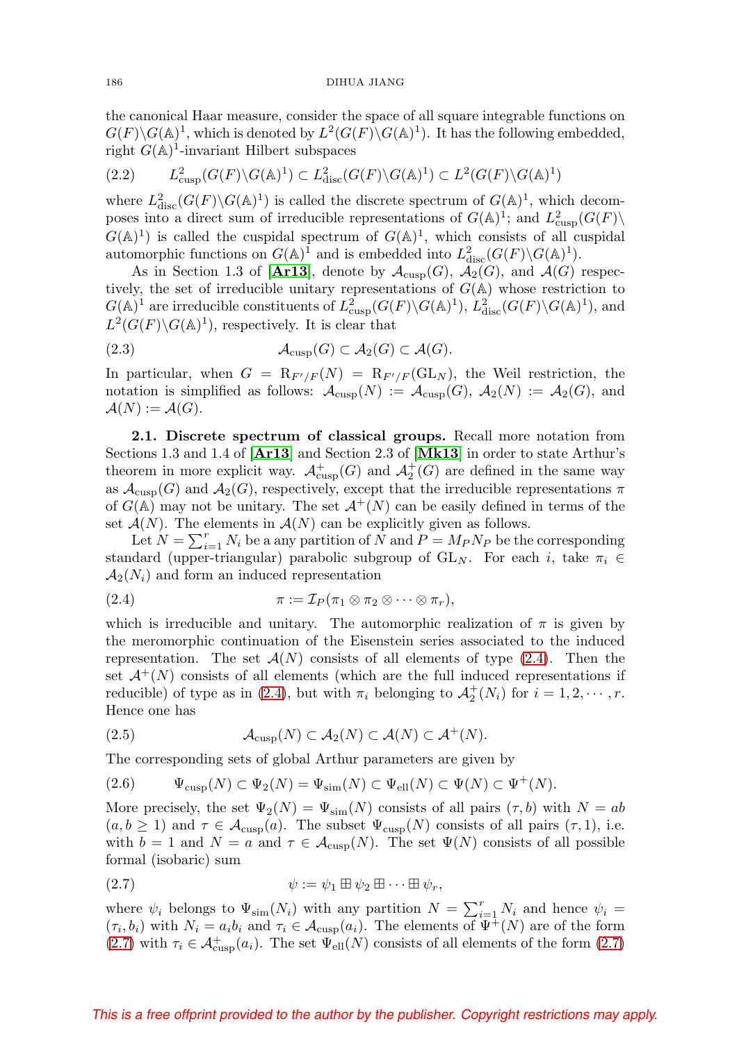the canonical Haar measure, consider the space of all square integrable functions on $G(F)\backslash G(\mathbb{A})^1$, which is denoted by $L^2(G(F)\backslash G(\mathbb{A})^1)$. It has the following embedded, right $G(\mathbb{A})^1$-invariant Hilbert subspaces

$$L^2_{\mathrm{cusp}}(G(F)\backslash G(\mathbb{A})^1) \subset L^2_{\mathrm{disc}}(G(F)\backslash G(\mathbb{A})^1) \subset L^2(G(F)\backslash G(\mathbb{A})^1) \tag{2.2}$$

where $L^2_{\mathrm{disc}}(G(F)\backslash G(\mathbb{A})^1)$ is called the discrete spectrum of $G(\mathbb{A})^1$, which decomposes into a direct sum of irreducible representations of $G(\mathbb{A})^1$; and $L^2_{\mathrm{cusp}}(G(F)\backslash G(\mathbb{A})^1)$ is called the cuspidal spectrum of $G(\mathbb{A})^1$, which consists of all cuspidal automorphic functions on $G(\mathbb{A})^1$ and is embedded into $L^2_{\mathrm{disc}}(G(F)\backslash G(\mathbb{A})^1)$.

As in Section 1.3 of [**Ar13**], denote by $\mathcal{A}_{\mathrm{cusp}}(G)$, $\mathcal{A}_2(G)$, and $\mathcal{A}(G)$ respectively, the set of irreducible unitary representations of $G(\mathbb{A})$ whose restriction to $G(\mathbb{A})^1$ are irreducible constituents of $L^2_{\mathrm{cusp}}(G(F)\backslash G(\mathbb{A})^1)$, $L^2_{\mathrm{disc}}(G(F)\backslash G(\mathbb{A})^1)$, and $L^2(G(F)\backslash G(\mathbb{A})^1)$, respectively. It is clear that

$$\mathcal{A}_{\mathrm{cusp}}(G) \subset \mathcal{A}_2(G) \subset \mathcal{A}(G). \tag{2.3}$$

In particular, when $G = \mathrm{R}_{F'/F}(N) = \mathrm{R}_{F'/F}(\mathrm{GL}_N)$, the Weil restriction, the notation is simplified as follows: $\mathcal{A}_{\mathrm{cusp}}(N) := \mathcal{A}_{\mathrm{cusp}}(G)$, $\mathcal{A}_2(N) := \mathcal{A}_2(G)$, and $\mathcal{A}(N) := \mathcal{A}(G)$.

**2.1. Discrete spectrum of classical groups.** Recall more notation from Sections 1.3 and 1.4 of [**Ar13**] and Section 2.3 of [**Mk13**] in order to state Arthur's theorem in more explicit way. $\mathcal{A}^+_{\mathrm{cusp}}(G)$ and $\mathcal{A}^+_2(G)$ are defined in the same way as $\mathcal{A}_{\mathrm{cusp}}(G)$ and $\mathcal{A}_2(G)$, respectively, except that the irreducible representations $\pi$ of $G(\mathbb{A})$ may not be unitary. The set $\mathcal{A}^+(N)$ can be easily defined in terms of the set $\mathcal{A}(N)$. The elements in $\mathcal{A}(N)$ can be explicitly given as follows.

Let $N = \sum_{i=1}^r N_i$ be a any partition of $N$ and $P = M_P N_P$ be the corresponding standard (upper-triangular) parabolic subgroup of $\mathrm{GL}_N$. For each $i$, take $\pi_i \in \mathcal{A}_2(N_i)$ and form an induced representation

$$\pi := \mathcal{I}_P(\pi_1 \otimes \pi_2 \otimes \cdots \otimes \pi_r), \tag{2.4}$$

which is irreducible and unitary. The automorphic realization of $\pi$ is given by the meromorphic continuation of the Eisenstein series associated to the induced representation. The set $\mathcal{A}(N)$ consists of all elements of type (2.4). Then the set $\mathcal{A}^+(N)$ consists of all elements (which are the full induced representations if reducible) of type as in (2.4), but with $\pi_i$ belonging to $\mathcal{A}^+_2(N_i)$ for $i = 1, 2, \cdots, r$. Hence one has

$$\mathcal{A}_{\mathrm{cusp}}(N) \subset \mathcal{A}_2(N) \subset \mathcal{A}(N) \subset \mathcal{A}^+(N). \tag{2.5}$$

The corresponding sets of global Arthur parameters are given by

$$\Psi_{\mathrm{cusp}}(N) \subset \Psi_2(N) = \Psi_{\mathrm{sim}}(N) \subset \Psi_{\mathrm{ell}}(N) \subset \Psi(N) \subset \Psi^+(N). \tag{2.6}$$

More precisely, the set $\Psi_2(N) = \Psi_{\mathrm{sim}}(N)$ consists of all pairs $(\tau, b)$ with $N = ab$ ($a, b \geq 1$) and $\tau \in \mathcal{A}_{\mathrm{cusp}}(a)$. The subset $\Psi_{\mathrm{cusp}}(N)$ consists of all pairs $(\tau, 1)$, i.e. with $b = 1$ and $N = a$ and $\tau \in \mathcal{A}_{\mathrm{cusp}}(N)$. The set $\Psi(N)$ consists of all possible formal (isobaric) sum

$$\psi := \psi_1 \boxplus \psi_2 \boxplus \cdots \boxplus \psi_r, \tag{2.7}$$

where $\psi_i$ belongs to $\Psi_{\mathrm{sim}}(N_i)$ with any partition $N = \sum_{i=1}^r N_i$ and hence $\psi_i = (\tau_i, b_i)$ with $N_i = a_i b_i$ and $\tau_i \in \mathcal{A}_{\mathrm{cusp}}(a_i)$. The elements of $\Psi^+(N)$ are of the form (2.7) with $\tau_i \in \mathcal{A}^+_{\mathrm{cusp}}(a_i)$. The set $\Psi_{\mathrm{ell}}(N)$ consists of all elements of the form (2.7)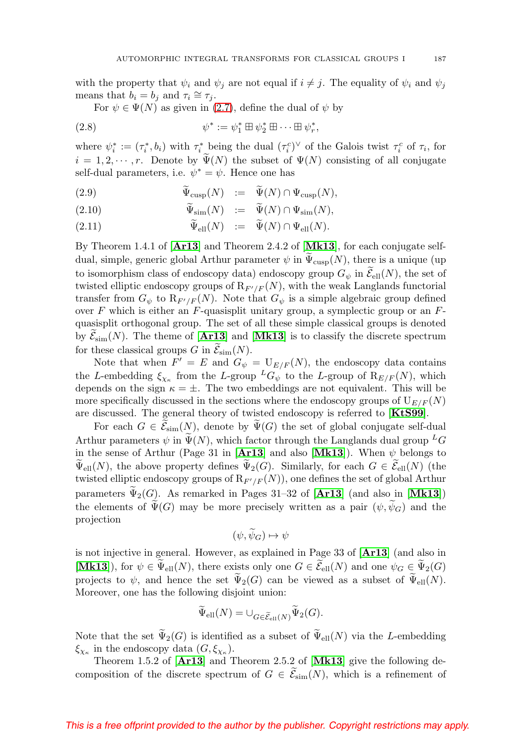with the property that $\psi_i$ and $\psi_j$ are not equal if $i \neq j$. The equality of $\psi_i$ and $\psi_j$ means that $b_i = b_j$ and $\tau_i \cong \tau_j$.

For $\psi \in \Psi(N)$ as given in (2.7), define the dual of $\psi$ by

$$\psi^* := \psi_1^* \boxplus \psi_2^* \boxplus \cdots \boxplus \psi_r^*, \tag{2.8}$$

where $\psi_i^* := (\tau_i^*, b_i)$ with $\tau_i^*$ being the dual $(\tau_i^c)^\vee$ of the Galois twist $\tau_i^c$ of $\tau_i$, for $i = 1, 2, \cdots, r$. Denote by $\widetilde{\Psi}(N)$ the subset of $\Psi(N)$ consisting of all conjugate self-dual parameters, i.e. $\psi^* = \psi$. Hence one has

$$\widetilde{\Psi}_{\mathrm{cusp}}(N) := \widetilde{\Psi}(N) \cap \Psi_{\mathrm{cusp}}(N), \tag{2.9}$$

$$\widetilde{\Psi}_{\mathrm{sim}}(N) := \widetilde{\Psi}(N) \cap \Psi_{\mathrm{sim}}(N), \tag{2.10}$$

$$\widetilde{\Psi}_{\mathrm{ell}}(N) := \widetilde{\Psi}(N) \cap \Psi_{\mathrm{ell}}(N). \tag{2.11}$$

By Theorem 1.4.1 of [**Ar13**] and Theorem 2.4.2 of [**Mk13**], for each conjugate self-dual, simple, generic global Arthur parameter $\psi$ in $\widetilde{\Psi}_{\mathrm{cusp}}(N)$, there is a unique (up to isomorphism class of endoscopy data) endoscopy group $G_\psi$ in $\widetilde{\mathcal{E}}_{\mathrm{ell}}(N)$, the set of twisted elliptic endoscopy groups of $\mathrm{R}_{F'/F}(N)$, with the weak Langlands functorial transfer from $G_\psi$ to $\mathrm{R}_{F'/F}(N)$. Note that $G_\psi$ is a simple algebraic group defined over $F$ which is either an $F$-quasisplit unitary group, a symplectic group or an $F$-quasisplit orthogonal group. The set of all these simple classical groups is denoted by $\widetilde{\mathcal{E}}_{\mathrm{sim}}(N)$. The theme of [**Ar13**] and [**Mk13**] is to classify the discrete spectrum for these classical groups $G$ in $\widetilde{\mathcal{E}}_{\mathrm{sim}}(N)$.

Note that when $F' = E$ and $G_\psi = \mathrm{U}_{E/F}(N)$, the endoscopy data contains the $L$-embedding $\xi_{\chi_\kappa}$ from the $L$-group ${}^LG_\psi$ to the $L$-group of $\mathrm{R}_{E/F}(N)$, which depends on the sign $\kappa = \pm$. The two embeddings are not equivalent. This will be more specifically discussed in the sections where the endoscopy groups of $\mathrm{U}_{E/F}(N)$ are discussed. The general theory of twisted endoscopy is referred to [**KtS99**].

For each $G \in \widetilde{\mathcal{E}}_{\mathrm{sim}}(N)$, denote by $\widetilde{\Psi}(G)$ the set of global conjugate self-dual Arthur parameters $\psi$ in $\widetilde{\Psi}(N)$, which factor through the Langlands dual group ${}^LG$ in the sense of Arthur (Page 31 in [**Ar13**] and also [**Mk13**]). When $\psi$ belongs to $\widetilde{\Psi}_{\mathrm{ell}}(N)$, the above property defines $\widetilde{\Psi}_2(G)$. Similarly, for each $G \in \widetilde{\mathcal{E}}_{\mathrm{ell}}(N)$ (the twisted elliptic endoscopy groups of $\mathrm{R}_{F'/F}(N)$), one defines the set of global Arthur parameters $\widetilde{\Psi}_2(G)$. As remarked in Pages 31–32 of [**Ar13**] (and also in [**Mk13**]) the elements of $\widetilde{\Psi}(G)$ may be more precisely written as a pair $(\psi, \widetilde{\psi}_G)$ and the projection

$$(\psi, \widetilde{\psi}_G) \mapsto \psi$$

is not injective in general. However, as explained in Page 33 of [**Ar13**] (and also in [**Mk13**]), for $\psi \in \widetilde{\Psi}_{\mathrm{ell}}(N)$, there exists only one $G \in \widetilde{\mathcal{E}}_{\mathrm{ell}}(N)$ and one $\psi_G \in \widetilde{\Psi}_2(G)$ projects to $\psi$, and hence the set $\widetilde{\Psi}_2(G)$ can be viewed as a subset of $\widetilde{\Psi}_{\mathrm{ell}}(N)$. Moreover, one has the following disjoint union:

$$\widetilde{\Psi}_{\mathrm{ell}}(N) = \cup_{G \in \widetilde{\mathcal{E}}_{\mathrm{ell}}(N)} \widetilde{\Psi}_2(G).$$

Note that the set $\widetilde{\Psi}_2(G)$ is identified as a subset of $\widetilde{\Psi}_{\mathrm{ell}}(N)$ via the $L$-embedding $\xi_{\chi_\kappa}$ in the endoscopy data $(G, \xi_{\chi_\kappa})$.

Theorem 1.5.2 of [**Ar13**] and Theorem 2.5.2 of [**Mk13**] give the following decomposition of the discrete spectrum of $G \in \widetilde{\mathcal{E}}_{\mathrm{sim}}(N)$, which is a refinement of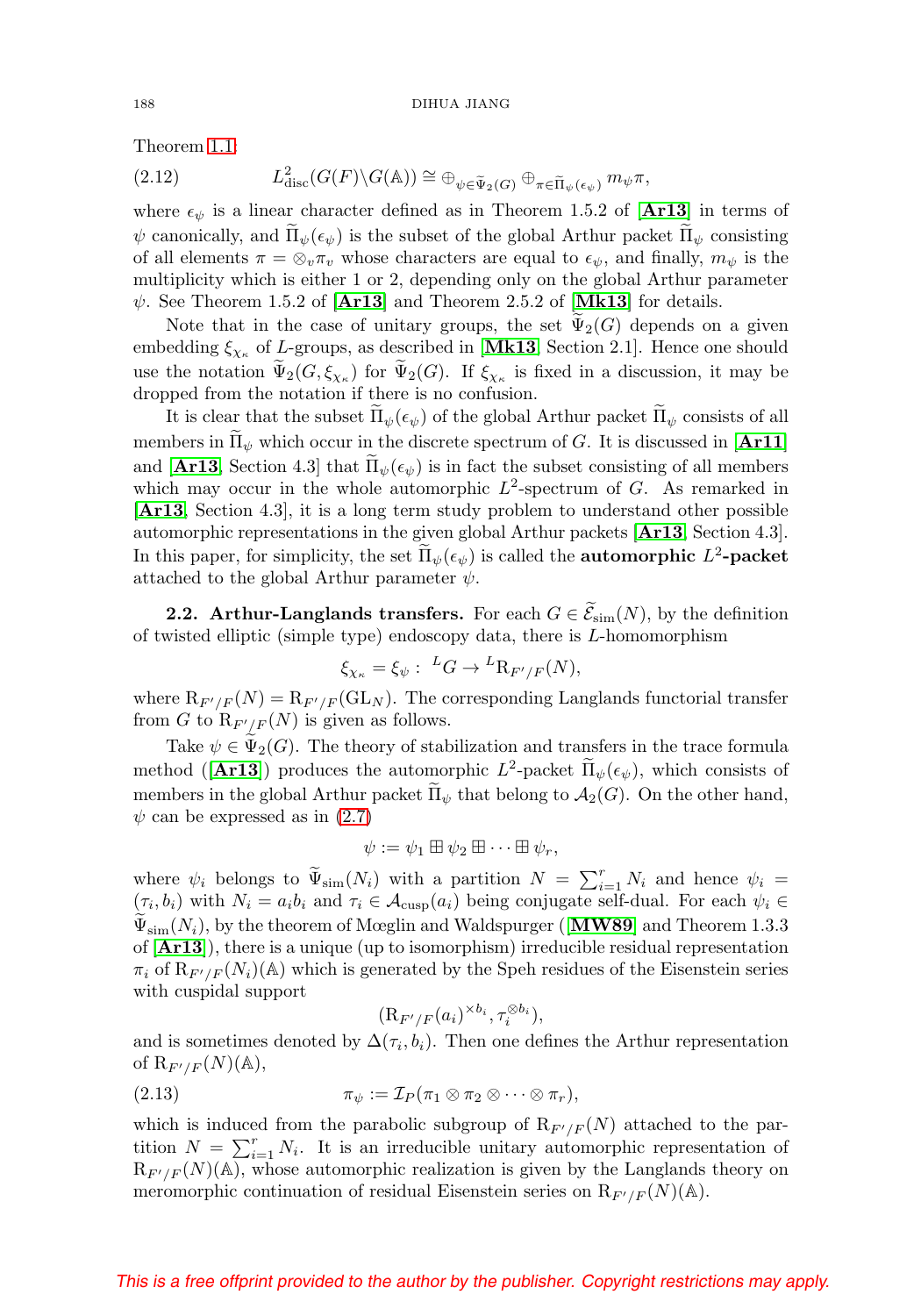Theorem 1.1:

$$L^2_{\mathrm{disc}}(G(F)\backslash G(\mathbb{A})) \cong \oplus_{\psi\in\widetilde{\Psi}_2(G)} \oplus_{\pi\in\widetilde{\Pi}_\psi(\epsilon_\psi)} m_\psi \pi, \tag{2.12}$$

where $\epsilon_\psi$ is a linear character defined as in Theorem 1.5.2 of **[Ar13]** in terms of $\psi$ canonically, and $\widetilde{\Pi}_\psi(\epsilon_\psi)$ is the subset of the global Arthur packet $\widetilde{\Pi}_\psi$ consisting of all elements $\pi = \otimes_v \pi_v$ whose characters are equal to $\epsilon_\psi$, and finally, $m_\psi$ is the multiplicity which is either 1 or 2, depending only on the global Arthur parameter $\psi$. See Theorem 1.5.2 of **[Ar13]** and Theorem 2.5.2 of **[Mk13]** for details.

Note that in the case of unitary groups, the set $\widetilde{\Psi}_2(G)$ depends on a given embedding $\xi_{\chi_\kappa}$ of $L$-groups, as described in **[Mk13**, Section 2.1**]**. Hence one should use the notation $\widetilde{\Psi}_2(G, \xi_{\chi_\kappa})$ for $\widetilde{\Psi}_2(G)$. If $\xi_{\chi_\kappa}$ is fixed in a discussion, it may be dropped from the notation if there is no confusion.

It is clear that the subset $\widetilde{\Pi}_\psi(\epsilon_\psi)$ of the global Arthur packet $\widetilde{\Pi}_\psi$ consists of all members in $\widetilde{\Pi}_\psi$ which occur in the discrete spectrum of $G$. It is discussed in **[Ar11]** and **[Ar13**, Section 4.3**]** that $\widetilde{\Pi}_\psi(\epsilon_\psi)$ is in fact the subset consisting of all members which may occur in the whole automorphic $L^2$-spectrum of $G$. As remarked in **[Ar13**, Section 4.3**]**, it is a long term study problem to understand other possible automorphic representations in the given global Arthur packets **[Ar13**, Section 4.3**]**. In this paper, for simplicity, the set $\widetilde{\Pi}_\psi(\epsilon_\psi)$ is called the **automorphic $L^2$-packet** attached to the global Arthur parameter $\psi$.

**2.2. Arthur-Langlands transfers.** For each $G \in \widetilde{\mathcal{E}}_{\mathrm{sim}}(N)$, by the definition of twisted elliptic (simple type) endoscopy data, there is $L$-homomorphism

$$\xi_{\chi_\kappa} = \xi_\psi : \ {}^L G \to {}^L \mathrm{R}_{F'/F}(N),$$

where $\mathrm{R}_{F'/F}(N) = \mathrm{R}_{F'/F}(\mathrm{GL}_N)$. The corresponding Langlands functorial transfer from $G$ to $\mathrm{R}_{F'/F}(N)$ is given as follows.

Take $\psi \in \widetilde{\Psi}_2(G)$. The theory of stabilization and transfers in the trace formula method (**[Ar13]**) produces the automorphic $L^2$-packet $\widetilde{\Pi}_\psi(\epsilon_\psi)$, which consists of members in the global Arthur packet $\widetilde{\Pi}_\psi$ that belong to $\mathcal{A}_2(G)$. On the other hand, $\psi$ can be expressed as in (2.7)

$$\psi := \psi_1 \boxplus \psi_2 \boxplus \cdots \boxplus \psi_r,$$

where $\psi_i$ belongs to $\widetilde{\Psi}_{\mathrm{sim}}(N_i)$ with a partition $N = \sum_{i=1}^r N_i$ and hence $\psi_i = (\tau_i, b_i)$ with $N_i = a_i b_i$ and $\tau_i \in \mathcal{A}_{\mathrm{cusp}}(a_i)$ being conjugate self-dual. For each $\psi_i \in \widetilde{\Psi}_{\mathrm{sim}}(N_i)$, by the theorem of Mœglin and Waldspurger (**[MW89]** and Theorem 1.3.3 of **[Ar13]**), there is a unique (up to isomorphism) irreducible residual representation $\pi_i$ of $\mathrm{R}_{F'/F}(N_i)(\mathbb{A})$ which is generated by the Speh residues of the Eisenstein series with cuspidal support

$$(\mathrm{R}_{F'/F}(a_i)^{\times b_i}, \tau_i^{\otimes b_i}),$$

and is sometimes denoted by $\Delta(\tau_i, b_i)$. Then one defines the Arthur representation of $\mathrm{R}_{F'/F}(N)(\mathbb{A})$,

$$\pi_\psi := \mathcal{I}_P(\pi_1 \otimes \pi_2 \otimes \cdots \otimes \pi_r), \tag{2.13}$$

which is induced from the parabolic subgroup of $\mathrm{R}_{F'/F}(N)$ attached to the partition $N = \sum_{i=1}^r N_i$. It is an irreducible unitary automorphic representation of $\mathrm{R}_{F'/F}(N)(\mathbb{A})$, whose automorphic realization is given by the Langlands theory on meromorphic continuation of residual Eisenstein series on $\mathrm{R}_{F'/F}(N)(\mathbb{A})$.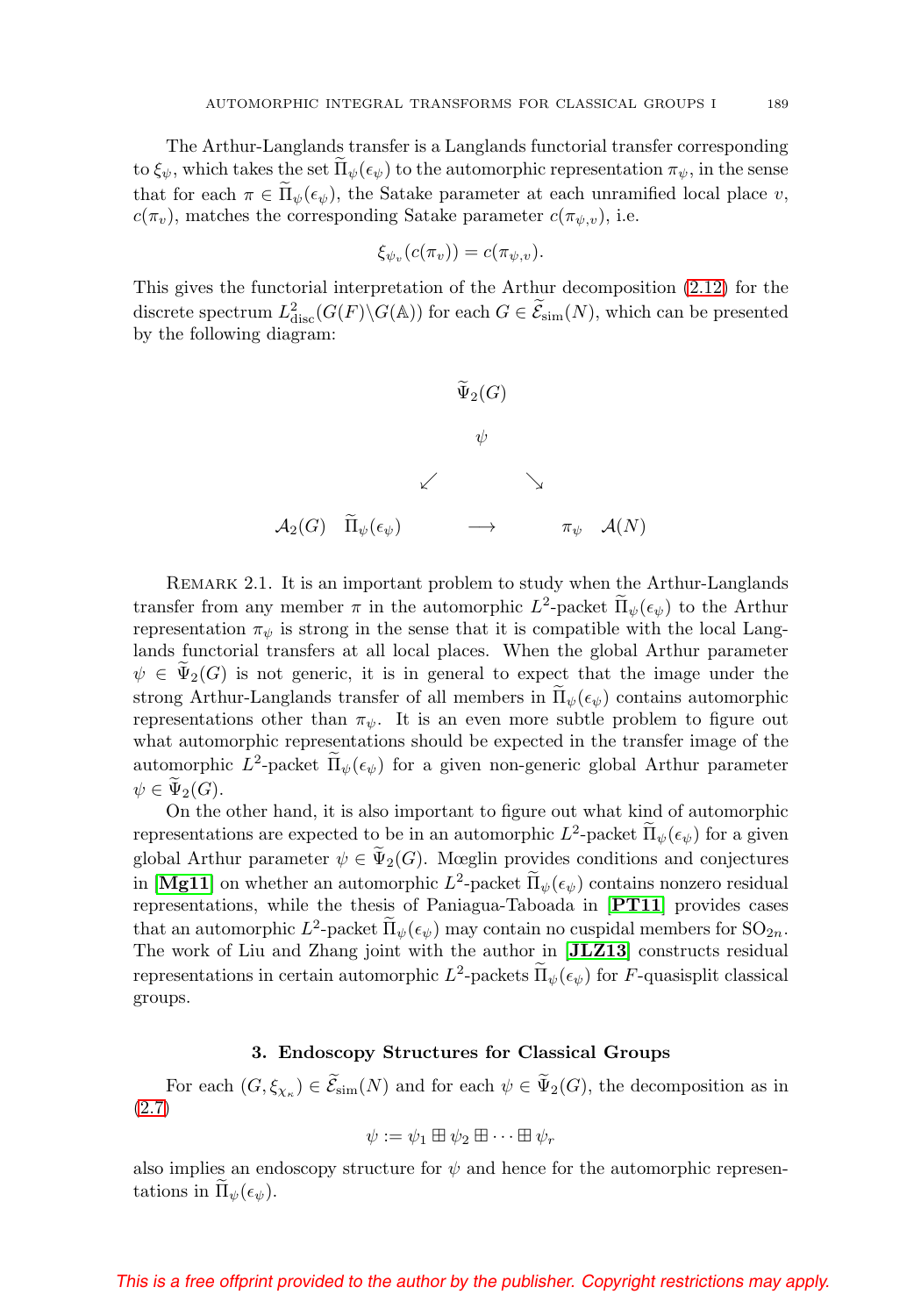The Arthur-Langlands transfer is a Langlands functorial transfer corresponding to $\xi_\psi$, which takes the set $\widetilde{\Pi}_\psi(\epsilon_\psi)$ to the automorphic representation $\pi_\psi$, in the sense that for each $\pi \in \widetilde{\Pi}_\psi(\epsilon_\psi)$, the Satake parameter at each unramified local place $v$, $c(\pi_v)$, matches the corresponding Satake parameter $c(\pi_{\psi,v})$, i.e.

$$\xi_{\psi_v}(c(\pi_v)) = c(\pi_{\psi,v}).$$

This gives the functorial interpretation of the Arthur decomposition (2.12) for the discrete spectrum $L^2_{\text{disc}}(G(F)\backslash G(\mathbb{A}))$ for each $G \in \widetilde{\mathcal{E}}_{\text{sim}}(N)$, which can be presented by the following diagram:

$$\begin{array}{ccccc} & & \widetilde{\Psi}_2(G) & & \\ & & \psi & & \\ & \swarrow & & \searrow & \\ \mathcal{A}_2(G) \quad \widetilde{\Pi}_\psi(\epsilon_\psi) & & \longrightarrow & & \pi_\psi \quad \mathcal{A}(N) \end{array}$$

Remark 2.1. It is an important problem to study when the Arthur-Langlands transfer from any member $\pi$ in the automorphic $L^2$-packet $\widetilde{\Pi}_\psi(\epsilon_\psi)$ to the Arthur representation $\pi_\psi$ is strong in the sense that it is compatible with the local Langlands functorial transfers at all local places. When the global Arthur parameter $\psi \in \widetilde{\Psi}_2(G)$ is not generic, it is in general to expect that the image under the strong Arthur-Langlands transfer of all members in $\widetilde{\Pi}_\psi(\epsilon_\psi)$ contains automorphic representations other than $\pi_\psi$. It is an even more subtle problem to figure out what automorphic representations should be expected in the transfer image of the automorphic $L^2$-packet $\widetilde{\Pi}_\psi(\epsilon_\psi)$ for a given non-generic global Arthur parameter $\psi \in \widetilde{\Psi}_2(G)$.

On the other hand, it is also important to figure out what kind of automorphic representations are expected to be in an automorphic $L^2$-packet $\widetilde{\Pi}_\psi(\epsilon_\psi)$ for a given global Arthur parameter $\psi \in \widetilde{\Psi}_2(G)$. Mœglin provides conditions and conjectures in **[Mg11]** on whether an automorphic $L^2$-packet $\widetilde{\Pi}_\psi(\epsilon_\psi)$ contains nonzero residual representations, while the thesis of Paniagua-Taboada in **[PT11]** provides cases that an automorphic $L^2$-packet $\widetilde{\Pi}_\psi(\epsilon_\psi)$ may contain no cuspidal members for $\mathrm{SO}_{2n}$. The work of Liu and Zhang joint with the author in **[JLZ13]** constructs residual representations in certain automorphic $L^2$-packets $\widetilde{\Pi}_\psi(\epsilon_\psi)$ for $F$-quasisplit classical groups.

## 3. Endoscopy Structures for Classical Groups

For each $(G, \xi_{\chi_\kappa}) \in \widetilde{\mathcal{E}}_{\text{sim}}(N)$ and for each $\psi \in \widetilde{\Psi}_2(G)$, the decomposition as in (2.7)

$$\psi := \psi_1 \boxplus \psi_2 \boxplus \cdots \boxplus \psi_r$$

also implies an endoscopy structure for $\psi$ and hence for the automorphic representations in $\widetilde{\Pi}_\psi(\epsilon_\psi)$.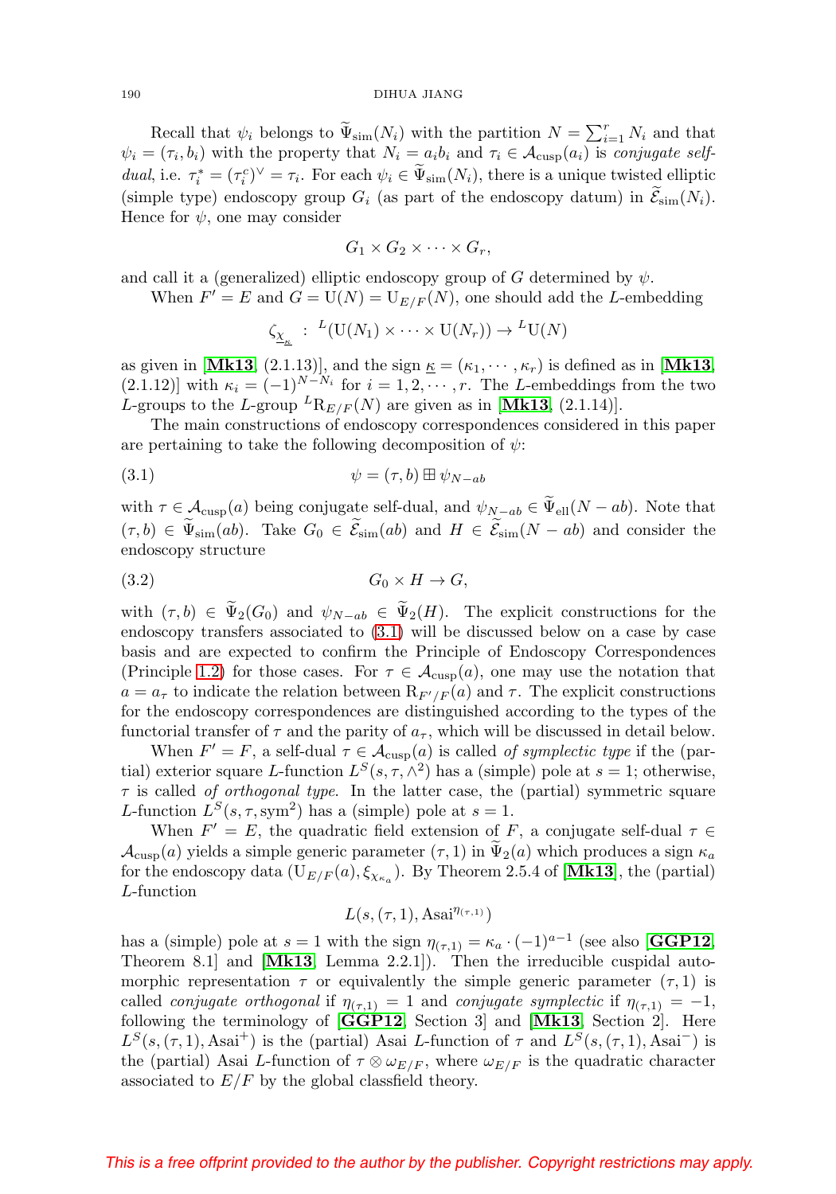Recall that $\psi_i$ belongs to $\widetilde{\Psi}_{\rm sim}(N_i)$ with the partition $N = \sum_{i=1}^r N_i$ and that $\psi_i = (\tau_i, b_i)$ with the property that $N_i = a_i b_i$ and $\tau_i \in \mathcal{A}_{\rm cusp}(a_i)$ is *conjugate self-dual*, i.e. $\tau_i^* = (\tau_i^c)^\vee = \tau_i$. For each $\psi_i \in \widetilde{\Psi}_{\rm sim}(N_i)$, there is a unique twisted elliptic (simple type) endoscopy group $G_i$ (as part of the endoscopy datum) in $\widetilde{\mathcal{E}}_{\rm sim}(N_i)$. Hence for $\psi$, one may consider

$$G_1 \times G_2 \times \cdots \times G_r,$$

and call it a (generalized) elliptic endoscopy group of $G$ determined by $\psi$.

When $F' = E$ and $G = {\rm U}(N) = {\rm U}_{E/F}(N)$, one should add the $L$-embedding

$$\zeta_{\underline{\chi}_{\underline{\kappa}}} : {}^L({\rm U}(N_1) \times \cdots \times {\rm U}(N_r)) \to {}^L{\rm U}(N)$$

as given in [**Mk13**, (2.1.13)], and the sign $\underline{\kappa} = (\kappa_1, \cdots, \kappa_r)$ is defined as in [**Mk13**, (2.1.12)] with $\kappa_i = (-1)^{N-N_i}$ for $i = 1, 2, \cdots, r$. The $L$-embeddings from the two $L$-groups to the $L$-group ${}^L{\rm R}_{E/F}(N)$ are given as in [**Mk13**, (2.1.14)].

The main constructions of endoscopy correspondences considered in this paper are pertaining to take the following decomposition of $\psi$:

$$\psi = (\tau, b) \boxplus \psi_{N-ab} \tag{3.1}$$

with $\tau \in \mathcal{A}_{\rm cusp}(a)$ being conjugate self-dual, and $\psi_{N-ab} \in \widetilde{\Psi}_{\rm ell}(N - ab)$. Note that $(\tau, b) \in \widetilde{\Psi}_{\rm sim}(ab)$. Take $G_0 \in \widetilde{\mathcal{E}}_{\rm sim}(ab)$ and $H \in \widetilde{\mathcal{E}}_{\rm sim}(N - ab)$ and consider the endoscopy structure

$$G_0 \times H \to G, \tag{3.2}$$

with $(\tau, b) \in \widetilde{\Psi}_2(G_0)$ and $\psi_{N-ab} \in \widetilde{\Psi}_2(H)$. The explicit constructions for the endoscopy transfers associated to (3.1) will be discussed below on a case by case basis and are expected to confirm the Principle of Endoscopy Correspondences (Principle 1.2) for those cases. For $\tau \in \mathcal{A}_{\rm cusp}(a)$, one may use the notation that $a = a_\tau$ to indicate the relation between ${\rm R}_{F'/F}(a)$ and $\tau$. The explicit constructions for the endoscopy correspondences are distinguished according to the types of the functorial transfer of $\tau$ and the parity of $a_\tau$, which will be discussed in detail below.

When $F' = F$, a self-dual $\tau \in \mathcal{A}_{\rm cusp}(a)$ is called *of symplectic type* if the (partial) exterior square $L$-function $L^S(s, \tau, \wedge^2)$ has a (simple) pole at $s = 1$; otherwise, $\tau$ is called *of orthogonal type*. In the latter case, the (partial) symmetric square $L$-function $L^S(s, \tau, {\rm sym}^2)$ has a (simple) pole at $s = 1$.

When $F' = E$, the quadratic field extension of $F$, a conjugate self-dual $\tau \in \mathcal{A}_{\rm cusp}(a)$ yields a simple generic parameter $(\tau, 1)$ in $\widetilde{\Psi}_2(a)$ which produces a sign $\kappa_a$ for the endoscopy data $({\rm U}_{E/F}(a), \xi_{\chi_{\kappa_a}})$. By Theorem 2.5.4 of [**Mk13**], the (partial) $L$-function

$$L(s, (\tau, 1), {\rm Asai}^{\eta_{(\tau,1)}})$$

has a (simple) pole at $s = 1$ with the sign $\eta_{(\tau,1)} = \kappa_a \cdot (-1)^{a-1}$ (see also [**GGP12**, Theorem 8.1] and [**Mk13**, Lemma 2.2.1]). Then the irreducible cuspidal automorphic representation $\tau$ or equivalently the simple generic parameter $(\tau, 1)$ is called *conjugate orthogonal* if $\eta_{(\tau,1)} = 1$ and *conjugate symplectic* if $\eta_{(\tau,1)} = -1$, following the terminology of [**GGP12**, Section 3] and [**Mk13**, Section 2]. Here $L^S(s, (\tau, 1), {\rm Asai}^+)$ is the (partial) Asai $L$-function of $\tau$ and $L^S(s, (\tau, 1), {\rm Asai}^-)$ is the (partial) Asai $L$-function of $\tau \otimes \omega_{E/F}$, where $\omega_{E/F}$ is the quadratic character associated to $E/F$ by the global classfield theory.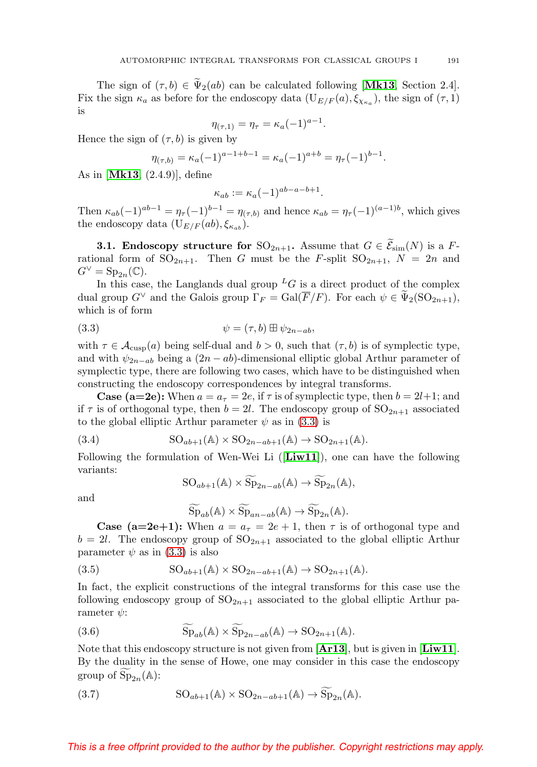The sign of $(\tau, b) \in \widetilde{\Psi}_2(ab)$ can be calculated following [**Mk13**, Section 2.4]. Fix the sign $\kappa_a$ as before for the endoscopy data $(\mathrm{U}_{E/F}(a), \xi_{\chi_{\kappa_a}})$, the sign of $(\tau, 1)$ is

$$\eta_{(\tau,1)} = \eta_\tau = \kappa_a (-1)^{a-1}.$$

Hence the sign of $(\tau, b)$ is given by

$$\eta_{(\tau,b)} = \kappa_a (-1)^{a-1+b-1} = \kappa_a (-1)^{a+b} = \eta_\tau (-1)^{b-1}.$$

As in [**Mk13**, (2.4.9)], define

$$\kappa_{ab} := \kappa_a (-1)^{ab-a-b+1}.$$

Then $\kappa_{ab}(-1)^{ab-1} = \eta_\tau (-1)^{b-1} = \eta_{(\tau,b)}$ and hence $\kappa_{ab} = \eta_\tau (-1)^{(a-1)b}$, which gives the endoscopy data $(\mathrm{U}_{E/F}(ab), \xi_{\kappa_{ab}})$.

**3.1. Endoscopy structure for $\mathrm{SO}_{2n+1}$.** Assume that $G \in \widetilde{\mathcal{E}}_{\mathrm{sim}}(N)$ is a $F$-rational form of $\mathrm{SO}_{2n+1}$. Then $G$ must be the $F$-split $\mathrm{SO}_{2n+1}$, $N = 2n$ and $G^\vee = \mathrm{Sp}_{2n}(\mathbb{C})$.

In this case, the Langlands dual group ${}^LG$ is a direct product of the complex dual group $G^\vee$ and the Galois group $\Gamma_F = \mathrm{Gal}(\overline{F}/F)$. For each $\psi \in \widetilde{\Psi}_2(\mathrm{SO}_{2n+1})$, which is of form

$$\psi = (\tau, b) \boxplus \psi_{2n-ab}, \tag{3.3}$$

with $\tau \in \mathcal{A}_{\mathrm{cusp}}(a)$ being self-dual and $b > 0$, such that $(\tau, b)$ is of symplectic type, and with $\psi_{2n-ab}$ being a $(2n-ab)$-dimensional elliptic global Arthur parameter of symplectic type, there are following two cases, which have to be distinguished when constructing the endoscopy correspondences by integral transforms.

**Case (a=2e):** When $a = a_\tau = 2e$, if $\tau$ is of symplectic type, then $b = 2l+1$; and if $\tau$ is of orthogonal type, then $b = 2l$. The endoscopy group of $\mathrm{SO}_{2n+1}$ associated to the global elliptic Arthur parameter $\psi$ as in (3.3) is

$$\mathrm{SO}_{ab+1}(\mathbb{A}) \times \mathrm{SO}_{2n-ab+1}(\mathbb{A}) \to \mathrm{SO}_{2n+1}(\mathbb{A}). \tag{3.4}$$

Following the formulation of Wen-Wei Li ([**Liw11**]), one can have the following variants:

$$\mathrm{SO}_{ab+1}(\mathbb{A}) \times \widetilde{\mathrm{Sp}}_{2n-ab}(\mathbb{A}) \to \widetilde{\mathrm{Sp}}_{2n}(\mathbb{A}),$$

and

$$\widetilde{\mathrm{Sp}}_{ab}(\mathbb{A}) \times \widetilde{\mathrm{Sp}}_{an-ab}(\mathbb{A}) \to \widetilde{\mathrm{Sp}}_{2n}(\mathbb{A}).$$

**Case (a=2e+1):** When $a = a_\tau = 2e+1$, then $\tau$ is of orthogonal type and $b = 2l$. The endoscopy group of $\mathrm{SO}_{2n+1}$ associated to the global elliptic Arthur parameter $\psi$ as in (3.3) is also

$$\mathrm{SO}_{ab+1}(\mathbb{A}) \times \mathrm{SO}_{2n-ab+1}(\mathbb{A}) \to \mathrm{SO}_{2n+1}(\mathbb{A}). \tag{3.5}$$

In fact, the explicit constructions of the integral transforms for this case use the following endoscopy group of $\mathrm{SO}_{2n+1}$ associated to the global elliptic Arthur parameter $\psi$:

$$\widetilde{\mathrm{Sp}}_{ab}(\mathbb{A}) \times \widetilde{\mathrm{Sp}}_{2n-ab}(\mathbb{A}) \to \mathrm{SO}_{2n+1}(\mathbb{A}). \tag{3.6}$$

Note that this endoscopy structure is not given from [**Ar13**], but is given in [**Liw11**]. By the duality in the sense of Howe, one may consider in this case the endoscopy group of $\widetilde{\mathrm{Sp}}_{2n}(\mathbb{A})$:

$$\mathrm{SO}_{ab+1}(\mathbb{A}) \times \mathrm{SO}_{2n-ab+1}(\mathbb{A}) \to \widetilde{\mathrm{Sp}}_{2n}(\mathbb{A}). \tag{3.7}$$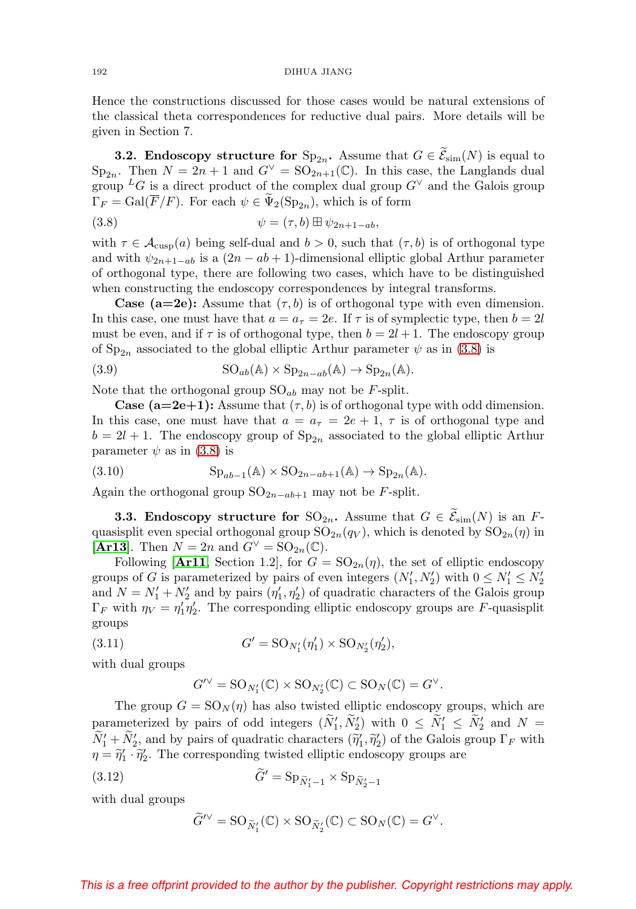Hence the constructions discussed for those cases would be natural extensions of the classical theta correspondences for reductive dual pairs. More details will be given in Section 7.

**3.2. Endoscopy structure for $\mathrm{Sp}_{2n}$.** Assume that $G \in \widetilde{\mathcal{E}}_{\mathrm{sim}}(N)$ is equal to $\mathrm{Sp}_{2n}$. Then $N = 2n+1$ and $G^\vee = \mathrm{SO}_{2n+1}(\mathbb{C})$. In this case, the Langlands dual group ${}^LG$ is a direct product of the complex dual group $G^\vee$ and the Galois group $\Gamma_F = \mathrm{Gal}(\overline{F}/F)$. For each $\psi \in \widetilde{\Psi}_2(\mathrm{Sp}_{2n})$, which is of form

$$\psi = (\tau, b) \boxplus \psi_{2n+1-ab}, \tag{3.8}$$

with $\tau \in \mathcal{A}_{\mathrm{cusp}}(a)$ being self-dual and $b > 0$, such that $(\tau, b)$ is of orthogonal type and with $\psi_{2n+1-ab}$ is a $(2n-ab+1)$-dimensional elliptic global Arthur parameter of orthogonal type, there are following two cases, which have to be distinguished when constructing the endoscopy correspondences by integral transforms.

**Case (a=2e):** Assume that $(\tau, b)$ is of orthogonal type with even dimension. In this case, one must have that $a = a_\tau = 2e$. If $\tau$ is of symplectic type, then $b = 2l$ must be even, and if $\tau$ is of orthogonal type, then $b = 2l+1$. The endoscopy group of $\mathrm{Sp}_{2n}$ associated to the global elliptic Arthur parameter $\psi$ as in (3.8) is

$$\mathrm{SO}_{ab}(\mathbb{A}) \times \mathrm{Sp}_{2n-ab}(\mathbb{A}) \to \mathrm{Sp}_{2n}(\mathbb{A}). \tag{3.9}$$

Note that the orthogonal group $\mathrm{SO}_{ab}$ may not be $F$-split.

**Case (a=2e+1):** Assume that $(\tau, b)$ is of orthogonal type with odd dimension. In this case, one must have that $a = a_\tau = 2e+1$, $\tau$ is of orthogonal type and $b = 2l+1$. The endoscopy group of $\mathrm{Sp}_{2n}$ associated to the global elliptic Arthur parameter $\psi$ as in (3.8) is

$$\mathrm{Sp}_{ab-1}(\mathbb{A}) \times \mathrm{SO}_{2n-ab+1}(\mathbb{A}) \to \mathrm{Sp}_{2n}(\mathbb{A}). \tag{3.10}$$

Again the orthogonal group $\mathrm{SO}_{2n-ab+1}$ may not be $F$-split.

**3.3. Endoscopy structure for $\mathrm{SO}_{2n}$.** Assume that $G \in \widetilde{\mathcal{E}}_{\mathrm{sim}}(N)$ is an $F$-quasisplit even special orthogonal group $\mathrm{SO}_{2n}(q_V)$, which is denoted by $\mathrm{SO}_{2n}(\eta)$ in [**Ar13**]. Then $N = 2n$ and $G^\vee = \mathrm{SO}_{2n}(\mathbb{C})$.

Following [**Ar11**, Section 1.2], for $G = \mathrm{SO}_{2n}(\eta)$, the set of elliptic endoscopy groups of $G$ is parameterized by pairs of even integers $(N_1', N_2')$ with $0 \le N_1' \le N_2'$ and $N = N_1' + N_2'$ and by pairs $(\eta_1', \eta_2')$ of quadratic characters of the Galois group $\Gamma_F$ with $\eta_V = \eta_1'\eta_2'$. The corresponding elliptic endoscopy groups are $F$-quasisplit groups

$$G' = \mathrm{SO}_{N_1'}(\eta_1') \times \mathrm{SO}_{N_2'}(\eta_2'), \tag{3.11}$$

with dual groups

$$G'^\vee = \mathrm{SO}_{N_1'}(\mathbb{C}) \times \mathrm{SO}_{N_2'}(\mathbb{C}) \subset \mathrm{SO}_N(\mathbb{C}) = G^\vee.$$

The group $G = \mathrm{SO}_N(\eta)$ has also twisted elliptic endoscopy groups, which are parameterized by pairs of odd integers $(\widetilde{N}_1', \widetilde{N}_2')$ with $0 \le \widetilde{N}_1' \le \widetilde{N}_2'$ and $N = \widetilde{N}_1' + \widetilde{N}_2'$, and by pairs of quadratic characters $(\widetilde{\eta}_1', \widetilde{\eta}_2')$ of the Galois group $\Gamma_F$ with $\eta = \widetilde{\eta}_1' \cdot \widetilde{\eta}_2'$. The corresponding twisted elliptic endoscopy groups are

$$\widetilde{G}' = \mathrm{Sp}_{\widetilde{N}_1'-1} \times \mathrm{Sp}_{\widetilde{N}_2'-1} \tag{3.12}$$

with dual groups

$$\widetilde{G}'^\vee = \mathrm{SO}_{\widetilde{N}_1'}(\mathbb{C}) \times \mathrm{SO}_{\widetilde{N}_2'}(\mathbb{C}) \subset \mathrm{SO}_N(\mathbb{C}) = G^\vee.$$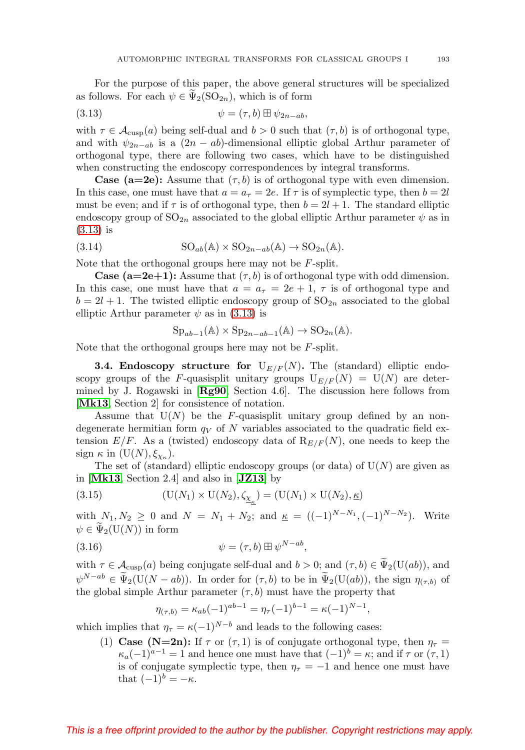For the purpose of this paper, the above general structures will be specialized as follows. For each $\psi \in \widetilde{\Psi}_2(\mathrm{SO}_{2n})$, which is of form

$$\psi = (\tau, b) \boxplus \psi_{2n-ab}, \tag{3.13}$$

with $\tau \in \mathcal{A}_{\mathrm{cusp}}(a)$ being self-dual and $b > 0$ such that $(\tau, b)$ is of orthogonal type, and with $\psi_{2n-ab}$ is a $(2n-ab)$-dimensional elliptic global Arthur parameter of orthogonal type, there are following two cases, which have to be distinguished when constructing the endoscopy correspondences by integral transforms.

**Case (a=2e):** Assume that $(\tau, b)$ is of orthogonal type with even dimension. In this case, one must have that $a = a_\tau = 2e$. If $\tau$ is of symplectic type, then $b = 2l$ must be even; and if $\tau$ is of orthogonal type, then $b = 2l + 1$. The standard elliptic endoscopy group of $\mathrm{SO}_{2n}$ associated to the global elliptic Arthur parameter $\psi$ as in (3.13) is

$$\mathrm{SO}_{ab}(\mathbb{A}) \times \mathrm{SO}_{2n-ab}(\mathbb{A}) \to \mathrm{SO}_{2n}(\mathbb{A}). \tag{3.14}$$

Note that the orthogonal groups here may not be $F$-split.

**Case (a=2e+1):** Assume that $(\tau, b)$ is of orthogonal type with odd dimension. In this case, one must have that $a = a_\tau = 2e + 1$, $\tau$ is of orthogonal type and $b = 2l + 1$. The twisted elliptic endoscopy group of $\mathrm{SO}_{2n}$ associated to the global elliptic Arthur parameter $\psi$ as in (3.13) is

$$\mathrm{Sp}_{ab-1}(\mathbb{A}) \times \mathrm{Sp}_{2n-ab-1}(\mathbb{A}) \to \mathrm{SO}_{2n}(\mathbb{A}).$$

Note that the orthogonal groups here may not be $F$-split.

**3.4. Endoscopy structure for $\mathrm{U}_{E/F}(N)$.** The (standard) elliptic endoscopy groups of the $F$-quasisplit unitary groups $\mathrm{U}_{E/F}(N) = \mathrm{U}(N)$ are determined by J. Rogawski in [**Rg90**, Section 4.6]. The discussion here follows from [**Mk13**, Section 2] for consistence of notation.

Assume that $\mathrm{U}(N)$ be the $F$-quasisplit unitary group defined by an non-degenerate hermitian form $q_V$ of $N$ variables associated to the quadratic field extension $E/F$. As a (twisted) endoscopy data of $\mathrm{R}_{E/F}(N)$, one needs to keep the sign $\kappa$ in $(\mathrm{U}(N), \xi_{\chi_\kappa})$.

The set of (standard) elliptic endoscopy groups (or data) of $\mathrm{U}(N)$ are given as in [**Mk13**, Section 2.4] and also in [**JZ13**] by

$$(\mathrm{U}(N_1) \times \mathrm{U}(N_2), \zeta_{\underline{\chi}_{\underline{\kappa}}}) = (\mathrm{U}(N_1) \times \mathrm{U}(N_2), \underline{\kappa}) \tag{3.15}$$

with $N_1, N_2 \geq 0$ and $N = N_1 + N_2$; and $\underline{\kappa} = ((-1)^{N-N_1}, (-1)^{N-N_2})$. Write $\psi \in \widetilde{\Psi}_2(\mathrm{U}(N))$ in form

$$\psi = (\tau, b) \boxplus \psi^{N-ab}, \tag{3.16}$$

with $\tau \in \mathcal{A}_{\mathrm{cusp}}(a)$ being conjugate self-dual and $b > 0$; and $(\tau, b) \in \widetilde{\Psi}_2(\mathrm{U}(ab))$, and $\psi^{N-ab} \in \widetilde{\Psi}_2(\mathrm{U}(N-ab))$. In order for $(\tau, b)$ to be in $\widetilde{\Psi}_2(\mathrm{U}(ab))$, the sign $\eta_{(\tau,b)}$ of the global simple Arthur parameter $(\tau, b)$ must have the property that

$$\eta_{(\tau,b)} = \kappa_{ab}(-1)^{ab-1} = \eta_\tau(-1)^{b-1} = \kappa(-1)^{N-1},$$

which implies that $\eta_\tau = \kappa(-1)^{N-b}$ and leads to the following cases:

1. **Case (N=2n):** If $\tau$ or $(\tau, 1)$ is of conjugate orthogonal type, then $\eta_\tau = \kappa_a(-1)^{a-1} = 1$ and hence one must have that $(-1)^b = \kappa$; and if $\tau$ or $(\tau, 1)$ is of conjugate symplectic type, then $\eta_\tau = -1$ and hence one must have that $(-1)^b = -\kappa$.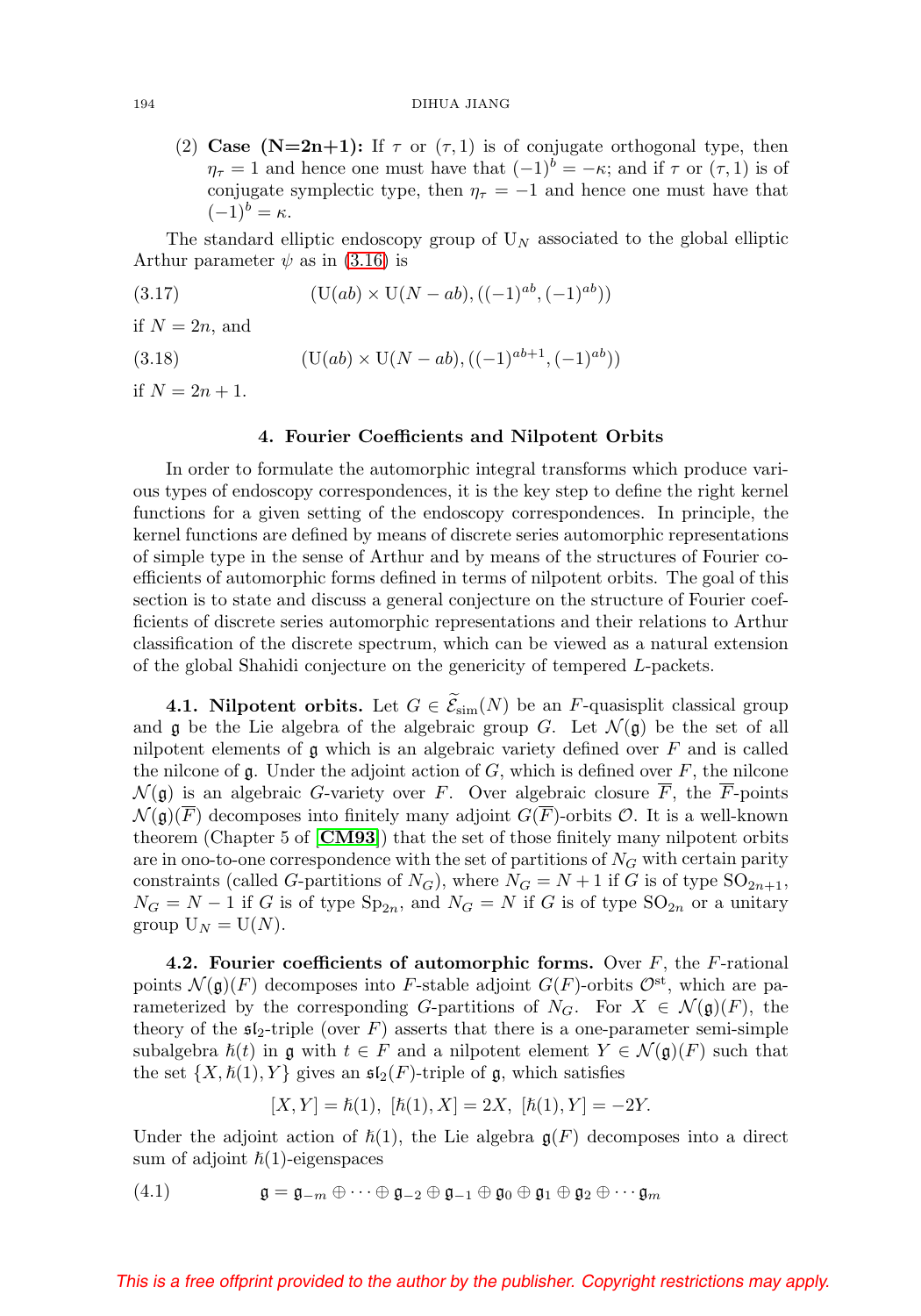(2) **Case (N=2n+1):** If $\tau$ or $(\tau, 1)$ is of conjugate orthogonal type, then $\eta_\tau = 1$ and hence one must have that $(-1)^b = -\kappa$; and if $\tau$ or $(\tau, 1)$ is of conjugate symplectic type, then $\eta_\tau = -1$ and hence one must have that $(-1)^b = \kappa$.

The standard elliptic endoscopy group of $\mathrm{U}_N$ associated to the global elliptic Arthur parameter $\psi$ as in (3.16) is

$$(\mathrm{U}(ab) \times \mathrm{U}(N - ab), ((-1)^{ab}, (-1)^{ab})) \tag{3.17}$$

if $N = 2n$, and

$$(\mathrm{U}(ab) \times \mathrm{U}(N - ab), ((-1)^{ab+1}, (-1)^{ab})) \tag{3.18}$$

if $N = 2n + 1$.

## 4. Fourier Coefficients and Nilpotent Orbits

In order to formulate the automorphic integral transforms which produce various types of endoscopy correspondences, it is the key step to define the right kernel functions for a given setting of the endoscopy correspondences. In principle, the kernel functions are defined by means of discrete series automorphic representations of simple type in the sense of Arthur and by means of the structures of Fourier coefficients of automorphic forms defined in terms of nilpotent orbits. The goal of this section is to state and discuss a general conjecture on the structure of Fourier coefficients of discrete series automorphic representations and their relations to Arthur classification of the discrete spectrum, which can be viewed as a natural extension of the global Shahidi conjecture on the genericity of tempered $L$-packets.

**4.1. Nilpotent orbits.** Let $G \in \widetilde{\mathcal{E}}_{\mathrm{sim}}(N)$ be an $F$-quasisplit classical group and $\mathfrak{g}$ be the Lie algebra of the algebraic group $G$. Let $\mathcal{N}(\mathfrak{g})$ be the set of all nilpotent elements of $\mathfrak{g}$ which is an algebraic variety defined over $F$ and is called the nilcone of $\mathfrak{g}$. Under the adjoint action of $G$, which is defined over $F$, the nilcone $\mathcal{N}(\mathfrak{g})$ is an algebraic $G$-variety over $F$. Over algebraic closure $\overline{F}$, the $\overline{F}$-points $\mathcal{N}(\mathfrak{g})(\overline{F})$ decomposes into finitely many adjoint $G(\overline{F})$-orbits $\mathcal{O}$. It is a well-known theorem (Chapter 5 of [**CM93**]) that the set of those finitely many nilpotent orbits are in ono-to-one correspondence with the set of partitions of $N_G$ with certain parity constraints (called $G$-partitions of $N_G$), where $N_G = N + 1$ if $G$ is of type $\mathrm{SO}_{2n+1}$, $N_G = N - 1$ if $G$ is of type $\mathrm{Sp}_{2n}$, and $N_G = N$ if $G$ is of type $\mathrm{SO}_{2n}$ or a unitary group $\mathrm{U}_N = \mathrm{U}(N)$.

**4.2. Fourier coefficients of automorphic forms.** Over $F$, the $F$-rational points $\mathcal{N}(\mathfrak{g})(F)$ decomposes into $F$-stable adjoint $G(F)$-orbits $\mathcal{O}^{\mathrm{st}}$, which are parameterized by the corresponding $G$-partitions of $N_G$. For $X \in \mathcal{N}(\mathfrak{g})(F)$, the theory of the $\mathfrak{sl}_2$-triple (over $F$) asserts that there is a one-parameter semi-simple subalgebra $\hbar(t)$ in $\mathfrak{g}$ with $t \in F$ and a nilpotent element $Y \in \mathcal{N}(\mathfrak{g})(F)$ such that the set $\{X, \hbar(1), Y\}$ gives an $\mathfrak{sl}_2(F)$-triple of $\mathfrak{g}$, which satisfies

$$[X, Y] = \hbar(1),\ [\hbar(1), X] = 2X,\ [\hbar(1), Y] = -2Y.$$

Under the adjoint action of $\hbar(1)$, the Lie algebra $\mathfrak{g}(F)$ decomposes into a direct sum of adjoint $\hbar(1)$-eigenspaces

$$\mathfrak{g} = \mathfrak{g}_{-m} \oplus \cdots \oplus \mathfrak{g}_{-2} \oplus \mathfrak{g}_{-1} \oplus \mathfrak{g}_0 \oplus \mathfrak{g}_1 \oplus \mathfrak{g}_2 \oplus \cdots \mathfrak{g}_m \tag{4.1}$$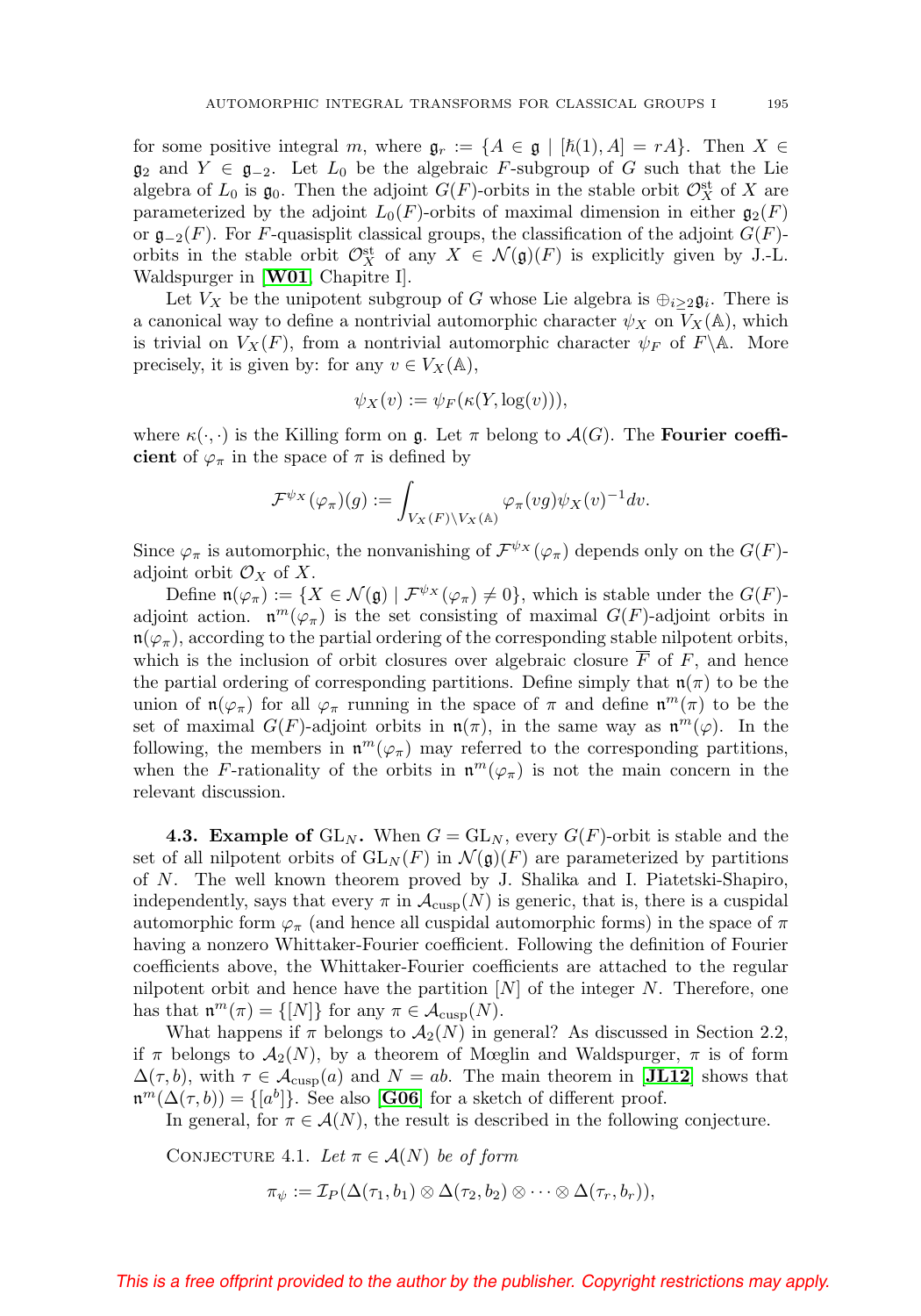for some positive integral $m$, where $\mathfrak{g}_r := \{A \in \mathfrak{g} \mid [\hbar(1), A] = rA\}$. Then $X \in \mathfrak{g}_2$ and $Y \in \mathfrak{g}_{-2}$. Let $L_0$ be the algebraic $F$-subgroup of $G$ such that the Lie algebra of $L_0$ is $\mathfrak{g}_0$. Then the adjoint $G(F)$-orbits in the stable orbit $\mathcal{O}_X^{\mathrm{st}}$ of $X$ are parameterized by the adjoint $L_0(F)$-orbits of maximal dimension in either $\mathfrak{g}_2(F)$ or $\mathfrak{g}_{-2}(F)$. For $F$-quasisplit classical groups, the classification of the adjoint $G(F)$-orbits in the stable orbit $\mathcal{O}_X^{\mathrm{st}}$ of any $X \in \mathcal{N}(\mathfrak{g})(F)$ is explicitly given by J.-L. Waldspurger in **[W01**, Chapitre I].

Let $V_X$ be the unipotent subgroup of $G$ whose Lie algebra is $\oplus_{i \geq 2} \mathfrak{g}_i$. There is a canonical way to define a nontrivial automorphic character $\psi_X$ on $V_X(\mathbb{A})$, which is trivial on $V_X(F)$, from a nontrivial automorphic character $\psi_F$ of $F \backslash \mathbb{A}$. More precisely, it is given by: for any $v \in V_X(\mathbb{A})$,

$$\psi_X(v) := \psi_F(\kappa(Y, \log(v))),$$

where $\kappa(\cdot, \cdot)$ is the Killing form on $\mathfrak{g}$. Let $\pi$ belong to $\mathcal{A}(G)$. The **Fourier coefficient** of $\varphi_\pi$ in the space of $\pi$ is defined by

$$\mathcal{F}^{\psi_X}(\varphi_\pi)(g) := \int_{V_X(F) \backslash V_X(\mathbb{A})} \varphi_\pi(vg) \psi_X(v)^{-1} dv.$$

Since $\varphi_\pi$ is automorphic, the nonvanishing of $\mathcal{F}^{\psi_X}(\varphi_\pi)$ depends only on the $G(F)$-adjoint orbit $\mathcal{O}_X$ of $X$.

Define $\mathfrak{n}(\varphi_\pi) := \{X \in \mathcal{N}(\mathfrak{g}) \mid \mathcal{F}^{\psi_X}(\varphi_\pi) \neq 0\}$, which is stable under the $G(F)$-adjoint action. $\mathfrak{n}^m(\varphi_\pi)$ is the set consisting of maximal $G(F)$-adjoint orbits in $\mathfrak{n}(\varphi_\pi)$, according to the partial ordering of the corresponding stable nilpotent orbits, which is the inclusion of orbit closures over algebraic closure $\overline{F}$ of $F$, and hence the partial ordering of corresponding partitions. Define simply that $\mathfrak{n}(\pi)$ to be the union of $\mathfrak{n}(\varphi_\pi)$ for all $\varphi_\pi$ running in the space of $\pi$ and define $\mathfrak{n}^m(\pi)$ to be the set of maximal $G(F)$-adjoint orbits in $\mathfrak{n}(\pi)$, in the same way as $\mathfrak{n}^m(\varphi)$. In the following, the members in $\mathfrak{n}^m(\varphi_\pi)$ may referred to the corresponding partitions, when the $F$-rationality of the orbits in $\mathfrak{n}^m(\varphi_\pi)$ is not the main concern in the relevant discussion.

**4.3. Example of $\mathrm{GL}_N$.** When $G = \mathrm{GL}_N$, every $G(F)$-orbit is stable and the set of all nilpotent orbits of $\mathrm{GL}_N(F)$ in $\mathcal{N}(\mathfrak{g})(F)$ are parameterized by partitions of $N$. The well known theorem proved by J. Shalika and I. Piatetski-Shapiro, independently, says that every $\pi$ in $\mathcal{A}_{\mathrm{cusp}}(N)$ is generic, that is, there is a cuspidal automorphic form $\varphi_\pi$ (and hence all cuspidal automorphic forms) in the space of $\pi$ having a nonzero Whittaker-Fourier coefficient. Following the definition of Fourier coefficients above, the Whittaker-Fourier coefficients are attached to the regular nilpotent orbit and hence the partition $[N]$ of the integer $N$. Therefore, one has that $\mathfrak{n}^m(\pi) = \{[N]\}$ for any $\pi \in \mathcal{A}_{\mathrm{cusp}}(N)$.

What happens if $\pi$ belongs to $\mathcal{A}_2(N)$ in general? As discussed in Section 2.2, if $\pi$ belongs to $\mathcal{A}_2(N)$, by a theorem of Mœglin and Waldspurger, $\pi$ is of form $\Delta(\tau, b)$, with $\tau \in \mathcal{A}_{\mathrm{cusp}}(a)$ and $N = ab$. The main theorem in **[JL12]** shows that $\mathfrak{n}^m(\Delta(\tau, b)) = \{[a^b]\}$. See also **[G06]** for a sketch of different proof.

In general, for $\pi \in \mathcal{A}(N)$, the result is described in the following conjecture.

CONJECTURE 4.1. *Let $\pi \in \mathcal{A}(N)$ be of form*

$$\pi_\psi := \mathcal{I}_P(\Delta(\tau_1, b_1) \otimes \Delta(\tau_2, b_2) \otimes \cdots \otimes \Delta(\tau_r, b_r)),$$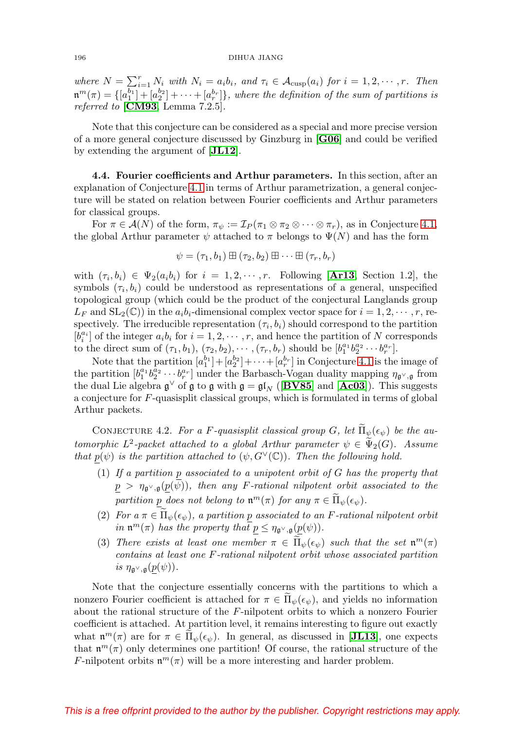*where $N = \sum_{i=1}^r N_i$ with $N_i = a_i b_i$, and $\tau_i \in \mathcal{A}_{\mathrm{cusp}}(a_i)$ for $i = 1, 2, \cdots, r$. Then $\mathfrak{n}^m(\pi) = \{[a_1^{b_1}] + [a_2^{b_2}] + \cdots + [a_r^{b_r}]\}$, where the definition of the sum of partitions is referred to* [**CM93**, Lemma 7.2.5].

Note that this conjecture can be considered as a special and more precise version of a more general conjecture discussed by Ginzburg in [**G06**] and could be verified by extending the argument of [**JL12**].

**4.4. Fourier coefficients and Arthur parameters.** In this section, after an explanation of Conjecture 4.1 in terms of Arthur parametrization, a general conjecture will be stated on relation between Fourier coefficients and Arthur parameters for classical groups.

For $\pi \in \mathcal{A}(N)$ of the form, $\pi_\psi := \mathcal{I}_P(\pi_1 \otimes \pi_2 \otimes \cdots \otimes \pi_r)$, as in Conjecture 4.1, the global Arthur parameter $\psi$ attached to $\pi$ belongs to $\Psi(N)$ and has the form

$$\psi = (\tau_1, b_1) \boxplus (\tau_2, b_2) \boxplus \cdots \boxplus (\tau_r, b_r)$$

with $(\tau_i, b_i) \in \Psi_2(a_i b_i)$ for $i = 1, 2, \cdots, r$. Following [**Ar13**, Section 1.2], the symbols $(\tau_i, b_i)$ could be understood as representations of a general, unspecified topological group (which could be the product of the conjectural Langlands group $L_F$ and $\mathrm{SL}_2(\mathbb{C})$) in the $a_i b_i$-dimensional complex vector space for $i = 1, 2, \cdots, r$, respectively. The irreducible representation $(\tau_i, b_i)$ should correspond to the partition $[b_i^{a_i}]$ of the integer $a_i b_i$ for $i = 1, 2, \cdots, r$, and hence the partition of $N$ corresponds to the direct sum of $(\tau_1, b_1)$, $(\tau_2, b_2)$, $\cdots$, $(\tau_r, b_r)$ should be $[b_1^{a_1} b_2^{a_2} \cdots b_r^{a_r}]$.

Note that the partition $[a_1^{b_1}] + [a_2^{b_2}] + \cdots + [a_r^{b_r}]$ in Conjecture 4.1 is the image of the partition $[b_1^{a_1} b_2^{a_2} \cdots b_r^{a_r}]$ under the Barbasch-Vogan duality mapping $\eta_{\mathfrak{g}^\vee, \mathfrak{g}}$ from the dual Lie algebra $\mathfrak{g}^\vee$ of $\mathfrak{g}$ to $\mathfrak{g}$ with $\mathfrak{g} = \mathfrak{gl}_N$ ([**BV85**] and [**Ac03**]). This suggests a conjecture for $F$-quasisplit classical groups, which is formulated in terms of global Arthur packets.

Conjecture 4.2. *For a $F$-quasisplit classical group $G$, let $\widetilde{\Pi}_\psi(\epsilon_\psi)$ be the automorphic $L^2$-packet attached to a global Arthur parameter $\psi \in \widetilde{\Psi}_2(G)$. Assume that $\underline{p}(\psi)$ is the partition attached to $(\psi, G^\vee(\mathbb{C}))$. Then the following hold.*

1. *If a partition $\underline{p}$ associated to a unipotent orbit of $G$ has the property that $\underline{p} > \eta_{\mathfrak{g}^\vee, \mathfrak{g}}(\underline{p}(\psi))$, then any $F$-rational nilpotent orbit associated to the partition $\underline{p}$ does not belong to $\mathfrak{n}^m(\pi)$ for any $\pi \in \widetilde{\Pi}_\psi(\epsilon_\psi)$.*
2. *For a $\pi \in \widetilde{\Pi}_\psi(\epsilon_\psi)$, a partition $\underline{p}$ associated to an $F$-rational nilpotent orbit in $\mathfrak{n}^m(\pi)$ has the property that $\underline{p} \leq \eta_{\mathfrak{g}^\vee, \mathfrak{g}}(\underline{p}(\psi))$.*
3. *There exists at least one member $\pi \in \widetilde{\Pi}_\psi(\epsilon_\psi)$ such that the set $\mathfrak{n}^m(\pi)$ contains at least one $F$-rational nilpotent orbit whose associated partition is $\eta_{\mathfrak{g}^\vee, \mathfrak{g}}(\underline{p}(\psi))$.*

Note that the conjecture essentially concerns with the partitions to which a nonzero Fourier coefficient is attached for $\pi \in \widetilde{\Pi}_\psi(\epsilon_\psi)$, and yields no information about the rational structure of the $F$-nilpotent orbits to which a nonzero Fourier coefficient is attached. At partition level, it remains interesting to figure out exactly what $\mathfrak{n}^m(\pi)$ are for $\pi \in \widetilde{\Pi}_\psi(\epsilon_\psi)$. In general, as discussed in [**JL13**], one expects that $\mathfrak{n}^m(\pi)$ only determines one partition! Of course, the rational structure of the $F$-nilpotent orbits $\mathfrak{n}^m(\pi)$ will be a more interesting and harder problem.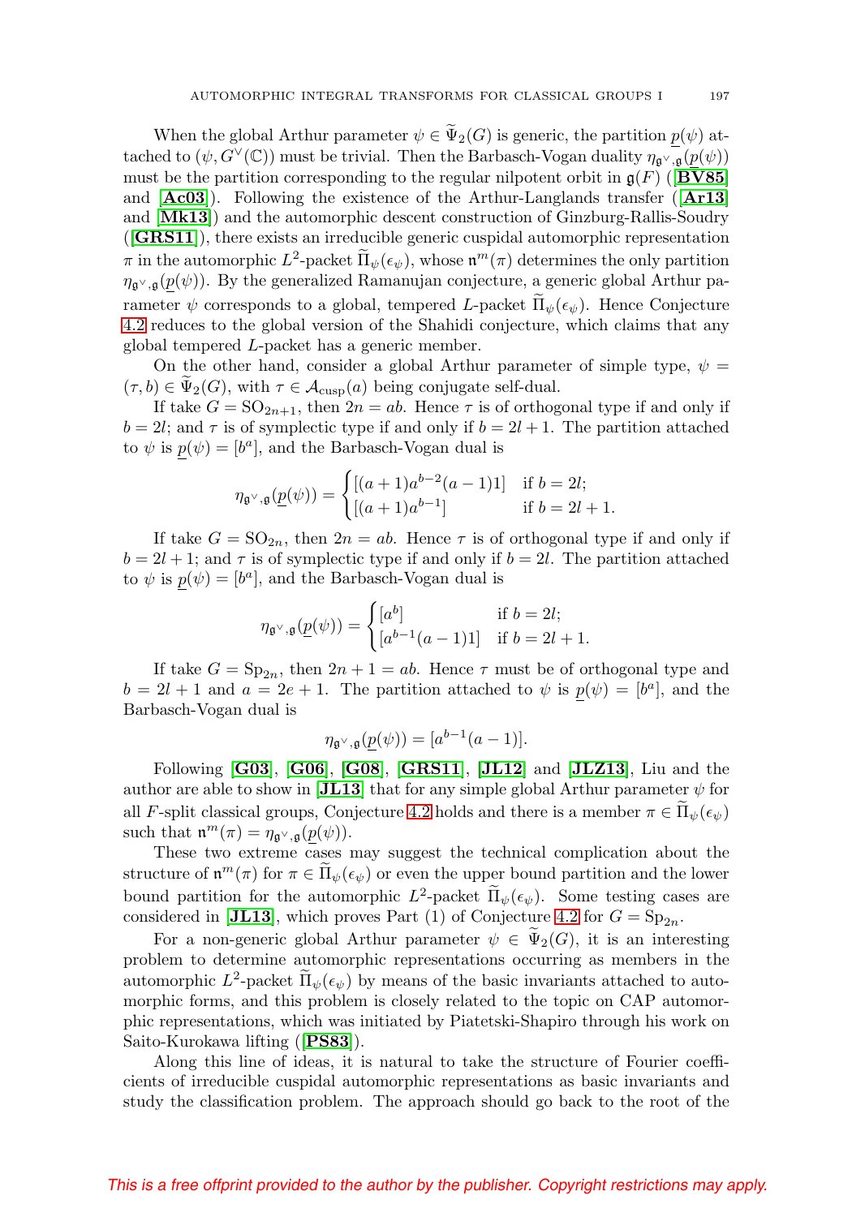When the global Arthur parameter $\psi \in \widetilde{\Psi}_2(G)$ is generic, the partition $\underline{p}(\psi)$ attached to $(\psi, G^\vee(\mathbb{C}))$ must be trivial. Then the Barbasch-Vogan duality $\eta_{\mathfrak{g}^\vee,\mathfrak{g}}(\underline{p}(\psi))$ must be the partition corresponding to the regular nilpotent orbit in $\mathfrak{g}(F)$ ([**BV85**] and [**Ac03**]). Following the existence of the Arthur-Langlands transfer ([**Ar13**] and [**Mk13**]) and the automorphic descent construction of Ginzburg-Rallis-Soudry ([**GRS11**]), there exists an irreducible generic cuspidal automorphic representation $\pi$ in the automorphic $L^2$-packet $\widetilde{\Pi}_\psi(\epsilon_\psi)$, whose $\mathfrak{n}^m(\pi)$ determines the only partition $\eta_{\mathfrak{g}^\vee,\mathfrak{g}}(\underline{p}(\psi))$. By the generalized Ramanujan conjecture, a generic global Arthur parameter $\psi$ corresponds to a global, tempered $L$-packet $\widetilde{\Pi}_\psi(\epsilon_\psi)$. Hence Conjecture 4.2 reduces to the global version of the Shahidi conjecture, which claims that any global tempered $L$-packet has a generic member.

On the other hand, consider a global Arthur parameter of simple type, $\psi = (\tau, b) \in \widetilde{\Psi}_2(G)$, with $\tau \in \mathcal{A}_{\mathrm{cusp}}(a)$ being conjugate self-dual.

If take $G = \mathrm{SO}_{2n+1}$, then $2n = ab$. Hence $\tau$ is of orthogonal type if and only if $b = 2l$; and $\tau$ is of symplectic type if and only if $b = 2l+1$. The partition attached to $\psi$ is $\underline{p}(\psi) = [b^a]$, and the Barbasch-Vogan dual is

$$\eta_{\mathfrak{g}^\vee,\mathfrak{g}}(\underline{p}(\psi)) = \begin{cases} [(a+1)a^{b-2}(a-1)1] & \text{if } b = 2l; \\ [(a+1)a^{b-1}] & \text{if } b = 2l+1. \end{cases}$$

If take $G = \mathrm{SO}_{2n}$, then $2n = ab$. Hence $\tau$ is of orthogonal type if and only if $b = 2l+1$; and $\tau$ is of symplectic type if and only if $b = 2l$. The partition attached to $\psi$ is $\underline{p}(\psi) = [b^a]$, and the Barbasch-Vogan dual is

$$\eta_{\mathfrak{g}^\vee,\mathfrak{g}}(\underline{p}(\psi)) = \begin{cases} [a^b] & \text{if } b = 2l; \\ [a^{b-1}(a-1)1] & \text{if } b = 2l+1. \end{cases}$$

If take $G = \mathrm{Sp}_{2n}$, then $2n+1 = ab$. Hence $\tau$ must be of orthogonal type and $b = 2l+1$ and $a = 2e+1$. The partition attached to $\psi$ is $\underline{p}(\psi) = [b^a]$, and the Barbasch-Vogan dual is

$$\eta_{\mathfrak{g}^\vee,\mathfrak{g}}(\underline{p}(\psi)) = [a^{b-1}(a-1)].$$

Following [**G03**], [**G06**], [**G08**], [**GRS11**], [**JL12**] and [**JLZ13**], Liu and the author are able to show in [**JL13**] that for any simple global Arthur parameter $\psi$ for all $F$-split classical groups, Conjecture 4.2 holds and there is a member $\pi \in \widetilde{\Pi}_\psi(\epsilon_\psi)$ such that $\mathfrak{n}^m(\pi) = \eta_{\mathfrak{g}^\vee,\mathfrak{g}}(\underline{p}(\psi))$.

These two extreme cases may suggest the technical complication about the structure of $\mathfrak{n}^m(\pi)$ for $\pi \in \widetilde{\Pi}_\psi(\epsilon_\psi)$ or even the upper bound partition and the lower bound partition for the automorphic $L^2$-packet $\widetilde{\Pi}_\psi(\epsilon_\psi)$. Some testing cases are considered in [**JL13**], which proves Part (1) of Conjecture 4.2 for $G = \mathrm{Sp}_{2n}$.

For a non-generic global Arthur parameter $\psi \in \widetilde{\Psi}_2(G)$, it is an interesting problem to determine automorphic representations occurring as members in the automorphic $L^2$-packet $\widetilde{\Pi}_\psi(\epsilon_\psi)$ by means of the basic invariants attached to automorphic forms, and this problem is closely related to the topic on CAP automorphic representations, which was initiated by Piatetski-Shapiro through his work on Saito-Kurokawa lifting ([**PS83**]).

Along this line of ideas, it is natural to take the structure of Fourier coefficients of irreducible cuspidal automorphic representations as basic invariants and study the classification problem. The approach should go back to the root of the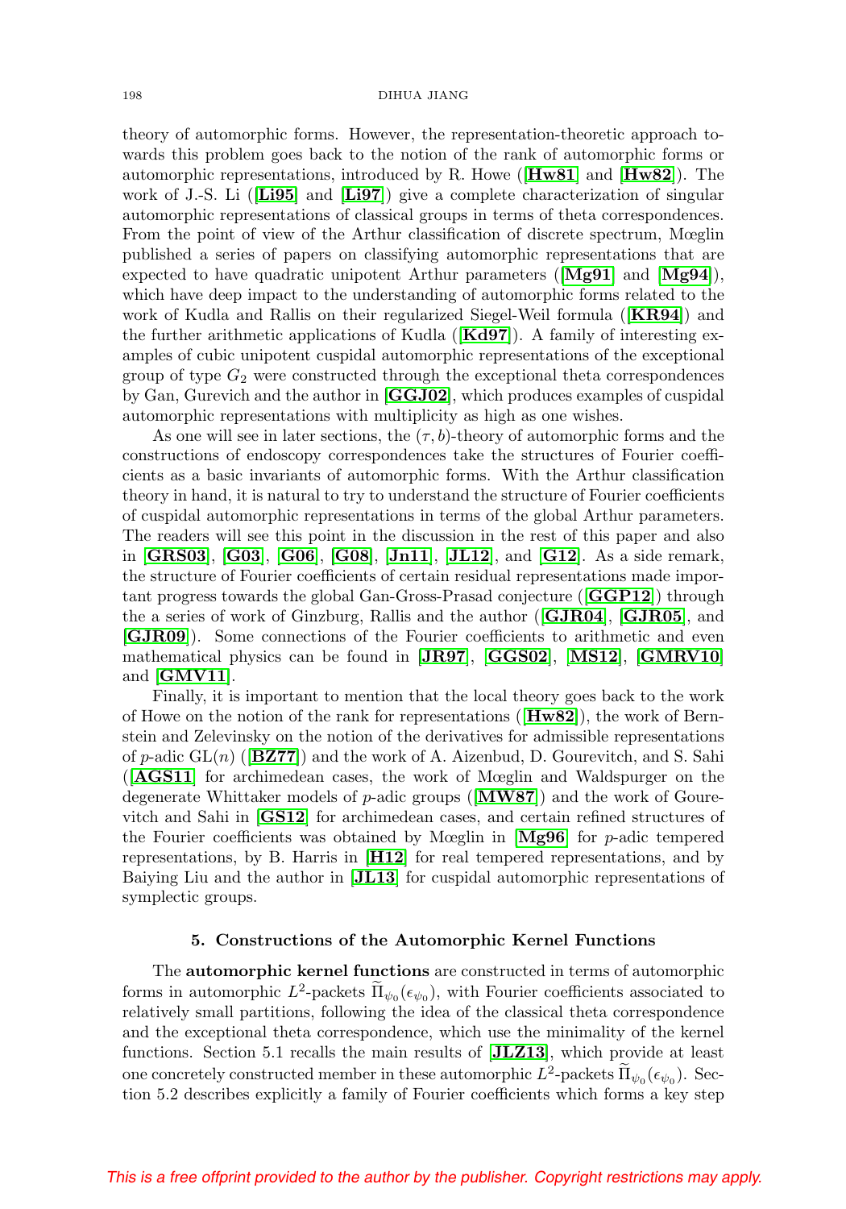theory of automorphic forms. However, the representation-theoretic approach towards this problem goes back to the notion of the rank of automorphic forms or automorphic representations, introduced by R. Howe ([**Hw81**] and [**Hw82**]). The work of J.-S. Li ([**Li95**] and [**Li97**]) give a complete characterization of singular automorphic representations of classical groups in terms of theta correspondences. From the point of view of the Arthur classification of discrete spectrum, Mœglin published a series of papers on classifying automorphic representations that are expected to have quadratic unipotent Arthur parameters ([**Mg91**] and [**Mg94**]), which have deep impact to the understanding of automorphic forms related to the work of Kudla and Rallis on their regularized Siegel-Weil formula ([**KR94**]) and the further arithmetic applications of Kudla ([**Kd97**]). A family of interesting examples of cubic unipotent cuspidal automorphic representations of the exceptional group of type $G_2$ were constructed through the exceptional theta correspondences by Gan, Gurevich and the author in [**GGJ02**], which produces examples of cuspidal automorphic representations with multiplicity as high as one wishes.

As one will see in later sections, the $(\tau, b)$-theory of automorphic forms and the constructions of endoscopy correspondences take the structures of Fourier coefficients as a basic invariants of automorphic forms. With the Arthur classification theory in hand, it is natural to try to understand the structure of Fourier coefficients of cuspidal automorphic representations in terms of the global Arthur parameters. The readers will see this point in the discussion in the rest of this paper and also in [**GRS03**], [**G03**], [**G06**], [**G08**], [**Jn11**], [**JL12**], and [**G12**]. As a side remark, the structure of Fourier coefficients of certain residual representations made important progress towards the global Gan-Gross-Prasad conjecture ([**GGP12**]) through the a series of work of Ginzburg, Rallis and the author ([**GJR04**], [**GJR05**], and [**GJR09**]). Some connections of the Fourier coefficients to arithmetic and even mathematical physics can be found in [**JR97**], [**GGS02**], [**MS12**], [**GMRV10**] and [**GMV11**].

Finally, it is important to mention that the local theory goes back to the work of Howe on the notion of the rank for representations ([**Hw82**]), the work of Bernstein and Zelevinsky on the notion of the derivatives for admissible representations of $p$-adic $\mathrm{GL}(n)$ ([**BZ77**]) and the work of A. Aizenbud, D. Gourevitch, and S. Sahi ([**AGS11**] for archimedean cases, the work of Mœglin and Waldspurger on the degenerate Whittaker models of $p$-adic groups ([**MW87**]) and the work of Gourevitch and Sahi in [**GS12**] for archimedean cases, and certain refined structures of the Fourier coefficients was obtained by Mœglin in [**Mg96**] for $p$-adic tempered representations, by B. Harris in [**H12**] for real tempered representations, and by Baiying Liu and the author in [**JL13**] for cuspidal automorphic representations of symplectic groups.

## 5. Constructions of the Automorphic Kernel Functions

The **automorphic kernel functions** are constructed in terms of automorphic forms in automorphic $L^2$-packets $\widetilde{\Pi}_{\psi_0}(\epsilon_{\psi_0})$, with Fourier coefficients associated to relatively small partitions, following the idea of the classical theta correspondence and the exceptional theta correspondence, which use the minimality of the kernel functions. Section 5.1 recalls the main results of [**JLZ13**], which provide at least one concretely constructed member in these automorphic $L^2$-packets $\widetilde{\Pi}_{\psi_0}(\epsilon_{\psi_0})$. Section 5.2 describes explicitly a family of Fourier coefficients which forms a key step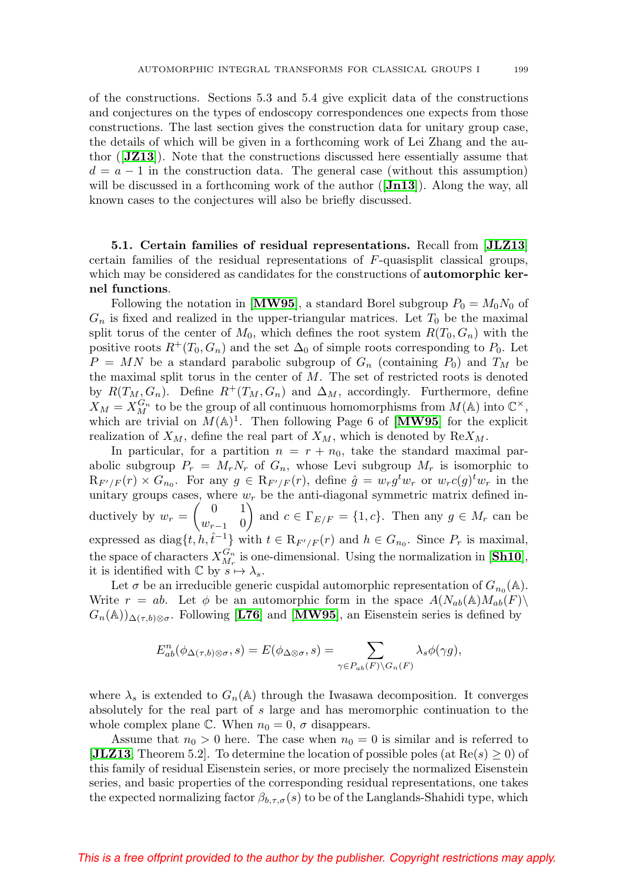of the constructions. Sections 5.3 and 5.4 give explicit data of the constructions and conjectures on the types of endoscopy correspondences one expects from those constructions. The last section gives the construction data for unitary group case, the details of which will be given in a forthcoming work of Lei Zhang and the author (**[JZ13]**). Note that the constructions discussed here essentially assume that $d = a - 1$ in the construction data. The general case (without this assumption) will be discussed in a forthcoming work of the author (**[Jn13]**). Along the way, all known cases to the conjectures will also be briefly discussed.

**5.1. Certain families of residual representations.** Recall from **[JLZ13]** certain families of the residual representations of $F$-quasisplit classical groups, which may be considered as candidates for the constructions of **automorphic kernel functions**.

Following the notation in **[MW95]**, a standard Borel subgroup $P_0 = M_0N_0$ of $G_n$ is fixed and realized in the upper-triangular matrices. Let $T_0$ be the maximal split torus of the center of $M_0$, which defines the root system $R(T_0, G_n)$ with the positive roots $R^+(T_0, G_n)$ and the set $\Delta_0$ of simple roots corresponding to $P_0$. Let $P = MN$ be a standard parabolic subgroup of $G_n$ (containing $P_0$) and $T_M$ be the maximal split torus in the center of $M$. The set of restricted roots is denoted by $R(T_M, G_n)$. Define $R^+(T_M, G_n)$ and $\Delta_M$, accordingly. Furthermore, define $X_M = X_M^{G_n}$ to be the group of all continuous homomorphisms from $M(\mathbb{A})$ into $\mathbb{C}^\times$, which are trivial on $M(\mathbb{A})^1$. Then following Page 6 of **[MW95]** for the explicit realization of $X_M$, define the real part of $X_M$, which is denoted by $\mathrm{Re}X_M$.

In particular, for a partition $n = r + n_0$, take the standard maximal parabolic subgroup $P_r = M_rN_r$ of $G_n$, whose Levi subgroup $M_r$ is isomorphic to $\mathrm{R}_{F'/F}(r) \times G_{n_0}$. For any $g \in \mathrm{R}_{F'/F}(r)$, define $\hat{g} = w_r g^t w_r$ or $w_r c(g)^t w_r$ in the unitary groups cases, where $w_r$ be the anti-diagonal symmetric matrix defined inductively by $w_r = \begin{pmatrix} 0 & 1 \\ w_{r-1} & 0 \end{pmatrix}$ and $c \in \Gamma_{E/F} = \{1, c\}$. Then any $g \in M_r$ can be expressed as $\mathrm{diag}\{t, h, \hat{t}^{-1}\}$ with $t \in \mathrm{R}_{F'/F}(r)$ and $h \in G_{n_0}$. Since $P_r$ is maximal, the space of characters $X_{M_r}^{G_n}$ is one-dimensional. Using the normalization in **[Sh10]**, it is identified with $\mathbb{C}$ by $s \mapsto \lambda_s$.

Let $\sigma$ be an irreducible generic cuspidal automorphic representation of $G_{n_0}(\mathbb{A})$. Write $r = ab$. Let $\phi$ be an automorphic form in the space $A(N_{ab}(\mathbb{A})M_{ab}(F)\backslash G_n(\mathbb{A}))_{\Delta(\tau,b)\otimes\sigma}$. Following **[L76]** and **[MW95]**, an Eisenstein series is defined by

$$E^n_{ab}(\phi_{\Delta(\tau,b)\otimes\sigma}, s) = E(\phi_{\Delta\otimes\sigma}, s) = \sum_{\gamma \in P_{ab}(F)\backslash G_n(F)} \lambda_s \phi(\gamma g),$$

where $\lambda_s$ is extended to $G_n(\mathbb{A})$ through the Iwasawa decomposition. It converges absolutely for the real part of $s$ large and has meromorphic continuation to the whole complex plane $\mathbb{C}$. When $n_0 = 0$, $\sigma$ disappears.

Assume that $n_0 > 0$ here. The case when $n_0 = 0$ is similar and is referred to **[JLZ13**, Theorem 5.2]. To determine the location of possible poles (at $\mathrm{Re}(s) \geq 0$) of this family of residual Eisenstein series, or more precisely the normalized Eisenstein series, and basic properties of the corresponding residual representations, one takes the expected normalizing factor $\beta_{b,\tau,\sigma}(s)$ to be of the Langlands-Shahidi type, which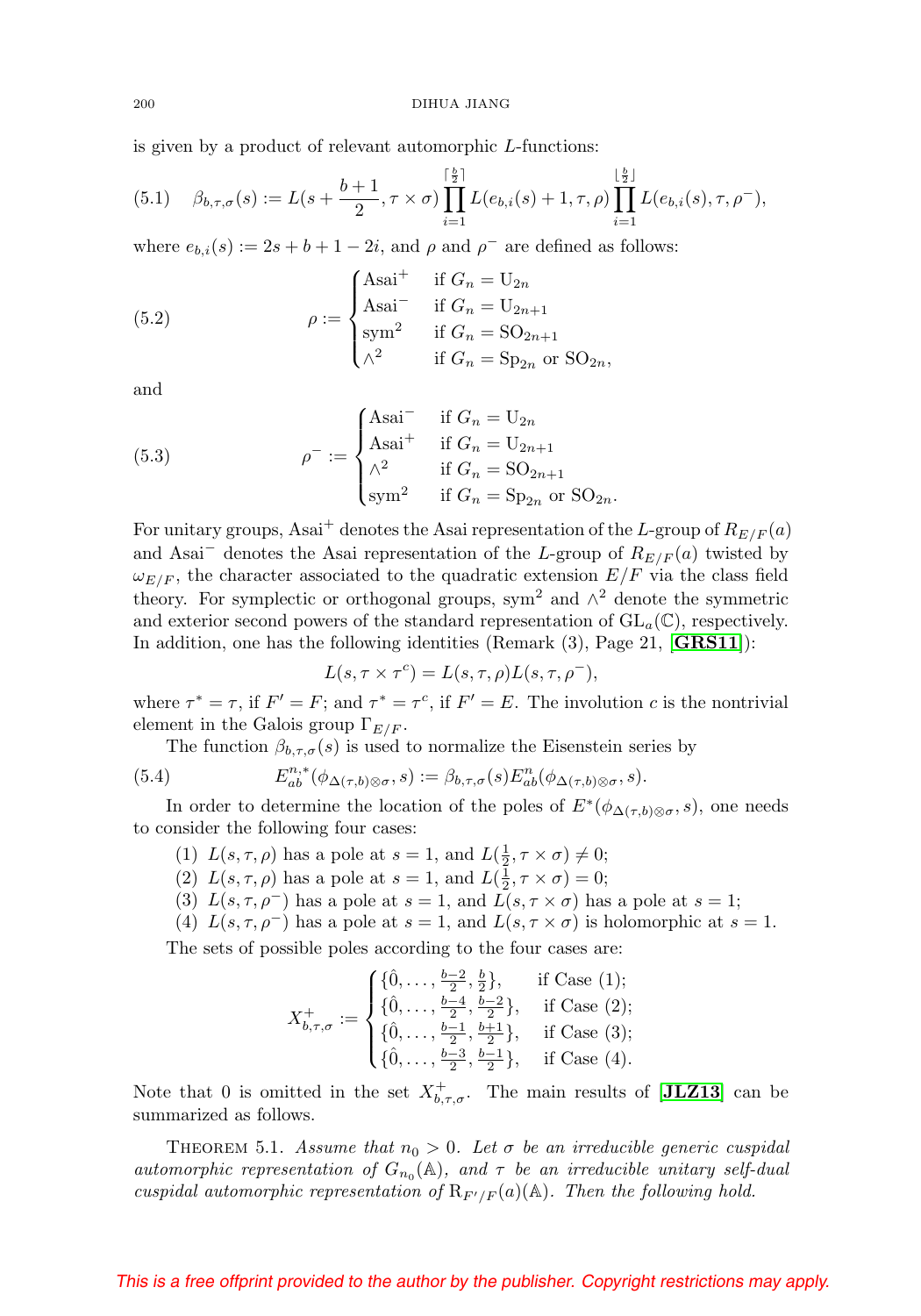is given by a product of relevant automorphic $L$-functions:

$$
(5.1) \quad \beta_{b,\tau,\sigma}(s) := L(s+\frac{b+1}{2}, \tau\times\sigma)\prod_{i=1}^{\lceil \frac{b}{2}\rceil} L(e_{b,i}(s)+1,\tau,\rho)\prod_{i=1}^{\lfloor \frac{b}{2}\rfloor} L(e_{b,i}(s),\tau,\rho^-),
$$

where $e_{b,i}(s) := 2s+b+1-2i$, and $\rho$ and $\rho^-$ are defined as follows:

$$
(5.2) \qquad \rho := \begin{cases} \mathrm{Asai}^+ & \text{if } G_n = \mathrm{U}_{2n} \\ \mathrm{Asai}^- & \text{if } G_n = \mathrm{U}_{2n+1} \\ \mathrm{sym}^2 & \text{if } G_n = \mathrm{SO}_{2n+1} \\ \wedge^2 & \text{if } G_n = \mathrm{Sp}_{2n} \text{ or } \mathrm{SO}_{2n}, \end{cases}
$$

and

$$
(5.3) \qquad \rho^- := \begin{cases} \mathrm{Asai}^- & \text{if } G_n = \mathrm{U}_{2n} \\ \mathrm{Asai}^+ & \text{if } G_n = \mathrm{U}_{2n+1} \\ \wedge^2 & \text{if } G_n = \mathrm{SO}_{2n+1} \\ \mathrm{sym}^2 & \text{if } G_n = \mathrm{Sp}_{2n} \text{ or } \mathrm{SO}_{2n}. \end{cases}
$$

For unitary groups, $\mathrm{Asai}^+$ denotes the Asai representation of the $L$-group of $R_{E/F}(a)$ and $\mathrm{Asai}^-$ denotes the Asai representation of the $L$-group of $R_{E/F}(a)$ twisted by $\omega_{E/F}$, the character associated to the quadratic extension $E/F$ via the class field theory. For symplectic or orthogonal groups, $\mathrm{sym}^2$ and $\wedge^2$ denote the symmetric and exterior second powers of the standard representation of $\mathrm{GL}_a(\mathbb{C})$, respectively. In addition, one has the following identities (Remark (3), Page 21, [**GRS11**]):

$$
L(s,\tau\times\tau^c) = L(s,\tau,\rho)L(s,\tau,\rho^-),
$$

where $\tau^* = \tau$, if $F' = F$; and $\tau^* = \tau^c$, if $F' = E$. The involution $c$ is the nontrivial element in the Galois group $\Gamma_{E/F}$.

The function $\beta_{b,\tau,\sigma}(s)$ is used to normalize the Eisenstein series by

$$
(5.4) \qquad E^{n,*}_{ab}(\phi_{\Delta(\tau,b)\otimes\sigma}, s) := \beta_{b,\tau,\sigma}(s)E^n_{ab}(\phi_{\Delta(\tau,b)\otimes\sigma}, s).
$$

In order to determine the location of the poles of $E^*(\phi_{\Delta(\tau,b)\otimes\sigma}, s)$, one needs to consider the following four cases:

(1) $L(s,\tau,\rho)$ has a pole at $s=1$, and $L(\frac{1}{2},\tau\times\sigma)\neq 0$;
(2) $L(s,\tau,\rho)$ has a pole at $s=1$, and $L(\frac{1}{2},\tau\times\sigma)=0$;
(3) $L(s,\tau,\rho^-)$ has a pole at $s=1$, and $L(s,\tau\times\sigma)$ has a pole at $s=1$;
(4) $L(s,\tau,\rho^-)$ has a pole at $s=1$, and $L(s,\tau\times\sigma)$ is holomorphic at $s=1$.

The sets of possible poles according to the four cases are:

$$
X^+_{b,\tau,\sigma} := \begin{cases} \{\hat{0},\ldots,\frac{b-2}{2},\frac{b}{2}\}, & \text{if Case (1);} \\ \{\hat{0},\ldots,\frac{b-4}{2},\frac{b-2}{2}\}, & \text{if Case (2);} \\ \{\hat{0},\ldots,\frac{b-1}{2},\frac{b+1}{2}\}, & \text{if Case (3);} \\ \{\hat{0},\ldots,\frac{b-3}{2},\frac{b-1}{2}\}, & \text{if Case (4).} \end{cases}
$$

Note that 0 is omitted in the set $X^+_{b,\tau,\sigma}$. The main results of [**JLZ13**] can be summarized as follows.

THEOREM 5.1. *Assume that $n_0 > 0$. Let $\sigma$ be an irreducible generic cuspidal automorphic representation of $G_{n_0}(\mathbb{A})$, and $\tau$ be an irreducible unitary self-dual cuspidal automorphic representation of $\mathrm{R}_{F'/F}(a)(\mathbb{A})$. Then the following hold.*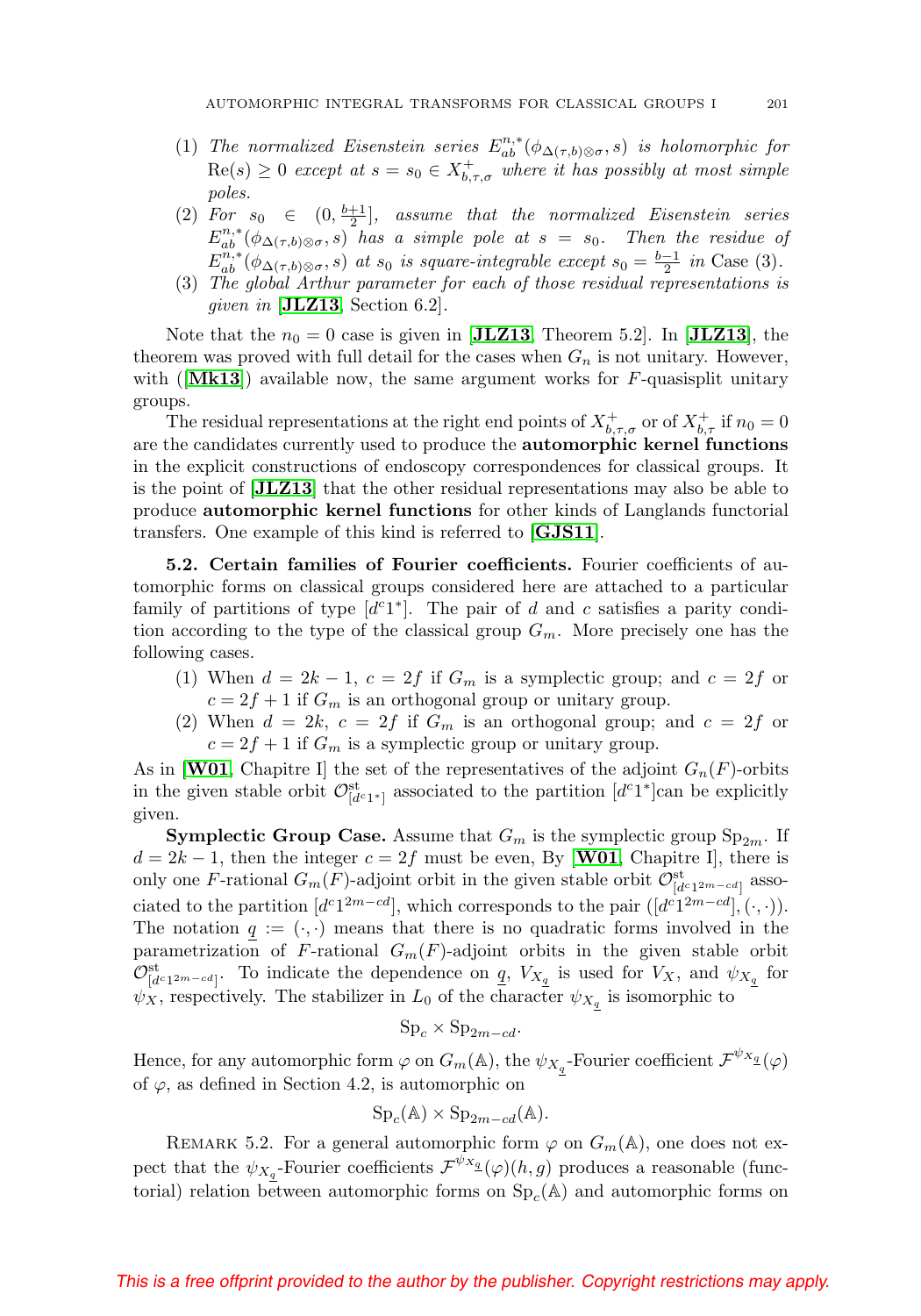(1) *The normalized Eisenstein series* $E^{n,*}_{ab}(\phi_{\Delta(\tau,b)\otimes\sigma}, s)$ *is holomorphic for* $\mathrm{Re}(s) \geq 0$ *except at* $s = s_0 \in X^+_{b,\tau,\sigma}$ *where it has possibly at most simple poles.*

(2) *For* $s_0 \in (0, \frac{b+1}{2}]$, *assume that the normalized Eisenstein series* $E^{n,*}_{ab}(\phi_{\Delta(\tau,b)\otimes\sigma}, s)$ *has a simple pole at* $s = s_0$. *Then the residue of* $E^{n,*}_{ab}(\phi_{\Delta(\tau,b)\otimes\sigma}, s)$ *at* $s_0$ *is square-integrable except* $s_0 = \frac{b-1}{2}$ *in Case (3).*

(3) *The global Arthur parameter for each of those residual representations is given in* [**JLZ13**, Section 6.2].

Note that the $n_0 = 0$ case is given in [**JLZ13**, Theorem 5.2]. In [**JLZ13**], the theorem was proved with full detail for the cases when $G_n$ is not unitary. However, with ([**Mk13**]) available now, the same argument works for $F$-quasisplit unitary groups.

The residual representations at the right end points of $X^+_{b,\tau,\sigma}$ or of $X^+_{b,\tau}$ if $n_0 = 0$ are the candidates currently used to produce the **automorphic kernel functions** in the explicit constructions of endoscopy correspondences for classical groups. It is the point of [**JLZ13**] that the other residual representations may also be able to produce **automorphic kernel functions** for other kinds of Langlands functorial transfers. One example of this kind is referred to [**GJS11**].

**5.2. Certain families of Fourier coefficients.** Fourier coefficients of automorphic forms on classical groups considered here are attached to a particular family of partitions of type $[d^c1^*]$. The pair of $d$ and $c$ satisfies a parity condition according to the type of the classical group $G_m$. More precisely one has the following cases.

(1) When $d = 2k - 1$, $c = 2f$ if $G_m$ is a symplectic group; and $c = 2f$ or $c = 2f + 1$ if $G_m$ is an orthogonal group or unitary group.

(2) When $d = 2k$, $c = 2f$ if $G_m$ is an orthogonal group; and $c = 2f$ or $c = 2f + 1$ if $G_m$ is a symplectic group or unitary group.

As in [**W01**, Chapitre I] the set of the representatives of the adjoint $G_n(F)$-orbits in the given stable orbit $\mathcal{O}^{\mathrm{st}}_{[d^c1^*]}$ associated to the partition $[d^c1^*]$can be explicitly given.

**Symplectic Group Case.** Assume that $G_m$ is the symplectic group $\mathrm{Sp}_{2m}$. If $d = 2k-1$, then the integer $c = 2f$ must be even, By [**W01**, Chapitre I], there is only one $F$-rational $G_m(F)$-adjoint orbit in the given stable orbit $\mathcal{O}^{\mathrm{st}}_{[d^c1^{2m-cd}]}$ associated to the partition $[d^c1^{2m-cd}]$, which corresponds to the pair $([d^c1^{2m-cd}], (\cdot,\cdot))$. The notation $\underline{q} := (\cdot,\cdot)$ means that there is no quadratic forms involved in the parametrization of $F$-rational $G_m(F)$-adjoint orbits in the given stable orbit $\mathcal{O}^{\mathrm{st}}_{[d^c1^{2m-cd}]}$. To indicate the dependence on $\underline{q}$, $V_{X_{\underline{q}}}$ is used for $V_X$, and $\psi_{X_{\underline{q}}}$ for $\psi_X$, respectively. The stabilizer in $L_0$ of the character $\psi_{X_{\underline{q}}}$ is isomorphic to

$$\mathrm{Sp}_c \times \mathrm{Sp}_{2m-cd}.$$

Hence, for any automorphic form $\varphi$ on $G_m(\mathbb{A})$, the $\psi_{X_{\underline{q}}}$-Fourier coefficient $\mathcal{F}^{\psi_{X_{\underline{q}}}}(\varphi)$ of $\varphi$, as defined in Section 4.2, is automorphic on

$$\mathrm{Sp}_c(\mathbb{A}) \times \mathrm{Sp}_{2m-cd}(\mathbb{A}).$$

Remark 5.2. For a general automorphic form $\varphi$ on $G_m(\mathbb{A})$, one does not expect that the $\psi_{X_{\underline{q}}}$-Fourier coefficients $\mathcal{F}^{\psi_{X_{\underline{q}}}}(\varphi)(h,g)$ produces a reasonable (functorial) relation between automorphic forms on $\mathrm{Sp}_c(\mathbb{A})$ and automorphic forms on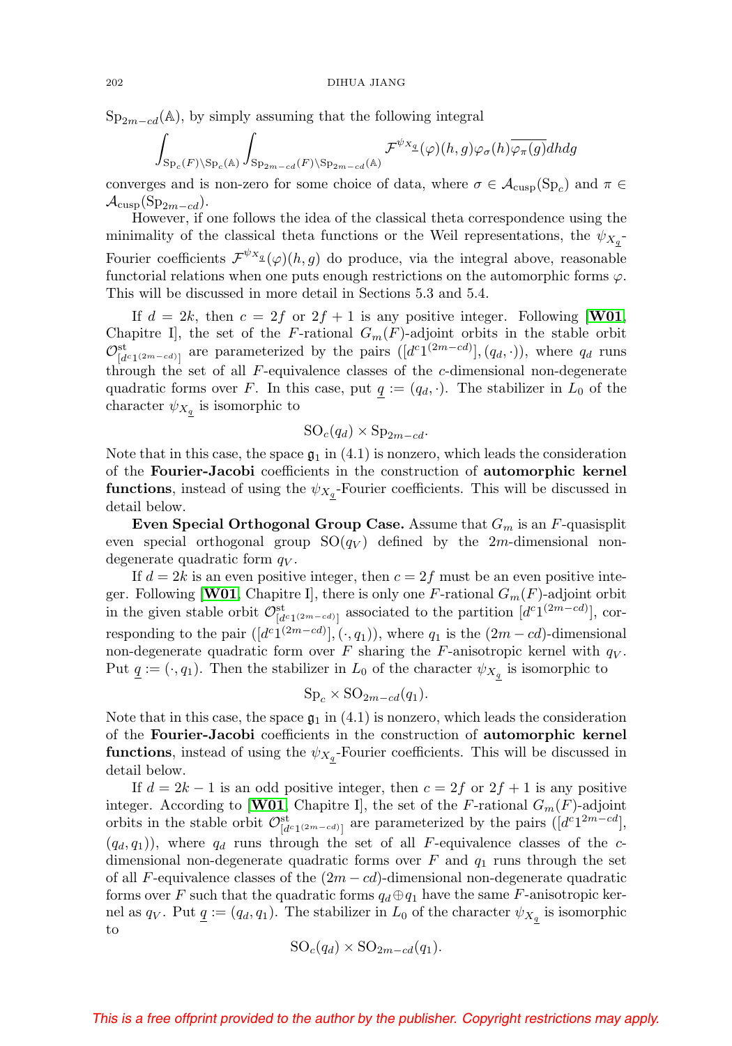$\mathrm{Sp}_{2m-cd}(\mathbb{A})$, by simply assuming that the following integral

$$\int_{\mathrm{Sp}_c(F)\backslash \mathrm{Sp}_c(\mathbb{A})}\int_{\mathrm{Sp}_{2m-cd}(F)\backslash \mathrm{Sp}_{2m-cd}(\mathbb{A})} \mathcal{F}^{\psi_{X_{\underline{q}}}}(\varphi)(h,g)\varphi_\sigma(h)\overline{\varphi_\pi(g)}dhdg$$

converges and is non-zero for some choice of data, where $\sigma \in \mathcal{A}_{\mathrm{cusp}}(\mathrm{Sp}_c)$ and $\pi \in \mathcal{A}_{\mathrm{cusp}}(\mathrm{Sp}_{2m-cd})$.

However, if one follows the idea of the classical theta correspondence using the minimality of the classical theta functions or the Weil representations, the $\psi_{X_{\underline{q}}}$-Fourier coefficients $\mathcal{F}^{\psi_{X_{\underline{q}}}}(\varphi)(h,g)$ do produce, via the integral above, reasonable functorial relations when one puts enough restrictions on the automorphic forms $\varphi$. This will be discussed in more detail in Sections 5.3 and 5.4.

If $d = 2k$, then $c = 2f$ or $2f+1$ is any positive integer. Following [**W01**, Chapitre I], the set of the $F$-rational $G_m(F)$-adjoint orbits in the stable orbit $\mathcal{O}^{\mathrm{st}}_{[d^c 1^{(2m-cd)}]}$ are parameterized by the pairs $([d^c 1^{(2m-cd)}], (q_d, \cdot))$, where $q_d$ runs through the set of all $F$-equivalence classes of the $c$-dimensional non-degenerate quadratic forms over $F$. In this case, put $\underline{q} := (q_d, \cdot)$. The stabilizer in $L_0$ of the character $\psi_{X_{\underline{q}}}$ is isomorphic to

$$\mathrm{SO}_c(q_d) \times \mathrm{Sp}_{2m-cd}.$$

Note that in this case, the space $\mathfrak{g}_1$ in (4.1) is nonzero, which leads the consideration of the **Fourier-Jacobi** coefficients in the construction of **automorphic kernel functions**, instead of using the $\psi_{X_{\underline{q}}}$-Fourier coefficients. This will be discussed in detail below.

**Even Special Orthogonal Group Case.** Assume that $G_m$ is an $F$-quasisplit even special orthogonal group $\mathrm{SO}(q_V)$ defined by the $2m$-dimensional non-degenerate quadratic form $q_V$.

If $d = 2k$ is an even positive integer, then $c = 2f$ must be an even positive integer. Following [**W01**, Chapitre I], there is only one $F$-rational $G_m(F)$-adjoint orbit in the given stable orbit $\mathcal{O}^{\mathrm{st}}_{[d^c 1^{(2m-cd)}]}$ associated to the partition $[d^c 1^{(2m-cd)}]$, corresponding to the pair $([d^c 1^{(2m-cd)}], (\cdot, q_1))$, where $q_1$ is the $(2m-cd)$-dimensional non-degenerate quadratic form over $F$ sharing the $F$-anisotropic kernel with $q_V$. Put $\underline{q} := (\cdot, q_1)$. Then the stabilizer in $L_0$ of the character $\psi_{X_{\underline{q}}}$ is isomorphic to

$$\mathrm{Sp}_c \times \mathrm{SO}_{2m-cd}(q_1).$$

Note that in this case, the space $\mathfrak{g}_1$ in (4.1) is nonzero, which leads the consideration of the **Fourier-Jacobi** coefficients in the construction of **automorphic kernel functions**, instead of using the $\psi_{X_{\underline{q}}}$-Fourier coefficients. This will be discussed in detail below.

If $d = 2k-1$ is an odd positive integer, then $c = 2f$ or $2f+1$ is any positive integer. According to [**W01**, Chapitre I], the set of the $F$-rational $G_m(F)$-adjoint orbits in the stable orbit $\mathcal{O}^{\mathrm{st}}_{[d^c 1^{(2m-cd)}]}$ are parameterized by the pairs $([d^c 1^{2m-cd}], (q_d, q_1))$, where $q_d$ runs through the set of all $F$-equivalence classes of the $c$-dimensional non-degenerate quadratic forms over $F$ and $q_1$ runs through the set of all $F$-equivalence classes of the $(2m-cd)$-dimensional non-degenerate quadratic forms over $F$ such that the quadratic forms $q_d \oplus q_1$ have the same $F$-anisotropic kernel as $q_V$. Put $\underline{q} := (q_d, q_1)$. The stabilizer in $L_0$ of the character $\psi_{X_{\underline{q}}}$ is isomorphic to

$$\mathrm{SO}_c(q_d) \times \mathrm{SO}_{2m-cd}(q_1).$$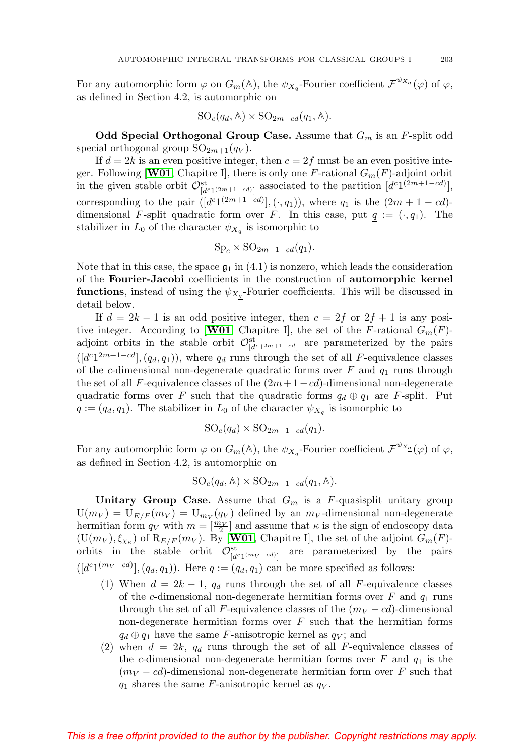For any automorphic form $\varphi$ on $G_m(\mathbb{A})$, the $\psi_{X_{\underline{q}}}$-Fourier coefficient $\mathcal{F}^{\psi_{X_{\underline{q}}}}(\varphi)$ of $\varphi$, as defined in Section 4.2, is automorphic on

$$\mathrm{SO}_c(q_d, \mathbb{A}) \times \mathrm{SO}_{2m-cd}(q_1, \mathbb{A}).$$

**Odd Special Orthogonal Group Case.** Assume that $G_m$ is an $F$-split odd special orthogonal group $\mathrm{SO}_{2m+1}(q_V)$.

If $d = 2k$ is an even positive integer, then $c = 2f$ must be an even positive integer. Following [**W01**, Chapitre I], there is only one $F$-rational $G_m(F)$-adjoint orbit in the given stable orbit $\mathcal{O}^{\mathrm{st}}_{[d^c 1^{(2m+1-cd)}]}$ associated to the partition $[d^c 1^{(2m+1-cd)}]$, corresponding to the pair $([d^c 1^{(2m+1-cd)}], (\cdot, q_1))$, where $q_1$ is the $(2m+1-cd)$-dimensional $F$-split quadratic form over $F$. In this case, put $\underline{q} := (\cdot, q_1)$. The stabilizer in $L_0$ of the character $\psi_{X_{\underline{q}}}$ is isomorphic to

$$\mathrm{Sp}_c \times \mathrm{SO}_{2m+1-cd}(q_1).$$

Note that in this case, the space $\mathfrak{g}_1$ in (4.1) is nonzero, which leads the consideration of the **Fourier-Jacobi** coefficients in the construction of **automorphic kernel functions**, instead of using the $\psi_{X_{\underline{q}}}$-Fourier coefficients. This will be discussed in detail below.

If $d = 2k-1$ is an odd positive integer, then $c = 2f$ or $2f+1$ is any positive integer. According to [**W01**, Chapitre I], the set of the $F$-rational $G_m(F)$-adjoint orbits in the stable orbit $\mathcal{O}^{\mathrm{st}}_{[d^c 1^{2m+1-cd}]}$ are parameterized by the pairs $([d^c 1^{2m+1-cd}], (q_d, q_1))$, where $q_d$ runs through the set of all $F$-equivalence classes of the $c$-dimensional non-degenerate quadratic forms over $F$ and $q_1$ runs through the set of all $F$-equivalence classes of the $(2m+1-cd)$-dimensional non-degenerate quadratic forms over $F$ such that the quadratic forms $q_d \oplus q_1$ are $F$-split. Put $\underline{q} := (q_d, q_1)$. The stabilizer in $L_0$ of the character $\psi_{X_{\underline{q}}}$ is isomorphic to

$$\mathrm{SO}_c(q_d) \times \mathrm{SO}_{2m+1-cd}(q_1).$$

For any automorphic form $\varphi$ on $G_m(\mathbb{A})$, the $\psi_{X_{\underline{q}}}$-Fourier coefficient $\mathcal{F}^{\psi_{X_{\underline{q}}}}(\varphi)$ of $\varphi$, as defined in Section 4.2, is automorphic on

$$\mathrm{SO}_c(q_d, \mathbb{A}) \times \mathrm{SO}_{2m+1-cd}(q_1, \mathbb{A}).$$

**Unitary Group Case.** Assume that $G_m$ is a $F$-quasisplit unitary group $\mathrm{U}(m_V) = \mathrm{U}_{E/F}(m_V) = \mathrm{U}_{m_V}(q_V)$ defined by an $m_V$-dimensional non-degenerate hermitian form $q_V$ with $m = [\frac{m_V}{2}]$ and assume that $\kappa$ is the sign of endoscopy data $(\mathrm{U}(m_V), \xi_{\chi_\kappa})$ of $\mathrm{R}_{E/F}(m_V)$. By [**W01**, Chapitre I], the set of the adjoint $G_m(F)$-orbits in the stable orbit $\mathcal{O}^{\mathrm{st}}_{[d^c 1^{(m_V-cd)}]}$ are parameterized by the pairs $([d^c 1^{(m_V-cd)}], (q_d, q_1))$. Here $\underline{q} := (q_d, q_1)$ can be more specified as follows:

1. When $d = 2k-1$, $q_d$ runs through the set of all $F$-equivalence classes of the $c$-dimensional non-degenerate hermitian forms over $F$ and $q_1$ runs through the set of all $F$-equivalence classes of the $(m_V - cd)$-dimensional non-degenerate hermitian forms over $F$ such that the hermitian forms $q_d \oplus q_1$ have the same $F$-anisotropic kernel as $q_V$; and
2. when $d = 2k$, $q_d$ runs through the set of all $F$-equivalence classes of the $c$-dimensional non-degenerate hermitian forms over $F$ and $q_1$ is the $(m_V - cd)$-dimensional non-degenerate hermitian form over $F$ such that $q_1$ shares the same $F$-anisotropic kernel as $q_V$.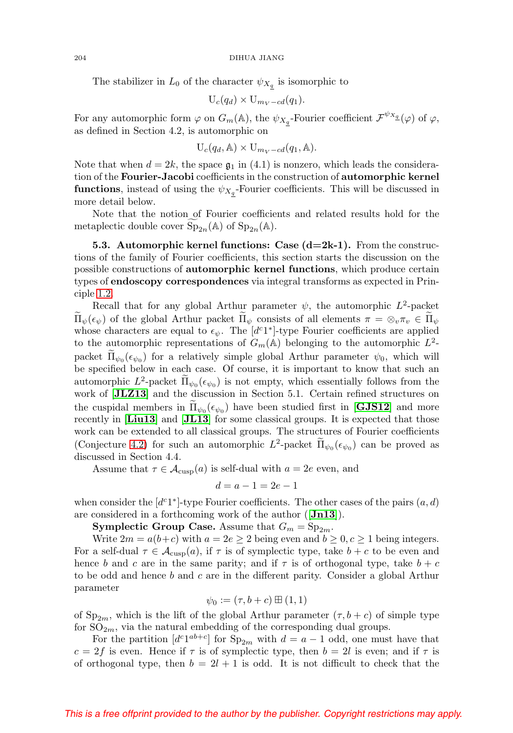The stabilizer in $L_0$ of the character $\psi_{X_{\underline{q}}}$ is isomorphic to

$$\mathrm{U}_c(q_d) \times \mathrm{U}_{m_V - cd}(q_1).$$

For any automorphic form $\varphi$ on $G_m(\mathbb{A})$, the $\psi_{X_{\underline{q}}}$-Fourier coefficient $\mathcal{F}^{\psi_{X_{\underline{q}}}}(\varphi)$ of $\varphi$, as defined in Section 4.2, is automorphic on

$$\mathrm{U}_c(q_d, \mathbb{A}) \times \mathrm{U}_{m_V - cd}(q_1, \mathbb{A}).$$

Note that when $d = 2k$, the space $\mathfrak{g}_1$ in (4.1) is nonzero, which leads the consideration of the **Fourier-Jacobi** coefficients in the construction of **automorphic kernel functions**, instead of using the $\psi_{X_{\underline{q}}}$-Fourier coefficients. This will be discussed in more detail below.

Note that the notion of Fourier coefficients and related results hold for the metaplectic double cover $\widetilde{\mathrm{Sp}}_{2n}(\mathbb{A})$ of $\mathrm{Sp}_{2n}(\mathbb{A})$.

**5.3. Automorphic kernel functions: Case (d=2k-1).** From the constructions of the family of Fourier coefficients, this section starts the discussion on the possible constructions of **automorphic kernel functions**, which produce certain types of **endoscopy correspondences** via integral transforms as expected in Principle 1.2.

Recall that for any global Arthur parameter $\psi$, the automorphic $L^2$-packet $\widetilde{\Pi}_{\psi}(\epsilon_{\psi})$ of the global Arthur packet $\widetilde{\Pi}_{\psi}$ consists of all elements $\pi = \otimes_v \pi_v \in \widetilde{\Pi}_{\psi}$ whose characters are equal to $\epsilon_{\psi}$. The $[d^c1^*]$-type Fourier coefficients are applied to the automorphic representations of $G_m(\mathbb{A})$ belonging to the automorphic $L^2$-packet $\widetilde{\Pi}_{\psi_0}(\epsilon_{\psi_0})$ for a relatively simple global Arthur parameter $\psi_0$, which will be specified below in each case. Of course, it is important to know that such an automorphic $L^2$-packet $\widetilde{\Pi}_{\psi_0}(\epsilon_{\psi_0})$ is not empty, which essentially follows from the work of [**JLZ13**] and the discussion in Section 5.1. Certain refined structures on the cuspidal members in $\widetilde{\Pi}_{\psi_0}(\epsilon_{\psi_0})$ have been studied first in [**GJS12**] and more recently in [**Liu13**] and [**JL13**] for some classical groups. It is expected that those work can be extended to all classical groups. The structures of Fourier coefficients (Conjecture 4.2) for such an automorphic $L^2$-packet $\widetilde{\Pi}_{\psi_0}(\epsilon_{\psi_0})$ can be proved as discussed in Section 4.4.

Assume that $\tau \in \mathcal{A}_{\mathrm{cusp}}(a)$ is self-dual with $a = 2e$ even, and

$$d = a - 1 = 2e - 1$$

when consider the $[d^c1^*]$-type Fourier coefficients. The other cases of the pairs $(a, d)$ are considered in a forthcoming work of the author ([**Jn13**]).

**Symplectic Group Case.** Assume that $G_m = \mathrm{Sp}_{2m}$.

Write $2m = a(b+c)$ with $a = 2e \geq 2$ being even and $b \geq 0, c \geq 1$ being integers. For a self-dual $\tau \in \mathcal{A}_{\mathrm{cusp}}(a)$, if $\tau$ is of symplectic type, take $b + c$ to be even and hence $b$ and $c$ are in the same parity; and if $\tau$ is of orthogonal type, take $b + c$ to be odd and hence $b$ and $c$ are in the different parity. Consider a global Arthur parameter

$$\psi_0 := (\tau, b + c) \boxplus (1, 1)$$

of $\mathrm{Sp}_{2m}$, which is the lift of the global Arthur parameter $(\tau, b + c)$ of simple type for $\mathrm{SO}_{2m}$, via the natural embedding of the corresponding dual groups.

For the partition $[d^c1^{ab+c}]$ for $\mathrm{Sp}_{2m}$ with $d = a - 1$ odd, one must have that $c = 2f$ is even. Hence if $\tau$ is of symplectic type, then $b = 2l$ is even; and if $\tau$ is of orthogonal type, then $b = 2l + 1$ is odd. It is not difficult to check that the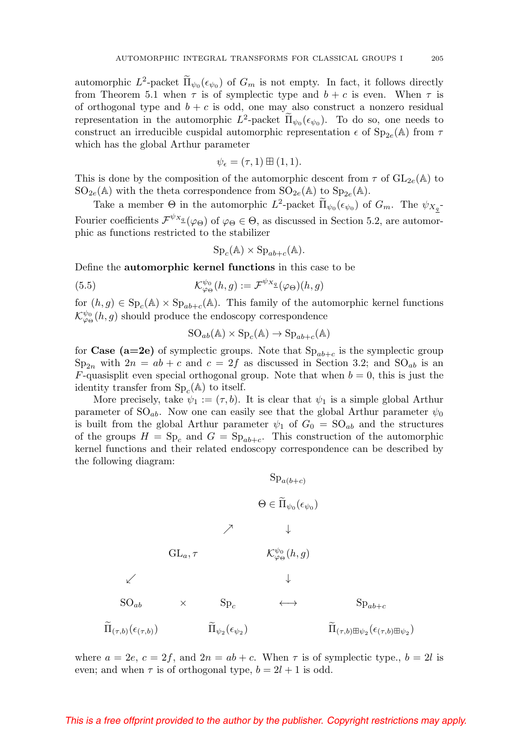automorphic $L^2$-packet $\widetilde{\Pi}_{\psi_0}(\epsilon_{\psi_0})$ of $G_m$ is not empty. In fact, it follows directly from Theorem 5.1 when $\tau$ is of symplectic type and $b+c$ is even. When $\tau$ is of orthogonal type and $b+c$ is odd, one may also construct a nonzero residual representation in the automorphic $L^2$-packet $\widetilde{\Pi}_{\psi_0}(\epsilon_{\psi_0})$. To do so, one needs to construct an irreducible cuspidal automorphic representation $\epsilon$ of $\mathrm{Sp}_{2e}(\mathbb{A})$ from $\tau$ which has the global Arthur parameter

$$\psi_\epsilon = (\tau, 1) \boxplus (1, 1).$$

This is done by the composition of the automorphic descent from $\tau$ of $\mathrm{GL}_{2e}(\mathbb{A})$ to $\mathrm{SO}_{2e}(\mathbb{A})$ with the theta correspondence from $\mathrm{SO}_{2e}(\mathbb{A})$ to $\mathrm{Sp}_{2e}(\mathbb{A})$.

Take a member $\Theta$ in the automorphic $L^2$-packet $\widetilde{\Pi}_{\psi_0}(\epsilon_{\psi_0})$ of $G_m$. The $\psi_{X_{\underline{q}}}$-Fourier coefficients $\mathcal{F}^{\psi_{X_{\underline{q}}}}(\varphi_\Theta)$ of $\varphi_\Theta \in \Theta$, as discussed in Section 5.2, are automorphic as functions restricted to the stabilizer

$$\mathrm{Sp}_c(\mathbb{A}) \times \mathrm{Sp}_{ab+c}(\mathbb{A}).$$

Define the **automorphic kernel functions** in this case to be

$$\mathcal{K}^{\psi_0}_{\varphi_\Theta}(h, g) := \mathcal{F}^{\psi_{X_{\underline{q}}}}(\varphi_\Theta)(h, g) \tag{5.5}$$

for $(h, g) \in \mathrm{Sp}_c(\mathbb{A}) \times \mathrm{Sp}_{ab+c}(\mathbb{A})$. This family of the automorphic kernel functions $\mathcal{K}^{\psi_0}_{\varphi_\Theta}(h, g)$ should produce the endoscopy correspondence

$$\mathrm{SO}_{ab}(\mathbb{A}) \times \mathrm{Sp}_c(\mathbb{A}) \to \mathrm{Sp}_{ab+c}(\mathbb{A})$$

for **Case (a=2e)** of symplectic groups. Note that $\mathrm{Sp}_{ab+c}$ is the symplectic group $\mathrm{Sp}_{2n}$ with $2n = ab + c$ and $c = 2f$ as discussed in Section 3.2; and $\mathrm{SO}_{ab}$ is an $F$-quasisplit even special orthogonal group. Note that when $b = 0$, this is just the identity transfer from $\mathrm{Sp}_c(\mathbb{A})$ to itself.

More precisely, take $\psi_1 := (\tau, b)$. It is clear that $\psi_1$ is a simple global Arthur parameter of $\mathrm{SO}_{ab}$. Now one can easily see that the global Arthur parameter $\psi_0$ is built from the global Arthur parameter $\psi_1$ of $G_0 = \mathrm{SO}_{ab}$ and the structures of the groups $H = \mathrm{Sp}_c$ and $G = \mathrm{Sp}_{ab+c}$. This construction of the automorphic kernel functions and their related endoscopy correspondence can be described by the following diagram:

$$\begin{array}{ccccccc}
 & & & \mathrm{Sp}_{a(b+c)} & & \\
 & & & \Theta \in \widetilde{\Pi}_{\psi_0}(\epsilon_{\psi_0}) & & \\
 & & \nearrow & \downarrow & & \\
 & \mathrm{GL}_a, \tau & & \mathcal{K}^{\psi_0}_{\varphi_\Theta}(h, g) & & \\
 \swarrow & & & \downarrow & & \\
 \mathrm{SO}_{ab} & \times & \mathrm{Sp}_c & \longleftrightarrow & \mathrm{Sp}_{ab+c} \\
 \widetilde{\Pi}_{(\tau,b)}(\epsilon_{(\tau,b)}) & & \widetilde{\Pi}_{\psi_2}(\epsilon_{\psi_2}) & & \widetilde{\Pi}_{(\tau,b)\boxplus\psi_2}(\epsilon_{(\tau,b)\boxplus\psi_2})
\end{array}$$

where $a = 2e$, $c = 2f$, and $2n = ab + c$. When $\tau$ is of symplectic type., $b = 2l$ is even; and when $\tau$ is of orthogonal type, $b = 2l + 1$ is odd.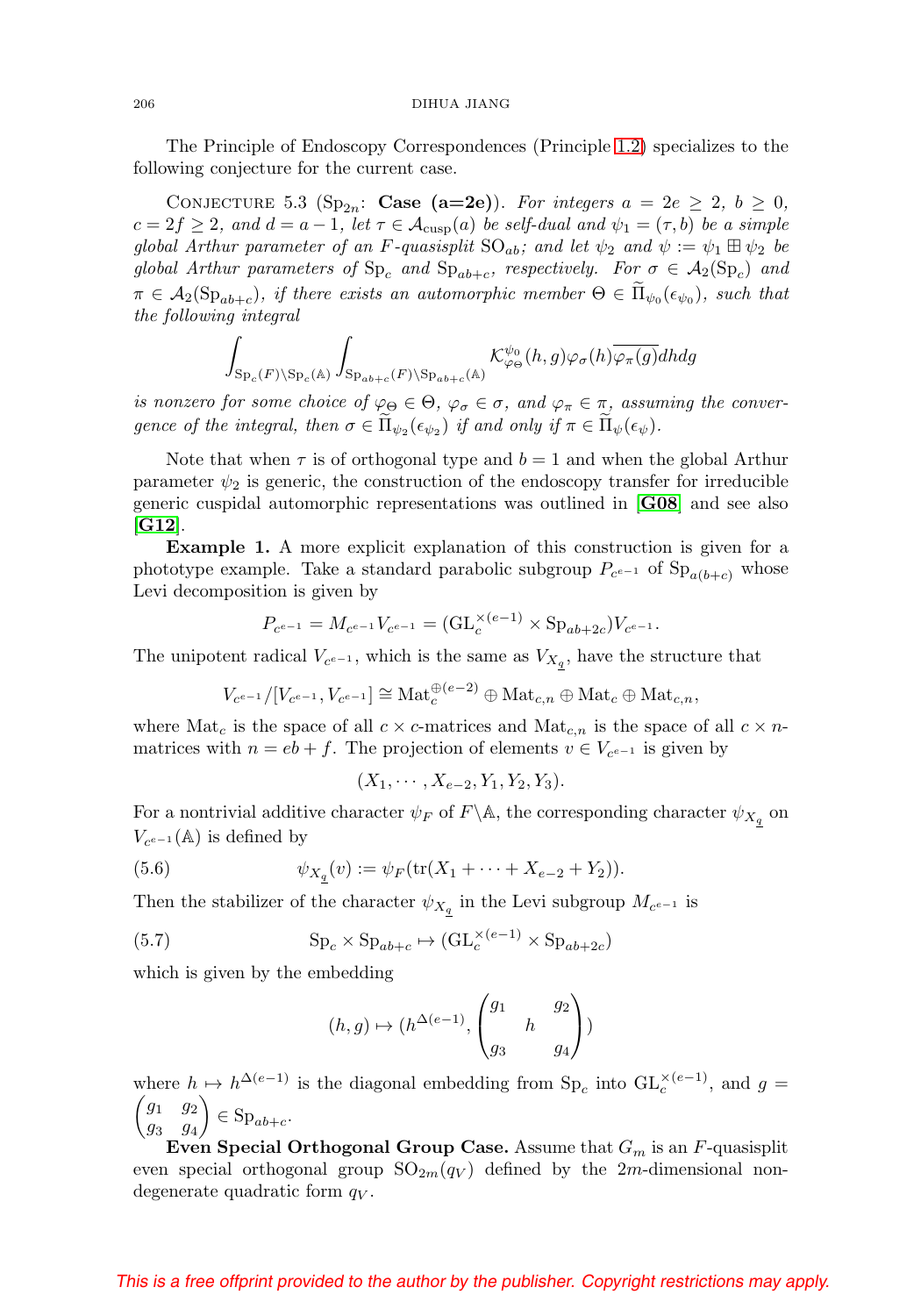The Principle of Endoscopy Correspondences (Principle 1.2) specializes to the following conjecture for the current case.

Conjecture 5.3 ($\mathrm{Sp}_{2n}$: **Case (a=2e)**). *For integers $a = 2e \geq 2$, $b \geq 0$, $c = 2f \geq 2$, and $d = a-1$, let $\tau \in \mathcal{A}_{\mathrm{cusp}}(a)$ be self-dual and $\psi_1 = (\tau, b)$ be a simple global Arthur parameter of an $F$-quasisplit $\mathrm{SO}_{ab}$; and let $\psi_2$ and $\psi := \psi_1 \boxplus \psi_2$ be global Arthur parameters of $\mathrm{Sp}_c$ and $\mathrm{Sp}_{ab+c}$, respectively. For $\sigma \in \mathcal{A}_2(\mathrm{Sp}_c)$ and $\pi \in \mathcal{A}_2(\mathrm{Sp}_{ab+c})$, if there exists an automorphic member $\Theta \in \widetilde{\Pi}_{\psi_0}(\epsilon_{\psi_0})$, such that the following integral*

$$\int_{\mathrm{Sp}_c(F)\backslash \mathrm{Sp}_c(\mathbb{A})} \int_{\mathrm{Sp}_{ab+c}(F)\backslash \mathrm{Sp}_{ab+c}(\mathbb{A})} \mathcal{K}^{\psi_0}_{\varphi_\Theta}(h,g)\varphi_\sigma(h)\overline{\varphi_\pi(g)}dhdg$$

*is nonzero for some choice of $\varphi_\Theta \in \Theta$, $\varphi_\sigma \in \sigma$, and $\varphi_\pi \in \pi$, assuming the convergence of the integral, then $\sigma \in \widetilde{\Pi}_{\psi_2}(\epsilon_{\psi_2})$ if and only if $\pi \in \widetilde{\Pi}_{\psi}(\epsilon_\psi)$.*

Note that when $\tau$ is of orthogonal type and $b = 1$ and when the global Arthur parameter $\psi_2$ is generic, the construction of the endoscopy transfer for irreducible generic cuspidal automorphic representations was outlined in [**G08**] and see also [**G12**].

**Example 1.** A more explicit explanation of this construction is given for a phototype example. Take a standard parabolic subgroup $P_{c^{e-1}}$ of $\mathrm{Sp}_{a(b+c)}$ whose Levi decomposition is given by

$$P_{c^{e-1}} = M_{c^{e-1}}V_{c^{e-1}} = (\mathrm{GL}_c^{\times(e-1)} \times \mathrm{Sp}_{ab+2c})V_{c^{e-1}}.$$

The unipotent radical $V_{c^{e-1}}$, which is the same as $V_{X_{\underline{q}}}$, have the structure that

$$V_{c^{e-1}}/[V_{c^{e-1}}, V_{c^{e-1}}] \cong \mathrm{Mat}_c^{\oplus(e-2)} \oplus \mathrm{Mat}_{c,n} \oplus \mathrm{Mat}_c \oplus \mathrm{Mat}_{c,n},$$

where $\mathrm{Mat}_c$ is the space of all $c \times c$-matrices and $\mathrm{Mat}_{c,n}$ is the space of all $c \times n$-matrices with $n = eb + f$. The projection of elements $v \in V_{c^{e-1}}$ is given by

$$(X_1, \cdots, X_{e-2}, Y_1, Y_2, Y_3).$$

For a nontrivial additive character $\psi_F$ of $F\backslash\mathbb{A}$, the corresponding character $\psi_{X_{\underline{q}}}$ on $V_{c^{e-1}}(\mathbb{A})$ is defined by

$$\psi_{X_{\underline{q}}}(v) := \psi_F(\mathrm{tr}(X_1 + \cdots + X_{e-2} + Y_2)). \tag{5.6}$$

Then the stabilizer of the character $\psi_{X_{\underline{q}}}$ in the Levi subgroup $M_{c^{e-1}}$ is

$$\mathrm{Sp}_c \times \mathrm{Sp}_{ab+c} \mapsto (\mathrm{GL}_c^{\times(e-1)} \times \mathrm{Sp}_{ab+2c}) \tag{5.7}$$

which is given by the embedding

$$(h,g) \mapsto (h^{\Delta(e-1)}, \begin{pmatrix} g_1 & & g_2 \\ & h & \\ g_3 & & g_4 \end{pmatrix})$$

where $h \mapsto h^{\Delta(e-1)}$ is the diagonal embedding from $\mathrm{Sp}_c$ into $\mathrm{GL}_c^{\times(e-1)}$, and $g = \begin{pmatrix} g_1 & g_2 \\ g_3 & g_4 \end{pmatrix} \in \mathrm{Sp}_{ab+c}$.

**Even Special Orthogonal Group Case.** Assume that $G_m$ is an $F$-quasisplit even special orthogonal group $\mathrm{SO}_{2m}(q_V)$ defined by the $2m$-dimensional non-degenerate quadratic form $q_V$.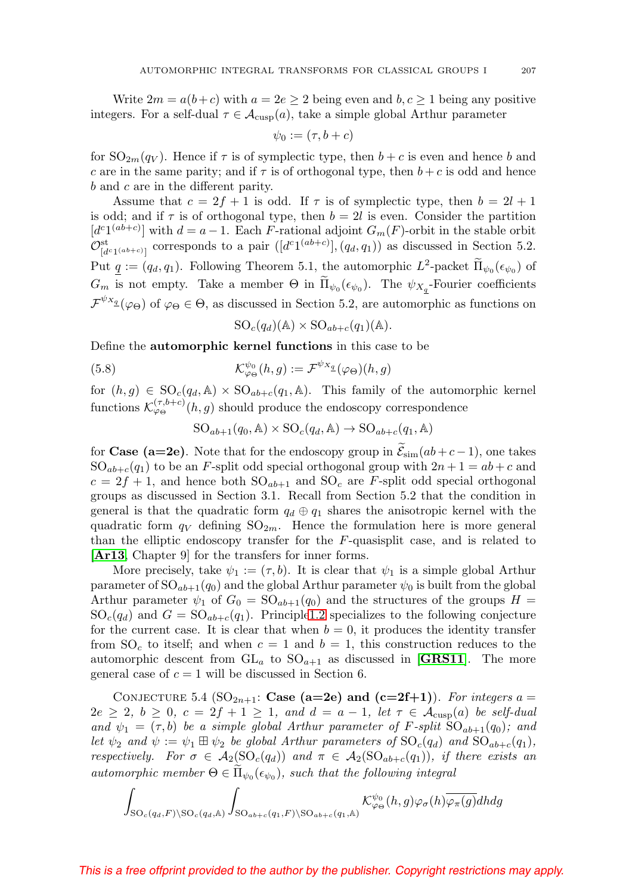Write $2m = a(b+c)$ with $a = 2e \geq 2$ being even and $b, c \geq 1$ being any positive integers. For a self-dual $\tau \in \mathcal{A}_{\mathrm{cusp}}(a)$, take a simple global Arthur parameter

$$\psi_0 := (\tau, b+c)$$

for $\mathrm{SO}_{2m}(q_V)$. Hence if $\tau$ is of symplectic type, then $b+c$ is even and hence $b$ and $c$ are in the same parity; and if $\tau$ is of orthogonal type, then $b+c$ is odd and hence $b$ and $c$ are in the different parity.

Assume that $c = 2f+1$ is odd. If $\tau$ is of symplectic type, then $b = 2l+1$ is odd; and if $\tau$ is of orthogonal type, then $b = 2l$ is even. Consider the partition $[d^c 1^{(ab+c)}]$ with $d = a-1$. Each $F$-rational adjoint $G_m(F)$-orbit in the stable orbit $\mathcal{O}^{\mathrm{st}}_{[d^c 1^{(ab+c)}]}$ corresponds to a pair $([d^c 1^{(ab+c)}], (q_d, q_1))$ as discussed in Section 5.2. Put $\underline{q} := (q_d, q_1)$. Following Theorem 5.1, the automorphic $L^2$-packet $\widetilde{\Pi}_{\psi_0}(\epsilon_{\psi_0})$ of $G_m$ is not empty. Take a member $\Theta$ in $\widetilde{\Pi}_{\psi_0}(\epsilon_{\psi_0})$. The $\psi_{X_{\underline{q}}}$-Fourier coefficients $\mathcal{F}^{\psi_{X_{\underline{q}}}}(\varphi_\Theta)$ of $\varphi_\Theta \in \Theta$, as discussed in Section 5.2, are automorphic as functions on

$$\mathrm{SO}_c(q_d)(\mathbb{A}) \times \mathrm{SO}_{ab+c}(q_1)(\mathbb{A}).$$

Define the **automorphic kernel functions** in this case to be

$$\mathcal{K}^{\psi_0}_{\varphi_\Theta}(h, g) := \mathcal{F}^{\psi_{X_{\underline{q}}}}(\varphi_\Theta)(h, g) \tag{5.8}$$

for $(h, g) \in \mathrm{SO}_c(q_d, \mathbb{A}) \times \mathrm{SO}_{ab+c}(q_1, \mathbb{A})$. This family of the automorphic kernel functions $\mathcal{K}^{(\tau,b+c)}_{\varphi_\Theta}(h, g)$ should produce the endoscopy correspondence

$$\mathrm{SO}_{ab+1}(q_0, \mathbb{A}) \times \mathrm{SO}_c(q_d, \mathbb{A}) \to \mathrm{SO}_{ab+c}(q_1, \mathbb{A})$$

for **Case (a=2e)**. Note that for the endoscopy group in $\widetilde{\mathcal{E}}_{\mathrm{sim}}(ab+c-1)$, one takes $\mathrm{SO}_{ab+c}(q_1)$ to be an $F$-split odd special orthogonal group with $2n+1 = ab+c$ and $c = 2f+1$, and hence both $\mathrm{SO}_{ab+1}$ and $\mathrm{SO}_c$ are $F$-split odd special orthogonal groups as discussed in Section 3.1. Recall from Section 5.2 that the condition in general is that the quadratic form $q_d \oplus q_1$ shares the anisotropic kernel with the quadratic form $q_V$ defining $\mathrm{SO}_{2m}$. Hence the formulation here is more general than the elliptic endoscopy transfer for the $F$-quasisplit case, and is related to [**Ar13**, Chapter 9] for the transfers for inner forms.

More precisely, take $\psi_1 := (\tau, b)$. It is clear that $\psi_1$ is a simple global Arthur parameter of $\mathrm{SO}_{ab+1}(q_0)$ and the global Arthur parameter $\psi_0$ is built from the global Arthur parameter $\psi_1$ of $G_0 = \mathrm{SO}_{ab+1}(q_0)$ and the structures of the groups $H = \mathrm{SO}_c(q_d)$ and $G = \mathrm{SO}_{ab+c}(q_1)$. Principle 1.2 specializes to the following conjecture for the current case. It is clear that when $b = 0$, it produces the identity transfer from $\mathrm{SO}_c$ to itself; and when $c = 1$ and $b = 1$, this construction reduces to the automorphic descent from $\mathrm{GL}_a$ to $\mathrm{SO}_{a+1}$ as discussed in [**GRS11**]. The more general case of $c = 1$ will be discussed in Section 6.

Conjecture 5.4 ($\mathrm{SO}_{2n+1}$: **Case (a=2e) and (c=2f+1)**). *For integers $a = 2e \geq 2$, $b \geq 0$, $c = 2f+1 \geq 1$, and $d = a-1$, let $\tau \in \mathcal{A}_{\mathrm{cusp}}(a)$ be self-dual and $\psi_1 = (\tau, b)$ be a simple global Arthur parameter of $F$-split $\mathrm{SO}_{ab+1}(q_0)$; and let $\psi_2$ and $\psi := \psi_1 \boxplus \psi_2$ be global Arthur parameters of $\mathrm{SO}_c(q_d)$ and $\mathrm{SO}_{ab+c}(q_1)$, respectively. For $\sigma \in \mathcal{A}_2(\mathrm{SO}_c(q_d))$ and $\pi \in \mathcal{A}_2(\mathrm{SO}_{ab+c}(q_1))$, if there exists an automorphic member $\Theta \in \widetilde{\Pi}_{\psi_0}(\epsilon_{\psi_0})$, such that the following integral*

$$\int_{\mathrm{SO}_c(q_d,F)\backslash \mathrm{SO}_c(q_d,\mathbb{A})} \int_{\mathrm{SO}_{ab+c}(q_1,F)\backslash \mathrm{SO}_{ab+c}(q_1,\mathbb{A})} \mathcal{K}^{\psi_0}_{\varphi_\Theta}(h, g) \varphi_\sigma(h) \overline{\varphi_\pi(g)} dh dg$$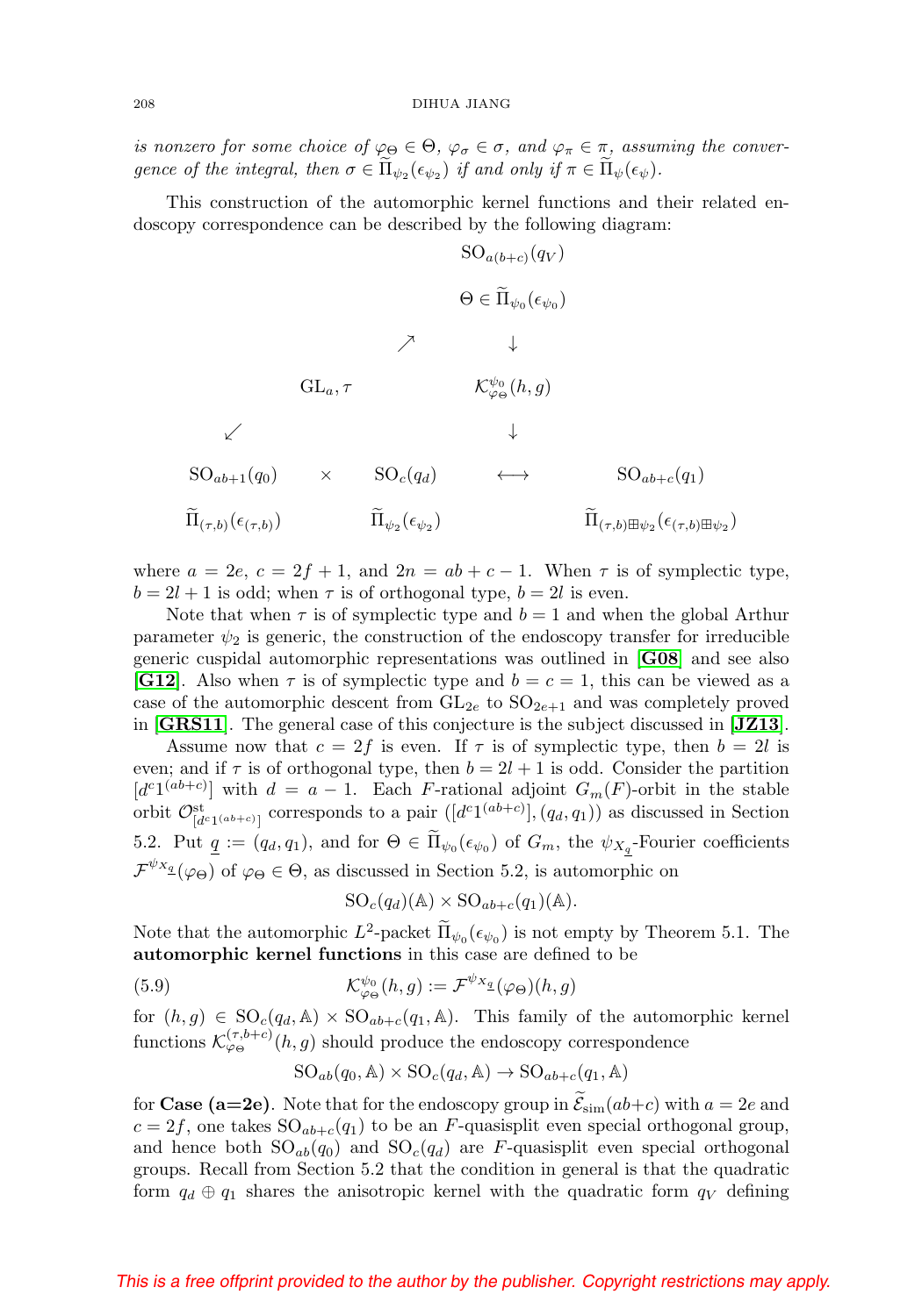*is nonzero for some choice of $\varphi_\Theta \in \Theta$, $\varphi_\sigma \in \sigma$, and $\varphi_\pi \in \pi$, assuming the convergence of the integral, then $\sigma \in \widetilde{\Pi}_{\psi_2}(\epsilon_{\psi_2})$ if and only if $\pi \in \widetilde{\Pi}_\psi(\epsilon_\psi)$.*

This construction of the automorphic kernel functions and their related endoscopy correspondence can be described by the following diagram:

$$
\begin{array}{ccccccc}
 & & & & \mathrm{SO}_{a(b+c)}(q_V) & & \\
 & & & & \Theta \in \widetilde{\Pi}_{\psi_0}(\epsilon_{\psi_0}) & & \\
 & & & \nearrow & \downarrow & & \\
 & & \mathrm{GL}_a, \tau & & \mathcal{K}^{\psi_0}_{\varphi_\Theta}(h,g) & & \\
 & \swarrow & & & \downarrow & & \\
\mathrm{SO}_{ab+1}(q_0) & \times & \mathrm{SO}_c(q_d) & & \longleftrightarrow & & \mathrm{SO}_{ab+c}(q_1) \\
\widetilde{\Pi}_{(\tau,b)}(\epsilon_{(\tau,b)}) & & \widetilde{\Pi}_{\psi_2}(\epsilon_{\psi_2}) & & & & \widetilde{\Pi}_{(\tau,b)\boxplus\psi_2}(\epsilon_{(\tau,b)\boxplus\psi_2})
\end{array}
$$

where $a = 2e$, $c = 2f + 1$, and $2n = ab + c - 1$. When $\tau$ is of symplectic type, $b = 2l + 1$ is odd; when $\tau$ is of orthogonal type, $b = 2l$ is even.

Note that when $\tau$ is of symplectic type and $b = 1$ and when the global Arthur parameter $\psi_2$ is generic, the construction of the endoscopy transfer for irreducible generic cuspidal automorphic representations was outlined in [**G08**] and see also [**G12**]. Also when $\tau$ is of symplectic type and $b = c = 1$, this can be viewed as a case of the automorphic descent from $\mathrm{GL}_{2e}$ to $\mathrm{SO}_{2e+1}$ and was completely proved in [**GRS11**]. The general case of this conjecture is the subject discussed in [**JZ13**].

Assume now that $c = 2f$ is even. If $\tau$ is of symplectic type, then $b = 2l$ is even; and if $\tau$ is of orthogonal type, then $b = 2l + 1$ is odd. Consider the partition $[d^c 1^{(ab+c)}]$ with $d = a - 1$. Each $F$-rational adjoint $G_m(F)$-orbit in the stable orbit $\mathcal{O}^{\mathrm{st}}_{[d^c 1^{(ab+c)}]}$ corresponds to a pair $([d^c 1^{(ab+c)}], (q_d, q_1))$ as discussed in Section 5.2. Put $\underline{q} := (q_d, q_1)$, and for $\Theta \in \widetilde{\Pi}_{\psi_0}(\epsilon_{\psi_0})$ of $G_m$, the $\psi_{X_{\underline{q}}}$-Fourier coefficients $\mathcal{F}^{\psi_{X_{\underline{q}}}}(\varphi_\Theta)$ of $\varphi_\Theta \in \Theta$, as discussed in Section 5.2, is automorphic on

$$\mathrm{SO}_c(q_d)(\mathbb{A}) \times \mathrm{SO}_{ab+c}(q_1)(\mathbb{A}).$$

Note that the automorphic $L^2$-packet $\widetilde{\Pi}_{\psi_0}(\epsilon_{\psi_0})$ is not empty by Theorem 5.1. The **automorphic kernel functions** in this case are defined to be

$$\mathcal{K}^{\psi_0}_{\varphi_\Theta}(h,g) := \mathcal{F}^{\psi_{X_{\underline{q}}}}(\varphi_\Theta)(h,g) \tag{5.9}$$

for $(h,g) \in \mathrm{SO}_c(q_d, \mathbb{A}) \times \mathrm{SO}_{ab+c}(q_1, \mathbb{A})$. This family of the automorphic kernel functions $\mathcal{K}^{(\tau,b+c)}_{\varphi_\Theta}(h,g)$ should produce the endoscopy correspondence

$$\mathrm{SO}_{ab}(q_0, \mathbb{A}) \times \mathrm{SO}_c(q_d, \mathbb{A}) \to \mathrm{SO}_{ab+c}(q_1, \mathbb{A})$$

for **Case (a=2e)**. Note that for the endoscopy group in $\widetilde{\mathcal{E}}_{\mathrm{sim}}(ab+c)$ with $a = 2e$ and $c = 2f$, one takes $\mathrm{SO}_{ab+c}(q_1)$ to be an $F$-quasisplit even special orthogonal group, and hence both $\mathrm{SO}_{ab}(q_0)$ and $\mathrm{SO}_c(q_d)$ are $F$-quasisplit even special orthogonal groups. Recall from Section 5.2 that the condition in general is that the quadratic form $q_d \oplus q_1$ shares the anisotropic kernel with the quadratic form $q_V$ defining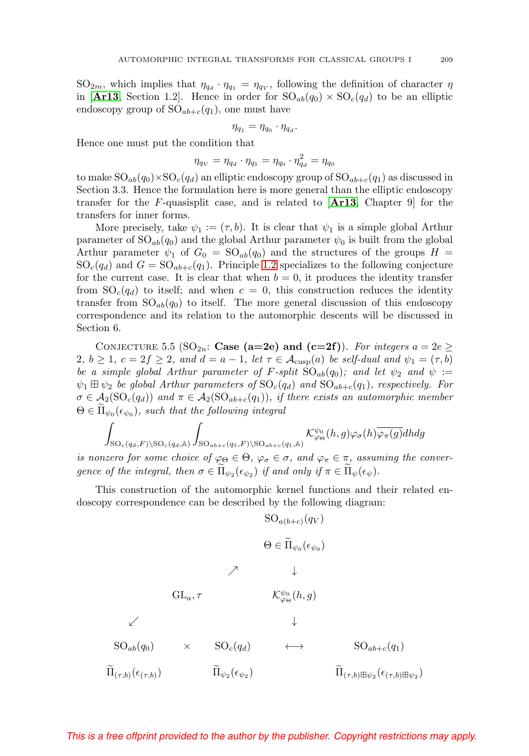$\mathrm{SO}_{2m}$, which implies that $\eta_{q_d} \cdot \eta_{q_1} = \eta_{q_V}$, following the definition of character $\eta$ in [**Ar13**, Section 1.2]. Hence in order for $\mathrm{SO}_{ab}(q_0) \times \mathrm{SO}_c(q_d)$ to be an elliptic endoscopy group of $\mathrm{SO}_{ab+c}(q_1)$, one must have

$$\eta_{q_1} = \eta_{q_0} \cdot \eta_{q_d}.$$

Hence one must put the condition that

$$\eta_{q_V} = \eta_{q_d} \cdot \eta_{q_1} = \eta_{q_0} \cdot \eta_{q_d}^2 = \eta_{q_0}$$

to make $\mathrm{SO}_{ab}(q_0) \times \mathrm{SO}_c(q_d)$ an elliptic endoscopy group of $\mathrm{SO}_{ab+c}(q_1)$ as discussed in Section 3.3. Hence the formulation here is more general than the elliptic endoscopy transfer for the $F$-quasisplit case, and is related to [**Ar13**, Chapter 9] for the transfers for inner forms.

More precisely, take $\psi_1 := (\tau, b)$. It is clear that $\psi_1$ is a simple global Arthur parameter of $\mathrm{SO}_{ab}(q_0)$ and the global Arthur parameter $\psi_0$ is built from the global Arthur parameter $\psi_1$ of $G_0 = \mathrm{SO}_{ab}(q_0)$ and the structures of the groups $H = \mathrm{SO}_c(q_d)$ and $G = \mathrm{SO}_{ab+c}(q_1)$. Principle 1.2 specializes to the following conjecture for the current case. It is clear that when $b = 0$, it produces the identity transfer from $\mathrm{SO}_c(q_d)$ to itself; and when $c = 0$, this construction reduces the identity transfer from $\mathrm{SO}_{ab}(q_0)$ to itself. The more general discussion of this endoscopy correspondence and its relation to the automorphic descents will be discussed in Section 6.

Conjecture 5.5 ($\mathrm{SO}_{2n}$: **Case (a=2e) and (c=2f)**). *For integers $a = 2e \geq 2$, $b \geq 1$, $c = 2f \geq 2$, and $d = a - 1$, let $\tau \in \mathcal{A}_{\mathrm{cusp}}(a)$ be self-dual and $\psi_1 = (\tau, b)$ be a simple global Arthur parameter of $F$-split $\mathrm{SO}_{ab}(q_0)$; and let $\psi_2$ and $\psi := \psi_1 \boxplus \psi_2$ be global Arthur parameters of $\mathrm{SO}_c(q_d)$ and $\mathrm{SO}_{ab+c}(q_1)$, respectively. For $\sigma \in \mathcal{A}_2(\mathrm{SO}_c(q_d))$ and $\pi \in \mathcal{A}_2(\mathrm{SO}_{ab+c}(q_1))$, if there exists an automorphic member $\Theta \in \widetilde{\Pi}_{\psi_0}(\epsilon_{\psi_0})$, such that the following integral*

$$\int_{\mathrm{SO}_c(q_d,F)\backslash \mathrm{SO}_c(q_d,\mathbb{A})} \int_{\mathrm{SO}_{ab+c}(q_1,F)\backslash \mathrm{SO}_{ab+c}(q_1,\mathbb{A})} \mathcal{K}^{\psi_0}_{\varphi_\Theta}(h,g)\varphi_\sigma(h)\overline{\varphi_\pi(g)}dhdg$$

*is nonzero for some choice of $\varphi_\Theta \in \Theta$, $\varphi_\sigma \in \sigma$, and $\varphi_\pi \in \pi$, assuming the convergence of the integral, then $\sigma \in \widetilde{\Pi}_{\psi_2}(\epsilon_{\psi_2})$ if and only if $\pi \in \widetilde{\Pi}_{\psi}(\epsilon_{\psi})$.*

This construction of the automorphic kernel functions and their related endoscopy correspondence can be described by the following diagram:

$$\begin{array}{ccccccc}
 & & & & \mathrm{SO}_{a(b+c)}(q_V) & & \\
 & & & & \Theta \in \widetilde{\Pi}_{\psi_0}(\epsilon_{\psi_0}) & & \\
 & & & \nearrow & \downarrow & & \\
 & \mathrm{GL}_a, \tau & & & \mathcal{K}^{\psi_0}_{\varphi_\Theta}(h,g) & & \\
 \swarrow & & & & \downarrow & & \\
 \mathrm{SO}_{ab}(q_0) & \times & \mathrm{SO}_c(q_d) & \longleftrightarrow & & & \mathrm{SO}_{ab+c}(q_1) \\
 \widetilde{\Pi}_{(\tau,b)}(\epsilon_{(\tau,b)}) & & \widetilde{\Pi}_{\psi_2}(\epsilon_{\psi_2}) & & & & \widetilde{\Pi}_{(\tau,b)\boxplus\psi_2}(\epsilon_{(\tau,b)\boxplus\psi_2})
\end{array}$$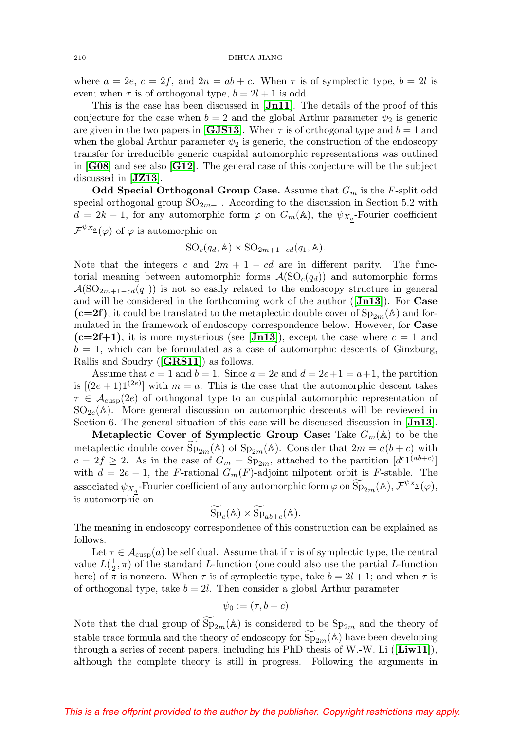where $a = 2e$, $c = 2f$, and $2n = ab + c$. When $\tau$ is of symplectic type, $b = 2l$ is even; when $\tau$ is of orthogonal type, $b = 2l + 1$ is odd.

This is the case has been discussed in [**Jn11**]. The details of the proof of this conjecture for the case when $b = 2$ and the global Arthur parameter $\psi_2$ is generic are given in the two papers in [**GJS13**]. When $\tau$ is of orthogonal type and $b = 1$ and when the global Arthur parameter $\psi_2$ is generic, the construction of the endoscopy transfer for irreducible generic cuspidal automorphic representations was outlined in [**G08**] and see also [**G12**]. The general case of this conjecture will be the subject discussed in [**JZ13**].

**Odd Special Orthogonal Group Case.** Assume that $G_m$ is the $F$-split odd special orthogonal group $\mathrm{SO}_{2m+1}$. According to the discussion in Section 5.2 with $d = 2k - 1$, for any automorphic form $\varphi$ on $G_m(\mathbb{A})$, the $\psi_{X_{\underline{q}}}$-Fourier coefficient $\mathcal{F}^{\psi_{X_{\underline{q}}}}(\varphi)$ of $\varphi$ is automorphic on

$$\mathrm{SO}_c(q_d, \mathbb{A}) \times \mathrm{SO}_{2m+1-cd}(q_1, \mathbb{A}).$$

Note that the integers $c$ and $2m + 1 - cd$ are in different parity. The functorial meaning between automorphic forms $\mathcal{A}(\mathrm{SO}_c(q_d))$ and automorphic forms $\mathcal{A}(\mathrm{SO}_{2m+1-cd}(q_1))$ is not so easily related to the endoscopy structure in general and will be considered in the forthcoming work of the author ([**Jn13**]). For **Case (c=2f)**, it could be translated to the metaplectic double cover of $\mathrm{Sp}_{2m}(\mathbb{A})$ and formulated in the framework of endoscopy correspondence below. However, for **Case (c=2f+1)**, it is more mysterious (see [**Jn13**]), except the case where $c = 1$ and $b = 1$, which can be formulated as a case of automorphic descents of Ginzburg, Rallis and Soudry ([**GRS11**]) as follows.

Assume that $c = 1$ and $b = 1$. Since $a = 2e$ and $d = 2e+1 = a+1$, the partition is $[(2e+1)1^{(2e)}]$ with $m = a$. This is the case that the automorphic descent takes $\tau \in \mathcal{A}_{\mathrm{cusp}}(2e)$ of orthogonal type to an cuspidal automorphic representation of $\mathrm{SO}_{2e}(\mathbb{A})$. More general discussion on automorphic descents will be reviewed in Section 6. The general situation of this case will be discussed discussion in [**Jn13**].

**Metaplectic Cover of Symplectic Group Case:** Take $G_m(\mathbb{A})$ to be the metaplectic double cover $\widetilde{\mathrm{Sp}}_{2m}(\mathbb{A})$ of $\mathrm{Sp}_{2m}(\mathbb{A})$. Consider that $2m = a(b + c)$ with $c = 2f \geq 2$. As in the case of $G_m = \mathrm{Sp}_{2m}$, attached to the partition $[d^c 1^{(ab+c)}]$ with $d = 2e - 1$, the $F$-rational $G_m(F)$-adjoint nilpotent orbit is $F$-stable. The associated $\psi_{X_{\underline{q}}}$-Fourier coefficient of any automorphic form $\varphi$ on $\widetilde{\mathrm{Sp}}_{2m}(\mathbb{A})$, $\mathcal{F}^{\psi_{X_{\underline{q}}}}(\varphi)$, is automorphic on

$$\widetilde{\mathrm{Sp}}_c(\mathbb{A}) \times \widetilde{\mathrm{Sp}}_{ab+c}(\mathbb{A}).$$

The meaning in endoscopy correspondence of this construction can be explained as follows.

Let $\tau \in \mathcal{A}_{\mathrm{cusp}}(a)$ be self dual. Assume that if $\tau$ is of symplectic type, the central value $L(\frac{1}{2}, \pi)$ of the standard $L$-function (one could also use the partial $L$-function here) of $\pi$ is nonzero. When $\tau$ is of symplectic type, take $b = 2l + 1$; and when $\tau$ is of orthogonal type, take $b = 2l$. Then consider a global Arthur parameter

$$\psi_0 := (\tau, b + c)$$

Note that the dual group of $\widetilde{\mathrm{Sp}}_{2m}(\mathbb{A})$ is considered to be $\mathrm{Sp}_{2m}$ and the theory of stable trace formula and the theory of endoscopy for $\widetilde{\mathrm{Sp}}_{2m}(\mathbb{A})$ have been developing through a series of recent papers, including his PhD thesis of W.-W. Li ([**Liw11**]), although the complete theory is still in progress. Following the arguments in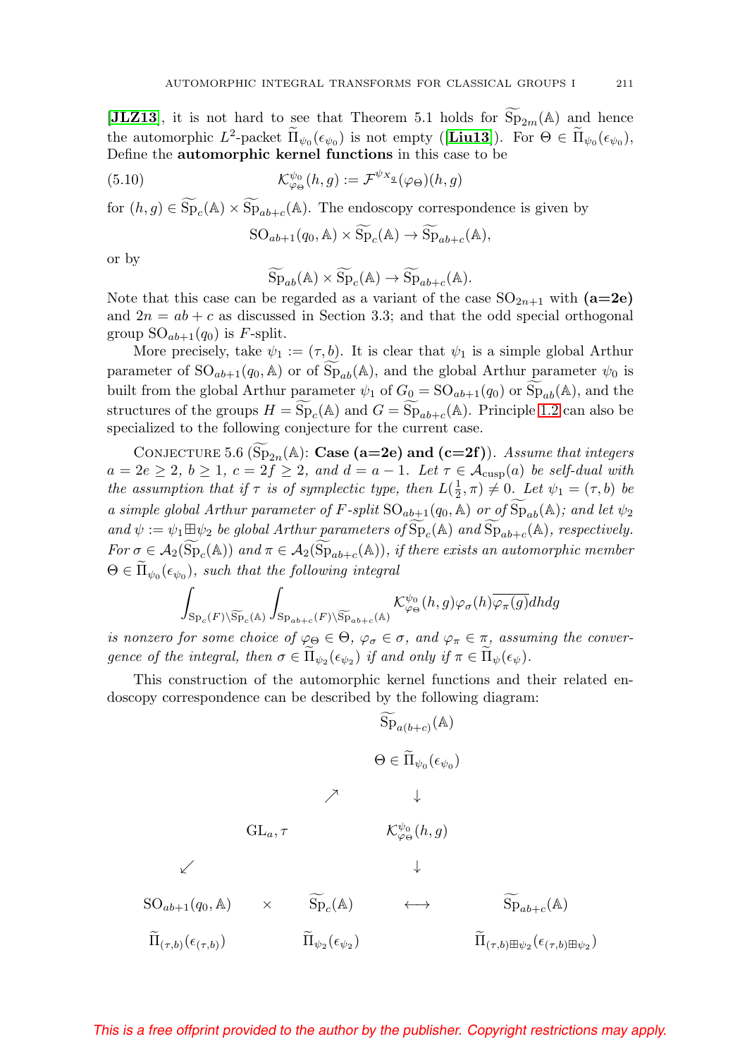[**JLZ13**], it is not hard to see that Theorem 5.1 holds for $\widetilde{\mathrm{Sp}}_{2m}(\mathbb{A})$ and hence the automorphic $L^2$-packet $\widetilde{\Pi}_{\psi_0}(\epsilon_{\psi_0})$ is not empty ([**Liu13**]). For $\Theta \in \widetilde{\Pi}_{\psi_0}(\epsilon_{\psi_0})$, Define the **automorphic kernel functions** in this case to be

$$\mathcal{K}^{\psi_0}_{\varphi_\Theta}(h,g) := \mathcal{F}^{\psi_{X_{\underline{q}}}}(\varphi_\Theta)(h,g) \tag{5.10}$$

for $(h,g) \in \widetilde{\mathrm{Sp}}_c(\mathbb{A}) \times \widetilde{\mathrm{Sp}}_{ab+c}(\mathbb{A})$. The endoscopy correspondence is given by

$$\mathrm{SO}_{ab+1}(q_0,\mathbb{A}) \times \widetilde{\mathrm{Sp}}_c(\mathbb{A}) \to \widetilde{\mathrm{Sp}}_{ab+c}(\mathbb{A}),$$

or by

$$\widetilde{\mathrm{Sp}}_{ab}(\mathbb{A}) \times \widetilde{\mathrm{Sp}}_c(\mathbb{A}) \to \widetilde{\mathrm{Sp}}_{ab+c}(\mathbb{A}).$$

Note that this case can be regarded as a variant of the case $\mathrm{SO}_{2n+1}$ with **(a=2e)** and $2n = ab + c$ as discussed in Section 3.3; and that the odd special orthogonal group $\mathrm{SO}_{ab+1}(q_0)$ is $F$-split.

More precisely, take $\psi_1 := (\tau, b)$. It is clear that $\psi_1$ is a simple global Arthur parameter of $\mathrm{SO}_{ab+1}(q_0,\mathbb{A})$ or of $\widetilde{\mathrm{Sp}}_{ab}(\mathbb{A})$, and the global Arthur parameter $\psi_0$ is built from the global Arthur parameter $\psi_1$ of $G_0 = \mathrm{SO}_{ab+1}(q_0)$ or $\widetilde{\mathrm{Sp}}_{ab}(\mathbb{A})$, and the structures of the groups $H = \widetilde{\mathrm{Sp}}_c(\mathbb{A})$ and $G = \widetilde{\mathrm{Sp}}_{ab+c}(\mathbb{A})$. Principle 1.2 can also be specialized to the following conjecture for the current case.

Conjecture 5.6 ($\widetilde{\mathrm{Sp}}_{2n}(\mathbb{A})$: **Case (a=2e) and (c=2f)**). *Assume that integers $a = 2e \geq 2$, $b \geq 1$, $c = 2f \geq 2$, and $d = a - 1$. Let $\tau \in \mathcal{A}_{\mathrm{cusp}}(a)$ be self-dual with the assumption that if $\tau$ is of symplectic type, then $L(\frac{1}{2}, \pi) \neq 0$. Let $\psi_1 = (\tau, b)$ be a simple global Arthur parameter of $F$-split $\mathrm{SO}_{ab+1}(q_0,\mathbb{A})$ or of $\widetilde{\mathrm{Sp}}_{ab}(\mathbb{A})$; and let $\psi_2$ and $\psi := \psi_1 \boxplus \psi_2$ be global Arthur parameters of $\widetilde{\mathrm{Sp}}_c(\mathbb{A})$ and $\widetilde{\mathrm{Sp}}_{ab+c}(\mathbb{A})$, respectively. For $\sigma \in \mathcal{A}_2(\widetilde{\mathrm{Sp}}_c(\mathbb{A}))$ and $\pi \in \mathcal{A}_2(\widetilde{\mathrm{Sp}}_{ab+c}(\mathbb{A}))$, if there exists an automorphic member $\Theta \in \widetilde{\Pi}_{\psi_0}(\epsilon_{\psi_0})$, such that the following integral*

$$\int_{\mathrm{Sp}_c(F)\backslash\widetilde{\mathrm{Sp}}_c(\mathbb{A})} \int_{\mathrm{Sp}_{ab+c}(F)\backslash\widetilde{\mathrm{Sp}}_{ab+c}(\mathbb{A})} \mathcal{K}^{\psi_0}_{\varphi_\Theta}(h,g)\varphi_\sigma(h)\overline{\varphi_\pi(g)}dhdg$$

*is nonzero for some choice of $\varphi_\Theta \in \Theta$, $\varphi_\sigma \in \sigma$, and $\varphi_\pi \in \pi$, assuming the convergence of the integral, then $\sigma \in \widetilde{\Pi}_{\psi_2}(\epsilon_{\psi_2})$ if and only if $\pi \in \widetilde{\Pi}_\psi(\epsilon_\psi)$.*

This construction of the automorphic kernel functions and their related endoscopy correspondence can be described by the following diagram:

$$\begin{array}{ccccccc}
 & & & & \widetilde{\mathrm{Sp}}_{a(b+c)}(\mathbb{A}) & & \\
 & & & & \Theta \in \widetilde{\Pi}_{\psi_0}(\epsilon_{\psi_0}) & & \\
 & & & \nearrow & \downarrow & & \\
 & \mathrm{GL}_a, \tau & & & \mathcal{K}^{\psi_0}_{\varphi_\Theta}(h,g) & & \\
\swarrow & & & & \downarrow & & \\
\mathrm{SO}_{ab+1}(q_0,\mathbb{A}) & \times & \widetilde{\mathrm{Sp}}_c(\mathbb{A}) & & \longleftrightarrow & & \widetilde{\mathrm{Sp}}_{ab+c}(\mathbb{A}) \\
\widetilde{\Pi}_{(\tau,b)}(\epsilon_{(\tau,b)}) & & \widetilde{\Pi}_{\psi_2}(\epsilon_{\psi_2}) & & & & \widetilde{\Pi}_{(\tau,b)\boxplus\psi_2}(\epsilon_{(\tau,b)\boxplus\psi_2})
\end{array}$$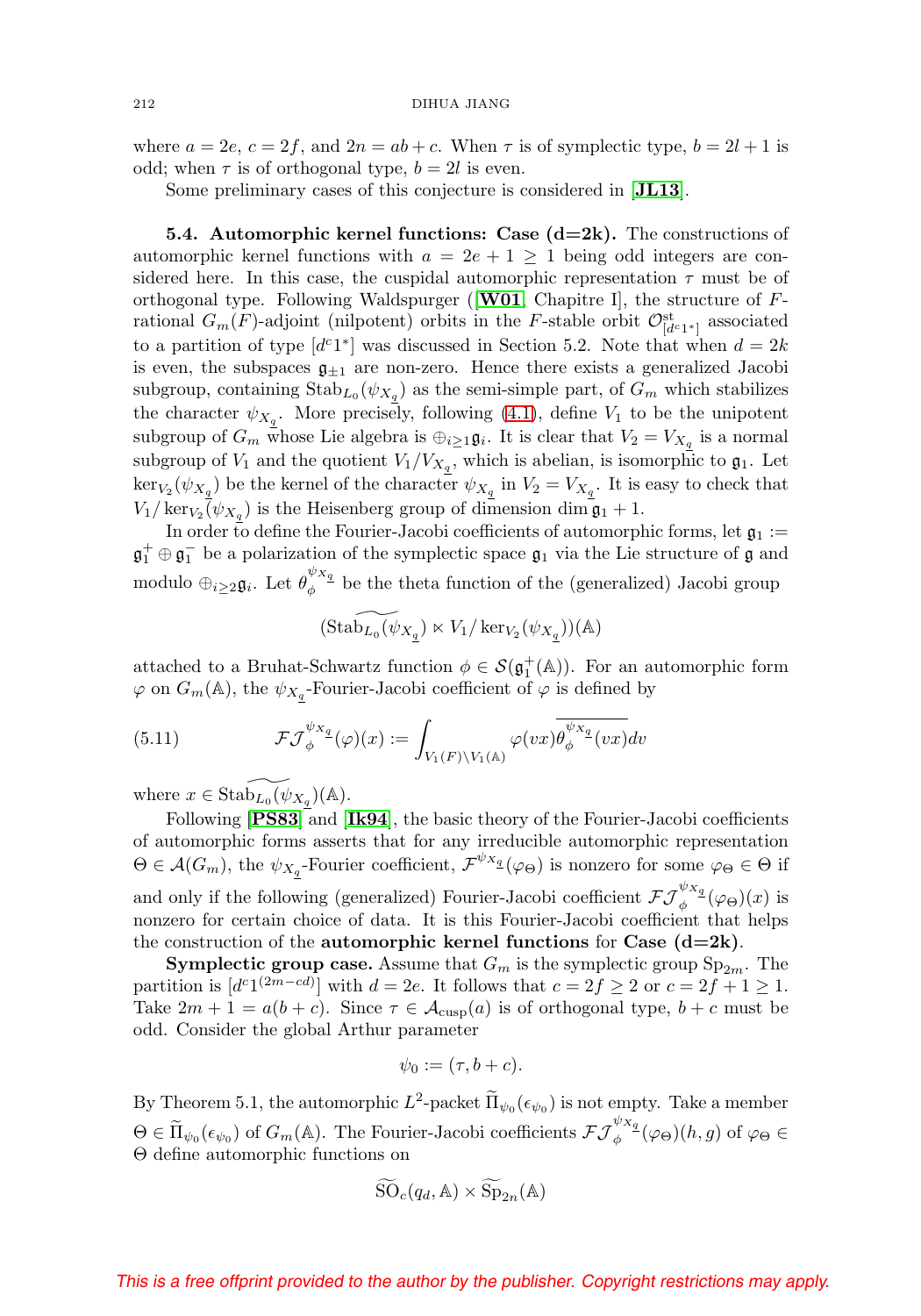where $a = 2e$, $c = 2f$, and $2n = ab + c$. When $\tau$ is of symplectic type, $b = 2l + 1$ is odd; when $\tau$ is of orthogonal type, $b = 2l$ is even.

Some preliminary cases of this conjecture is considered in [**JL13**].

**5.4. Automorphic kernel functions: Case (d=2k).** The constructions of automorphic kernel functions with $a = 2e + 1 \geq 1$ being odd integers are considered here. In this case, the cuspidal automorphic representation $\tau$ must be of orthogonal type. Following Waldspurger ([**W01**, Chapitre I], the structure of $F$-rational $G_m(F)$-adjoint (nilpotent) orbits in the $F$-stable orbit $\mathcal{O}^{\mathrm{st}}_{[d^c1^*]}$ associated to a partition of type $[d^c1^*]$ was discussed in Section 5.2. Note that when $d = 2k$ is even, the subspaces $\mathfrak{g}_{\pm 1}$ are non-zero. Hence there exists a generalized Jacobi subgroup, containing $\mathrm{Stab}_{L_0}(\psi_{X_{\underline{q}}})$ as the semi-simple part, of $G_m$ which stabilizes the character $\psi_{X_{\underline{q}}}$. More precisely, following (4.1), define $V_1$ to be the unipotent subgroup of $G_m$ whose Lie algebra is $\oplus_{i\geq 1}\mathfrak{g}_i$. It is clear that $V_2 = V_{X_{\underline{q}}}$ is a normal subgroup of $V_1$ and the quotient $V_1/V_{X_{\underline{q}}}$, which is abelian, is isomorphic to $\mathfrak{g}_1$. Let $\ker_{V_2}(\psi_{X_{\underline{q}}})$ be the kernel of the character $\psi_{X_{\underline{q}}}$ in $V_2 = V_{X_{\underline{q}}}$. It is easy to check that $V_1/\ker_{V_2}(\psi_{X_{\underline{q}}})$ is the Heisenberg group of dimension $\dim \mathfrak{g}_1 + 1$.

In order to define the Fourier-Jacobi coefficients of automorphic forms, let $\mathfrak{g}_1 := \mathfrak{g}_1^+ \oplus \mathfrak{g}_1^-$ be a polarization of the symplectic space $\mathfrak{g}_1$ via the Lie structure of $\mathfrak{g}$ and modulo $\oplus_{i\geq 2}\mathfrak{g}_i$. Let $\theta_\phi^{\psi_{X_{\underline{q}}}}$ be the theta function of the (generalized) Jacobi group

$$(\widetilde{\mathrm{Stab}_{L_0}(\psi_{X_{\underline{q}}})} \ltimes V_1/\ker_{V_2}(\psi_{X_{\underline{q}}}))(\mathbb{A})$$

attached to a Bruhat-Schwartz function $\phi \in \mathcal{S}(\mathfrak{g}_1^+(\mathbb{A}))$. For an automorphic form $\varphi$ on $G_m(\mathbb{A})$, the $\psi_{X_{\underline{q}}}$-Fourier-Jacobi coefficient of $\varphi$ is defined by

$$\mathcal{FJ}_\phi^{\psi_{X_{\underline{q}}}}(\varphi)(x) := \int_{V_1(F)\backslash V_1(\mathbb{A})} \varphi(vx)\overline{\theta_\phi^{\psi_{X_{\underline{q}}}}(vx)}dv \tag{5.11}$$

where $x \in \widetilde{\mathrm{Stab}_{L_0}(\psi_{X_{\underline{q}}})}(\mathbb{A})$.

Following [**PS83**] and [**Ik94**], the basic theory of the Fourier-Jacobi coefficients of automorphic forms asserts that for any irreducible automorphic representation $\Theta \in \mathcal{A}(G_m)$, the $\psi_{X_{\underline{q}}}$-Fourier coefficient, $\mathcal{F}^{\psi_{X_{\underline{q}}}}(\varphi_\Theta)$ is nonzero for some $\varphi_\Theta \in \Theta$ if and only if the following (generalized) Fourier-Jacobi coefficient $\mathcal{FJ}_\phi^{\psi_{X_{\underline{q}}}}(\varphi_\Theta)(x)$ is nonzero for certain choice of data. It is this Fourier-Jacobi coefficient that helps the construction of the **automorphic kernel functions** for **Case (d=2k)**.

**Symplectic group case.** Assume that $G_m$ is the symplectic group $\mathrm{Sp}_{2m}$. The partition is $[d^c1^{(2m-cd)}]$ with $d = 2e$. It follows that $c = 2f \geq 2$ or $c = 2f + 1 \geq 1$. Take $2m + 1 = a(b + c)$. Since $\tau \in \mathcal{A}_{\mathrm{cusp}}(a)$ is of orthogonal type, $b + c$ must be odd. Consider the global Arthur parameter

$$\psi_0 := (\tau, b + c).$$

By Theorem 5.1, the automorphic $L^2$-packet $\widetilde{\Pi}_{\psi_0}(\epsilon_{\psi_0})$ is not empty. Take a member $\Theta \in \widetilde{\Pi}_{\psi_0}(\epsilon_{\psi_0})$ of $G_m(\mathbb{A})$. The Fourier-Jacobi coefficients $\mathcal{FJ}_\phi^{\psi_{X_{\underline{q}}}}(\varphi_\Theta)(h, g)$ of $\varphi_\Theta \in \Theta$ define automorphic functions on

$$\widetilde{\mathrm{SO}}_c(q_d, \mathbb{A}) \times \widetilde{\mathrm{Sp}}_{2n}(\mathbb{A})$$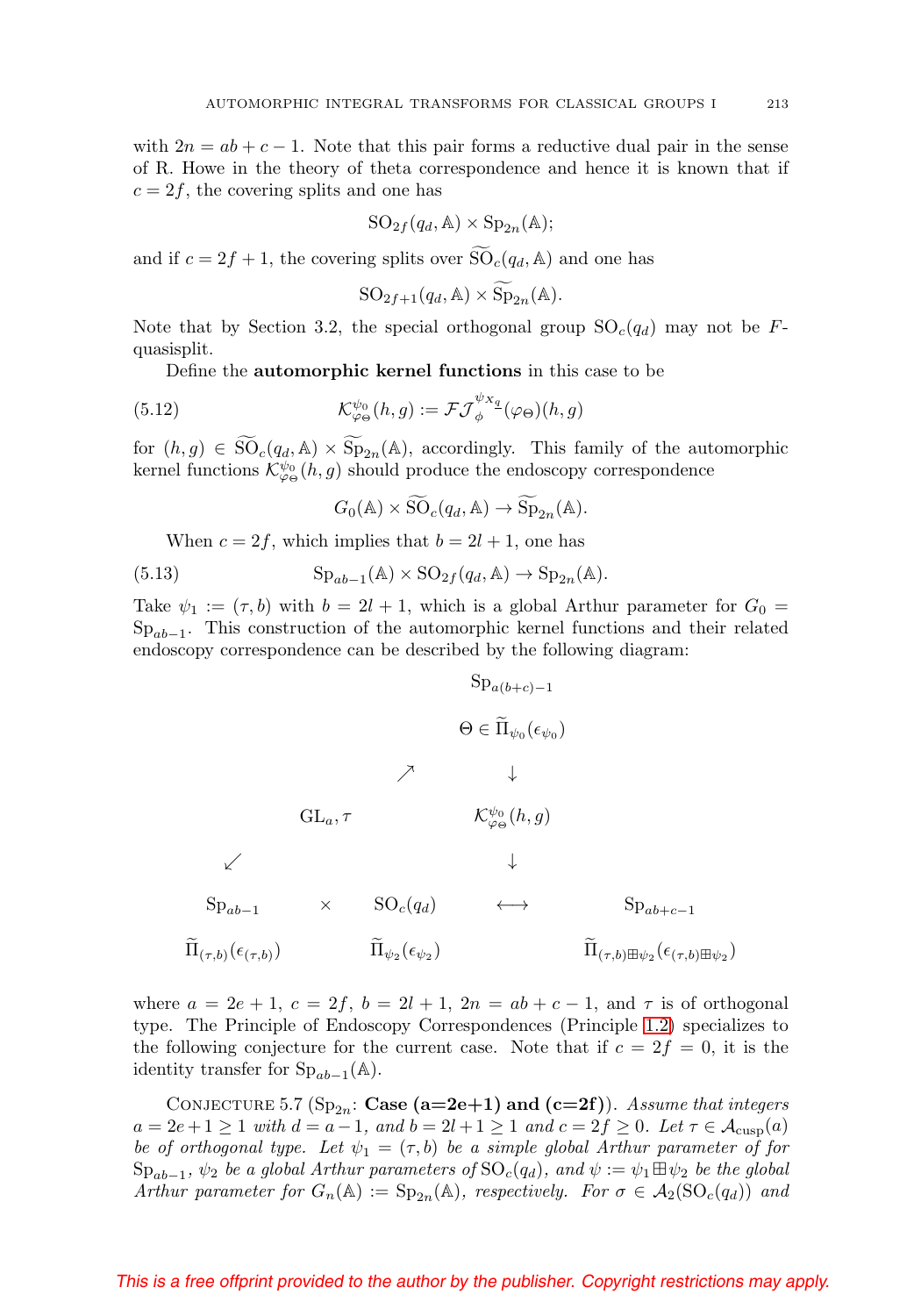with $2n = ab + c - 1$. Note that this pair forms a reductive dual pair in the sense of R. Howe in the theory of theta correspondence and hence it is known that if $c = 2f$, the covering splits and one has

$$\mathrm{SO}_{2f}(q_d, \mathbb{A}) \times \mathrm{Sp}_{2n}(\mathbb{A});$$

and if $c = 2f + 1$, the covering splits over $\widetilde{\mathrm{SO}}_c(q_d, \mathbb{A})$ and one has

$$\mathrm{SO}_{2f+1}(q_d, \mathbb{A}) \times \widetilde{\mathrm{Sp}}_{2n}(\mathbb{A}).$$

Note that by Section 3.2, the special orthogonal group $\mathrm{SO}_c(q_d)$ may not be $F$-quasisplit.

Define the **automorphic kernel functions** in this case to be

$$\mathcal{K}^{\psi_0}_{\varphi_\Theta}(h, g) := \mathcal{F}\mathcal{J}^{\psi_{X_q}}_{\phi}(\varphi_\Theta)(h, g) \tag{5.12}$$

for $(h, g) \in \widetilde{\mathrm{SO}}_c(q_d, \mathbb{A}) \times \widetilde{\mathrm{Sp}}_{2n}(\mathbb{A})$, accordingly. This family of the automorphic kernel functions $\mathcal{K}^{\psi_0}_{\varphi_\Theta}(h, g)$ should produce the endoscopy correspondence

$$G_0(\mathbb{A}) \times \widetilde{\mathrm{SO}}_c(q_d, \mathbb{A}) \to \widetilde{\mathrm{Sp}}_{2n}(\mathbb{A}).$$

When $c = 2f$, which implies that $b = 2l + 1$, one has

$$\mathrm{Sp}_{ab-1}(\mathbb{A}) \times \mathrm{SO}_{2f}(q_d, \mathbb{A}) \to \mathrm{Sp}_{2n}(\mathbb{A}). \tag{5.13}$$

Take $\psi_1 := (\tau, b)$ with $b = 2l + 1$, which is a global Arthur parameter for $G_0 = \mathrm{Sp}_{ab-1}$. This construction of the automorphic kernel functions and their related endoscopy correspondence can be described by the following diagram:

$$\begin{array}{ccccccc}
 & & & & \mathrm{Sp}_{a(b+c)-1} & & \\
 & & & & \Theta \in \widetilde{\Pi}_{\psi_0}(\epsilon_{\psi_0}) & & \\
 & & & \nearrow & \downarrow & & \\
 & \mathrm{GL}_a, \tau & & & \mathcal{K}^{\psi_0}_{\varphi_\Theta}(h, g) & & \\
\swarrow & & & & \downarrow & & \\
\mathrm{Sp}_{ab-1} & \times & \mathrm{SO}_c(q_d) & & \longleftrightarrow & & \mathrm{Sp}_{ab+c-1} \\
\widetilde{\Pi}_{(\tau,b)}(\epsilon_{(\tau,b)}) & & \widetilde{\Pi}_{\psi_2}(\epsilon_{\psi_2}) & & & & \widetilde{\Pi}_{(\tau,b)\boxplus\psi_2}(\epsilon_{(\tau,b)\boxplus\psi_2})
\end{array}$$

where $a = 2e + 1$, $c = 2f$, $b = 2l + 1$, $2n = ab + c - 1$, and $\tau$ is of orthogonal type. The Principle of Endoscopy Correspondences (Principle 1.2) specializes to the following conjecture for the current case. Note that if $c = 2f = 0$, it is the identity transfer for $\mathrm{Sp}_{ab-1}(\mathbb{A})$.

Conjecture 5.7 ($\mathrm{Sp}_{2n}$: **Case (a=2e+1) and (c=2f)**). *Assume that integers $a = 2e+1 \geq 1$ with $d = a-1$, and $b = 2l+1 \geq 1$ and $c = 2f \geq 0$. Let $\tau \in \mathcal{A}_{\mathrm{cusp}}(a)$ be of orthogonal type. Let $\psi_1 = (\tau, b)$ be a simple global Arthur parameter of for $\mathrm{Sp}_{ab-1}$, $\psi_2$ be a global Arthur parameters of $\mathrm{SO}_c(q_d)$, and $\psi := \psi_1 \boxplus \psi_2$ be the global Arthur parameter for $G_n(\mathbb{A}) := \mathrm{Sp}_{2n}(\mathbb{A})$, respectively. For $\sigma \in \mathcal{A}_2(\mathrm{SO}_c(q_d))$ and*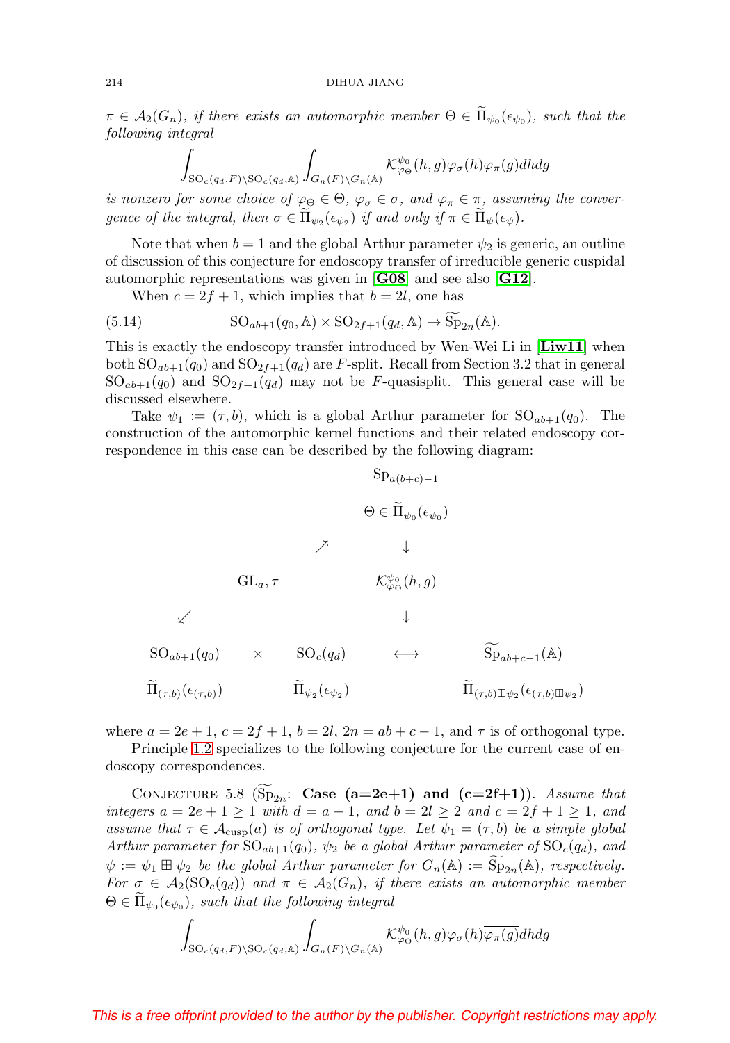$\pi \in \mathcal{A}_2(G_n)$, *if there exists an automorphic member* $\Theta \in \widetilde{\Pi}_{\psi_0}(\epsilon_{\psi_0})$, *such that the following integral*

$$\int_{\mathrm{SO}_c(q_d,F)\backslash \mathrm{SO}_c(q_d,\mathbb{A})} \int_{G_n(F)\backslash G_n(\mathbb{A})} \mathcal{K}^{\psi_0}_{\varphi_\Theta}(h,g)\varphi_\sigma(h)\overline{\varphi_\pi(g)}dhdg$$

*is nonzero for some choice of* $\varphi_\Theta \in \Theta$, $\varphi_\sigma \in \sigma$, *and* $\varphi_\pi \in \pi$, *assuming the convergence of the integral, then* $\sigma \in \widetilde{\Pi}_{\psi_2}(\epsilon_{\psi_2})$ *if and only if* $\pi \in \widetilde{\Pi}_{\psi}(\epsilon_\psi)$.

Note that when $b = 1$ and the global Arthur parameter $\psi_2$ is generic, an outline of discussion of this conjecture for endoscopy transfer of irreducible generic cuspidal automorphic representations was given in **[G08]** and see also **[G12]**.

When $c = 2f + 1$, which implies that $b = 2l$, one has

$$\mathrm{SO}_{ab+1}(q_0,\mathbb{A}) \times \mathrm{SO}_{2f+1}(q_d,\mathbb{A}) \to \widetilde{\mathrm{Sp}}_{2n}(\mathbb{A}). \tag{5.14}$$

This is exactly the endoscopy transfer introduced by Wen-Wei Li in **[Liw11]** when both $\mathrm{SO}_{ab+1}(q_0)$ and $\mathrm{SO}_{2f+1}(q_d)$ are $F$-split. Recall from Section 3.2 that in general $\mathrm{SO}_{ab+1}(q_0)$ and $\mathrm{SO}_{2f+1}(q_d)$ may not be $F$-quasisplit. This general case will be discussed elsewhere.

Take $\psi_1 := (\tau, b)$, which is a global Arthur parameter for $\mathrm{SO}_{ab+1}(q_0)$. The construction of the automorphic kernel functions and their related endoscopy correspondence in this case can be described by the following diagram:

$$\begin{array}{ccccccc}
 & & & & \mathrm{Sp}_{a(b+c)-1} & & \\
 & & & & \Theta \in \widetilde{\Pi}_{\psi_0}(\epsilon_{\psi_0}) & & \\
 & & & \nearrow & \downarrow & & \\
 & & \mathrm{GL}_a, \tau & & \mathcal{K}^{\psi_0}_{\varphi_\Theta}(h,g) & & \\
 & \swarrow & & & \downarrow & & \\
\mathrm{SO}_{ab+1}(q_0) & \times & \mathrm{SO}_c(q_d) & & \longleftrightarrow & & \widetilde{\mathrm{Sp}}_{ab+c-1}(\mathbb{A}) \\
\widetilde{\Pi}_{(\tau,b)}(\epsilon_{(\tau,b)}) & & \widetilde{\Pi}_{\psi_2}(\epsilon_{\psi_2}) & & & & \widetilde{\Pi}_{(\tau,b)\boxplus\psi_2}(\epsilon_{(\tau,b)\boxplus\psi_2})
\end{array}$$

where $a = 2e+1$, $c = 2f+1$, $b = 2l$, $2n = ab+c-1$, and $\tau$ is of orthogonal type.

Principle 1.2 specializes to the following conjecture for the current case of endoscopy correspondences.

Conjecture 5.8 ($\widetilde{\mathrm{Sp}}_{2n}$: **Case (a=2e+1) and (c=2f+1)**). *Assume that integers* $a = 2e+1 \geq 1$ *with* $d = a - 1$, *and* $b = 2l \geq 2$ *and* $c = 2f+1 \geq 1$, *and assume that* $\tau \in \mathcal{A}_{\mathrm{cusp}}(a)$ *is of orthogonal type. Let* $\psi_1 = (\tau, b)$ *be a simple global Arthur parameter for* $\mathrm{SO}_{ab+1}(q_0)$, $\psi_2$ *be a global Arthur parameter of* $\mathrm{SO}_c(q_d)$, *and* $\psi := \psi_1 \boxplus \psi_2$ *be the global Arthur parameter for* $G_n(\mathbb{A}) := \widetilde{\mathrm{Sp}}_{2n}(\mathbb{A})$, *respectively. For* $\sigma \in \mathcal{A}_2(\mathrm{SO}_c(q_d))$ *and* $\pi \in \mathcal{A}_2(G_n)$, *if there exists an automorphic member* $\Theta \in \widetilde{\Pi}_{\psi_0}(\epsilon_{\psi_0})$, *such that the following integral*

$$\int_{\mathrm{SO}_c(q_d,F)\backslash \mathrm{SO}_c(q_d,\mathbb{A})} \int_{G_n(F)\backslash G_n(\mathbb{A})} \mathcal{K}^{\psi_0}_{\varphi_\Theta}(h,g)\varphi_\sigma(h)\overline{\varphi_\pi(g)}dhdg$$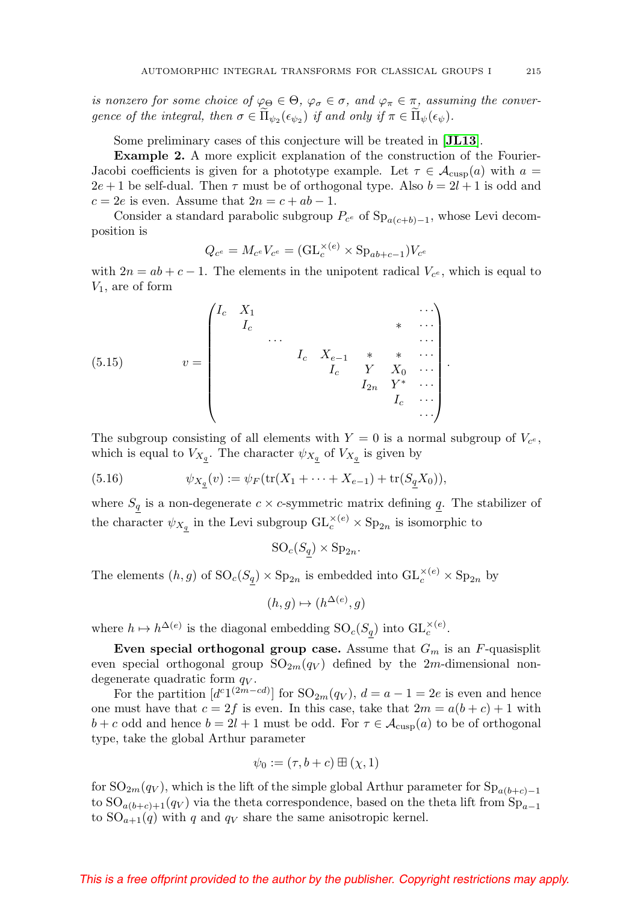*is nonzero for some choice of $\varphi_\Theta \in \Theta$, $\varphi_\sigma \in \sigma$, and $\varphi_\pi \in \pi$, assuming the convergence of the integral, then $\sigma \in \widetilde{\Pi}_{\psi_2}(\epsilon_{\psi_2})$ if and only if $\pi \in \widetilde{\Pi}_{\psi}(\epsilon_\psi)$.*

Some preliminary cases of this conjecture will be treated in [**JL13**].

**Example 2.** A more explicit explanation of the construction of the Fourier-Jacobi coefficients is given for a phototype example. Let $\tau \in \mathcal{A}_{\mathrm{cusp}}(a)$ with $a = 2e+1$ be self-dual. Then $\tau$ must be of orthogonal type. Also $b = 2l+1$ is odd and $c = 2e$ is even. Assume that $2n = c + ab - 1$.

Consider a standard parabolic subgroup $P_{c^e}$ of $\mathrm{Sp}_{a(c+b)-1}$, whose Levi decomposition is

$$Q_{c^e} = M_{c^e} V_{c^e} = (\mathrm{GL}_c^{\times(e)} \times \mathrm{Sp}_{ab+c-1}) V_{c^e}$$

with $2n = ab + c - 1$. The elements in the unipotent radical $V_{c^e}$, which is equal to $V_1$, are of form

$$v = \begin{pmatrix} I_c & X_1 & & & & & & \cdots \\ & I_c & & & & & * & \cdots \\ & & \cdots & & & & & \cdots \\ & & & I_c & X_{e-1} & * & * & \cdots \\ & & & & I_c & Y & X_0 & \cdots \\ & & & & & I_{2n} & Y^* & \cdots \\ & & & & & & I_c & \cdots \\ & & & & & & & \cdots \end{pmatrix}. \tag{5.15}$$

The subgroup consisting of all elements with $Y = 0$ is a normal subgroup of $V_{c^e}$, which is equal to $V_{X_{\underline{q}}}$. The character $\psi_{X_{\underline{q}}}$ of $V_{X_{\underline{q}}}$ is given by

$$\psi_{X_{\underline{q}}}(v) := \psi_F(\mathrm{tr}(X_1 + \cdots + X_{e-1}) + \mathrm{tr}(S_{\underline{q}} X_0)), \tag{5.16}$$

where $S_{\underline{q}}$ is a non-degenerate $c \times c$-symmetric matrix defining $\underline{q}$. The stabilizer of the character $\psi_{X_{\underline{q}}}$ in the Levi subgroup $\mathrm{GL}_c^{\times(e)} \times \mathrm{Sp}_{2n}$ is isomorphic to

$$\mathrm{SO}_c(S_{\underline{q}}) \times \mathrm{Sp}_{2n}.$$

The elements $(h, g)$ of $\mathrm{SO}_c(S_{\underline{q}}) \times \mathrm{Sp}_{2n}$ is embedded into $\mathrm{GL}_c^{\times(e)} \times \mathrm{Sp}_{2n}$ by

$$(h, g) \mapsto (h^{\Delta(e)}, g)$$

where $h \mapsto h^{\Delta(e)}$ is the diagonal embedding $\mathrm{SO}_c(S_{\underline{q}})$ into $\mathrm{GL}_c^{\times(e)}$.

**Even special orthogonal group case.** Assume that $G_m$ is an $F$-quasisplit even special orthogonal group $\mathrm{SO}_{2m}(q_V)$ defined by the $2m$-dimensional non-degenerate quadratic form $q_V$.

For the partition $[d^c 1^{(2m-cd)}]$ for $\mathrm{SO}_{2m}(q_V)$, $d = a - 1 = 2e$ is even and hence one must have that $c = 2f$ is even. In this case, take that $2m = a(b+c) + 1$ with $b + c$ odd and hence $b = 2l + 1$ must be odd. For $\tau \in \mathcal{A}_{\mathrm{cusp}}(a)$ to be of orthogonal type, take the global Arthur parameter

$$\psi_0 := (\tau, b + c) \boxplus (\chi, 1)$$

for $\mathrm{SO}_{2m}(q_V)$, which is the lift of the simple global Arthur parameter for $\mathrm{Sp}_{a(b+c)-1}$ to $\mathrm{SO}_{a(b+c)+1}(q_V)$ via the theta correspondence, based on the theta lift from $\mathrm{Sp}_{a-1}$ to $\mathrm{SO}_{a+1}(q)$ with $q$ and $q_V$ share the same anisotropic kernel.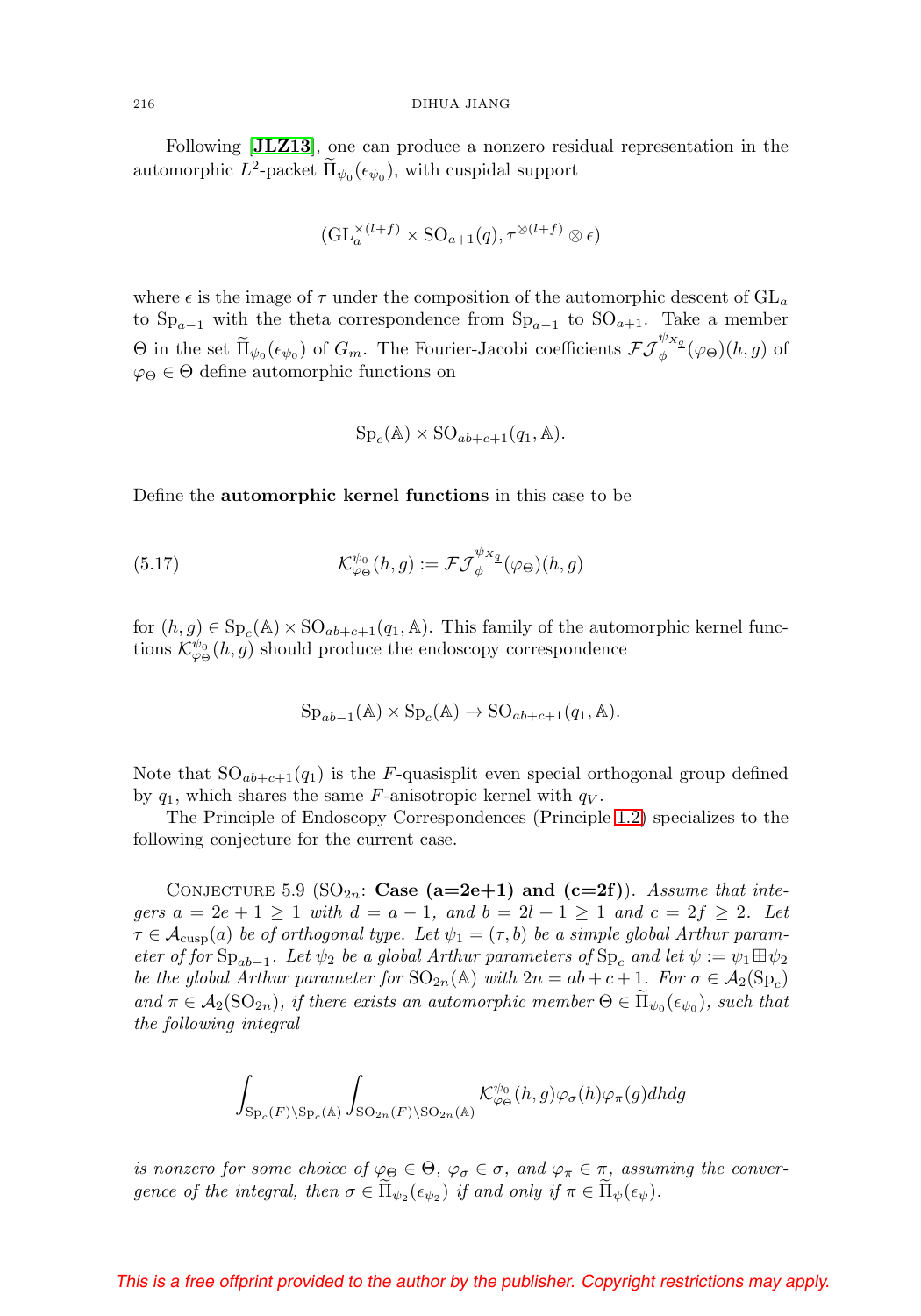Following [**JLZ13**], one can produce a nonzero residual representation in the automorphic $L^2$-packet $\widetilde{\Pi}_{\psi_0}(\epsilon_{\psi_0})$, with cuspidal support

$$(\mathrm{GL}_a^{\times(l+f)} \times \mathrm{SO}_{a+1}(q), \tau^{\otimes(l+f)} \otimes \epsilon)$$

where $\epsilon$ is the image of $\tau$ under the composition of the automorphic descent of $\mathrm{GL}_a$ to $\mathrm{Sp}_{a-1}$ with the theta correspondence from $\mathrm{Sp}_{a-1}$ to $\mathrm{SO}_{a+1}$. Take a member $\Theta$ in the set $\widetilde{\Pi}_{\psi_0}(\epsilon_{\psi_0})$ of $G_m$. The Fourier-Jacobi coefficients $\mathcal{FJ}_\phi^{\psi_{X_{\underline{q}}}}(\varphi_\Theta)(h,g)$ of $\varphi_\Theta \in \Theta$ define automorphic functions on

$$\mathrm{Sp}_c(\mathbb{A}) \times \mathrm{SO}_{ab+c+1}(q_1, \mathbb{A}).$$

Define the **automorphic kernel functions** in this case to be

$$\mathcal{K}_{\varphi_\Theta}^{\psi_0}(h,g) := \mathcal{FJ}_\phi^{\psi_{X_{\underline{q}}}}(\varphi_\Theta)(h,g) \tag{5.17}$$

for $(h,g) \in \mathrm{Sp}_c(\mathbb{A}) \times \mathrm{SO}_{ab+c+1}(q_1, \mathbb{A})$. This family of the automorphic kernel functions $\mathcal{K}_{\varphi_\Theta}^{\psi_0}(h,g)$ should produce the endoscopy correspondence

$$\mathrm{Sp}_{ab-1}(\mathbb{A}) \times \mathrm{Sp}_c(\mathbb{A}) \to \mathrm{SO}_{ab+c+1}(q_1, \mathbb{A}).$$

Note that $\mathrm{SO}_{ab+c+1}(q_1)$ is the $F$-quasisplit even special orthogonal group defined by $q_1$, which shares the same $F$-anisotropic kernel with $q_V$.

The Principle of Endoscopy Correspondences (Principle 1.2) specializes to the following conjecture for the current case.

Conjecture 5.9 ($\mathrm{SO}_{2n}$: **Case (a=2e+1) and (c=2f)**). *Assume that integers $a = 2e+1 \geq 1$ with $d = a-1$, and $b = 2l+1 \geq 1$ and $c = 2f \geq 2$. Let $\tau \in \mathcal{A}_{\mathrm{cusp}}(a)$ be of orthogonal type. Let $\psi_1 = (\tau, b)$ be a simple global Arthur parameter of for $\mathrm{Sp}_{ab-1}$. Let $\psi_2$ be a global Arthur parameters of $\mathrm{Sp}_c$ and let $\psi := \psi_1 \boxplus \psi_2$ be the global Arthur parameter for $\mathrm{SO}_{2n}(\mathbb{A})$ with $2n = ab+c+1$. For $\sigma \in \mathcal{A}_2(\mathrm{Sp}_c)$ and $\pi \in \mathcal{A}_2(\mathrm{SO}_{2n})$, if there exists an automorphic member $\Theta \in \widetilde{\Pi}_{\psi_0}(\epsilon_{\psi_0})$, such that the following integral*

$$\int_{\mathrm{Sp}_c(F)\backslash \mathrm{Sp}_c(\mathbb{A})} \int_{\mathrm{SO}_{2n}(F)\backslash \mathrm{SO}_{2n}(\mathbb{A})} \mathcal{K}_{\varphi_\Theta}^{\psi_0}(h,g)\varphi_\sigma(h)\overline{\varphi_\pi(g)}dhdg$$

*is nonzero for some choice of $\varphi_\Theta \in \Theta$, $\varphi_\sigma \in \sigma$, and $\varphi_\pi \in \pi$, assuming the convergence of the integral, then $\sigma \in \widetilde{\Pi}_{\psi_2}(\epsilon_{\psi_2})$ if and only if $\pi \in \widetilde{\Pi}_\psi(\epsilon_\psi)$.*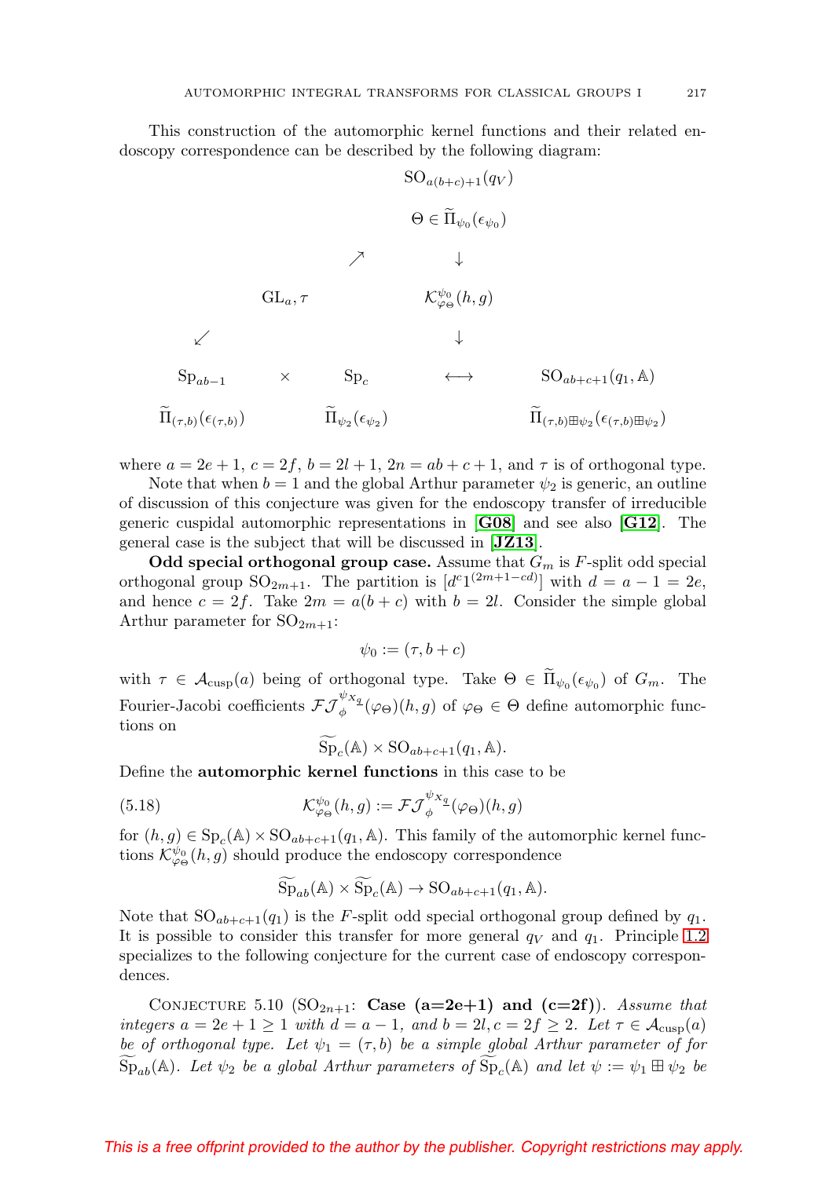This construction of the automorphic kernel functions and their related endoscopy correspondence can be described by the following diagram:

$$
\begin{array}{ccccc}
 & & & \mathrm{SO}_{a(b+c)+1}(q_V) & \\
 & & & \Theta \in \widetilde{\Pi}_{\psi_0}(\epsilon_{\psi_0}) & \\
 & & \nearrow & \downarrow & \\
 & \mathrm{GL}_a, \tau & & \mathcal{K}^{\psi_0}_{\varphi_\Theta}(h,g) & \\
 \swarrow & & & \downarrow & \\
 \mathrm{Sp}_{ab-1} & \times & \mathrm{Sp}_c & \longleftrightarrow & \mathrm{SO}_{ab+c+1}(q_1, \mathbb{A}) \\
 \widetilde{\Pi}_{(\tau,b)}(\epsilon_{(\tau,b)}) & & \widetilde{\Pi}_{\psi_2}(\epsilon_{\psi_2}) & & \widetilde{\Pi}_{(\tau,b)\boxplus\psi_2}(\epsilon_{(\tau,b)\boxplus\psi_2})
\end{array}
$$

where $a = 2e+1$, $c = 2f$, $b = 2l+1$, $2n = ab+c+1$, and $\tau$ is of orthogonal type.

Note that when $b = 1$ and the global Arthur parameter $\psi_2$ is generic, an outline of discussion of this conjecture was given for the endoscopy transfer of irreducible generic cuspidal automorphic representations in **[G08]** and see also **[G12]**. The general case is the subject that will be discussed in **[JZ13]**.

**Odd special orthogonal group case.** Assume that $G_m$ is $F$-split odd special orthogonal group $\mathrm{SO}_{2m+1}$. The partition is $[d^c 1^{(2m+1-cd)}]$ with $d = a-1 = 2e$, and hence $c = 2f$. Take $2m = a(b+c)$ with $b = 2l$. Consider the simple global Arthur parameter for $\mathrm{SO}_{2m+1}$:

$$\psi_0 := (\tau, b+c)$$

with $\tau \in \mathcal{A}_{\mathrm{cusp}}(a)$ being of orthogonal type. Take $\Theta \in \widetilde{\Pi}_{\psi_0}(\epsilon_{\psi_0})$ of $G_m$. The Fourier-Jacobi coefficients $\mathcal{FJ}^{\psi_{X_{\underline{a}}}}_{\phi}(\varphi_\Theta)(h,g)$ of $\varphi_\Theta \in \Theta$ define automorphic functions on

$$\widetilde{\mathrm{Sp}}_c(\mathbb{A}) \times \mathrm{SO}_{ab+c+1}(q_1, \mathbb{A}).$$

Define the **automorphic kernel functions** in this case to be

$$\mathcal{K}^{\psi_0}_{\varphi_\Theta}(h,g) := \mathcal{FJ}^{\psi_{X_{\underline{a}}}}_{\phi}(\varphi_\Theta)(h,g) \tag{5.18}$$

for $(h,g) \in \mathrm{Sp}_c(\mathbb{A}) \times \mathrm{SO}_{ab+c+1}(q_1, \mathbb{A})$. This family of the automorphic kernel functions $\mathcal{K}^{\psi_0}_{\varphi_\Theta}(h,g)$ should produce the endoscopy correspondence

$$\widetilde{\mathrm{Sp}}_{ab}(\mathbb{A}) \times \widetilde{\mathrm{Sp}}_c(\mathbb{A}) \rightarrow \mathrm{SO}_{ab+c+1}(q_1, \mathbb{A}).$$

Note that $\mathrm{SO}_{ab+c+1}(q_1)$ is the $F$-split odd special orthogonal group defined by $q_1$. It is possible to consider this transfer for more general $q_V$ and $q_1$. Principle 1.2 specializes to the following conjecture for the current case of endoscopy correspondences.

Conjecture 5.10 ($\mathrm{SO}_{2n+1}$: **Case (a=2e+1) and (c=2f)**). *Assume that integers $a = 2e+1 \geq 1$ with $d = a-1$, and $b = 2l, c = 2f \geq 2$. Let $\tau \in \mathcal{A}_{\mathrm{cusp}}(a)$ be of orthogonal type. Let $\psi_1 = (\tau, b)$ be a simple global Arthur parameter of for $\widetilde{\mathrm{Sp}}_{ab}(\mathbb{A})$. Let $\psi_2$ be a global Arthur parameters of $\widetilde{\mathrm{Sp}}_c(\mathbb{A})$ and let $\psi := \psi_1 \boxplus \psi_2$ be*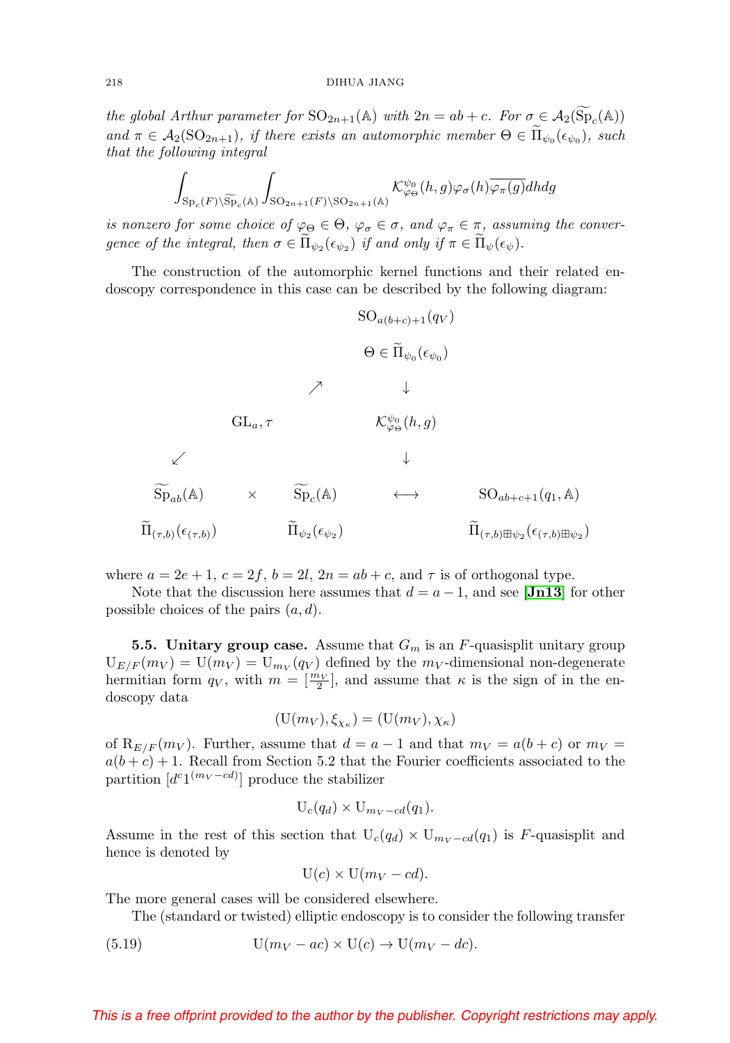*the global Arthur parameter for* $\mathrm{SO}_{2n+1}(\mathbb{A})$ *with* $2n = ab + c$. *For* $\sigma \in \mathcal{A}_2(\widetilde{\mathrm{Sp}}_c(\mathbb{A}))$ *and* $\pi \in \mathcal{A}_2(\mathrm{SO}_{2n+1})$, *if there exists an automorphic member* $\Theta \in \widetilde{\Pi}_{\psi_0}(\epsilon_{\psi_0})$, *such that the following integral*

$$\int_{\mathrm{Sp}_c(F)\backslash\widetilde{\mathrm{Sp}}_c(\mathbb{A})} \int_{\mathrm{SO}_{2n+1}(F)\backslash\mathrm{SO}_{2n+1}(\mathbb{A})} \mathcal{K}^{\psi_0}_{\varphi_\Theta}(h, g)\varphi_\sigma(h)\overline{\varphi_\pi(g)}dhdg$$

*is nonzero for some choice of* $\varphi_\Theta \in \Theta$, $\varphi_\sigma \in \sigma$, *and* $\varphi_\pi \in \pi$, *assuming the convergence of the integral, then* $\sigma \in \widetilde{\Pi}_{\psi_2}(\epsilon_{\psi_2})$ *if and only if* $\pi \in \widetilde{\Pi}_\psi(\epsilon_\psi)$.

The construction of the automorphic kernel functions and their related endoscopy correspondence in this case can be described by the following diagram:

$$\begin{array}{ccccccc}
 & & & & \mathrm{SO}_{a(b+c)+1}(q_V) & & \\
 & & & & \Theta \in \widetilde{\Pi}_{\psi_0}(\epsilon_{\psi_0}) & & \\
 & & & \nearrow & \downarrow & & \\
 & \mathrm{GL}_a, \tau & & & \mathcal{K}^{\psi_0}_{\varphi_\Theta}(h,g) & & \\
\swarrow & & & & \downarrow & & \\
\widetilde{\mathrm{Sp}}_{ab}(\mathbb{A}) & \times & \widetilde{\mathrm{Sp}}_c(\mathbb{A}) & & \longleftrightarrow & & \mathrm{SO}_{ab+c+1}(q_1, \mathbb{A}) \\
\widetilde{\Pi}_{(\tau,b)}(\epsilon_{(\tau,b)}) & & \widetilde{\Pi}_{\psi_2}(\epsilon_{\psi_2}) & & & & \widetilde{\Pi}_{(\tau,b)\boxplus\psi_2}(\epsilon_{(\tau,b)\boxplus\psi_2})
\end{array}$$

where $a = 2e+1$, $c = 2f$, $b = 2l$, $2n = ab + c$, and $\tau$ is of orthogonal type.

Note that the discussion here assumes that $d = a - 1$, and see [**Jn13**] for other possible choices of the pairs $(a, d)$.

**5.5. Unitary group case.** Assume that $G_m$ is an $F$-quasisplit unitary group $\mathrm{U}_{E/F}(m_V) = \mathrm{U}(m_V) = \mathrm{U}_{m_V}(q_V)$ defined by the $m_V$-dimensional non-degenerate hermitian form $q_V$, with $m = [\frac{m_V}{2}]$, and assume that $\kappa$ is the sign of in the endoscopy data

$$(\mathrm{U}(m_V), \xi_{\chi_\kappa}) = (\mathrm{U}(m_V), \chi_\kappa)$$

of $\mathrm{R}_{E/F}(m_V)$. Further, assume that $d = a - 1$ and that $m_V = a(b+c)$ or $m_V = a(b+c)+1$. Recall from Section 5.2 that the Fourier coefficients associated to the partition $[d^c 1^{(m_V - cd)}]$ produce the stabilizer

$$\mathrm{U}_c(q_d) \times \mathrm{U}_{m_V - cd}(q_1).$$

Assume in the rest of this section that $\mathrm{U}_c(q_d) \times \mathrm{U}_{m_V-cd}(q_1)$ is $F$-quasisplit and hence is denoted by

$$\mathrm{U}(c) \times \mathrm{U}(m_V - cd).$$

The more general cases will be considered elsewhere.

The (standard or twisted) elliptic endoscopy is to consider the following transfer

$$\mathrm{U}(m_V - ac) \times \mathrm{U}(c) \to \mathrm{U}(m_V - dc). \tag{5.19}$$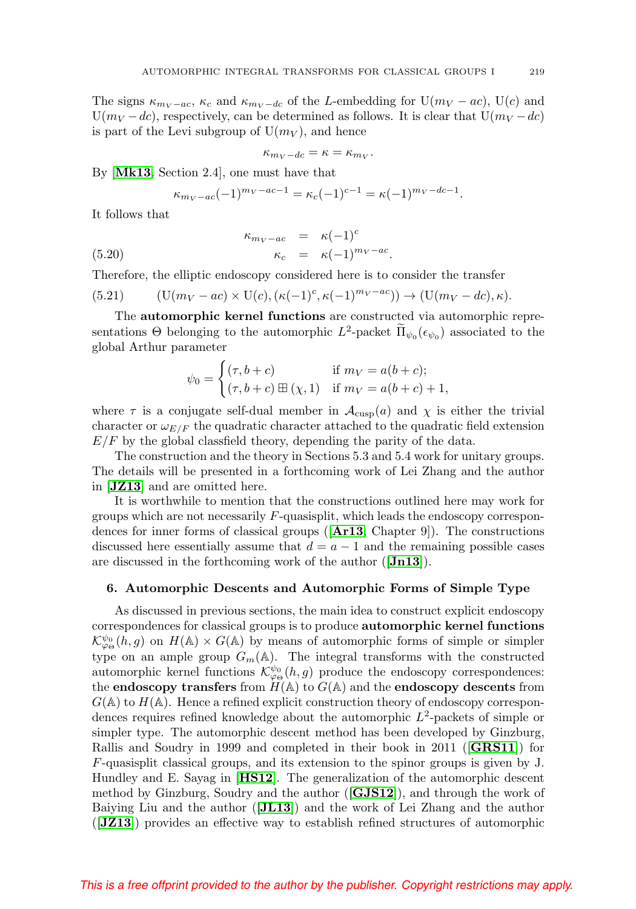The signs $\kappa_{m_V-ac}$, $\kappa_c$ and $\kappa_{m_V-dc}$ of the $L$-embedding for $\mathrm{U}(m_V-ac)$, $\mathrm{U}(c)$ and $\mathrm{U}(m_V-dc)$, respectively, can be determined as follows. It is clear that $\mathrm{U}(m_V-dc)$ is part of the Levi subgroup of $\mathrm{U}(m_V)$, and hence

$$\kappa_{m_V-dc} = \kappa = \kappa_{m_V}.$$

By [**Mk13**, Section 2.4], one must have that

$$\kappa_{m_V-ac}(-1)^{m_V-ac-1} = \kappa_c(-1)^{c-1} = \kappa(-1)^{m_V-dc-1}.$$

It follows that

$$\begin{aligned} \kappa_{m_V-ac} &= \kappa(-1)^c \\ \kappa_c &= \kappa(-1)^{m_V-ac}. \end{aligned} \tag{5.20}$$

Therefore, the elliptic endoscopy considered here is to consider the transfer

$$(\mathrm{U}(m_V-ac)\times\mathrm{U}(c), (\kappa(-1)^c, \kappa(-1)^{m_V-ac})) \to (\mathrm{U}(m_V-dc), \kappa). \tag{5.21}$$

The **automorphic kernel functions** are constructed via automorphic representations $\Theta$ belonging to the automorphic $L^2$-packet $\widetilde{\Pi}_{\psi_0}(\epsilon_{\psi_0})$ associated to the global Arthur parameter

$$\psi_0 = \begin{cases} (\tau, b+c) & \text{if } m_V = a(b+c); \\ (\tau, b+c)\boxplus(\chi,1) & \text{if } m_V = a(b+c)+1, \end{cases}$$

where $\tau$ is a conjugate self-dual member in $\mathcal{A}_{\mathrm{cusp}}(a)$ and $\chi$ is either the trivial character or $\omega_{E/F}$ the quadratic character attached to the quadratic field extension $E/F$ by the global classfield theory, depending the parity of the data.

The construction and the theory in Sections 5.3 and 5.4 work for unitary groups. The details will be presented in a forthcoming work of Lei Zhang and the author in [**JZ13**] and are omitted here.

It is worthwhile to mention that the constructions outlined here may work for groups which are not necessarily $F$-quasisplit, which leads the endoscopy correspondences for inner forms of classical groups ([**Ar13**, Chapter 9]). The constructions discussed here essentially assume that $d = a-1$ and the remaining possible cases are discussed in the forthcoming work of the author ([**Jn13**]).

## 6. Automorphic Descents and Automorphic Forms of Simple Type

As discussed in previous sections, the main idea to construct explicit endoscopy correspondences for classical groups is to produce **automorphic kernel functions** $\mathcal{K}^{\psi_0}_{\varphi_\Theta}(h,g)$ on $H(\mathbb{A})\times G(\mathbb{A})$ by means of automorphic forms of simple or simpler type on an ample group $G_m(\mathbb{A})$. The integral transforms with the constructed automorphic kernel functions $\mathcal{K}^{\psi_0}_{\varphi_\Theta}(h,g)$ produce the endoscopy correspondences: the **endoscopy transfers** from $H(\mathbb{A})$ to $G(\mathbb{A})$ and the **endoscopy descents** from $G(\mathbb{A})$ to $H(\mathbb{A})$. Hence a refined explicit construction theory of endoscopy correspondences requires refined knowledge about the automorphic $L^2$-packets of simple or simpler type. The automorphic descent method has been developed by Ginzburg, Rallis and Soudry in 1999 and completed in their book in 2011 ([**GRS11**]) for $F$-quasisplit classical groups, and its extension to the spinor groups is given by J. Hundley and E. Sayag in [**HS12**]. The generalization of the automorphic descent method by Ginzburg, Soudry and the author ([**GJS12**]), and through the work of Baiying Liu and the author ([**JL13**]) and the work of Lei Zhang and the author ([**JZ13**]) provides an effective way to establish refined structures of automorphic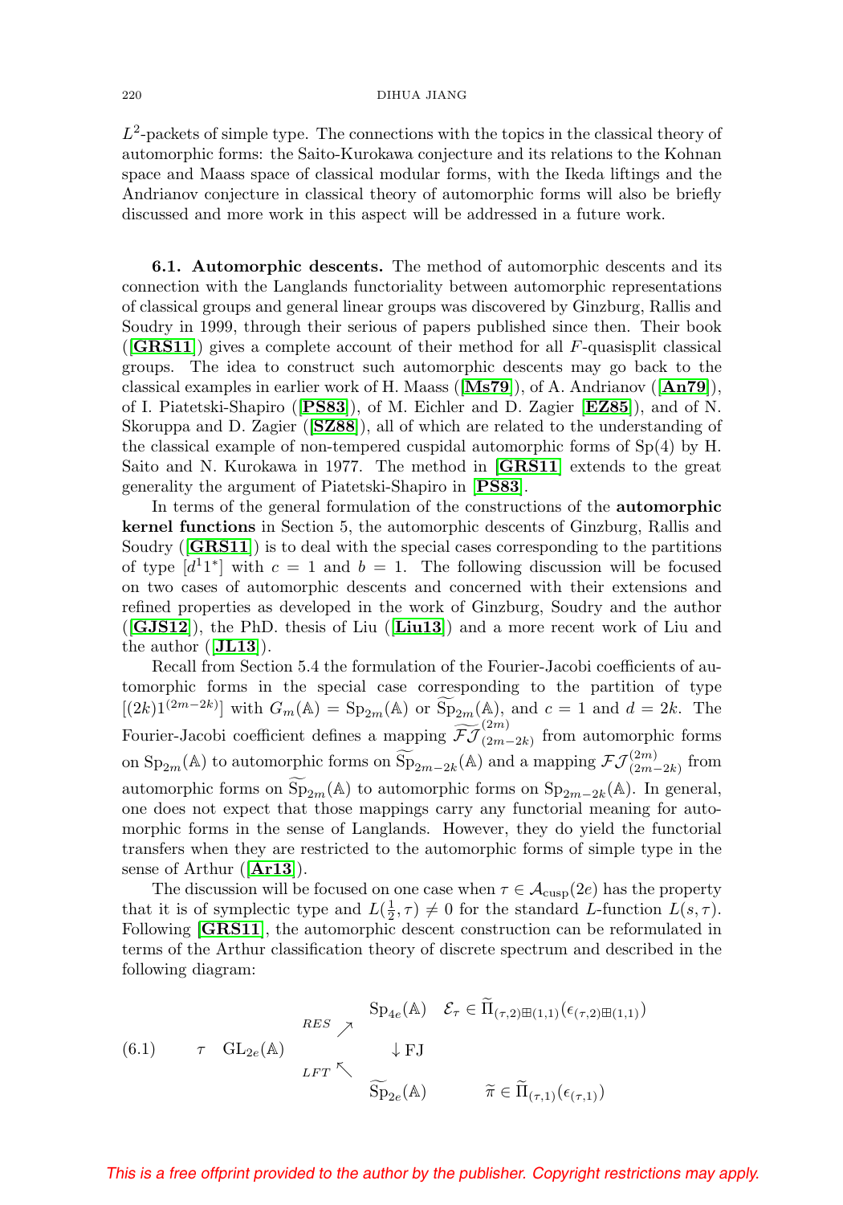$L^2$-packets of simple type. The connections with the topics in the classical theory of automorphic forms: the Saito-Kurokawa conjecture and its relations to the Kohnan space and Maass space of classical modular forms, with the Ikeda liftings and the Andrianov conjecture in classical theory of automorphic forms will also be briefly discussed and more work in this aspect will be addressed in a future work.

**6.1. Automorphic descents.** The method of automorphic descents and its connection with the Langlands functoriality between automorphic representations of classical groups and general linear groups was discovered by Ginzburg, Rallis and Soudry in 1999, through their serious of papers published since then. Their book ([**GRS11**]) gives a complete account of their method for all $F$-quasisplit classical groups. The idea to construct such automorphic descents may go back to the classical examples in earlier work of H. Maass ([**Ms79**]), of A. Andrianov ([**An79**]), of I. Piatetski-Shapiro ([**PS83**]), of M. Eichler and D. Zagier [**EZ85**]), and of N. Skoruppa and D. Zagier ([**SZ88**]), all of which are related to the understanding of the classical example of non-tempered cuspidal automorphic forms of Sp(4) by H. Saito and N. Kurokawa in 1977. The method in [**GRS11**] extends to the great generality the argument of Piatetski-Shapiro in [**PS83**].

In terms of the general formulation of the constructions of the **automorphic kernel functions** in Section 5, the automorphic descents of Ginzburg, Rallis and Soudry ([**GRS11**]) is to deal with the special cases corresponding to the partitions of type $[d^1 1^*]$ with $c = 1$ and $b = 1$. The following discussion will be focused on two cases of automorphic descents and concerned with their extensions and refined properties as developed in the work of Ginzburg, Soudry and the author ([**GJS12**]), the PhD. thesis of Liu ([**Liu13**]) and a more recent work of Liu and the author ([**JL13**]).

Recall from Section 5.4 the formulation of the Fourier-Jacobi coefficients of automorphic forms in the special case corresponding to the partition of type $[(2k)1^{(2m-2k)}]$ with $G_m(\mathbb{A}) = \mathrm{Sp}_{2m}(\mathbb{A})$ or $\widetilde{\mathrm{Sp}}_{2m}(\mathbb{A})$, and $c = 1$ and $d = 2k$. The Fourier-Jacobi coefficient defines a mapping $\widetilde{\mathcal{FJ}}^{(2m)}_{(2m-2k)}$ from automorphic forms on $\mathrm{Sp}_{2m}(\mathbb{A})$ to automorphic forms on $\widetilde{\mathrm{Sp}}_{2m-2k}(\mathbb{A})$ and a mapping $\mathcal{FJ}^{(2m)}_{(2m-2k)}$ from automorphic forms on $\widetilde{\mathrm{Sp}}_{2m}(\mathbb{A})$ to automorphic forms on $\mathrm{Sp}_{2m-2k}(\mathbb{A})$. In general, one does not expect that those mappings carry any functorial meaning for automorphic forms in the sense of Langlands. However, they do yield the functorial transfers when they are restricted to the automorphic forms of simple type in the sense of Arthur ([**Ar13**]).

The discussion will be focused on one case when $\tau \in \mathcal{A}_{\mathrm{cusp}}(2e)$ has the property that it is of symplectic type and $L(\frac{1}{2}, \tau) \neq 0$ for the standard $L$-function $L(s, \tau)$. Following [**GRS11**], the automorphic descent construction can be reformulated in terms of the Arthur classification theory of discrete spectrum and described in the following diagram:

$$
(6.1) \qquad \tau \quad \mathrm{GL}_{2e}(\mathbb{A}) \quad
\begin{array}{c} {}^{RES}\nearrow \\ \\ {}_{LFT}\nwarrow \end{array}
\quad
\begin{array}{ll}
\mathrm{Sp}_{4e}(\mathbb{A}) & \mathcal{E}_\tau \in \widetilde{\Pi}_{(\tau,2)\boxplus(1,1)}(\epsilon_{(\tau,2)\boxplus(1,1)}) \\
\quad \downarrow \mathrm{FJ} & \\
\widetilde{\mathrm{Sp}}_{2e}(\mathbb{A}) & \qquad \widetilde{\pi} \in \widetilde{\Pi}_{(\tau,1)}(\epsilon_{(\tau,1)})
\end{array}
$$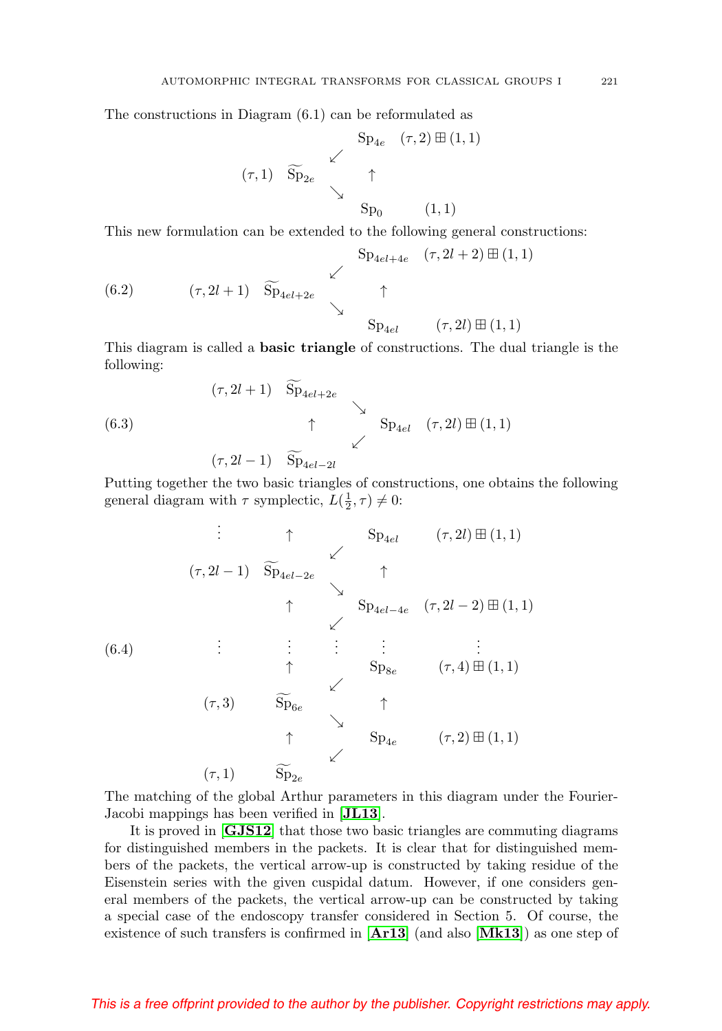The constructions in Diagram (6.1) can be reformulated as

$$
\begin{array}{ccccc}
 & & & \mathrm{Sp}_{4e} & (\tau,2)\boxplus(1,1) \\
 & & \swarrow & & \\
(\tau,1) & \widetilde{\mathrm{Sp}}_{2e} & & \uparrow & \\
 & & \searrow & & \\
 & & & \mathrm{Sp}_{0} & (1,1)
\end{array}
$$

This new formulation can be extended to the following general constructions:

$$
\begin{array}{ccccc}
 & & & \mathrm{Sp}_{4el+4e} & (\tau,2l+2)\boxplus(1,1) \\
 & & \swarrow & & \\
(\tau,2l+1) & \widetilde{\mathrm{Sp}}_{4el+2e} & & \uparrow & \\
 & & \searrow & & \\
 & & & \mathrm{Sp}_{4el} & (\tau,2l)\boxplus(1,1)
\end{array}
\tag{6.2}
$$

This diagram is called a **basic triangle** of constructions. The dual triangle is the following:

$$
\begin{array}{ccccc}
(\tau,2l+1) & \widetilde{\mathrm{Sp}}_{4el+2e} & & & \\
 & & \searrow & & \\
 & \uparrow & & \mathrm{Sp}_{4el} & (\tau,2l)\boxplus(1,1) \\
 & & \swarrow & & \\
(\tau,2l-1) & \widetilde{\mathrm{Sp}}_{4el-2l} & & &
\end{array}
\tag{6.3}
$$

Putting together the two basic triangles of constructions, one obtains the following general diagram with $\tau$ symplectic, $L(\frac{1}{2},\tau)\neq 0$:

$$
\begin{array}{cccccc}
\vdots & \uparrow & & \mathrm{Sp}_{4el} & (\tau,2l)\boxplus(1,1) \\
 & & \swarrow & & \\
(\tau,2l-1) & \widetilde{\mathrm{Sp}}_{4el-2e} & & \uparrow & \\
 & & \searrow & & \\
 & \uparrow & & \mathrm{Sp}_{4el-4e} & (\tau,2l-2)\boxplus(1,1) \\
 & & \swarrow & & \\
\vdots & \vdots & \vdots & \vdots & \vdots \\
 & \uparrow & & \mathrm{Sp}_{8e} & (\tau,4)\boxplus(1,1) \\
 & & \swarrow & & \\
(\tau,3) & \widetilde{\mathrm{Sp}}_{6e} & & \uparrow & \\
 & & \searrow & & \\
 & \uparrow & & \mathrm{Sp}_{4e} & (\tau,2)\boxplus(1,1) \\
 & & \swarrow & & \\
(\tau,1) & \widetilde{\mathrm{Sp}}_{2e} & & &
\end{array}
\tag{6.4}
$$

The matching of the global Arthur parameters in this diagram under the Fourier-Jacobi mappings has been verified in [**JL13**].

It is proved in [**GJS12**] that those two basic triangles are commuting diagrams for distinguished members in the packets. It is clear that for distinguished members of the packets, the vertical arrow-up is constructed by taking residue of the Eisenstein series with the given cuspidal datum. However, if one considers general members of the packets, the vertical arrow-up can be constructed by taking a special case of the endoscopy transfer considered in Section 5. Of course, the existence of such transfers is confirmed in [**Ar13**] (and also [**Mk13**]) as one step of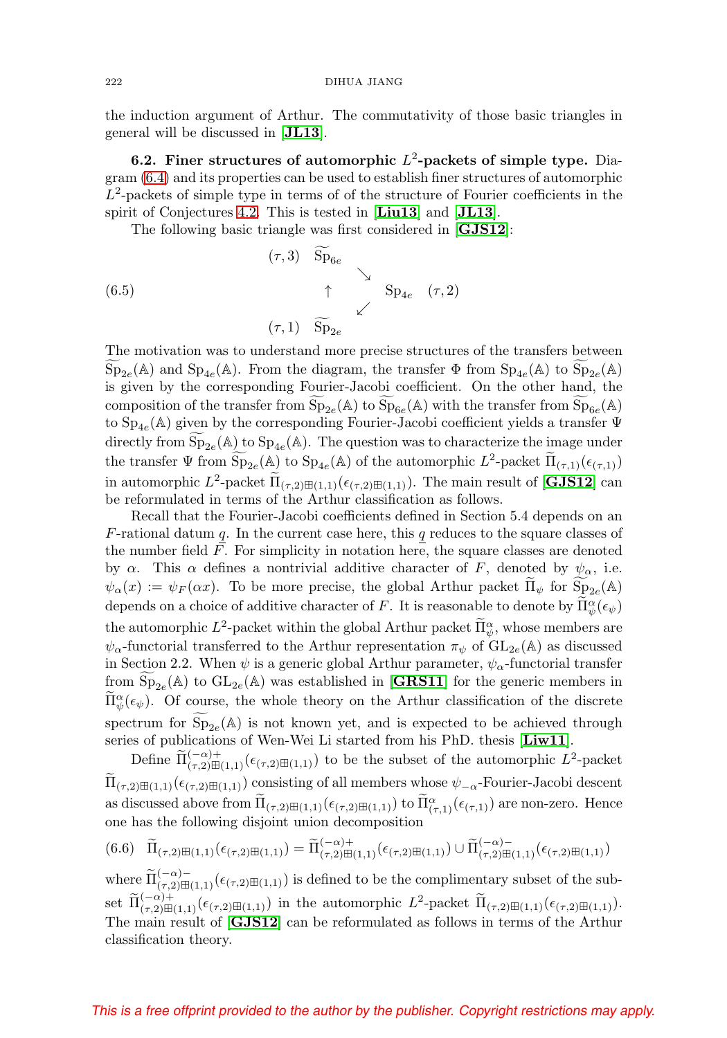the induction argument of Arthur. The commutativity of those basic triangles in general will be discussed in [**JL13**].

**6.2. Finer structures of automorphic $L^2$-packets of simple type.** Diagram (6.4) and its properties can be used to establish finer structures of automorphic $L^2$-packets of simple type in terms of of the structure of Fourier coefficients in the spirit of Conjectures 4.2. This is tested in [**Liu13**] and [**JL13**].

The following basic triangle was first considered in [**GJS12**]:

$$
\begin{array}{ccccc}
(\tau,3) & \widetilde{\mathrm{Sp}}_{6e} & & & \\
 & & \searrow & & \\
 & \uparrow & & \mathrm{Sp}_{4e} & (\tau,2) \\
 & & \swarrow & & \\
(\tau,1) & \widetilde{\mathrm{Sp}}_{2e} & & &
\end{array}
\tag{6.5}
$$

The motivation was to understand more precise structures of the transfers between $\widetilde{\mathrm{Sp}}_{2e}(\mathbb{A})$ and $\mathrm{Sp}_{4e}(\mathbb{A})$. From the diagram, the transfer $\Phi$ from $\mathrm{Sp}_{4e}(\mathbb{A})$ to $\widetilde{\mathrm{Sp}}_{2e}(\mathbb{A})$ is given by the corresponding Fourier-Jacobi coefficient. On the other hand, the composition of the transfer from $\widetilde{\mathrm{Sp}}_{2e}(\mathbb{A})$ to $\widetilde{\mathrm{Sp}}_{6e}(\mathbb{A})$ with the transfer from $\widetilde{\mathrm{Sp}}_{6e}(\mathbb{A})$ to $\mathrm{Sp}_{4e}(\mathbb{A})$ given by the corresponding Fourier-Jacobi coefficient yields a transfer $\Psi$ directly from $\widetilde{\mathrm{Sp}}_{2e}(\mathbb{A})$ to $\mathrm{Sp}_{4e}(\mathbb{A})$. The question was to characterize the image under the transfer $\Psi$ from $\widetilde{\mathrm{Sp}}_{2e}(\mathbb{A})$ to $\mathrm{Sp}_{4e}(\mathbb{A})$ of the automorphic $L^2$-packet $\widetilde{\Pi}_{(\tau,1)}(\epsilon_{(\tau,1)})$ in automorphic $L^2$-packet $\widetilde{\Pi}_{(\tau,2)\boxplus(1,1)}(\epsilon_{(\tau,2)\boxplus(1,1)})$. The main result of [**GJS12**] can be reformulated in terms of the Arthur classification as follows.

Recall that the Fourier-Jacobi coefficients defined in Section 5.4 depends on an $F$-rational datum $\underline{q}$. In the current case here, this $\underline{q}$ reduces to the square classes of the number field $F$. For simplicity in notation here, the square classes are denoted by $\alpha$. This $\alpha$ defines a nontrivial additive character of $F$, denoted by $\psi_\alpha$, i.e. $\psi_\alpha(x) := \psi_F(\alpha x)$. To be more precise, the global Arthur packet $\widetilde{\Pi}_\psi$ for $\widetilde{\mathrm{Sp}}_{2e}(\mathbb{A})$ depends on a choice of additive character of $F$. It is reasonable to denote by $\widetilde{\Pi}^\alpha_\psi(\epsilon_\psi)$ the automorphic $L^2$-packet within the global Arthur packet $\widetilde{\Pi}^\alpha_\psi$, whose members are $\psi_\alpha$-functorial transferred to the Arthur representation $\pi_\psi$ of $\mathrm{GL}_{2e}(\mathbb{A})$ as discussed in Section 2.2. When $\psi$ is a generic global Arthur parameter, $\psi_\alpha$-functorial transfer from $\widetilde{\mathrm{Sp}}_{2e}(\mathbb{A})$ to $\mathrm{GL}_{2e}(\mathbb{A})$ was established in [**GRS11**] for the generic members in $\widetilde{\Pi}^\alpha_\psi(\epsilon_\psi)$. Of course, the whole theory on the Arthur classification of the discrete spectrum for $\widetilde{\mathrm{Sp}}_{2e}(\mathbb{A})$ is not known yet, and is expected to be achieved through series of publications of Wen-Wei Li started from his PhD. thesis [**Liw11**].

Define $\widetilde{\Pi}^{(-\alpha)+}_{(\tau,2)\boxplus(1,1)}(\epsilon_{(\tau,2)\boxplus(1,1)})$ to be the subset of the automorphic $L^2$-packet $\widetilde{\Pi}_{(\tau,2)\boxplus(1,1)}(\epsilon_{(\tau,2)\boxplus(1,1)})$ consisting of all members whose $\psi_{-\alpha}$-Fourier-Jacobi descent as discussed above from $\widetilde{\Pi}_{(\tau,2)\boxplus(1,1)}(\epsilon_{(\tau,2)\boxplus(1,1)})$ to $\widetilde{\Pi}^\alpha_{(\tau,1)}(\epsilon_{(\tau,1)})$ are non-zero. Hence one has the following disjoint union decomposition

$$
\widetilde{\Pi}_{(\tau,2)\boxplus(1,1)}(\epsilon_{(\tau,2)\boxplus(1,1)}) = \widetilde{\Pi}^{(-\alpha)+}_{(\tau,2)\boxplus(1,1)}(\epsilon_{(\tau,2)\boxplus(1,1)}) \cup \widetilde{\Pi}^{(-\alpha)-}_{(\tau,2)\boxplus(1,1)}(\epsilon_{(\tau,2)\boxplus(1,1)})
\tag{6.6}
$$

where $\widetilde{\Pi}^{(-\alpha)-}_{(\tau,2)\boxplus(1,1)}(\epsilon_{(\tau,2)\boxplus(1,1)})$ is defined to be the complimentary subset of the subset $\widetilde{\Pi}^{(-\alpha)+}_{(\tau,2)\boxplus(1,1)}(\epsilon_{(\tau,2)\boxplus(1,1)})$ in the automorphic $L^2$-packet $\widetilde{\Pi}_{(\tau,2)\boxplus(1,1)}(\epsilon_{(\tau,2)\boxplus(1,1)})$. The main result of [**GJS12**] can be reformulated as follows in terms of the Arthur classification theory.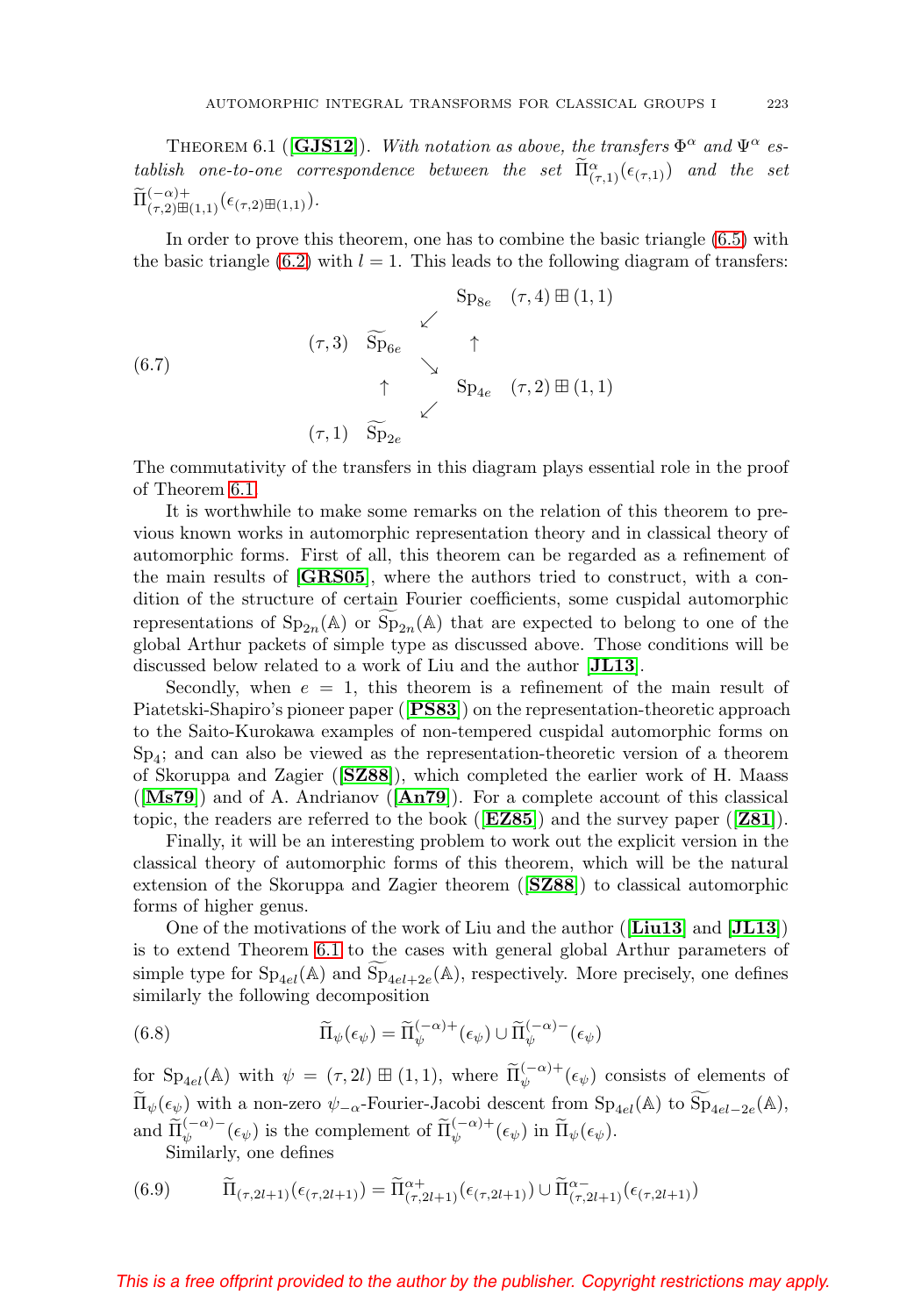THEOREM 6.1 ([**GJS12**]). *With notation as above, the transfers $\Phi^\alpha$ and $\Psi^\alpha$ establish one-to-one correspondence between the set $\widetilde{\Pi}^{\alpha}_{(\tau,1)}(\epsilon_{(\tau,1)})$ and the set $\widetilde{\Pi}^{(-\alpha)+}_{(\tau,2)\boxplus(1,1)}(\epsilon_{(\tau,2)\boxplus(1,1)})$.*

In order to prove this theorem, one has to combine the basic triangle (6.5) with the basic triangle (6.2) with $l=1$. This leads to the following diagram of transfers:

$$
\begin{array}{cccccc}
 & & & \mathrm{Sp}_{8e} & (\tau,4)\boxplus(1,1) \\
 & & \swarrow & & \\
(\tau,3) & \widetilde{\mathrm{Sp}}_{6e} & & \uparrow & \\
 & & \searrow & & \\
 & \uparrow & & \mathrm{Sp}_{4e} & (\tau,2)\boxplus(1,1) \\
 & & \swarrow & & \\
(\tau,1) & \widetilde{\mathrm{Sp}}_{2e} & & &
\end{array}
\tag{6.7}
$$

The commutativity of the transfers in this diagram plays essential role in the proof of Theorem 6.1.

It is worthwhile to make some remarks on the relation of this theorem to previous known works in automorphic representation theory and in classical theory of automorphic forms. First of all, this theorem can be regarded as a refinement of the main results of [**GRS05**], where the authors tried to construct, with a condition of the structure of certain Fourier coefficients, some cuspidal automorphic representations of $\mathrm{Sp}_{2n}(\mathbb{A})$ or $\widetilde{\mathrm{Sp}}_{2n}(\mathbb{A})$ that are expected to belong to one of the global Arthur packets of simple type as discussed above. Those conditions will be discussed below related to a work of Liu and the author [**JL13**].

Secondly, when $e=1$, this theorem is a refinement of the main result of Piatetski-Shapiro's pioneer paper ([**PS83**]) on the representation-theoretic approach to the Saito-Kurokawa examples of non-tempered cuspidal automorphic forms on $\mathrm{Sp}_4$; and can also be viewed as the representation-theoretic version of a theorem of Skoruppa and Zagier ([**SZ88**]), which completed the earlier work of H. Maass ([**Ms79**]) and of A. Andrianov ([**An79**]). For a complete account of this classical topic, the readers are referred to the book ([**EZ85**]) and the survey paper ([**Z81**]).

Finally, it will be an interesting problem to work out the explicit version in the classical theory of automorphic forms of this theorem, which will be the natural extension of the Skoruppa and Zagier theorem ([**SZ88**]) to classical automorphic forms of higher genus.

One of the motivations of the work of Liu and the author ([**Liu13**] and [**JL13**]) is to extend Theorem 6.1 to the cases with general global Arthur parameters of simple type for $\mathrm{Sp}_{4el}(\mathbb{A})$ and $\widetilde{\mathrm{Sp}}_{4el+2e}(\mathbb{A})$, respectively. More precisely, one defines similarly the following decomposition

$$
\widetilde{\Pi}_{\psi}(\epsilon_\psi)=\widetilde{\Pi}^{(-\alpha)+}_{\psi}(\epsilon_\psi)\cup\widetilde{\Pi}^{(-\alpha)-}_{\psi}(\epsilon_\psi)
\tag{6.8}
$$

for $\mathrm{Sp}_{4el}(\mathbb{A})$ with $\psi=(\tau,2l)\boxplus(1,1)$, where $\widetilde{\Pi}^{(-\alpha)+}_{\psi}(\epsilon_\psi)$ consists of elements of $\widetilde{\Pi}_{\psi}(\epsilon_\psi)$ with a non-zero $\psi_{-\alpha}$-Fourier-Jacobi descent from $\mathrm{Sp}_{4el}(\mathbb{A})$ to $\widetilde{\mathrm{Sp}}_{4el-2e}(\mathbb{A})$, and $\widetilde{\Pi}^{(-\alpha)-}_{\psi}(\epsilon_\psi)$ is the complement of $\widetilde{\Pi}^{(-\alpha)+}_{\psi}(\epsilon_\psi)$ in $\widetilde{\Pi}_{\psi}(\epsilon_\psi)$.

Similarly, one defines

$$
\widetilde{\Pi}_{(\tau,2l+1)}(\epsilon_{(\tau,2l+1)})=\widetilde{\Pi}^{\alpha+}_{(\tau,2l+1)}(\epsilon_{(\tau,2l+1)})\cup\widetilde{\Pi}^{\alpha-}_{(\tau,2l+1)}(\epsilon_{(\tau,2l+1)})
\tag{6.9}
$$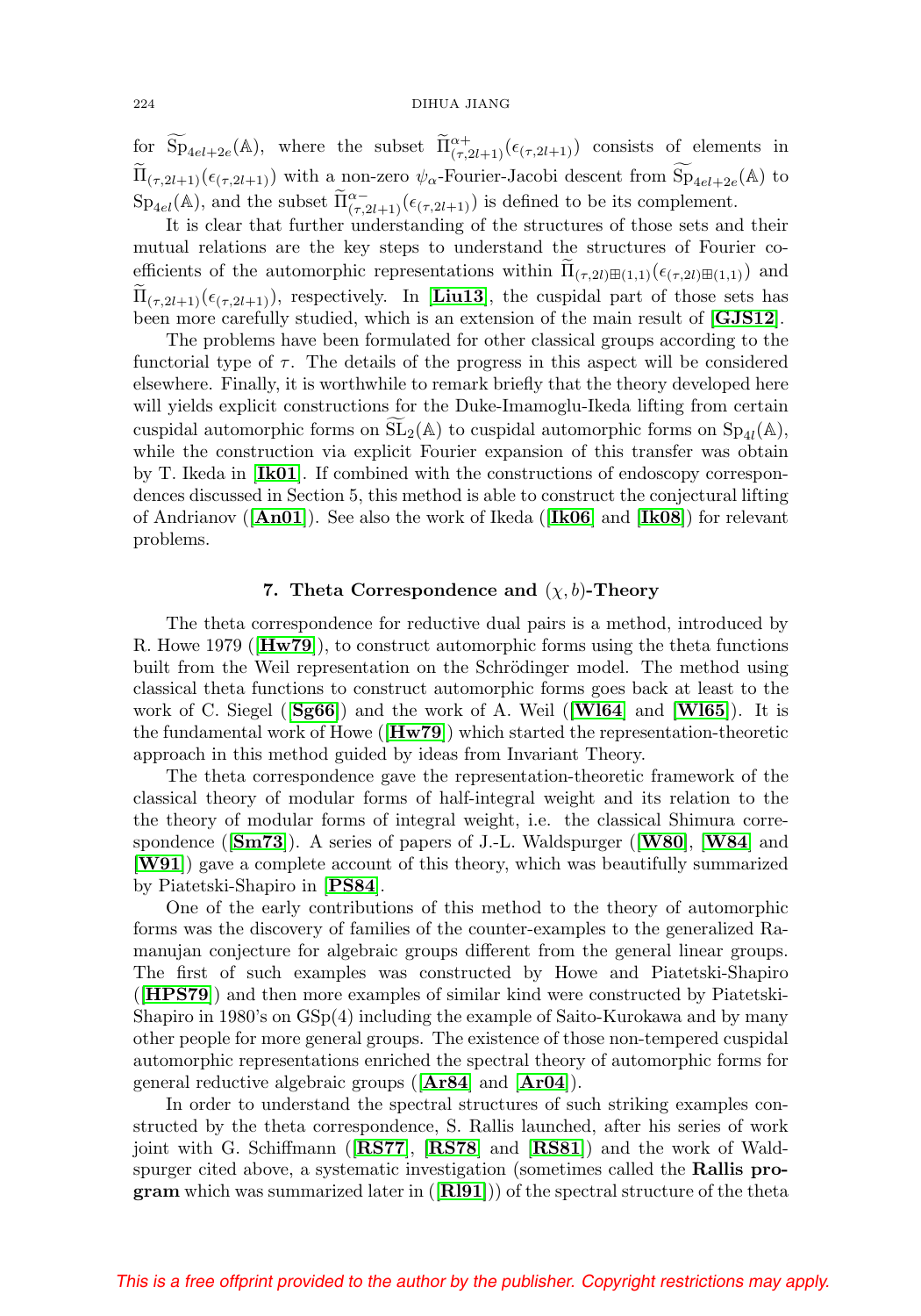for $\widetilde{\mathrm{Sp}}_{4el+2e}(\mathbb{A})$, where the subset $\widetilde{\Pi}^{\alpha+}_{(\tau,2l+1)}(\epsilon_{(\tau,2l+1)})$ consists of elements in $\widetilde{\Pi}_{(\tau,2l+1)}(\epsilon_{(\tau,2l+1)})$ with a non-zero $\psi_\alpha$-Fourier-Jacobi descent from $\widetilde{\mathrm{Sp}}_{4el+2e}(\mathbb{A})$ to $\mathrm{Sp}_{4el}(\mathbb{A})$, and the subset $\widetilde{\Pi}^{\alpha-}_{(\tau,2l+1)}(\epsilon_{(\tau,2l+1)})$ is defined to be its complement.

It is clear that further understanding of the structures of those sets and their mutual relations are the key steps to understand the structures of Fourier coefficients of the automorphic representations within $\widetilde{\Pi}_{(\tau,2l)\boxplus(1,1)}(\epsilon_{(\tau,2l)\boxplus(1,1)})$ and $\widetilde{\Pi}_{(\tau,2l+1)}(\epsilon_{(\tau,2l+1)})$, respectively. In [**Liu13**], the cuspidal part of those sets has been more carefully studied, which is an extension of the main result of [**GJS12**].

The problems have been formulated for other classical groups according to the functorial type of $\tau$. The details of the progress in this aspect will be considered elsewhere. Finally, it is worthwhile to remark briefly that the theory developed here will yields explicit constructions for the Duke-Imamoglu-Ikeda lifting from certain cuspidal automorphic forms on $\widetilde{\mathrm{SL}}_2(\mathbb{A})$ to cuspidal automorphic forms on $\mathrm{Sp}_{4l}(\mathbb{A})$, while the construction via explicit Fourier expansion of this transfer was obtain by T. Ikeda in [**Ik01**]. If combined with the constructions of endoscopy correspondences discussed in Section 5, this method is able to construct the conjectural lifting of Andrianov ([**An01**]). See also the work of Ikeda ([**Ik06**] and [**Ik08**]) for relevant problems.

## 7. Theta Correspondence and $(\chi, b)$-Theory

The theta correspondence for reductive dual pairs is a method, introduced by R. Howe 1979 ([**Hw79**]), to construct automorphic forms using the theta functions built from the Weil representation on the Schrödinger model. The method using classical theta functions to construct automorphic forms goes back at least to the work of C. Siegel ([**Sg66**]) and the work of A. Weil ([**Wl64**] and [**Wl65**]). It is the fundamental work of Howe ([**Hw79**]) which started the representation-theoretic approach in this method guided by ideas from Invariant Theory.

The theta correspondence gave the representation-theoretic framework of the classical theory of modular forms of half-integral weight and its relation to the the theory of modular forms of integral weight, i.e. the classical Shimura correspondence ([**Sm73**]). A series of papers of J.-L. Waldspurger ([**W80**], [**W84**] and [**W91**]) gave a complete account of this theory, which was beautifully summarized by Piatetski-Shapiro in [**PS84**].

One of the early contributions of this method to the theory of automorphic forms was the discovery of families of the counter-examples to the generalized Ramanujan conjecture for algebraic groups different from the general linear groups. The first of such examples was constructed by Howe and Piatetski-Shapiro ([**HPS79**]) and then more examples of similar kind were constructed by Piatetski-Shapiro in 1980's on GSp(4) including the example of Saito-Kurokawa and by many other people for more general groups. The existence of those non-tempered cuspidal automorphic representations enriched the spectral theory of automorphic forms for general reductive algebraic groups ([**Ar84**] and [**Ar04**]).

In order to understand the spectral structures of such striking examples constructed by the theta correspondence, S. Rallis launched, after his series of work joint with G. Schiffmann ([**RS77**], [**RS78**] and [**RS81**]) and the work of Waldspurger cited above, a systematic investigation (sometimes called the **Rallis program** which was summarized later in ([**Rl91**])) of the spectral structure of the theta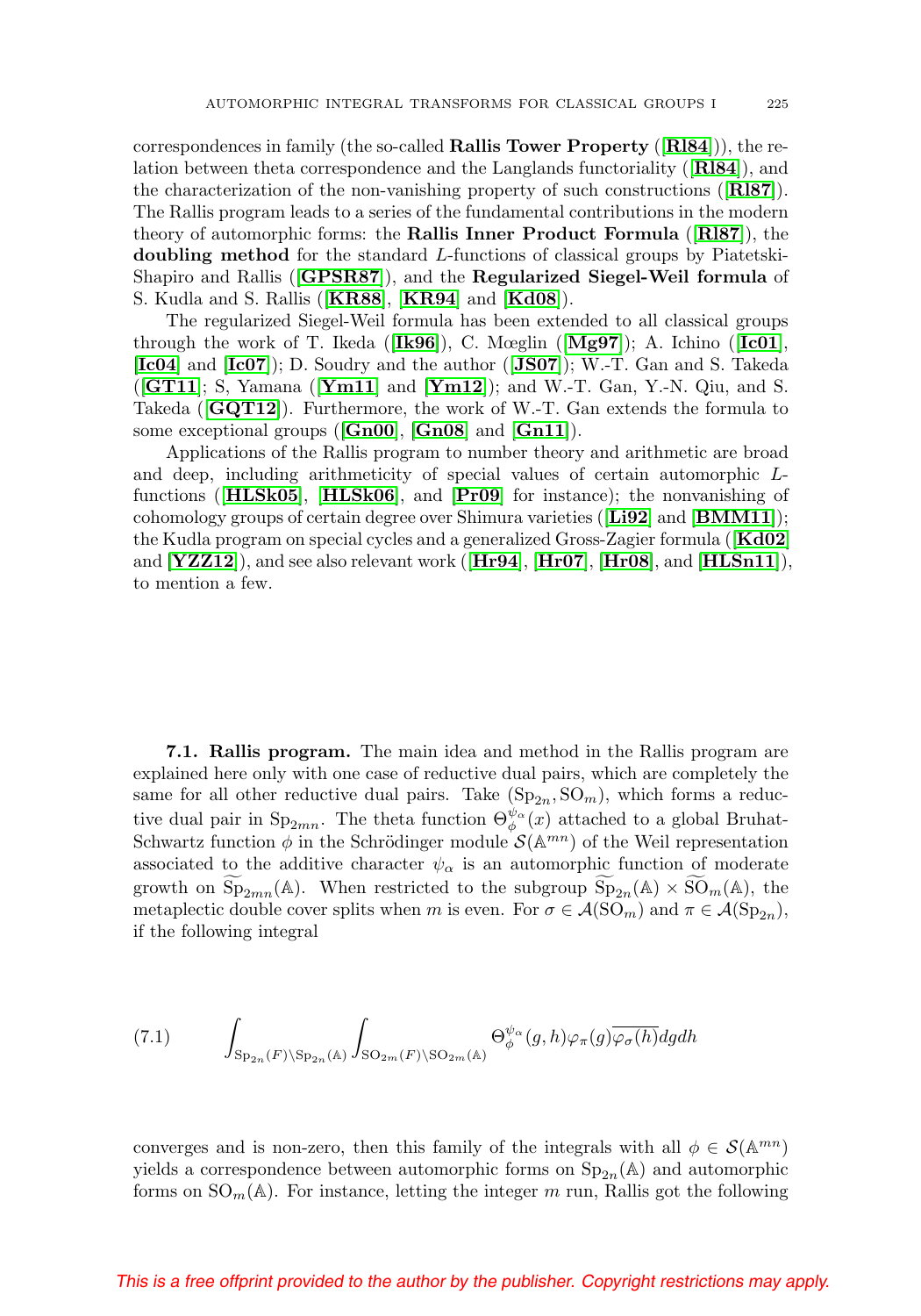correspondences in family (the so-called **Rallis Tower Property** ([**Rl84**])), the relation between theta correspondence and the Langlands functoriality ([**Rl84**]), and the characterization of the non-vanishing property of such constructions ([**Rl87**]). The Rallis program leads to a series of the fundamental contributions in the modern theory of automorphic forms: the **Rallis Inner Product Formula** ([**Rl87**]), the **doubling method** for the standard $L$-functions of classical groups by Piatetski-Shapiro and Rallis ([**GPSR87**]), and the **Regularized Siegel-Weil formula** of S. Kudla and S. Rallis ([**KR88**], [**KR94**] and [**Kd08**]).

The regularized Siegel-Weil formula has been extended to all classical groups through the work of T. Ikeda ([**Ik96**]), C. Mœglin ([**Mg97**]); A. Ichino ([**Ic01**], [**Ic04**] and [**Ic07**]); D. Soudry and the author ([**JS07**]); W.-T. Gan and S. Takeda ([**GT11**]; S, Yamana ([**Ym11**] and [**Ym12**]); and W.-T. Gan, Y.-N. Qiu, and S. Takeda ([**GQT12**]). Furthermore, the work of W.-T. Gan extends the formula to some exceptional groups ([**Gn00**], [**Gn08**] and [**Gn11**]).

Applications of the Rallis program to number theory and arithmetic are broad and deep, including arithmeticity of special values of certain automorphic $L$-functions ([**HLSk05**], [**HLSk06**], and [**Pr09**] for instance); the nonvanishing of cohomology groups of certain degree over Shimura varieties ([**Li92**] and [**BMM11**]); the Kudla program on special cycles and a generalized Gross-Zagier formula ([**Kd02**] and [**YZZ12**]), and see also relevant work ([**Hr94**], [**Hr07**], [**Hr08**], and [**HLSn11**]), to mention a few.

**7.1. Rallis program.** The main idea and method in the Rallis program are explained here only with one case of reductive dual pairs, which are completely the same for all other reductive dual pairs. Take $(\mathrm{Sp}_{2n}, \mathrm{SO}_m)$, which forms a reductive dual pair in $\mathrm{Sp}_{2mn}$. The theta function $\Theta_\phi^{\psi_\alpha}(x)$ attached to a global Bruhat-Schwartz function $\phi$ in the Schrödinger module $\mathcal{S}(\mathbb{A}^{mn})$ of the Weil representation associated to the additive character $\psi_\alpha$ is an automorphic function of moderate growth on $\widetilde{\mathrm{Sp}}_{2mn}(\mathbb{A})$. When restricted to the subgroup $\widetilde{\mathrm{Sp}}_{2n}(\mathbb{A}) \times \widetilde{\mathrm{SO}}_m(\mathbb{A})$, the metaplectic double cover splits when $m$ is even. For $\sigma \in \mathcal{A}(\mathrm{SO}_m)$ and $\pi \in \mathcal{A}(\mathrm{Sp}_{2n})$, if the following integral

$$
\int_{\mathrm{Sp}_{2n}(F)\backslash \mathrm{Sp}_{2n}(\mathbb{A})} \int_{\mathrm{SO}_{2m}(F)\backslash \mathrm{SO}_{2m}(\mathbb{A})} \Theta_\phi^{\psi_\alpha}(g,h)\varphi_\pi(g)\overline{\varphi_\sigma(h)}dgdh \tag{7.1}
$$

converges and is non-zero, then this family of the integrals with all $\phi \in \mathcal{S}(\mathbb{A}^{mn})$ yields a correspondence between automorphic forms on $\mathrm{Sp}_{2n}(\mathbb{A})$ and automorphic forms on $\mathrm{SO}_m(\mathbb{A})$. For instance, letting the integer $m$ run, Rallis got the following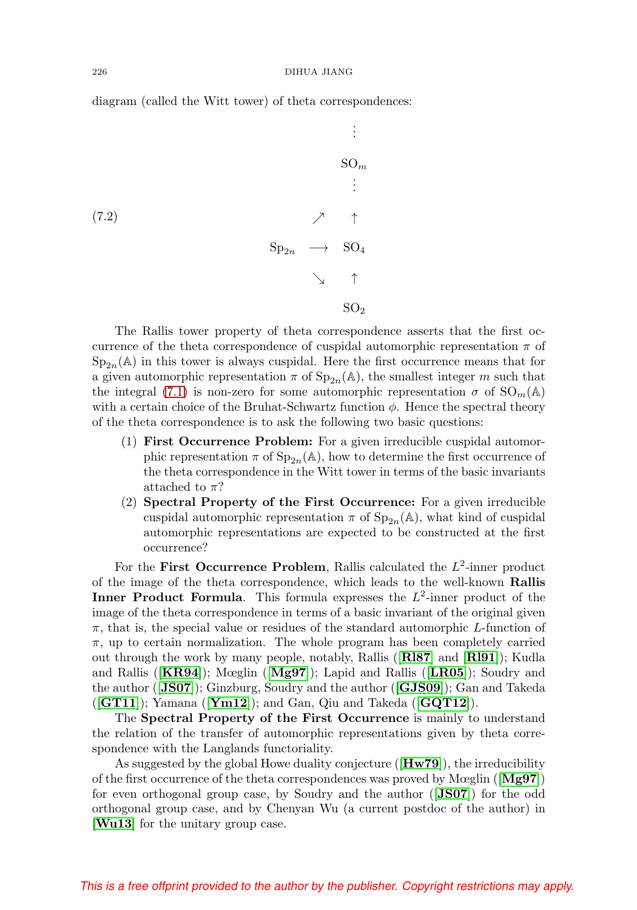diagram (called the Witt tower) of theta correspondences:

$$
\begin{array}{ccc}
 & & \vdots \\
 & & \mathrm{SO}_m \\
 & & \vdots \\
 & \nearrow & \uparrow \\
\mathrm{Sp}_{2n} & \longrightarrow & \mathrm{SO}_4 \\
 & \searrow & \uparrow \\
 & & \mathrm{SO}_2
\end{array}
\tag{7.2}
$$

The Rallis tower property of theta correspondence asserts that the first occurrence of the theta correspondence of cuspidal automorphic representation $\pi$ of $\mathrm{Sp}_{2n}(\mathbb{A})$ in this tower is always cuspidal. Here the first occurrence means that for a given automorphic representation $\pi$ of $\mathrm{Sp}_{2n}(\mathbb{A})$, the smallest integer $m$ such that the integral (7.1) is non-zero for some automorphic representation $\sigma$ of $\mathrm{SO}_m(\mathbb{A})$ with a certain choice of the Bruhat-Schwartz function $\phi$. Hence the spectral theory of the theta correspondence is to ask the following two basic questions:

1. **First Occurrence Problem:** For a given irreducible cuspidal automorphic representation $\pi$ of $\mathrm{Sp}_{2n}(\mathbb{A})$, how to determine the first occurrence of the theta correspondence in the Witt tower in terms of the basic invariants attached to $\pi$?
2. **Spectral Property of the First Occurrence:** For a given irreducible cuspidal automorphic representation $\pi$ of $\mathrm{Sp}_{2n}(\mathbb{A})$, what kind of cuspidal automorphic representations are expected to be constructed at the first occurrence?

For the **First Occurrence Problem**, Rallis calculated the $L^2$-inner product of the image of the theta correspondence, which leads to the well-known **Rallis Inner Product Formula**. This formula expresses the $L^2$-inner product of the image of the theta correspondence in terms of a basic invariant of the original given $\pi$, that is, the special value or residues of the standard automorphic $L$-function of $\pi$, up to certain normalization. The whole program has been completely carried out through the work by many people, notably, Rallis ([**Rl87**] and [**Rl91**]); Kudla and Rallis ([**KR94**]); Mœglin ([**Mg97**]); Lapid and Rallis ([**LR05**]); Soudry and the author ([**JS07**]); Ginzburg, Soudry and the author ([**GJS09**]); Gan and Takeda ([**GT11**]); Yamana ([**Ym12**]); and Gan, Qiu and Takeda ([**GQT12**]).

The **Spectral Property of the First Occurrence** is mainly to understand the relation of the transfer of automorphic representations given by theta correspondence with the Langlands functoriality.

As suggested by the global Howe duality conjecture ([**Hw79**]), the irreducibility of the first occurrence of the theta correspondences was proved by Mœglin ([**Mg97**]) for even orthogonal group case, by Soudry and the author ([**JS07**]) for the odd orthogonal group case, and by Chenyan Wu (a current postdoc of the author) in [**Wu13**] for the unitary group case.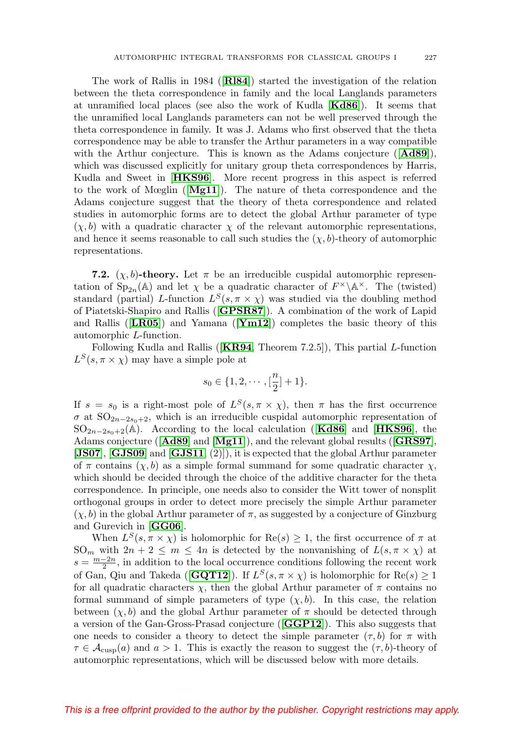The work of Rallis in 1984 ([**Rl84**]) started the investigation of the relation between the theta correspondence in family and the local Langlands parameters at unramified local places (see also the work of Kudla [**Kd86**]). It seems that the unramified local Langlands parameters can not be well preserved through the theta correspondence in family. It was J. Adams who first observed that the theta correspondence may be able to transfer the Arthur parameters in a way compatible with the Arthur conjecture. This is known as the Adams conjecture ([**Ad89**]), which was discussed explicitly for unitary group theta correspondences by Harris, Kudla and Sweet in [**HKS96**]. More recent progress in this aspect is referred to the work of Mœglin ([**Mg11**]). The nature of theta correspondence and the Adams conjecture suggest that the theory of theta correspondence and related studies in automorphic forms are to detect the global Arthur parameter of type $(\chi, b)$ with a quadratic character $\chi$ of the relevant automorphic representations, and hence it seems reasonable to call such studies the $(\chi, b)$-theory of automorphic representations.

**7.2.** **$(\chi, b)$-theory.** Let $\pi$ be an irreducible cuspidal automorphic representation of $\mathrm{Sp}_{2n}(\mathbb{A})$ and let $\chi$ be a quadratic character of $F^\times\backslash\mathbb{A}^\times$. The (twisted) standard (partial) $L$-function $L^S(s, \pi\times\chi)$ was studied via the doubling method of Piatetski-Shapiro and Rallis ([**GPSR87**]). A combination of the work of Lapid and Rallis ([**LR05**]) and Yamana ([**Ym12**]) completes the basic theory of this automorphic $L$-function.

Following Kudla and Rallis ([**KR94**, Theorem 7.2.5]), This partial $L$-function $L^S(s, \pi\times\chi)$ may have a simple pole at

$$s_0 \in \{1, 2, \cdots, [\frac{n}{2}] + 1\}.$$

If $s = s_0$ is a right-most pole of $L^S(s, \pi\times\chi)$, then $\pi$ has the first occurrence $\sigma$ at $\mathrm{SO}_{2n-2s_0+2}$, which is an irreducible cuspidal automorphic representation of $\mathrm{SO}_{2n-2s_0+2}(\mathbb{A})$. According to the local calculation ([**Kd86**] and [**HKS96**], the Adams conjecture ([**Ad89**] and [**Mg11**]), and the relevant global results ([**GRS97**], [**JS07**], [**GJS09**] and [**GJS11**, (2)]), it is expected that the global Arthur parameter of $\pi$ contains $(\chi, b)$ as a simple formal summand for some quadratic character $\chi$, which should be decided through the choice of the additive character for the theta correspondence. In principle, one needs also to consider the Witt tower of nonsplit orthogonal groups in order to detect more precisely the simple Arthur parameter $(\chi, b)$ in the global Arthur parameter of $\pi$, as suggested by a conjecture of Ginzburg and Gurevich in [**GG06**].

When $L^S(s, \pi\times\chi)$ is holomorphic for $\mathrm{Re}(s) \geq 1$, the first occurrence of $\pi$ at $\mathrm{SO}_m$ with $2n+2 \leq m \leq 4n$ is detected by the nonvanishing of $L(s, \pi\times\chi)$ at $s = \frac{m-2n}{2}$, in addition to the local occurrence conditions following the recent work of Gan, Qiu and Takeda ([**GQT12**]). If $L^S(s, \pi\times\chi)$ is holomorphic for $\mathrm{Re}(s) \geq 1$ for all quadratic characters $\chi$, then the global Arthur parameter of $\pi$ contains no formal summand of simple parameters of type $(\chi, b)$. In this case, the relation between $(\chi, b)$ and the global Arthur parameter of $\pi$ should be detected through a version of the Gan-Gross-Prasad conjecture ([**GGP12**]). This also suggests that one needs to consider a theory to detect the simple parameter $(\tau, b)$ for $\pi$ with $\tau \in \mathcal{A}_{\mathrm{cusp}}(a)$ and $a > 1$. This is exactly the reason to suggest the $(\tau, b)$-theory of automorphic representations, which will be discussed below with more details.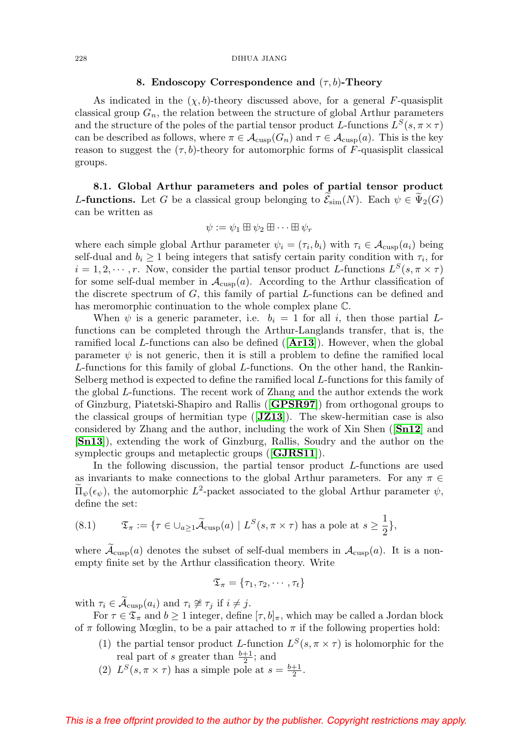## 8. Endoscopy Correspondence and $(\tau, b)$-Theory

As indicated in the $(\chi, b)$-theory discussed above, for a general $F$-quasisplit classical group $G_n$, the relation between the structure of global Arthur parameters and the structure of the poles of the partial tensor product $L$-functions $L^S(s, \pi \times \tau)$ can be described as follows, where $\pi \in \mathcal{A}_{\rm cusp}(G_n)$ and $\tau \in \mathcal{A}_{\rm cusp}(a)$. This is the key reason to suggest the $(\tau, b)$-theory for automorphic forms of $F$-quasisplit classical groups.

**8.1. Global Arthur parameters and poles of partial tensor product $L$-functions.** Let $G$ be a classical group belonging to $\widetilde{\mathcal{E}}_{\rm sim}(N)$. Each $\psi \in \widetilde{\Psi}_2(G)$ can be written as

$$\psi := \psi_1 \boxplus \psi_2 \boxplus \cdots \boxplus \psi_r$$

where each simple global Arthur parameter $\psi_i = (\tau_i, b_i)$ with $\tau_i \in \mathcal{A}_{\rm cusp}(a_i)$ being self-dual and $b_i \geq 1$ being integers that satisfy certain parity condition with $\tau_i$, for $i = 1, 2, \cdots, r$. Now, consider the partial tensor product $L$-functions $L^S(s, \pi \times \tau)$ for some self-dual member in $\mathcal{A}_{\rm cusp}(a)$. According to the Arthur classification of the discrete spectrum of $G$, this family of partial $L$-functions can be defined and has meromorphic continuation to the whole complex plane $\mathbb{C}$.

When $\psi$ is a generic parameter, i.e. $b_i = 1$ for all $i$, then those partial $L$-functions can be completed through the Arthur-Langlands transfer, that is, the ramified local $L$-functions can also be defined ([**Ar13**]). However, when the global parameter $\psi$ is not generic, then it is still a problem to define the ramified local $L$-functions for this family of global $L$-functions. On the other hand, the Rankin-Selberg method is expected to define the ramified local $L$-functions for this family of the global $L$-functions. The recent work of Zhang and the author extends the work of Ginzburg, Piatetski-Shapiro and Rallis ([**GPSR97**]) from orthogonal groups to the classical groups of hermitian type ([**JZ13**]). The skew-hermitian case is also considered by Zhang and the author, including the work of Xin Shen ([**Sn12**] and [**Sn13**]), extending the work of Ginzburg, Rallis, Soudry and the author on the symplectic groups and metaplectic groups ([**GJRS11**]).

In the following discussion, the partial tensor product $L$-functions are used as invariants to make connections to the global Arthur parameters. For any $\pi \in \widetilde{\Pi}_\psi(\epsilon_\psi)$, the automorphic $L^2$-packet associated to the global Arthur parameter $\psi$, define the set:

$$\mathfrak{T}_\pi := \{\tau \in \cup_{a \geq 1} \widetilde{\mathcal{A}}_{\rm cusp}(a) \mid L^S(s, \pi \times \tau) \text{ has a pole at } s \geq \frac{1}{2}\}, \tag{8.1}$$

where $\widetilde{\mathcal{A}}_{\rm cusp}(a)$ denotes the subset of self-dual members in $\mathcal{A}_{\rm cusp}(a)$. It is a non-empty finite set by the Arthur classification theory. Write

$$\mathfrak{T}_\pi = \{\tau_1, \tau_2, \cdots, \tau_t\}$$

with $\tau_i \in \widetilde{\mathcal{A}}_{\rm cusp}(a_i)$ and $\tau_i \not\cong \tau_j$ if $i \neq j$.

For $\tau \in \mathfrak{T}_\pi$ and $b \geq 1$ integer, define $[\tau, b]_\pi$, which may be called a Jordan block of $\pi$ following Mœglin, to be a pair attached to $\pi$ if the following properties hold:

1. the partial tensor product $L$-function $L^S(s, \pi \times \tau)$ is holomorphic for the real part of $s$ greater than $\frac{b+1}{2}$; and
2. $L^S(s, \pi \times \tau)$ has a simple pole at $s = \frac{b+1}{2}$.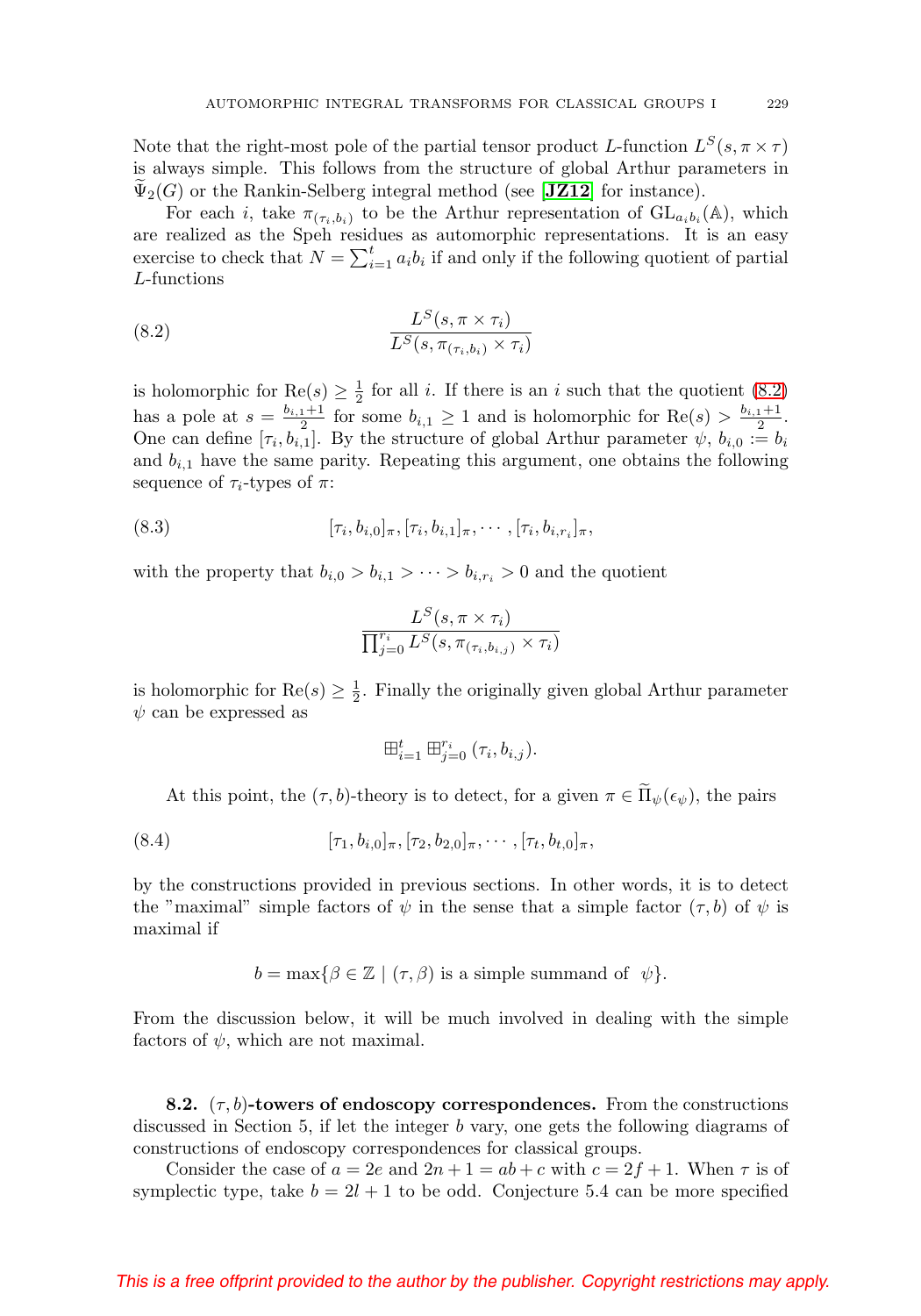Note that the right-most pole of the partial tensor product $L$-function $L^S(s, \pi \times \tau)$ is always simple. This follows from the structure of global Arthur parameters in $\widetilde{\Psi}_2(G)$ or the Rankin-Selberg integral method (see **[JZ12]** for instance).

For each $i$, take $\pi_{(\tau_i, b_i)}$ to be the Arthur representation of $\mathrm{GL}_{a_i b_i}(\mathbb{A})$, which are realized as the Speh residues as automorphic representations. It is an easy exercise to check that $N = \sum_{i=1}^t a_i b_i$ if and only if the following quotient of partial $L$-functions

$$\frac{L^S(s, \pi \times \tau_i)}{L^S(s, \pi_{(\tau_i, b_i)} \times \tau_i)} \tag{8.2}$$

is holomorphic for $\mathrm{Re}(s) \geq \frac{1}{2}$ for all $i$. If there is an $i$ such that the quotient (8.2) has a pole at $s = \frac{b_{i,1}+1}{2}$ for some $b_{i,1} \geq 1$ and is holomorphic for $\mathrm{Re}(s) > \frac{b_{i,1}+1}{2}$. One can define $[\tau_i, b_{i,1}]$. By the structure of global Arthur parameter $\psi$, $b_{i,0} := b_i$ and $b_{i,1}$ have the same parity. Repeating this argument, one obtains the following sequence of $\tau_i$-types of $\pi$:

$$[\tau_i, b_{i,0}]_\pi, [\tau_i, b_{i,1}]_\pi, \cdots, [\tau_i, b_{i,r_i}]_\pi, \tag{8.3}$$

with the property that $b_{i,0} > b_{i,1} > \cdots > b_{i,r_i} > 0$ and the quotient

$$\frac{L^S(s, \pi \times \tau_i)}{\prod_{j=0}^{r_i} L^S(s, \pi_{(\tau_i, b_{i,j})} \times \tau_i)}$$

is holomorphic for $\mathrm{Re}(s) \geq \frac{1}{2}$. Finally the originally given global Arthur parameter $\psi$ can be expressed as

$$\boxplus_{i=1}^t \boxplus_{j=0}^{r_i} (\tau_i, b_{i,j}).$$

At this point, the $(\tau, b)$-theory is to detect, for a given $\pi \in \widetilde{\Pi}_\psi(\epsilon_\psi)$, the pairs

$$[\tau_1, b_{i,0}]_\pi, [\tau_2, b_{2,0}]_\pi, \cdots, [\tau_t, b_{t,0}]_\pi, \tag{8.4}$$

by the constructions provided in previous sections. In other words, it is to detect the "maximal" simple factors of $\psi$ in the sense that a simple factor $(\tau, b)$ of $\psi$ is maximal if

$$b = \max\{\beta \in \mathbb{Z} \mid (\tau, \beta) \text{ is a simple summand of } \psi\}.$$

From the discussion below, it will be much involved in dealing with the simple factors of $\psi$, which are not maximal.

**8.2. $(\tau, b)$-towers of endoscopy correspondences.** From the constructions discussed in Section 5, if let the integer $b$ vary, one gets the following diagrams of constructions of endoscopy correspondences for classical groups.

Consider the case of $a = 2e$ and $2n + 1 = ab + c$ with $c = 2f + 1$. When $\tau$ is of symplectic type, take $b = 2l + 1$ to be odd. Conjecture 5.4 can be more specified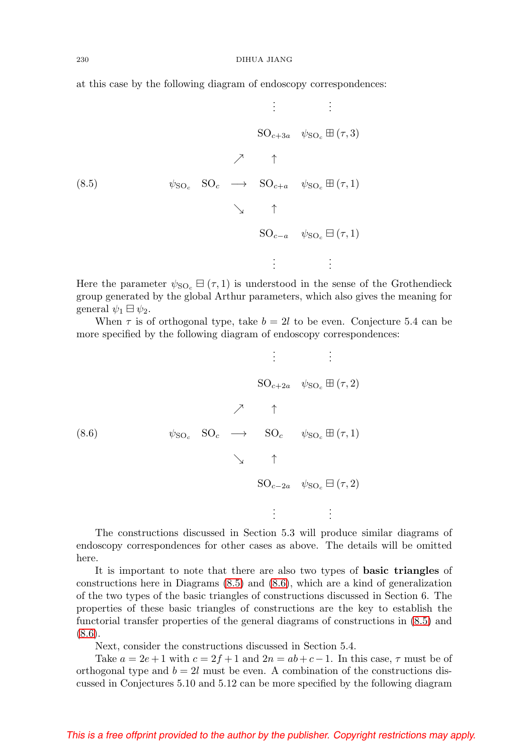at this case by the following diagram of endoscopy correspondences:

$$
\begin{array}{cccccc}
 & & & \vdots & & \vdots \\
 & & & \mathrm{SO}_{c+3a} & & \psi_{\mathrm{SO}_c} \boxplus (\tau, 3) \\
 & & \nearrow & \uparrow & & \\
\psi_{\mathrm{SO}_c} & \mathrm{SO}_c & \longrightarrow & \mathrm{SO}_{c+a} & & \psi_{\mathrm{SO}_c} \boxplus (\tau, 1) \\
 & & \searrow & \uparrow & & \\
 & & & \mathrm{SO}_{c-a} & & \psi_{\mathrm{SO}_c} \boxminus (\tau, 1) \\
 & & & \vdots & & \vdots
\end{array}
\tag{8.5}
$$

Here the parameter $\psi_{\mathrm{SO}_c} \boxminus (\tau, 1)$ is understood in the sense of the Grothendieck group generated by the global Arthur parameters, which also gives the meaning for general $\psi_1 \boxminus \psi_2$.

When $\tau$ is of orthogonal type, take $b = 2l$ to be even. Conjecture 5.4 can be more specified by the following diagram of endoscopy correspondences:

$$
\begin{array}{cccccc}
 & & & \vdots & & \vdots \\
 & & & \mathrm{SO}_{c+2a} & & \psi_{\mathrm{SO}_c} \boxplus (\tau, 2) \\
 & & \nearrow & \uparrow & & \\
\psi_{\mathrm{SO}_c} & \mathrm{SO}_c & \longrightarrow & \mathrm{SO}_{c} & & \psi_{\mathrm{SO}_c} \boxplus (\tau, 1) \\
 & & \searrow & \uparrow & & \\
 & & & \mathrm{SO}_{c-2a} & & \psi_{\mathrm{SO}_c} \boxminus (\tau, 2) \\
 & & & \vdots & & \vdots
\end{array}
\tag{8.6}
$$

The constructions discussed in Section 5.3 will produce similar diagrams of endoscopy correspondences for other cases as above. The details will be omitted here.

It is important to note that there are also two types of **basic triangles** of constructions here in Diagrams (8.5) and (8.6), which are a kind of generalization of the two types of the basic triangles of constructions discussed in Section 6. The properties of these basic triangles of constructions are the key to establish the functorial transfer properties of the general diagrams of constructions in (8.5) and (8.6).

Next, consider the constructions discussed in Section 5.4.

Take $a = 2e+1$ with $c = 2f+1$ and $2n = ab+c-1$. In this case, $\tau$ must be of orthogonal type and $b = 2l$ must be even. A combination of the constructions discussed in Conjectures 5.10 and 5.12 can be more specified by the following diagram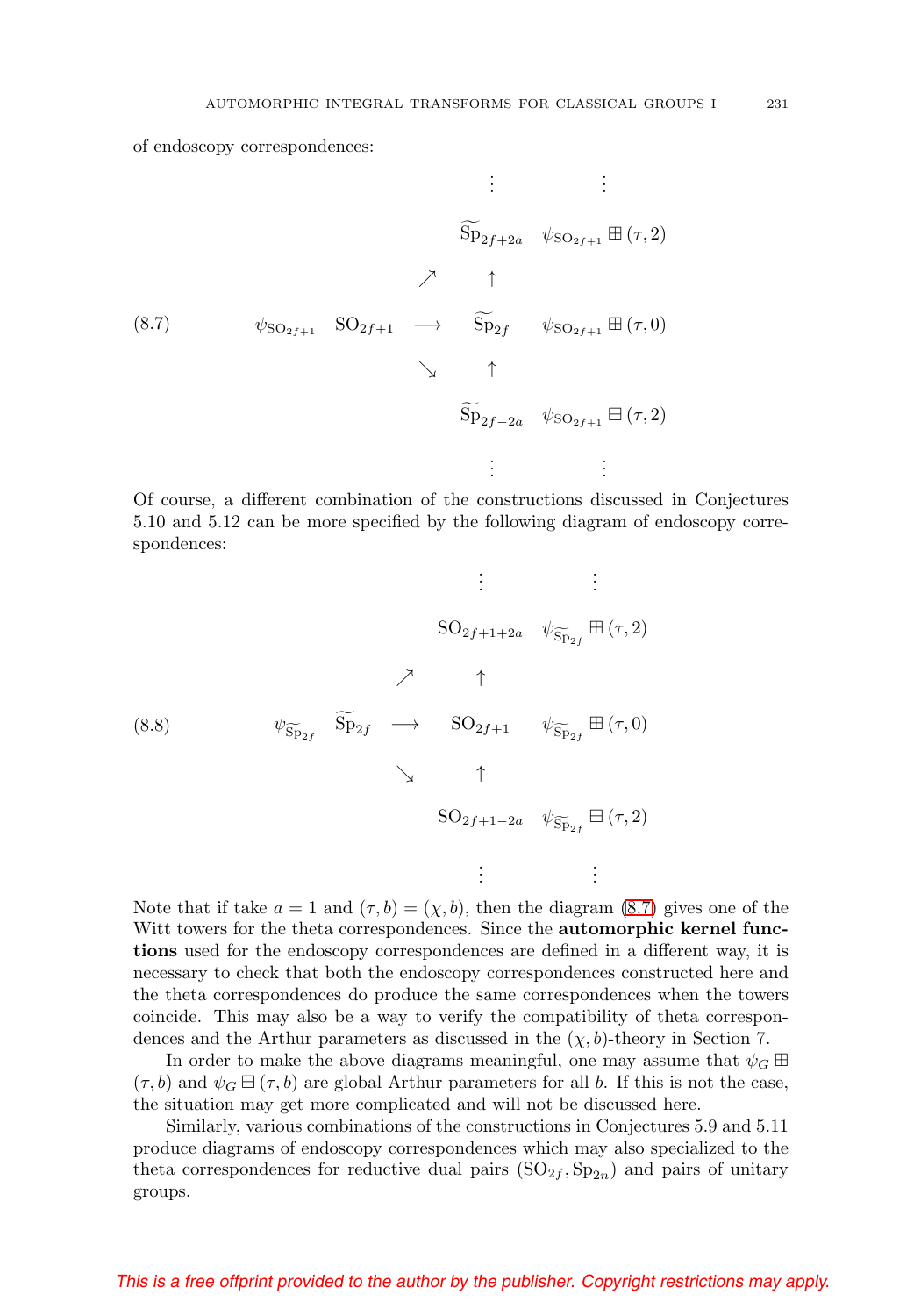of endoscopy correspondences:

$$
\begin{array}{ccccc}
 & & & \vdots & \vdots \\
 & & & \widetilde{\mathrm{Sp}}_{2f+2a} & \psi_{\mathrm{SO}_{2f+1}} \boxplus (\tau, 2) \\
 & & \nearrow & \uparrow & \\
\psi_{\mathrm{SO}_{2f+1}} & \mathrm{SO}_{2f+1} & \longrightarrow & \widetilde{\mathrm{Sp}}_{2f} & \psi_{\mathrm{SO}_{2f+1}} \boxplus (\tau, 0) \\
 & & \searrow & \uparrow & \\
 & & & \widetilde{\mathrm{Sp}}_{2f-2a} & \psi_{\mathrm{SO}_{2f+1}} \boxminus (\tau, 2) \\
 & & & \vdots & \vdots
\end{array}
\tag{8.7}
$$

Of course, a different combination of the constructions discussed in Conjectures 5.10 and 5.12 can be more specified by the following diagram of endoscopy correspondences:

$$
\begin{array}{ccccc}
 & & & \vdots & \vdots \\
 & & & \mathrm{SO}_{2f+1+2a} & \psi_{\widetilde{\mathrm{Sp}}_{2f}} \boxplus (\tau, 2) \\
 & & \nearrow & \uparrow & \\
\psi_{\widetilde{\mathrm{Sp}}_{2f}} & \widetilde{\mathrm{Sp}}_{2f} & \longrightarrow & \mathrm{SO}_{2f+1} & \psi_{\widetilde{\mathrm{Sp}}_{2f}} \boxplus (\tau, 0) \\
 & & \searrow & \uparrow & \\
 & & & \mathrm{SO}_{2f+1-2a} & \psi_{\widetilde{\mathrm{Sp}}_{2f}} \boxminus (\tau, 2) \\
 & & & \vdots & \vdots
\end{array}
\tag{8.8}
$$

Note that if take $a = 1$ and $(\tau, b) = (\chi, b)$, then the diagram (8.7) gives one of the Witt towers for the theta correspondences. Since the **automorphic kernel functions** used for the endoscopy correspondences are defined in a different way, it is necessary to check that both the endoscopy correspondences constructed here and the theta correspondences do produce the same correspondences when the towers coincide. This may also be a way to verify the compatibility of theta correspondences and the Arthur parameters as discussed in the $(\chi, b)$-theory in Section 7.

In order to make the above diagrams meaningful, one may assume that $\psi_G \boxplus (\tau, b)$ and $\psi_G \boxminus (\tau, b)$ are global Arthur parameters for all $b$. If this is not the case, the situation may get more complicated and will not be discussed here.

Similarly, various combinations of the constructions in Conjectures 5.9 and 5.11 produce diagrams of endoscopy correspondences which may also specialized to the theta correspondences for reductive dual pairs $(\mathrm{SO}_{2f}, \mathrm{Sp}_{2n})$ and pairs of unitary groups.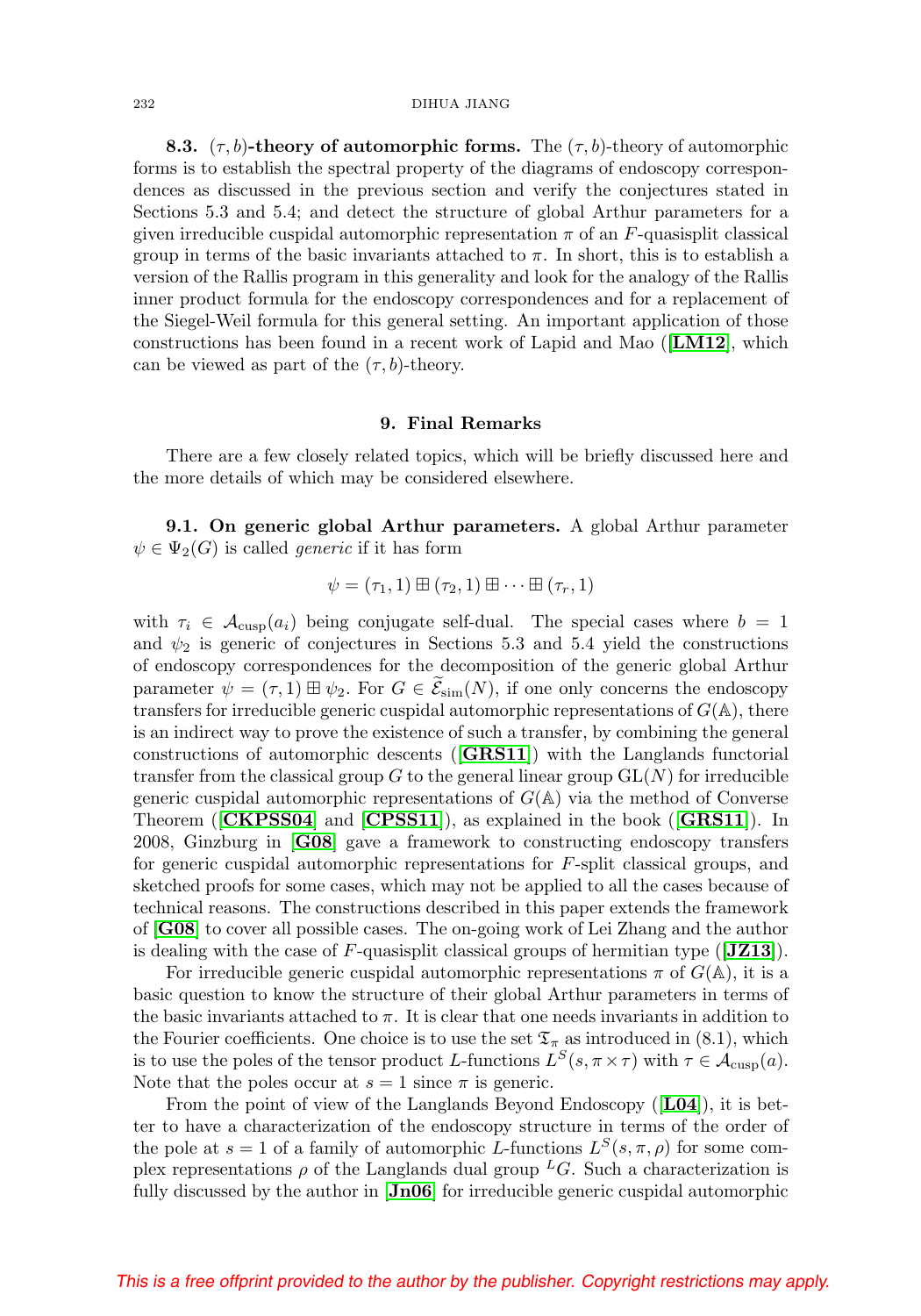**8.3. $(\tau, b)$-theory of automorphic forms.** The $(\tau, b)$-theory of automorphic forms is to establish the spectral property of the diagrams of endoscopy correspondences as discussed in the previous section and verify the conjectures stated in Sections 5.3 and 5.4; and detect the structure of global Arthur parameters for a given irreducible cuspidal automorphic representation $\pi$ of an $F$-quasisplit classical group in terms of the basic invariants attached to $\pi$. In short, this is to establish a version of the Rallis program in this generality and look for the analogy of the Rallis inner product formula for the endoscopy correspondences and for a replacement of the Siegel-Weil formula for this general setting. An important application of those constructions has been found in a recent work of Lapid and Mao ([**LM12**], which can be viewed as part of the $(\tau, b)$-theory.

## 9. Final Remarks

There are a few closely related topics, which will be briefly discussed here and the more details of which may be considered elsewhere.

**9.1. On generic global Arthur parameters.** A global Arthur parameter $\psi \in \Psi_2(G)$ is called *generic* if it has form

$$\psi = (\tau_1, 1) \boxplus (\tau_2, 1) \boxplus \cdots \boxplus (\tau_r, 1)$$

with $\tau_i \in \mathcal{A}_{\mathrm{cusp}}(a_i)$ being conjugate self-dual. The special cases where $b = 1$ and $\psi_2$ is generic of conjectures in Sections 5.3 and 5.4 yield the constructions of endoscopy correspondences for the decomposition of the generic global Arthur parameter $\psi = (\tau, 1) \boxplus \psi_2$. For $G \in \widetilde{\mathcal{E}}_{\mathrm{sim}}(N)$, if one only concerns the endoscopy transfers for irreducible generic cuspidal automorphic representations of $G(\mathbb{A})$, there is an indirect way to prove the existence of such a transfer, by combining the general constructions of automorphic descents ([**GRS11**]) with the Langlands functorial transfer from the classical group $G$ to the general linear group $\mathrm{GL}(N)$ for irreducible generic cuspidal automorphic representations of $G(\mathbb{A})$ via the method of Converse Theorem ([**CKPSS04**] and [**CPSS11**]), as explained in the book ([**GRS11**]). In 2008, Ginzburg in [**G08**] gave a framework to constructing endoscopy transfers for generic cuspidal automorphic representations for $F$-split classical groups, and sketched proofs for some cases, which may not be applied to all the cases because of technical reasons. The constructions described in this paper extends the framework of [**G08**] to cover all possible cases. The on-going work of Lei Zhang and the author is dealing with the case of $F$-quasisplit classical groups of hermitian type ([**JZ13**]).

For irreducible generic cuspidal automorphic representations $\pi$ of $G(\mathbb{A})$, it is a basic question to know the structure of their global Arthur parameters in terms of the basic invariants attached to $\pi$. It is clear that one needs invariants in addition to the Fourier coefficients. One choice is to use the set $\mathfrak{T}_\pi$ as introduced in (8.1), which is to use the poles of the tensor product $L$-functions $L^S(s, \pi \times \tau)$ with $\tau \in \mathcal{A}_{\mathrm{cusp}}(a)$. Note that the poles occur at $s = 1$ since $\pi$ is generic.

From the point of view of the Langlands Beyond Endoscopy ([**L04**]), it is better to have a characterization of the endoscopy structure in terms of the order of the pole at $s = 1$ of a family of automorphic $L$-functions $L^S(s, \pi, \rho)$ for some complex representations $\rho$ of the Langlands dual group ${}^LG$. Such a characterization is fully discussed by the author in [**Jn06**] for irreducible generic cuspidal automorphic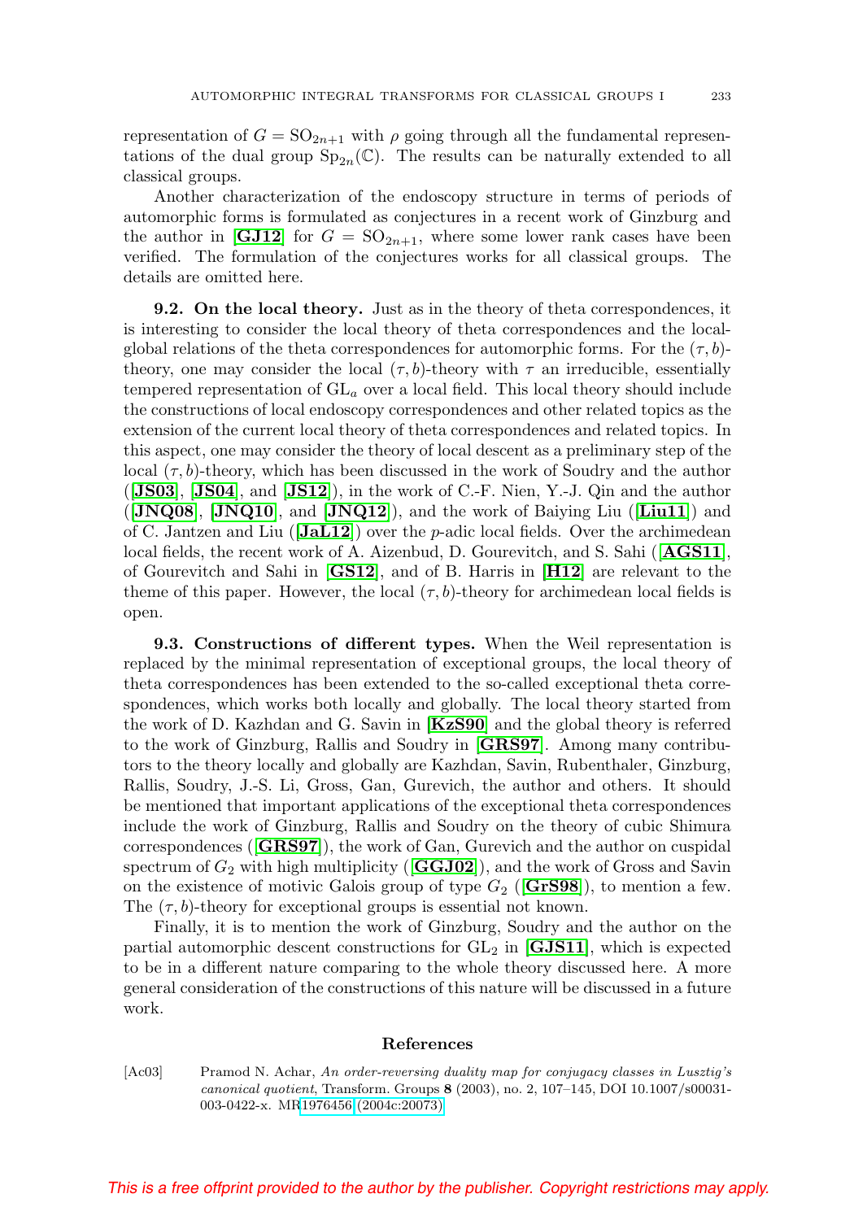representation of $G = \mathrm{SO}_{2n+1}$ with $\rho$ going through all the fundamental representations of the dual group $\mathrm{Sp}_{2n}(\mathbb{C})$. The results can be naturally extended to all classical groups.

Another characterization of the endoscopy structure in terms of periods of automorphic forms is formulated as conjectures in a recent work of Ginzburg and the author in **[GJ12]** for $G = \mathrm{SO}_{2n+1}$, where some lower rank cases have been verified. The formulation of the conjectures works for all classical groups. The details are omitted here.

**9.2. On the local theory.** Just as in the theory of theta correspondences, it is interesting to consider the local theory of theta correspondences and the local-global relations of the theta correspondences for automorphic forms. For the $(\tau, b)$-theory, one may consider the local $(\tau, b)$-theory with $\tau$ an irreducible, essentially tempered representation of $\mathrm{GL}_a$ over a local field. This local theory should include the constructions of local endoscopy correspondences and other related topics as the extension of the current local theory of theta correspondences and related topics. In this aspect, one may consider the theory of local descent as a preliminary step of the local $(\tau, b)$-theory, which has been discussed in the work of Soudry and the author (**[JS03]**, **[JS04]**, and **[JS12]**), in the work of C.-F. Nien, Y.-J. Qin and the author (**[JNQ08]**, **[JNQ10]**, and **[JNQ12]**), and the work of Baiying Liu (**[Liu11]**) and of C. Jantzen and Liu (**[JaL12]**) over the $p$-adic local fields. Over the archimedean local fields, the recent work of A. Aizenbud, D. Gourevitch, and S. Sahi (**[AGS11]**, of Gourevitch and Sahi in **[GS12]**, and of B. Harris in **[H12]** are relevant to the theme of this paper. However, the local $(\tau, b)$-theory for archimedean local fields is open.

**9.3. Constructions of different types.** When the Weil representation is replaced by the minimal representation of exceptional groups, the local theory of theta correspondences has been extended to the so-called exceptional theta correspondences, which works both locally and globally. The local theory started from the work of D. Kazhdan and G. Savin in **[KzS90]** and the global theory is referred to the work of Ginzburg, Rallis and Soudry in **[GRS97]**. Among many contributors to the theory locally and globally are Kazhdan, Savin, Rubenthaler, Ginzburg, Rallis, Soudry, J.-S. Li, Gross, Gan, Gurevich, the author and others. It should be mentioned that important applications of the exceptional theta correspondences include the work of Ginzburg, Rallis and Soudry on the theory of cubic Shimura correspondences (**[GRS97]**), the work of Gan, Gurevich and the author on cuspidal spectrum of $G_2$ with high multiplicity (**[GGJ02]**), and the work of Gross and Savin on the existence of motivic Galois group of type $G_2$ (**[GrS98]**), to mention a few. The $(\tau, b)$-theory for exceptional groups is essential not known.

Finally, it is to mention the work of Ginzburg, Soudry and the author on the partial automorphic descent constructions for $\mathrm{GL}_2$ in **[GJS11]**, which is expected to be in a different nature comparing to the whole theory discussed here. A more general consideration of the constructions of this nature will be discussed in a future work.

## References

[Ac03] Pramod N. Achar, *An order-reversing duality map for conjugacy classes in Lusztig's canonical quotient*, Transform. Groups **8** (2003), no. 2, 107–145, DOI 10.1007/s00031-003-0422-x. MR1976456 (2004c:20073)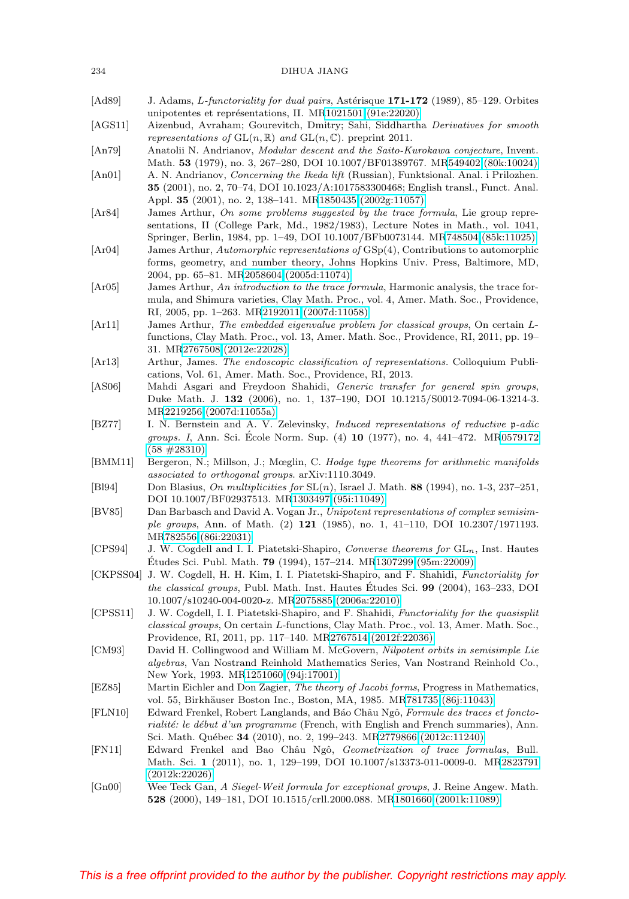[Ad89] J. Adams, *L-functoriality for dual pairs*, Astérisque **171-172** (1989), 85–129. Orbites unipotentes et représentations, II. MR1021501 (91e:22020)

[AGS11] Aizenbud, Avraham; Gourevitch, Dmitry; Sahi, Siddhartha *Derivatives for smooth representations of* $\mathrm{GL}(n,\mathbb{R})$ *and* $\mathrm{GL}(n,\mathbb{C})$. preprint 2011.

[An79] Anatolii N. Andrianov, *Modular descent and the Saito-Kurokawa conjecture*, Invent. Math. **53** (1979), no. 3, 267–280, DOI 10.1007/BF01389767. MR549402 (80k:10024)

[An01] A. N. Andrianov, *Concerning the Ikeda lift* (Russian), Funktsional. Anal. i Prilozhen. **35** (2001), no. 2, 70–74, DOI 10.1023/A:1017583300468; English transl., Funct. Anal. Appl. **35** (2001), no. 2, 138–141. MR1850435 (2002g:11057)

[Ar84] James Arthur, *On some problems suggested by the trace formula*, Lie group representations, II (College Park, Md., 1982/1983), Lecture Notes in Math., vol. 1041, Springer, Berlin, 1984, pp. 1–49, DOI 10.1007/BFb0073144. MR748504 (85k:11025)

[Ar04] James Arthur, *Automorphic representations of* $\mathrm{GSp}(4)$, Contributions to automorphic forms, geometry, and number theory, Johns Hopkins Univ. Press, Baltimore, MD, 2004, pp. 65–81. MR2058604 (2005d:11074)

[Ar05] James Arthur, *An introduction to the trace formula*, Harmonic analysis, the trace formula, and Shimura varieties, Clay Math. Proc., vol. 4, Amer. Math. Soc., Providence, RI, 2005, pp. 1–263. MR2192011 (2007d:11058)

[Ar11] James Arthur, *The embedded eigenvalue problem for classical groups*, On certain $L$-functions, Clay Math. Proc., vol. 13, Amer. Math. Soc., Providence, RI, 2011, pp. 19–31. MR2767508 (2012e:22028)

[Ar13] Arthur, James. *The endoscopic classification of representations.* Colloquium Publications, Vol. 61, Amer. Math. Soc., Providence, RI, 2013.

[AS06] Mahdi Asgari and Freydoon Shahidi, *Generic transfer for general spin groups*, Duke Math. J. **132** (2006), no. 1, 137–190, DOI 10.1215/S0012-7094-06-13214-3. MR2219256 (2007d:11055a)

[BZ77] I. N. Bernstein and A. V. Zelevinsky, *Induced representations of reductive* $\mathfrak{p}$*-adic groups. I*, Ann. Sci. École Norm. Sup. (4) **10** (1977), no. 4, 441–472. MR0579172 (58 #28310)

[BMM11] Bergeron, N.; Millson, J.; Mœglin, C. *Hodge type theorems for arithmetic manifolds associated to orthogonal groups*. arXiv:1110.3049.

[Bl94] Don Blasius, *On multiplicities for* $\mathrm{SL}(n)$, Israel J. Math. **88** (1994), no. 1-3, 237–251, DOI 10.1007/BF02937513. MR1303497 (95i:11049)

[BV85] Dan Barbasch and David A. Vogan Jr., *Unipotent representations of complex semisimple groups*, Ann. of Math. (2) **121** (1985), no. 1, 41–110, DOI 10.2307/1971193. MR782556 (86i:22031)

[CPS94] J. W. Cogdell and I. I. Piatetski-Shapiro, *Converse theorems for* $\mathrm{GL}_n$, Inst. Hautes Études Sci. Publ. Math. **79** (1994), 157–214. MR1307299 (95m:22009)

[CKPSS04] J. W. Cogdell, H. H. Kim, I. I. Piatetski-Shapiro, and F. Shahidi, *Functoriality for the classical groups*, Publ. Math. Inst. Hautes Études Sci. **99** (2004), 163–233, DOI 10.1007/s10240-004-0020-z. MR2075885 (2006a:22010)

[CPSS11] J. W. Cogdell, I. I. Piatetski-Shapiro, and F. Shahidi, *Functoriality for the quasisplit classical groups*, On certain $L$-functions, Clay Math. Proc., vol. 13, Amer. Math. Soc., Providence, RI, 2011, pp. 117–140. MR2767514 (2012f:22036)

[CM93] David H. Collingwood and William M. McGovern, *Nilpotent orbits in semisimple Lie algebras*, Van Nostrand Reinhold Mathematics Series, Van Nostrand Reinhold Co., New York, 1993. MR1251060 (94j:17001)

[EZ85] Martin Eichler and Don Zagier, *The theory of Jacobi forms*, Progress in Mathematics, vol. 55, Birkhäuser Boston Inc., Boston, MA, 1985. MR781735 (86j:11043)

[FLN10] Edward Frenkel, Robert Langlands, and Báo Châu Ngô, *Formule des traces et fonctorialité: le début d'un programme* (French, with English and French summaries), Ann. Sci. Math. Québec **34** (2010), no. 2, 199–243. MR2779866 (2012c:11240)

[FN11] Edward Frenkel and Bao Châu Ngô, *Geometrization of trace formulas*, Bull. Math. Sci. **1** (2011), no. 1, 129–199, DOI 10.1007/s13373-011-0009-0. MR2823791 (2012k:22026)

[Gn00] Wee Teck Gan, *A Siegel-Weil formula for exceptional groups*, J. Reine Angew. Math. **528** (2000), 149–181, DOI 10.1515/crll.2000.088. MR1801660 (2001k:11089)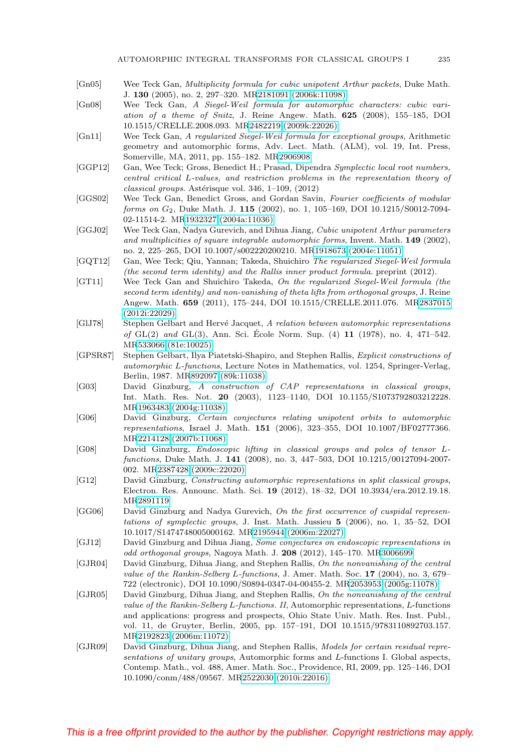[Gn05] Wee Teck Gan, *Multiplicity formula for cubic unipotent Arthur packets*, Duke Math. J. **130** (2005), no. 2, 297–320. MR2181091 (2006k:11098)

[Gn08] Wee Teck Gan, *A Siegel-Weil formula for automorphic characters: cubic variation of a theme of Snitz*, J. Reine Angew. Math. **625** (2008), 155–185, DOI 10.1515/CRELLE.2008.093. MR2482219 (2009k:22026)

[Gn11] Wee Teck Gan, *A regularized Siegel-Weil formula for exceptional groups*, Arithmetic geometry and automorphic forms, Adv. Lect. Math. (ALM), vol. 19, Int. Press, Somerville, MA, 2011, pp. 155–182. MR2906908

[GGP12] Gan, Wee Teck; Gross, Benedict H.; Prasad, Dipendra *Symplectic local root numbers, central critical L-values, and restriction problems in the representation theory of classical groups*. Astérisque vol. 346, 1–109, (2012)

[GGS02] Wee Teck Gan, Benedict Gross, and Gordan Savin, *Fourier coefficients of modular forms on $G_2$*, Duke Math. J. **115** (2002), no. 1, 105–169, DOI 10.1215/S0012-7094-02-11514-2. MR1932327 (2004a:11036)

[GGJ02] Wee Teck Gan, Nadya Gurevich, and Dihua Jiang, *Cubic unipotent Arthur parameters and multiplicities of square integrable automorphic forms*, Invent. Math. **149** (2002), no. 2, 225–265, DOI 10.1007/s002220200210. MR1918673 (2004e:11051)

[GQT12] Gan, Wee Teck; Qiu, Yannan; Takeda, Shuichiro *The regularized Siegel-Weil formula (the second term identity) and the Rallis inner product formula*. preprint (2012).

[GT11] Wee Teck Gan and Shuichiro Takeda, *On the regularized Siegel-Weil formula (the second term identity) and non-vanishing of theta lifts from orthogonal groups*, J. Reine Angew. Math. **659** (2011), 175–244, DOI 10.1515/CRELLE.2011.076. MR2837015 (2012i:22029)

[GlJ78] Stephen Gelbart and Hervé Jacquet, *A relation between automorphic representations of* GL(2) *and* GL(3), Ann. Sci. École Norm. Sup. (4) **11** (1978), no. 4, 471–542. MR533066 (81e:10025)

[GPSR87] Stephen Gelbart, Ilya Piatetski-Shapiro, and Stephen Rallis, *Explicit constructions of automorphic L-functions*, Lecture Notes in Mathematics, vol. 1254, Springer-Verlag, Berlin, 1987. MR892097 (89k:11038)

[G03] David Ginzburg, *A construction of CAP representations in classical groups*, Int. Math. Res. Not. **20** (2003), 1123–1140, DOI 10.1155/S1073792803212228. MR1963483 (2004g:11038)

[G06] David Ginzburg, *Certain conjectures relating unipotent orbits to automorphic representations*, Israel J. Math. **151** (2006), 323–355, DOI 10.1007/BF02777366. MR2214128 (2007b:11068)

[G08] David Ginzburg, *Endoscopic lifting in classical groups and poles of tensor L-functions*, Duke Math. J. **141** (2008), no. 3, 447–503, DOI 10.1215/00127094-2007-002. MR2387428 (2009c:22020)

[G12] David Ginzburg, *Constructing automorphic representations in split classical groups*, Electron. Res. Announc. Math. Sci. **19** (2012), 18–32, DOI 10.3934/era.2012.19.18. MR2891119

[GG06] David Ginzburg and Nadya Gurevich, *On the first occurrence of cuspidal representations of symplectic groups*, J. Inst. Math. Jussieu **5** (2006), no. 1, 35–52, DOI 10.1017/S1474748005000162. MR2195944 (2006m:22027)

[GJ12] David Ginzburg and Dihua Jiang, *Some conjectures on endoscopic representations in odd orthogonal groups*, Nagoya Math. J. **208** (2012), 145–170. MR3006699

[GJR04] David Ginzburg, Dihua Jiang, and Stephen Rallis, *On the nonvanishing of the central value of the Rankin-Selberg L-functions*, J. Amer. Math. Soc. **17** (2004), no. 3, 679–722 (electronic), DOI 10.1090/S0894-0347-04-00455-2. MR2053953 (2005g:11078)

[GJR05] David Ginzburg, Dihua Jiang, and Stephen Rallis, *On the nonvanishing of the central value of the Rankin-Selberg L-functions. II*, Automorphic representations, L-functions and applications: progress and prospects, Ohio State Univ. Math. Res. Inst. Publ., vol. 11, de Gruyter, Berlin, 2005, pp. 157–191, DOI 10.1515/9783110892703.157. MR2192823 (2006m:11072)

[GJR09] David Ginzburg, Dihua Jiang, and Stephen Rallis, *Models for certain residual representations of unitary groups*, Automorphic forms and L-functions I. Global aspects, Contemp. Math., vol. 488, Amer. Math. Soc., Providence, RI, 2009, pp. 125–146, DOI 10.1090/conm/488/09567. MR2522030 (2010i:22016)

This is a free offprint provided to the author by the publisher. Copyright restrictions may apply.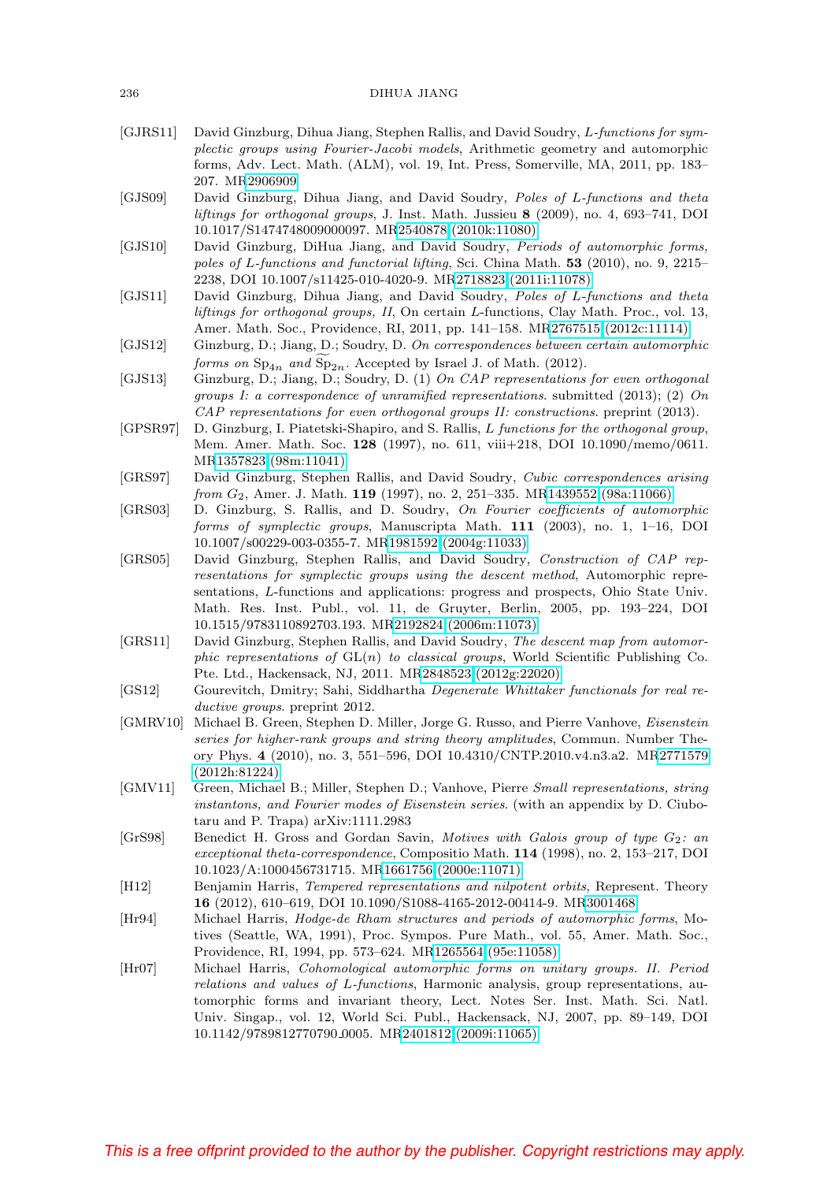[GJRS11] David Ginzburg, Dihua Jiang, Stephen Rallis, and David Soudry, *L-functions for symplectic groups using Fourier-Jacobi models*, Arithmetic geometry and automorphic forms, Adv. Lect. Math. (ALM), vol. 19, Int. Press, Somerville, MA, 2011, pp. 183–207. MR2906909

[GJS09] David Ginzburg, Dihua Jiang, and David Soudry, *Poles of L-functions and theta liftings for orthogonal groups*, J. Inst. Math. Jussieu **8** (2009), no. 4, 693–741, DOI 10.1017/S1474748009000097. MR2540878 (2010k:11080)

[GJS10] David Ginzburg, DiHua Jiang, and David Soudry, *Periods of automorphic forms, poles of L-functions and functorial lifting*, Sci. China Math. **53** (2010), no. 9, 2215–2238, DOI 10.1007/s11425-010-4020-9. MR2718823 (2011i:11078)

[GJS11] David Ginzburg, Dihua Jiang, and David Soudry, *Poles of L-functions and theta liftings for orthogonal groups, II*, On certain L-functions, Clay Math. Proc., vol. 13, Amer. Math. Soc., Providence, RI, 2011, pp. 141–158. MR2767515 (2012c:11114)

[GJS12] Ginzburg, D.; Jiang, D.; Soudry, D. *On correspondences between certain automorphic forms on $\mathrm{Sp}_{4n}$ and $\widetilde{\mathrm{Sp}}_{2n}$*. Accepted by Israel J. of Math. (2012).

[GJS13] Ginzburg, D.; Jiang, D.; Soudry, D. (1) *On CAP representations for even orthogonal groups I: a correspondence of unramified representations.* submitted (2013); (2) *On CAP representations for even orthogonal groups II: constructions.* preprint (2013).

[GPSR97] D. Ginzburg, I. Piatetski-Shapiro, and S. Rallis, *L functions for the orthogonal group*, Mem. Amer. Math. Soc. **128** (1997), no. 611, viii+218, DOI 10.1090/memo/0611. MR1357823 (98m:11041)

[GRS97] David Ginzburg, Stephen Rallis, and David Soudry, *Cubic correspondences arising from $G_2$*, Amer. J. Math. **119** (1997), no. 2, 251–335. MR1439552 (98a:11066)

[GRS03] D. Ginzburg, S. Rallis, and D. Soudry, *On Fourier coefficients of automorphic forms of symplectic groups*, Manuscripta Math. **111** (2003), no. 1, 1–16, DOI 10.1007/s00229-003-0355-7. MR1981592 (2004g:11033)

[GRS05] David Ginzburg, Stephen Rallis, and David Soudry, *Construction of CAP representations for symplectic groups using the descent method*, Automorphic representations, L-functions and applications: progress and prospects, Ohio State Univ. Math. Res. Inst. Publ., vol. 11, de Gruyter, Berlin, 2005, pp. 193–224, DOI 10.1515/9783110892703.193. MR2192824 (2006m:11073)

[GRS11] David Ginzburg, Stephen Rallis, and David Soudry, *The descent map from automorphic representations of GL(n) to classical groups*, World Scientific Publishing Co. Pte. Ltd., Hackensack, NJ, 2011. MR2848523 (2012g:22020)

[GS12] Gourevitch, Dmitry; Sahi, Siddhartha *Degenerate Whittaker functionals for real reductive groups.* preprint 2012.

[GMRV10] Michael B. Green, Stephen D. Miller, Jorge G. Russo, and Pierre Vanhove, *Eisenstein series for higher-rank groups and string theory amplitudes*, Commun. Number Theory Phys. **4** (2010), no. 3, 551–596, DOI 10.4310/CNTP.2010.v4.n3.a2. MR2771579 (2012h:81224)

[GMV11] Green, Michael B.; Miller, Stephen D.; Vanhove, Pierre *Small representations, string instantons, and Fourier modes of Eisenstein series.* (with an appendix by D. Ciubotaru and P. Trapa) arXiv:1111.2983

[GrS98] Benedict H. Gross and Gordan Savin, *Motives with Galois group of type $G_2$: an exceptional theta-correspondence*, Compositio Math. **114** (1998), no. 2, 153–217, DOI 10.1023/A:1000456731715. MR1661756 (2000e:11071)

[H12] Benjamin Harris, *Tempered representations and nilpotent orbits*, Represent. Theory **16** (2012), 610–619, DOI 10.1090/S1088-4165-2012-00414-9. MR3001468

[Hr94] Michael Harris, *Hodge-de Rham structures and periods of automorphic forms*, Motives (Seattle, WA, 1991), Proc. Sympos. Pure Math., vol. 55, Amer. Math. Soc., Providence, RI, 1994, pp. 573–624. MR1265564 (95e:11058)

[Hr07] Michael Harris, *Cohomological automorphic forms on unitary groups. II. Period relations and values of L-functions*, Harmonic analysis, group representations, automorphic forms and invariant theory, Lect. Notes Ser. Inst. Math. Sci. Natl. Univ. Singap., vol. 12, World Sci. Publ., Hackensack, NJ, 2007, pp. 89–149, DOI 10.1142/9789812770790_0005. MR2401812 (2009i:11065)

This is a free offprint provided to the author by the publisher. Copyright restrictions may apply.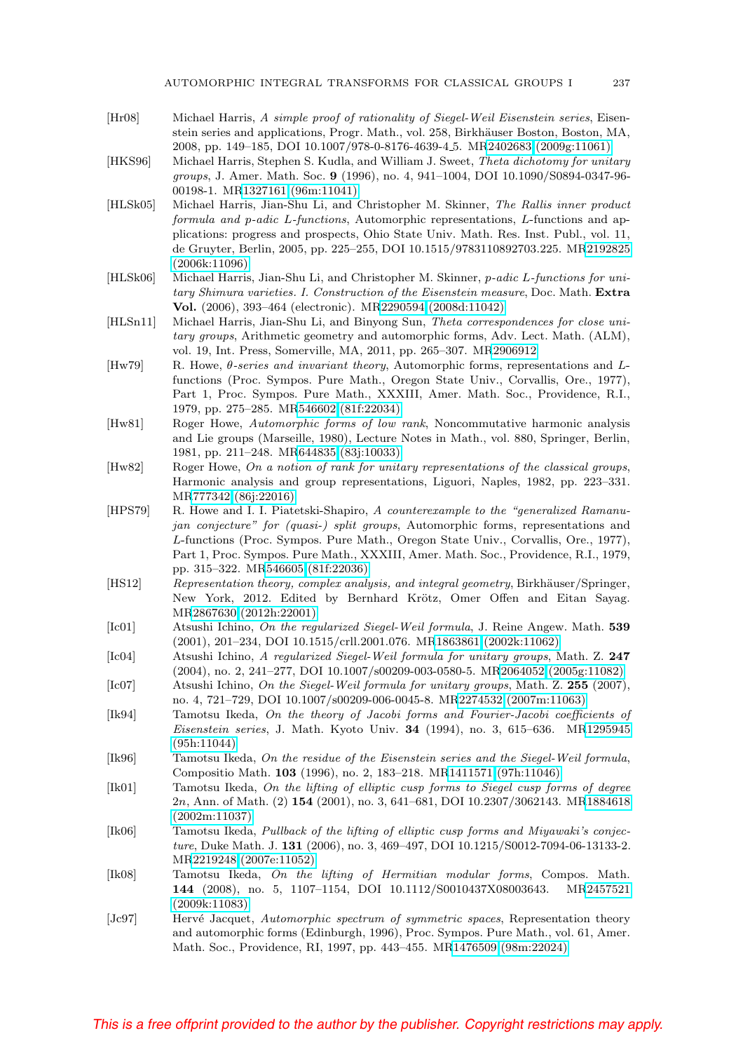[Hr08] Michael Harris, *A simple proof of rationality of Siegel-Weil Eisenstein series*, Eisenstein series and applications, Progr. Math., vol. 258, Birkhäuser Boston, Boston, MA, 2008, pp. 149–185, DOI 10.1007/978-0-8176-4639-4_5. MR2402683 (2009g:11061)

[HKS96] Michael Harris, Stephen S. Kudla, and William J. Sweet, *Theta dichotomy for unitary groups*, J. Amer. Math. Soc. **9** (1996), no. 4, 941–1004, DOI 10.1090/S0894-0347-96-00198-1. MR1327161 (96m:11041)

[HLSk05] Michael Harris, Jian-Shu Li, and Christopher M. Skinner, *The Rallis inner product formula and p-adic L-functions*, Automorphic representations, L-functions and applications: progress and prospects, Ohio State Univ. Math. Res. Inst. Publ., vol. 11, de Gruyter, Berlin, 2005, pp. 225–255, DOI 10.1515/9783110892703.225. MR2192825 (2006k:11096)

[HLSk06] Michael Harris, Jian-Shu Li, and Christopher M. Skinner, *p-adic L-functions for unitary Shimura varieties. I. Construction of the Eisenstein measure*, Doc. Math. **Extra Vol.** (2006), 393–464 (electronic). MR2290594 (2008d:11042)

[HLSn11] Michael Harris, Jian-Shu Li, and Binyong Sun, *Theta correspondences for close unitary groups*, Arithmetic geometry and automorphic forms, Adv. Lect. Math. (ALM), vol. 19, Int. Press, Somerville, MA, 2011, pp. 265–307. MR2906912

[Hw79] R. Howe, *θ-series and invariant theory*, Automorphic forms, representations and L-functions (Proc. Sympos. Pure Math., Oregon State Univ., Corvallis, Ore., 1977), Part 1, Proc. Sympos. Pure Math., XXXIII, Amer. Math. Soc., Providence, R.I., 1979, pp. 275–285. MR546602 (81f:22034)

[Hw81] Roger Howe, *Automorphic forms of low rank*, Noncommutative harmonic analysis and Lie groups (Marseille, 1980), Lecture Notes in Math., vol. 880, Springer, Berlin, 1981, pp. 211–248. MR644835 (83j:10033)

[Hw82] Roger Howe, *On a notion of rank for unitary representations of the classical groups*, Harmonic analysis and group representations, Liguori, Naples, 1982, pp. 223–331. MR777342 (86j:22016)

[HPS79] R. Howe and I. I. Piatetski-Shapiro, *A counterexample to the "generalized Ramanujan conjecture" for (quasi-) split groups*, Automorphic forms, representations and L-functions (Proc. Sympos. Pure Math., Oregon State Univ., Corvallis, Ore., 1977), Part 1, Proc. Sympos. Pure Math., XXXIII, Amer. Math. Soc., Providence, R.I., 1979, pp. 315–322. MR546605 (81f:22036)

[HS12] *Representation theory, complex analysis, and integral geometry*, Birkhäuser/Springer, New York, 2012. Edited by Bernhard Krötz, Omer Offen and Eitan Sayag. MR2867630 (2012h:22001)

[Ic01] Atsushi Ichino, *On the regularized Siegel-Weil formula*, J. Reine Angew. Math. **539** (2001), 201–234, DOI 10.1515/crll.2001.076. MR1863861 (2002k:11062)

[Ic04] Atsushi Ichino, *A regularized Siegel-Weil formula for unitary groups*, Math. Z. **247** (2004), no. 2, 241–277, DOI 10.1007/s00209-003-0580-5. MR2064052 (2005g:11082)

[Ic07] Atsushi Ichino, *On the Siegel-Weil formula for unitary groups*, Math. Z. **255** (2007), no. 4, 721–729, DOI 10.1007/s00209-006-0045-8. MR2274532 (2007m:11063)

[Ik94] Tamotsu Ikeda, *On the theory of Jacobi forms and Fourier-Jacobi coefficients of Eisenstein series*, J. Math. Kyoto Univ. **34** (1994), no. 3, 615–636. MR1295945 (95h:11044)

[Ik96] Tamotsu Ikeda, *On the residue of the Eisenstein series and the Siegel-Weil formula*, Compositio Math. **103** (1996), no. 2, 183–218. MR1411571 (97h:11046)

[Ik01] Tamotsu Ikeda, *On the lifting of elliptic cusp forms to Siegel cusp forms of degree 2n*, Ann. of Math. (2) **154** (2001), no. 3, 641–681, DOI 10.2307/3062143. MR1884618 (2002m:11037)

[Ik06] Tamotsu Ikeda, *Pullback of the lifting of elliptic cusp forms and Miyawaki's conjecture*, Duke Math. J. **131** (2006), no. 3, 469–497, DOI 10.1215/S0012-7094-06-13133-2. MR2219248 (2007e:11052)

[Ik08] Tamotsu Ikeda, *On the lifting of Hermitian modular forms*, Compos. Math. **144** (2008), no. 5, 1107–1154, DOI 10.1112/S0010437X08003643. MR2457521 (2009k:11083)

[Jc97] Hervé Jacquet, *Automorphic spectrum of symmetric spaces*, Representation theory and automorphic forms (Edinburgh, 1996), Proc. Sympos. Pure Math., vol. 61, Amer. Math. Soc., Providence, RI, 1997, pp. 443–455. MR1476509 (98m:22024)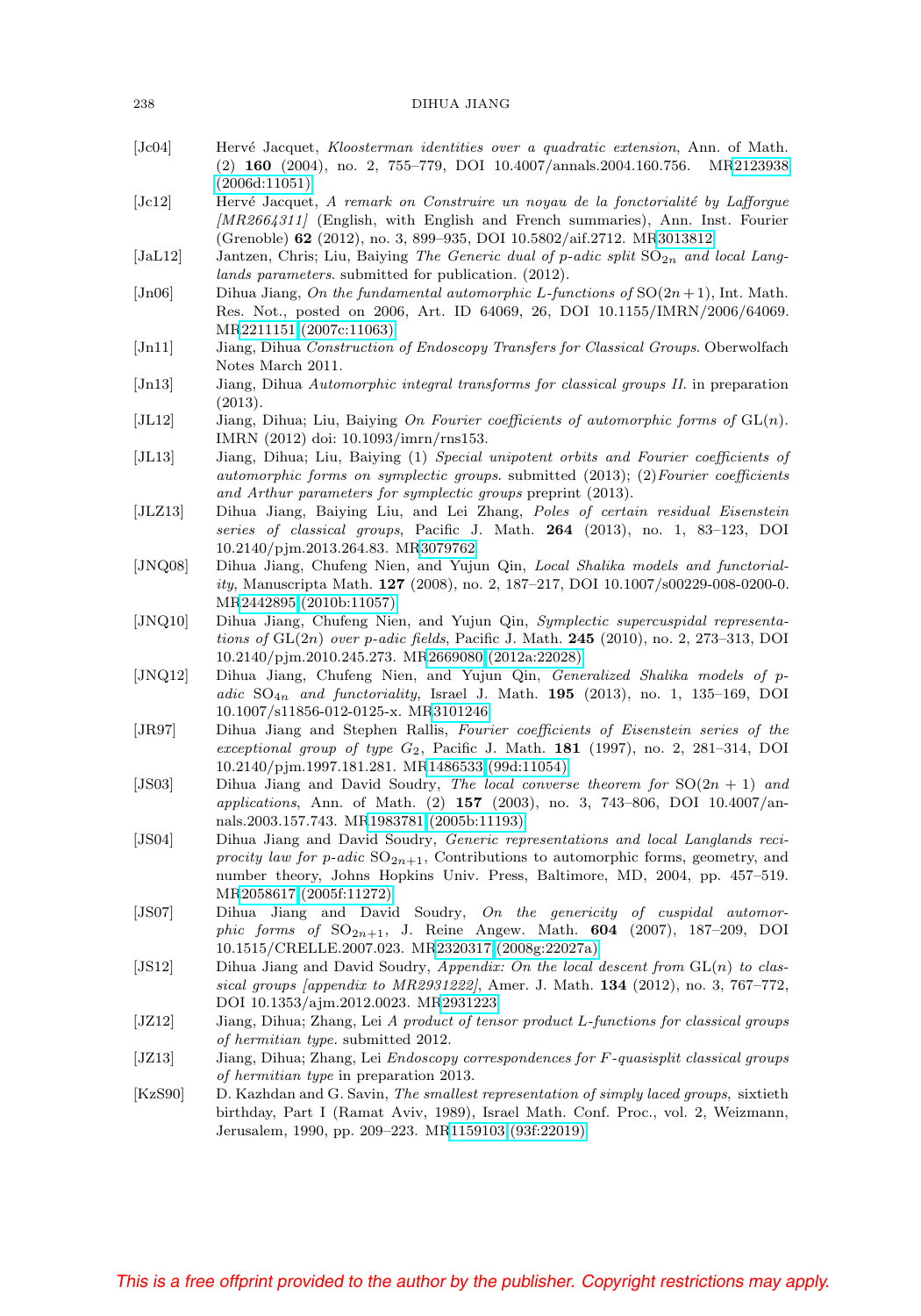[Jc04] Hervé Jacquet, *Kloosterman identities over a quadratic extension*, Ann. of Math. (2) **160** (2004), no. 2, 755–779, DOI 10.4007/annals.2004.160.756. MR2123938 (2006d:11051)

[Jc12] Hervé Jacquet, *A remark on Construire un noyau de la fonctorialité by Lafforgue [MR2664311]* (English, with English and French summaries), Ann. Inst. Fourier (Grenoble) **62** (2012), no. 3, 899–935, DOI 10.5802/aif.2712. MR3013812

[JaL12] Jantzen, Chris; Liu, Baiying *The Generic dual of p-adic split* $\mathrm{SO}_{2n}$ *and local Langlands parameters*. submitted for publication. (2012).

[Jn06] Dihua Jiang, *On the fundamental automorphic L-functions of* $\mathrm{SO}(2n+1)$, Int. Math. Res. Not., posted on 2006, Art. ID 64069, 26, DOI 10.1155/IMRN/2006/64069. MR2211151 (2007c:11063)

[Jn11] Jiang, Dihua *Construction of Endoscopy Transfers for Classical Groups*. Oberwolfach Notes March 2011.

[Jn13] Jiang, Dihua *Automorphic integral transforms for classical groups II*. in preparation (2013).

[JL12] Jiang, Dihua; Liu, Baiying *On Fourier coefficients of automorphic forms of* $\mathrm{GL}(n)$. IMRN (2012) doi: 10.1093/imrn/rns153.

[JL13] Jiang, Dihua; Liu, Baiying (1) *Special unipotent orbits and Fourier coefficients of automorphic forms on symplectic groups*. submitted (2013); (2)*Fourier coefficients and Arthur parameters for symplectic groups* preprint (2013).

[JLZ13] Dihua Jiang, Baiying Liu, and Lei Zhang, *Poles of certain residual Eisenstein series of classical groups*, Pacific J. Math. **264** (2013), no. 1, 83–123, DOI 10.2140/pjm.2013.264.83. MR3079762

[JNQ08] Dihua Jiang, Chufeng Nien, and Yujun Qin, *Local Shalika models and functoriality*, Manuscripta Math. **127** (2008), no. 2, 187–217, DOI 10.1007/s00229-008-0200-0. MR2442895 (2010b:11057)

[JNQ10] Dihua Jiang, Chufeng Nien, and Yujun Qin, *Symplectic supercuspidal representations of* $\mathrm{GL}(2n)$ *over p-adic fields*, Pacific J. Math. **245** (2010), no. 2, 273–313, DOI 10.2140/pjm.2010.245.273. MR2669080 (2012a:22028)

[JNQ12] Dihua Jiang, Chufeng Nien, and Yujun Qin, *Generalized Shalika models of p-adic* $\mathrm{SO}_{4n}$ *and functoriality*, Israel J. Math. **195** (2013), no. 1, 135–169, DOI 10.1007/s11856-012-0125-x. MR3101246

[JR97] Dihua Jiang and Stephen Rallis, *Fourier coefficients of Eisenstein series of the exceptional group of type* $G_2$, Pacific J. Math. **181** (1997), no. 2, 281–314, DOI 10.2140/pjm.1997.181.281. MR1486533 (99d:11054)

[JS03] Dihua Jiang and David Soudry, *The local converse theorem for* $\mathrm{SO}(2n+1)$ *and applications*, Ann. of Math. (2) **157** (2003), no. 3, 743–806, DOI 10.4007/annals.2003.157.743. MR1983781 (2005b:11193)

[JS04] Dihua Jiang and David Soudry, *Generic representations and local Langlands reciprocity law for p-adic* $\mathrm{SO}_{2n+1}$, Contributions to automorphic forms, geometry, and number theory, Johns Hopkins Univ. Press, Baltimore, MD, 2004, pp. 457–519. MR2058617 (2005f:11272)

[JS07] Dihua Jiang and David Soudry, *On the genericity of cuspidal automorphic forms of* $\mathrm{SO}_{2n+1}$, J. Reine Angew. Math. **604** (2007), 187–209, DOI 10.1515/CRELLE.2007.023. MR2320317 (2008g:22027a)

[JS12] Dihua Jiang and David Soudry, *Appendix: On the local descent from* $\mathrm{GL}(n)$ *to classical groups [appendix to MR2931222]*, Amer. J. Math. **134** (2012), no. 3, 767–772, DOI 10.1353/ajm.2012.0023. MR2931223

[JZ12] Jiang, Dihua; Zhang, Lei *A product of tensor product L-functions for classical groups of hermitian type*. submitted 2012.

[JZ13] Jiang, Dihua; Zhang, Lei *Endoscopy correspondences for F-quasisplit classical groups of hermitian type* in preparation 2013.

[KzS90] D. Kazhdan and G. Savin, *The smallest representation of simply laced groups*, sixtieth birthday, Part I (Ramat Aviv, 1989), Israel Math. Conf. Proc., vol. 2, Weizmann, Jerusalem, 1990, pp. 209–223. MR1159103 (93f:22019)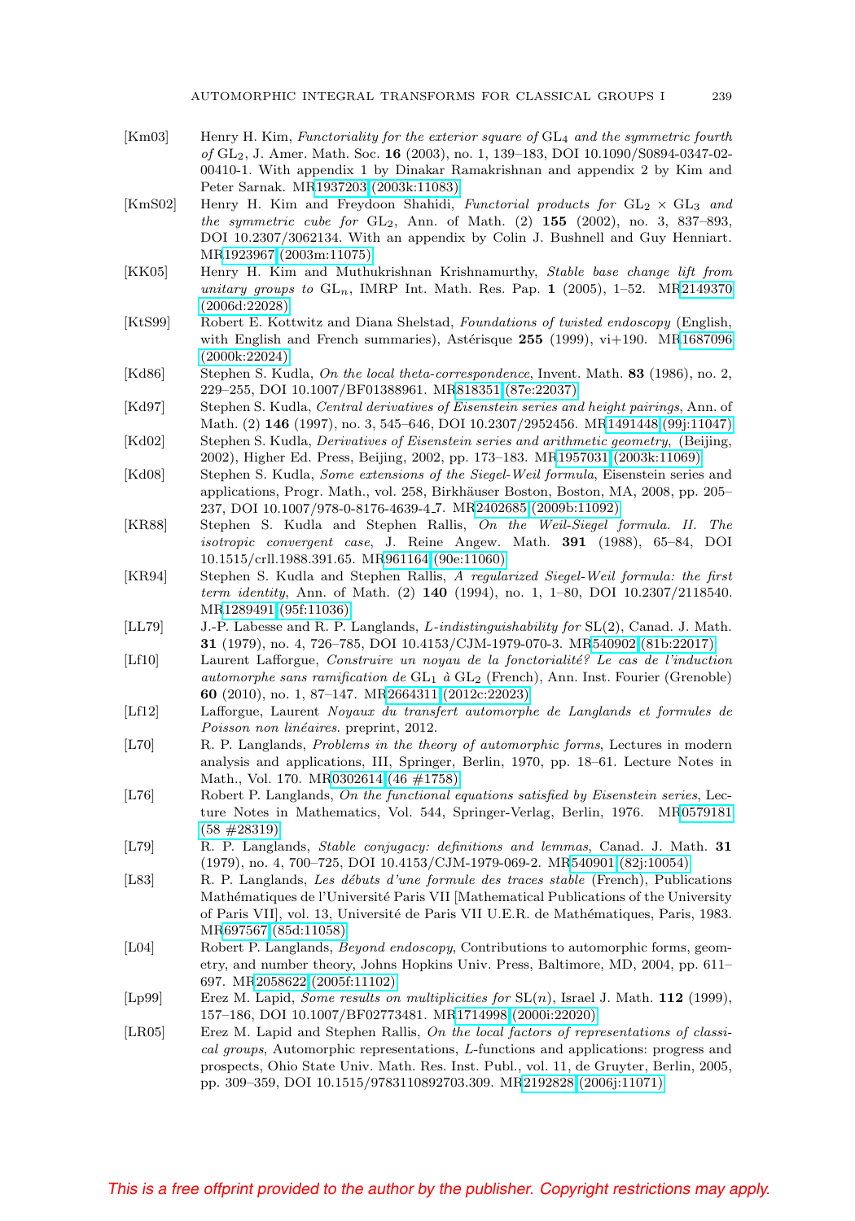[Km03] Henry H. Kim, *Functoriality for the exterior square of* $\mathrm{GL}_4$ *and the symmetric fourth of* $\mathrm{GL}_2$, J. Amer. Math. Soc. **16** (2003), no. 1, 139–183, DOI 10.1090/S0894-0347-02-00410-1. With appendix 1 by Dinakar Ramakrishnan and appendix 2 by Kim and Peter Sarnak. MR1937203 (2003k:11083)

[KmS02] Henry H. Kim and Freydoon Shahidi, *Functorial products for* $\mathrm{GL}_2 \times \mathrm{GL}_3$ *and the symmetric cube for* $\mathrm{GL}_2$, Ann. of Math. (2) **155** (2002), no. 3, 837–893, DOI 10.2307/3062134. With an appendix by Colin J. Bushnell and Guy Henniart. MR1923967 (2003m:11075)

[KK05] Henry H. Kim and Muthukrishnan Krishnamurthy, *Stable base change lift from unitary groups to* $\mathrm{GL}_n$, IMRP Int. Math. Res. Pap. **1** (2005), 1–52. MR2149370 (2006d:22028)

[KtS99] Robert E. Kottwitz and Diana Shelstad, *Foundations of twisted endoscopy* (English, with English and French summaries), Astérisque **255** (1999), vi+190. MR1687096 (2000k:22024)

[Kd86] Stephen S. Kudla, *On the local theta-correspondence*, Invent. Math. **83** (1986), no. 2, 229–255, DOI 10.1007/BF01388961. MR818351 (87e:22037)

[Kd97] Stephen S. Kudla, *Central derivatives of Eisenstein series and height pairings*, Ann. of Math. (2) **146** (1997), no. 3, 545–646, DOI 10.2307/2952456. MR1491448 (99j:11047)

[Kd02] Stephen S. Kudla, *Derivatives of Eisenstein series and arithmetic geometry*, (Beijing, 2002), Higher Ed. Press, Beijing, 2002, pp. 173–183. MR1957031 (2003k:11069)

[Kd08] Stephen S. Kudla, *Some extensions of the Siegel-Weil formula*, Eisenstein series and applications, Progr. Math., vol. 258, Birkhäuser Boston, Boston, MA, 2008, pp. 205–237, DOI 10.1007/978-0-8176-4639-4_7. MR2402685 (2009b:11092)

[KR88] Stephen S. Kudla and Stephen Rallis, *On the Weil-Siegel formula. II. The isotropic convergent case*, J. Reine Angew. Math. **391** (1988), 65–84, DOI 10.1515/crll.1988.391.65. MR961164 (90e:11060)

[KR94] Stephen S. Kudla and Stephen Rallis, *A regularized Siegel-Weil formula: the first term identity*, Ann. of Math. (2) **140** (1994), no. 1, 1–80, DOI 10.2307/2118540. MR1289491 (95f:11036)

[LL79] J.-P. Labesse and R. P. Langlands, *L-indistinguishability for* $\mathrm{SL}(2)$, Canad. J. Math. **31** (1979), no. 4, 726–785, DOI 10.4153/CJM-1979-070-3. MR540902 (81b:22017)

[Lf10] Laurent Lafforgue, *Construire un noyau de la fonctorialité? Le cas de l'induction automorphe sans ramification de* $\mathrm{GL}_1$ *à* $\mathrm{GL}_2$ (French), Ann. Inst. Fourier (Grenoble) **60** (2010), no. 1, 87–147. MR2664311 (2012c:22023)

[Lf12] Lafforgue, Laurent *Noyaux du transfert automorphe de Langlands et formules de Poisson non linéaires*. preprint, 2012.

[L70] R. P. Langlands, *Problems in the theory of automorphic forms*, Lectures in modern analysis and applications, III, Springer, Berlin, 1970, pp. 18–61. Lecture Notes in Math., Vol. 170. MR0302614 (46 #1758)

[L76] Robert P. Langlands, *On the functional equations satisfied by Eisenstein series*, Lecture Notes in Mathematics, Vol. 544, Springer-Verlag, Berlin, 1976. MR0579181 (58 #28319)

[L79] R. P. Langlands, *Stable conjugacy: definitions and lemmas*, Canad. J. Math. **31** (1979), no. 4, 700–725, DOI 10.4153/CJM-1979-069-2. MR540901 (82j:10054)

[L83] R. P. Langlands, *Les débuts d'une formule des traces stable* (French), Publications Mathématiques de l'Université Paris VII [Mathematical Publications of the University of Paris VII], vol. 13, Université de Paris VII U.E.R. de Mathématiques, Paris, 1983. MR697567 (85d:11058)

[L04] Robert P. Langlands, *Beyond endoscopy*, Contributions to automorphic forms, geometry, and number theory, Johns Hopkins Univ. Press, Baltimore, MD, 2004, pp. 611–697. MR2058622 (2005f:11102)

[Lp99] Erez M. Lapid, *Some results on multiplicities for* $\mathrm{SL}(n)$, Israel J. Math. **112** (1999), 157–186, DOI 10.1007/BF02773481. MR1714998 (2000i:22020)

[LR05] Erez M. Lapid and Stephen Rallis, *On the local factors of representations of classical groups*, Automorphic representations, *L*-functions and applications: progress and prospects, Ohio State Univ. Math. Res. Inst. Publ., vol. 11, de Gruyter, Berlin, 2005, pp. 309–359, DOI 10.1515/9783110892703.309. MR2192828 (2006j:11071)

This is a free offprint provided to the author by the publisher. Copyright restrictions may apply.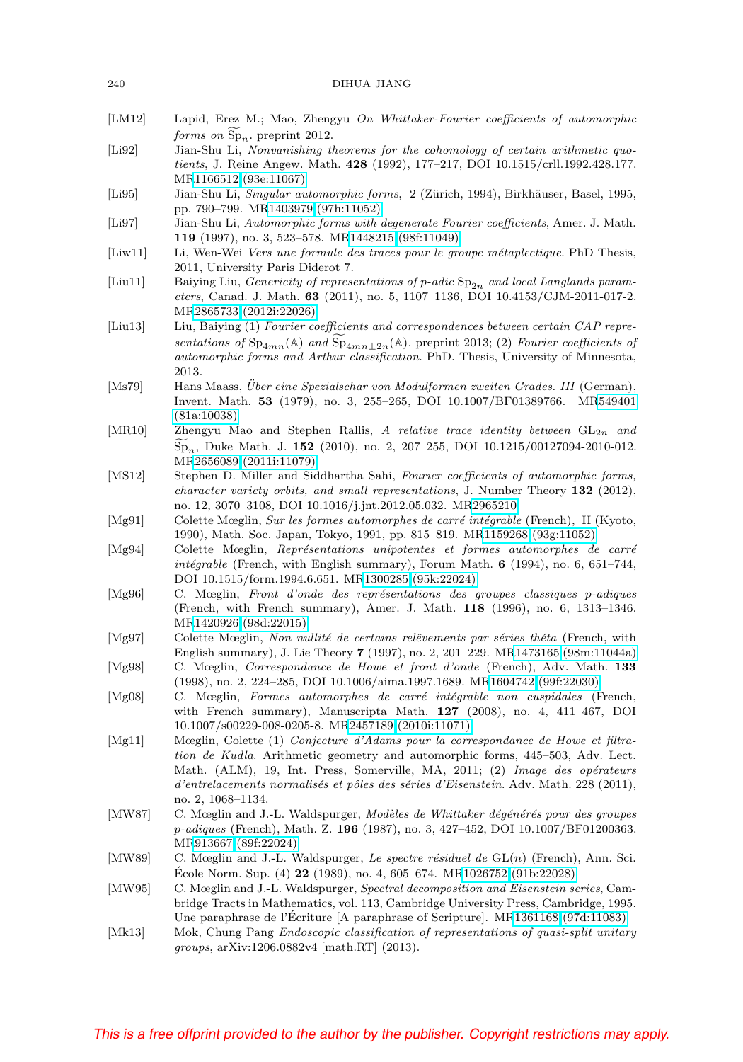[LM12] Lapid, Erez M.; Mao, Zhengyu *On Whittaker-Fourier coefficients of automorphic forms on* $\widetilde{\mathrm{Sp}}_n$. preprint 2012.

[Li92] Jian-Shu Li, *Nonvanishing theorems for the cohomology of certain arithmetic quotients*, J. Reine Angew. Math. **428** (1992), 177–217, DOI 10.1515/crll.1992.428.177. MR1166512 (93e:11067)

[Li95] Jian-Shu Li, *Singular automorphic forms*, 2 (Zürich, 1994), Birkhäuser, Basel, 1995, pp. 790–799. MR1403979 (97h:11052)

[Li97] Jian-Shu Li, *Automorphic forms with degenerate Fourier coefficients*, Amer. J. Math. **119** (1997), no. 3, 523–578. MR1448215 (98f:11049)

[Liw11] Li, Wen-Wei *Vers une formule des traces pour le groupe métaplectique*. PhD Thesis, 2011, University Paris Diderot 7.

[Liu11] Baiying Liu, *Genericity of representations of p-adic* $\mathrm{Sp}_{2n}$ *and local Langlands parameters*, Canad. J. Math. **63** (2011), no. 5, 1107–1136, DOI 10.4153/CJM-2011-017-2. MR2865733 (2012i:22026)

[Liu13] Liu, Baiying (1) *Fourier coefficients and correspondences between certain CAP representations of* $\mathrm{Sp}_{4mn}(\mathbb{A})$ *and* $\widetilde{\mathrm{Sp}}_{4mn\pm 2n}(\mathbb{A})$. preprint 2013; (2) *Fourier coefficients of automorphic forms and Arthur classification*. PhD. Thesis, University of Minnesota, 2013.

[Ms79] Hans Maass, *Über eine Spezialschar von Modulformen zweiten Grades. III* (German), Invent. Math. **53** (1979), no. 3, 255–265, DOI 10.1007/BF01389766. MR549401 (81a:10038)

[MR10] Zhengyu Mao and Stephen Rallis, *A relative trace identity between* $\mathrm{GL}_{2n}$ *and* $\widetilde{\mathrm{Sp}}_n$, Duke Math. J. **152** (2010), no. 2, 207–255, DOI 10.1215/00127094-2010-012. MR2656089 (2011i:11079)

[MS12] Stephen D. Miller and Siddhartha Sahi, *Fourier coefficients of automorphic forms, character variety orbits, and small representations*, J. Number Theory **132** (2012), no. 12, 3070–3108, DOI 10.1016/j.jnt.2012.05.032. MR2965210

[Mg91] Colette Mœglin, *Sur les formes automorphes de carré intégrable* (French), II (Kyoto, 1990), Math. Soc. Japan, Tokyo, 1991, pp. 815–819. MR1159268 (93g:11052)

[Mg94] Colette Mœglin, *Représentations unipotentes et formes automorphes de carré intégrable* (French, with English summary), Forum Math. **6** (1994), no. 6, 651–744, DOI 10.1515/form.1994.6.651. MR1300285 (95k:22024)

[Mg96] C. Mœglin, *Front d'onde des représentations des groupes classiques p-adiques* (French, with French summary), Amer. J. Math. **118** (1996), no. 6, 1313–1346. MR1420926 (98d:22015)

[Mg97] Colette Mœglin, *Non nullité de certains relêvements par séries théta* (French, with English summary), J. Lie Theory **7** (1997), no. 2, 201–229. MR1473165 (98m:11044a)

[Mg98] C. Mœglin, *Correspondance de Howe et front d'onde* (French), Adv. Math. **133** (1998), no. 2, 224–285, DOI 10.1006/aima.1997.1689. MR1604742 (99f:22030)

[Mg08] C. Mœglin, *Formes automorphes de carré intégrable non cuspidales* (French, with French summary), Manuscripta Math. **127** (2008), no. 4, 411–467, DOI 10.1007/s00229-008-0205-8. MR2457189 (2010i:11071)

[Mg11] Mœglin, Colette (1) *Conjecture d'Adams pour la correspondance de Howe et filtration de Kudla*. Arithmetic geometry and automorphic forms, 445–503, Adv. Lect. Math. (ALM), 19, Int. Press, Somerville, MA, 2011; (2) *Image des opérateurs d'entrelacements normalisés et pôles des séries d'Eisenstein*. Adv. Math. 228 (2011), no. 2, 1068–1134.

[MW87] C. Mœglin and J.-L. Waldspurger, *Modèles de Whittaker dégénérés pour des groupes p-adiques* (French), Math. Z. **196** (1987), no. 3, 427–452, DOI 10.1007/BF01200363. MR913667 (89f:22024)

[MW89] C. Mœglin and J.-L. Waldspurger, *Le spectre résiduel de* $\mathrm{GL}(n)$ (French), Ann. Sci. École Norm. Sup. (4) **22** (1989), no. 4, 605–674. MR1026752 (91b:22028)

[MW95] C. Mœglin and J.-L. Waldspurger, *Spectral decomposition and Eisenstein series*, Cambridge Tracts in Mathematics, vol. 113, Cambridge University Press, Cambridge, 1995. Une paraphrase de l'Écriture [A paraphrase of Scripture]. MR1361168 (97d:11083)

[Mk13] Mok, Chung Pang *Endoscopic classification of representations of quasi-split unitary groups*, arXiv:1206.0882v4 [math.RT] (2013).

This is a free offprint provided to the author by the publisher. Copyright restrictions may apply.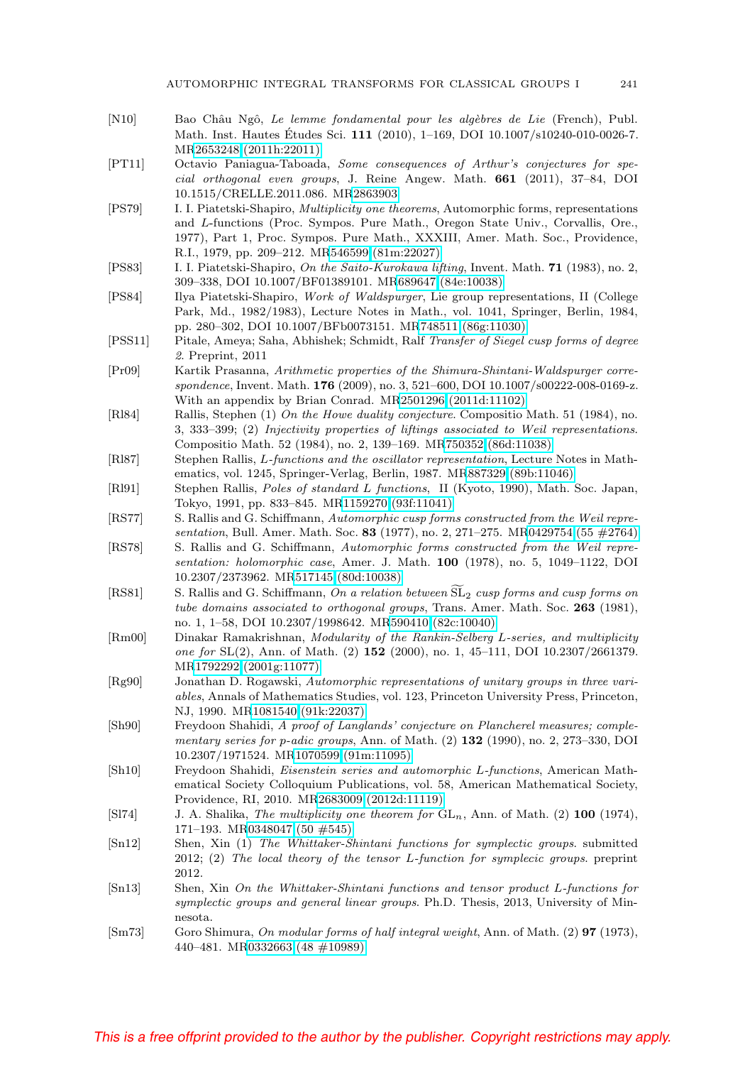[N10] Bao Châu Ngô, *Le lemme fondamental pour les algèbres de Lie* (French), Publ. Math. Inst. Hautes Études Sci. **111** (2010), 1–169, DOI 10.1007/s10240-010-0026-7. MR2653248 (2011h:22011)

[PT11] Octavio Paniagua-Taboada, *Some consequences of Arthur's conjectures for special orthogonal even groups*, J. Reine Angew. Math. **661** (2011), 37–84, DOI 10.1515/CRELLE.2011.086. MR2863903

[PS79] I. I. Piatetski-Shapiro, *Multiplicity one theorems*, Automorphic forms, representations and *L*-functions (Proc. Sympos. Pure Math., Oregon State Univ., Corvallis, Ore., 1977), Part 1, Proc. Sympos. Pure Math., XXXIII, Amer. Math. Soc., Providence, R.I., 1979, pp. 209–212. MR546599 (81m:22027)

[PS83] I. I. Piatetski-Shapiro, *On the Saito-Kurokawa lifting*, Invent. Math. **71** (1983), no. 2, 309–338, DOI 10.1007/BF01389101. MR689647 (84e:10038)

[PS84] Ilya Piatetski-Shapiro, *Work of Waldspurger*, Lie group representations, II (College Park, Md., 1982/1983), Lecture Notes in Math., vol. 1041, Springer, Berlin, 1984, pp. 280–302, DOI 10.1007/BFb0073151. MR748511 (86g:11030)

[PSS11] Pitale, Ameya; Saha, Abhishek; Schmidt, Ralf *Transfer of Siegel cusp forms of degree 2*. Preprint, 2011

[Pr09] Kartik Prasanna, *Arithmetic properties of the Shimura-Shintani-Waldspurger correspondence*, Invent. Math. **176** (2009), no. 3, 521–600, DOI 10.1007/s00222-008-0169-z. With an appendix by Brian Conrad. MR2501296 (2011d:11102)

[Rl84] Rallis, Stephen (1) *On the Howe duality conjecture*. Compositio Math. 51 (1984), no. 3, 333–399; (2) *Injectivity properties of liftings associated to Weil representations*. Compositio Math. 52 (1984), no. 2, 139–169. MR750352 (86d:11038)

[Rl87] Stephen Rallis, *L-functions and the oscillator representation*, Lecture Notes in Mathematics, vol. 1245, Springer-Verlag, Berlin, 1987. MR887329 (89b:11046)

[Rl91] Stephen Rallis, *Poles of standard L functions*, II (Kyoto, 1990), Math. Soc. Japan, Tokyo, 1991, pp. 833–845. MR1159270 (93f:11041)

[RS77] S. Rallis and G. Schiffmann, *Automorphic cusp forms constructed from the Weil representation*, Bull. Amer. Math. Soc. **83** (1977), no. 2, 271–275. MR0429754 (55 #2764)

[RS78] S. Rallis and G. Schiffmann, *Automorphic forms constructed from the Weil representation: holomorphic case*, Amer. J. Math. **100** (1978), no. 5, 1049–1122, DOI 10.2307/2373962. MR517145 (80d:10038)

[RS81] S. Rallis and G. Schiffmann, *On a relation between $\widetilde{\mathrm{SL}}_2$ cusp forms and cusp forms on tube domains associated to orthogonal groups*, Trans. Amer. Math. Soc. **263** (1981), no. 1, 1–58, DOI 10.2307/1998642. MR590410 (82c:10040)

[Rm00] Dinakar Ramakrishnan, *Modularity of the Rankin-Selberg L-series, and multiplicity one for* SL(2), Ann. of Math. (2) **152** (2000), no. 1, 45–111, DOI 10.2307/2661379. MR1792292 (2001g:11077)

[Rg90] Jonathan D. Rogawski, *Automorphic representations of unitary groups in three variables*, Annals of Mathematics Studies, vol. 123, Princeton University Press, Princeton, NJ, 1990. MR1081540 (91k:22037)

[Sh90] Freydoon Shahidi, *A proof of Langlands' conjecture on Plancherel measures; complementary series for p-adic groups*, Ann. of Math. (2) **132** (1990), no. 2, 273–330, DOI 10.2307/1971524. MR1070599 (91m:11095)

[Sh10] Freydoon Shahidi, *Eisenstein series and automorphic L-functions*, American Mathematical Society Colloquium Publications, vol. 58, American Mathematical Society, Providence, RI, 2010. MR2683009 (2012d:11119)

[Sl74] J. A. Shalika, *The multiplicity one theorem for* $\mathrm{GL}_n$, Ann. of Math. (2) **100** (1974), 171–193. MR0348047 (50 #545)

[Sn12] Shen, Xin (1) *The Whittaker-Shintani functions for symplectic groups*. submitted 2012; (2) *The local theory of the tensor L-function for symplecic groups*. preprint 2012.

[Sn13] Shen, Xin *On the Whittaker-Shintani functions and tensor product L-functions for symplectic groups and general linear groups*. Ph.D. Thesis, 2013, University of Minnesota.

[Sm73] Goro Shimura, *On modular forms of half integral weight*, Ann. of Math. (2) **97** (1973), 440–481. MR0332663 (48 #10989)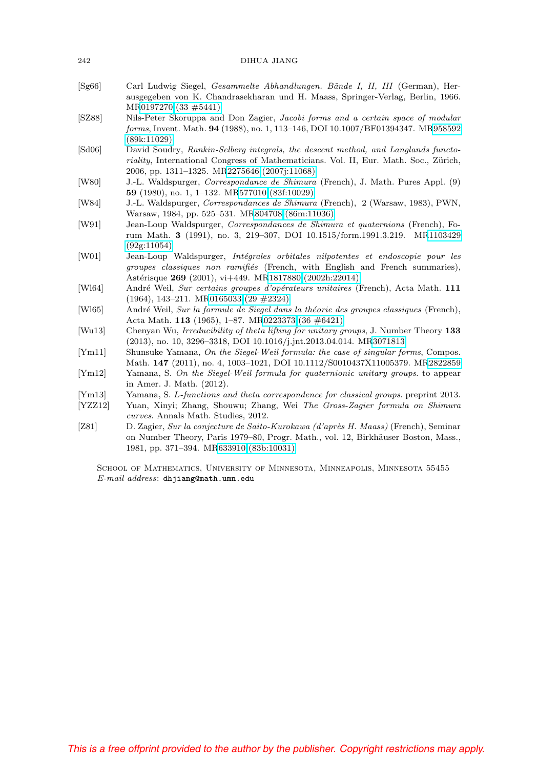[Sg66] Carl Ludwig Siegel, *Gesammelte Abhandlungen. Bände I, II, III* (German), Herausgegeben von K. Chandrasekharan und H. Maass, Springer-Verlag, Berlin, 1966. MR0197270 (33 #5441)

[SZ88] Nils-Peter Skoruppa and Don Zagier, *Jacobi forms and a certain space of modular forms*, Invent. Math. **94** (1988), no. 1, 113–146, DOI 10.1007/BF01394347. MR958592 (89k:11029)

[Sd06] David Soudry, *Rankin-Selberg integrals, the descent method, and Langlands functoriality*, International Congress of Mathematicians. Vol. II, Eur. Math. Soc., Zürich, 2006, pp. 1311–1325. MR2275646 (2007j:11068)

[W80] J.-L. Waldspurger, *Correspondance de Shimura* (French), J. Math. Pures Appl. (9) **59** (1980), no. 1, 1–132. MR577010 (83f:10029)

[W84] J.-L. Waldspurger, *Correspondances de Shimura* (French), 2 (Warsaw, 1983), PWN, Warsaw, 1984, pp. 525–531. MR804708 (86m:11036)

[W91] Jean-Loup Waldspurger, *Correspondances de Shimura et quaternions* (French), Forum Math. **3** (1991), no. 3, 219–307, DOI 10.1515/form.1991.3.219. MR1103429 (92g:11054)

[W01] Jean-Loup Waldspurger, *Intégrales orbitales nilpotentes et endoscopie pour les groupes classiques non ramifiés* (French, with English and French summaries), Astérisque **269** (2001), vi+449. MR1817880 (2002h:22014)

[Wl64] André Weil, *Sur certains groupes d'opérateurs unitaires* (French), Acta Math. **111** (1964), 143–211. MR0165033 (29 #2324)

[Wl65] André Weil, *Sur la formule de Siegel dans la théorie des groupes classiques* (French), Acta Math. **113** (1965), 1–87. MR0223373 (36 #6421)

[Wu13] Chenyan Wu, *Irreducibility of theta lifting for unitary groups*, J. Number Theory **133** (2013), no. 10, 3296–3318, DOI 10.1016/j.jnt.2013.04.014. MR3071813

[Ym11] Shunsuke Yamana, *On the Siegel-Weil formula: the case of singular forms*, Compos. Math. **147** (2011), no. 4, 1003–1021, DOI 10.1112/S0010437X11005379. MR2822859

[Ym12] Yamana, S. *On the Siegel-Weil formula for quaternionic unitary groups.* to appear in Amer. J. Math. (2012).

[Ym13] Yamana, S. *L-functions and theta correspondence for classical groups.* preprint 2013.

[YZZ12] Yuan, Xinyi; Zhang, Shouwu; Zhang, Wei *The Gross-Zagier formula on Shimura curves.* Annals Math. Studies, 2012.

[Z81] D. Zagier, *Sur la conjecture de Saito-Kurokawa (d'après H. Maass)* (French), Seminar on Number Theory, Paris 1979–80, Progr. Math., vol. 12, Birkhäuser Boston, Mass., 1981, pp. 371–394. MR633910 (83b:10031)

School of Mathematics, University of Minnesota, Minneapolis, Minnesota 55455
*E-mail address*: dhjiang@math.umn.edu